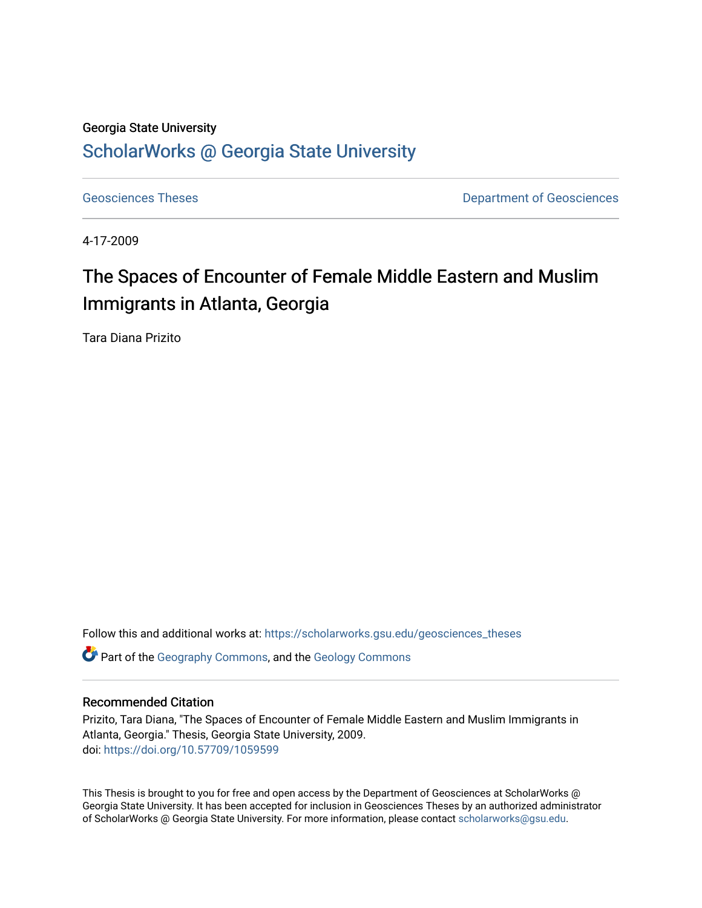Georgia State University

# ScholarWorks @ Georgia State University

Geosciences Theses

Department of Geosciences

4-17-2009

## The Spaces of Encounter of Female Middle Eastern and Muslim Immigrants in Atlanta, Georgia

Tara Diana Prizito

Follow this and additional works at: https://scholarworks.gsu.edu/geosciences_theses

Part of the Geography Commons, and the Geology Commons

### Recommended Citation

Prizito, Tara Diana, "The Spaces of Encounter of Female Middle Eastern and Muslim Immigrants in Atlanta, Georgia." Thesis, Georgia State University, 2009.
doi: https://doi.org/10.57709/1059599

This Thesis is brought to you for free and open access by the Department of Geosciences at ScholarWorks @ Georgia State University. It has been accepted for inclusion in Geosciences Theses by an authorized administrator of ScholarWorks @ Georgia State University. For more information, please contact scholarworks@gsu.edu.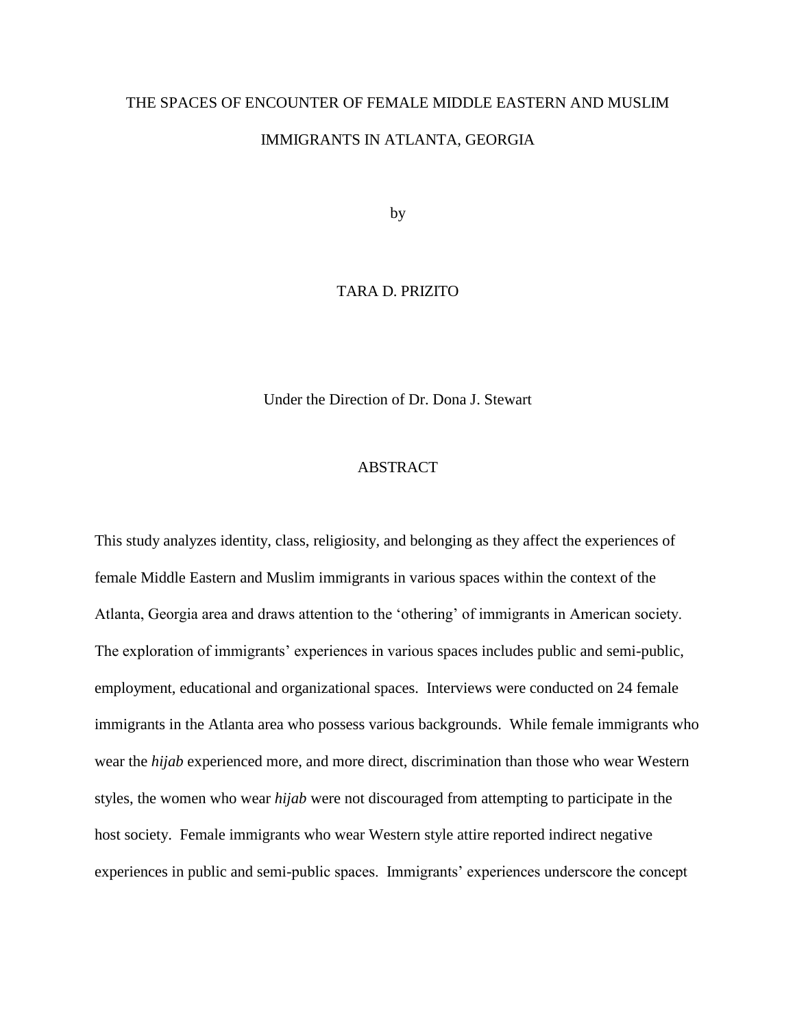THE SPACES OF ENCOUNTER OF FEMALE MIDDLE EASTERN AND MUSLIM IMMIGRANTS IN ATLANTA, GEORGIA

by

TARA D. PRIZITO

Under the Direction of Dr. Dona J. Stewart

## ABSTRACT

This study analyzes identity, class, religiosity, and belonging as they affect the experiences of female Middle Eastern and Muslim immigrants in various spaces within the context of the Atlanta, Georgia area and draws attention to the 'othering' of immigrants in American society. The exploration of immigrants' experiences in various spaces includes public and semi-public, employment, educational and organizational spaces. Interviews were conducted on 24 female immigrants in the Atlanta area who possess various backgrounds. While female immigrants who wear the *hijab* experienced more, and more direct, discrimination than those who wear Western styles, the women who wear *hijab* were not discouraged from attempting to participate in the host society. Female immigrants who wear Western style attire reported indirect negative experiences in public and semi-public spaces. Immigrants' experiences underscore the concept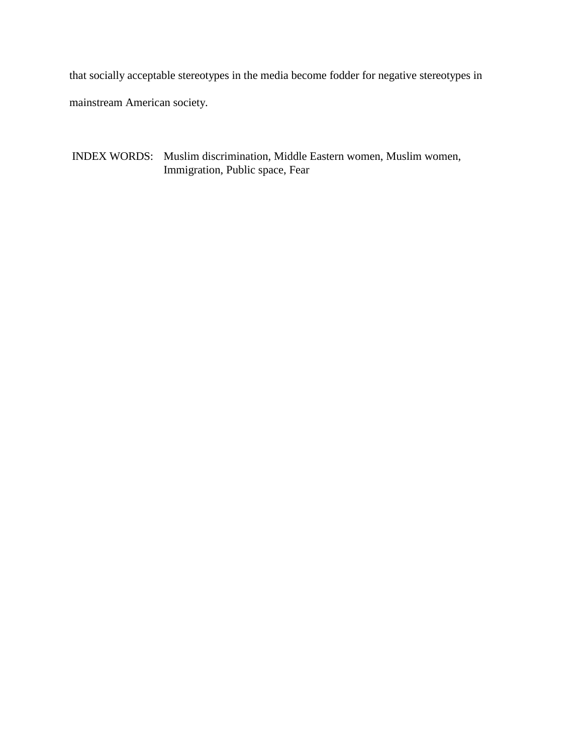that socially acceptable stereotypes in the media become fodder for negative stereotypes in mainstream American society.

INDEX WORDS: Muslim discrimination, Middle Eastern women, Muslim women, Immigration, Public space, Fear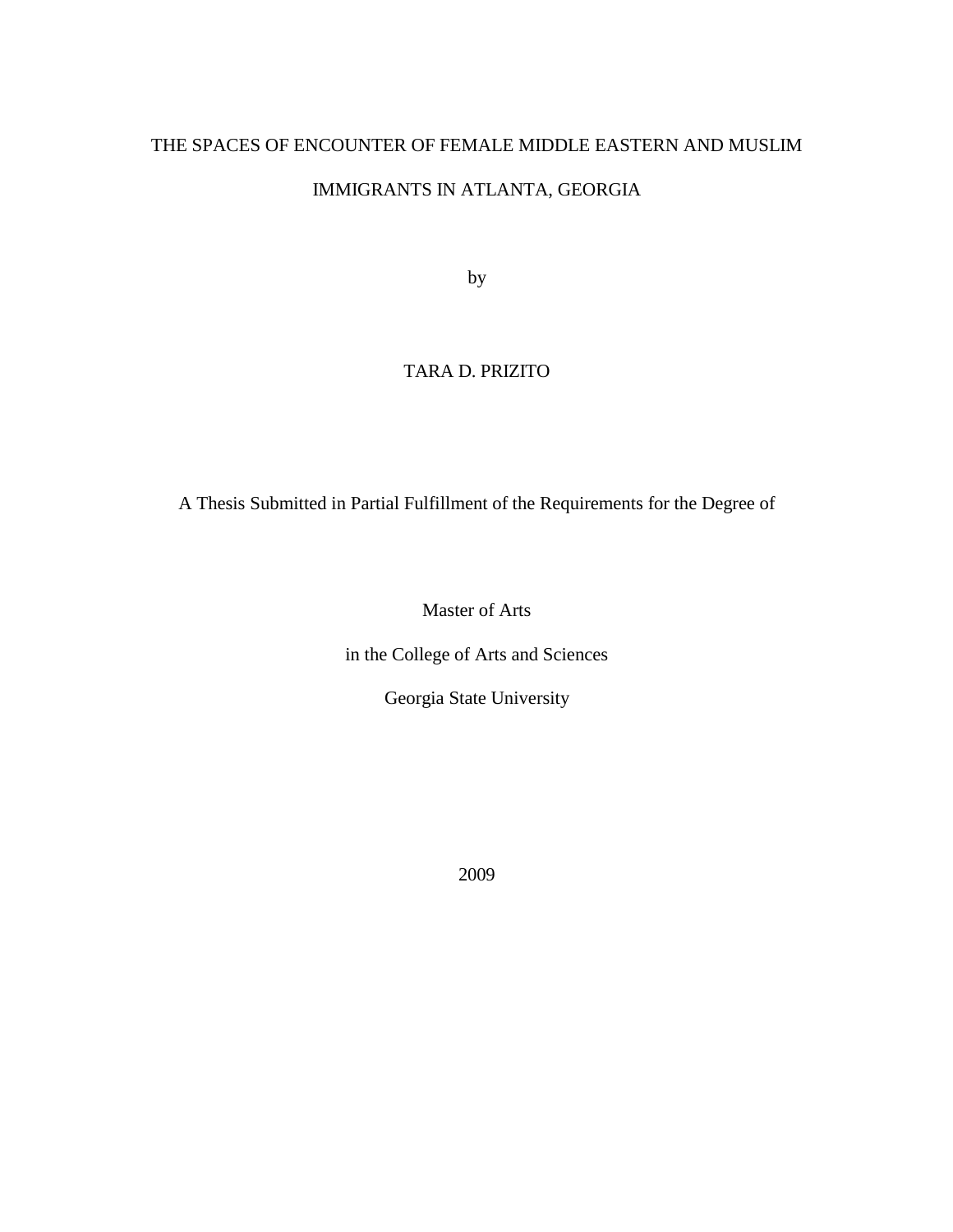# THE SPACES OF ENCOUNTER OF FEMALE MIDDLE EASTERN AND MUSLIM IMMIGRANTS IN ATLANTA, GEORGIA

by

TARA D. PRIZITO

A Thesis Submitted in Partial Fulfillment of the Requirements for the Degree of

Master of Arts

in the College of Arts and Sciences

Georgia State University

2009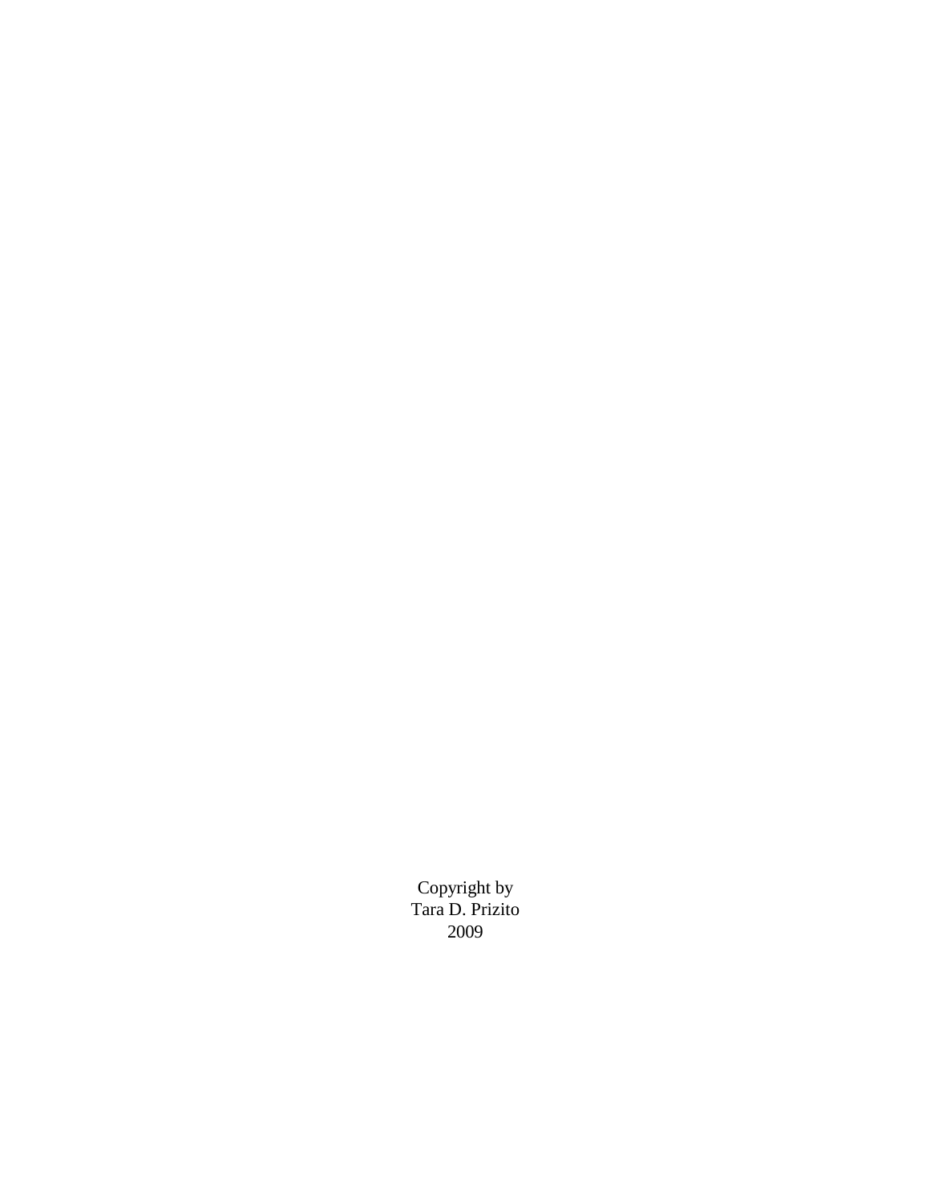Copyright by
Tara D. Prizito
2009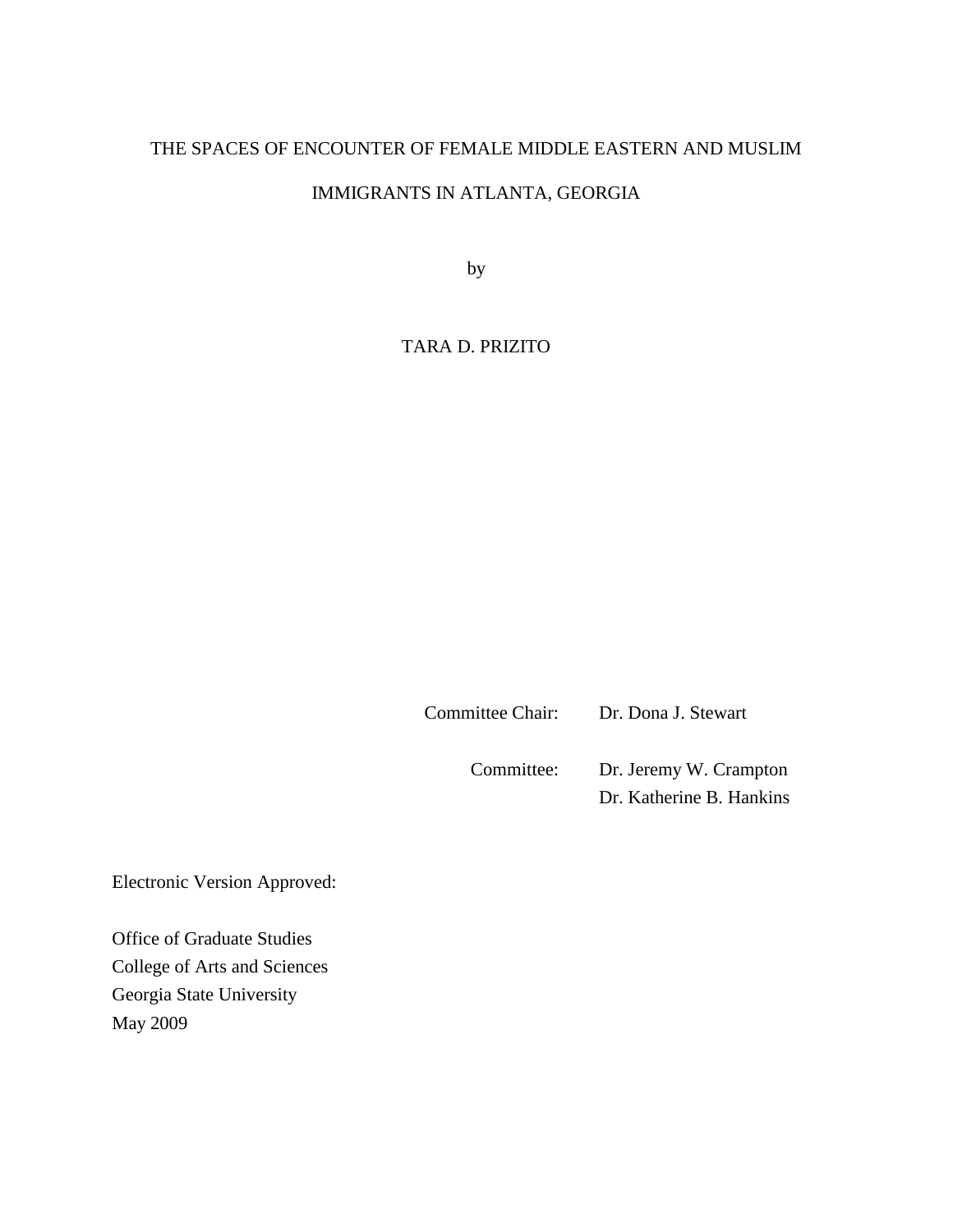THE SPACES OF ENCOUNTER OF FEMALE MIDDLE EASTERN AND MUSLIM

IMMIGRANTS IN ATLANTA, GEORGIA

by

TARA D. PRIZITO

Committee Chair: Dr. Dona J. Stewart

Committee: Dr. Jeremy W. Crampton
Dr. Katherine B. Hankins

Electronic Version Approved:

Office of Graduate Studies
College of Arts and Sciences
Georgia State University
May 2009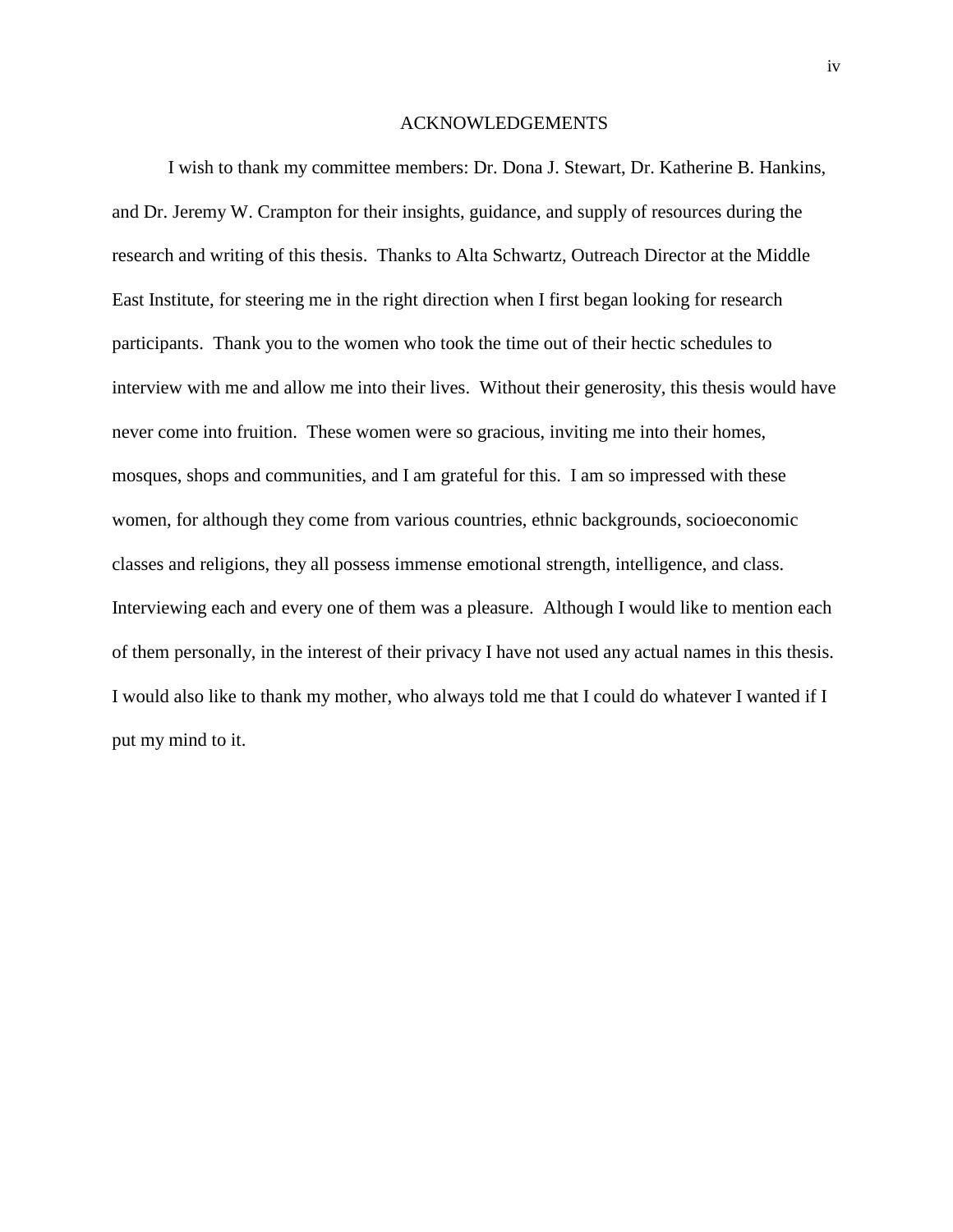# ACKNOWLEDGEMENTS

I wish to thank my committee members: Dr. Dona J. Stewart, Dr. Katherine B. Hankins, and Dr. Jeremy W. Crampton for their insights, guidance, and supply of resources during the research and writing of this thesis. Thanks to Alta Schwartz, Outreach Director at the Middle East Institute, for steering me in the right direction when I first began looking for research participants. Thank you to the women who took the time out of their hectic schedules to interview with me and allow me into their lives. Without their generosity, this thesis would have never come into fruition. These women were so gracious, inviting me into their homes, mosques, shops and communities, and I am grateful for this. I am so impressed with these women, for although they come from various countries, ethnic backgrounds, socioeconomic classes and religions, they all possess immense emotional strength, intelligence, and class. Interviewing each and every one of them was a pleasure. Although I would like to mention each of them personally, in the interest of their privacy I have not used any actual names in this thesis. I would also like to thank my mother, who always told me that I could do whatever I wanted if I put my mind to it.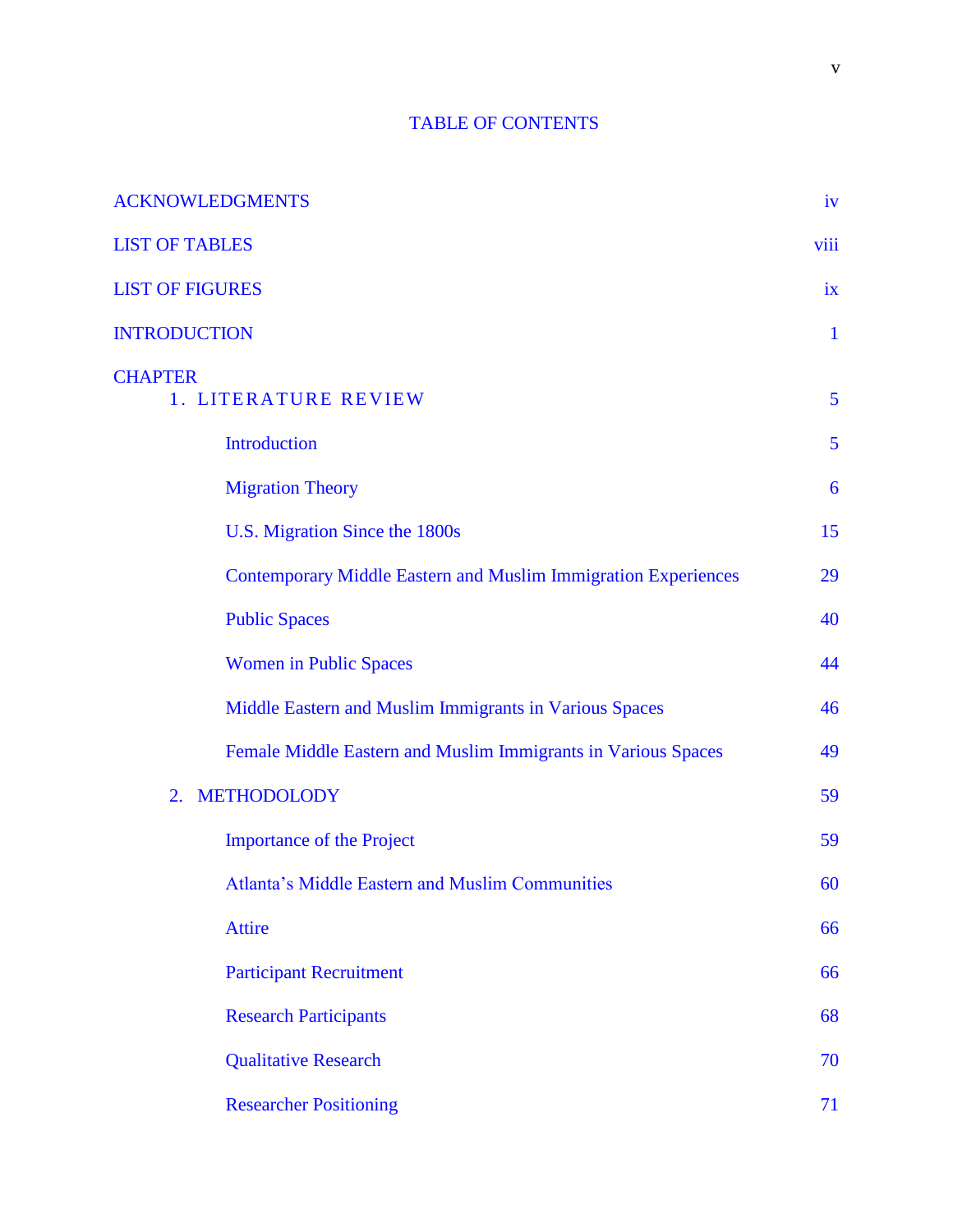# TABLE OF CONTENTS

| | |
|---|---|
| ACKNOWLEDGMENTS | iv |
| LIST OF TABLES | viii |
| LIST OF FIGURES | ix |
| INTRODUCTION | 1 |
| CHAPTER | |
| 1. LITERATURE REVIEW | 5 |
| Introduction | 5 |
| Migration Theory | 6 |
| U.S. Migration Since the 1800s | 15 |
| Contemporary Middle Eastern and Muslim Immigration Experiences | 29 |
| Public Spaces | 40 |
| Women in Public Spaces | 44 |
| Middle Eastern and Muslim Immigrants in Various Spaces | 46 |
| Female Middle Eastern and Muslim Immigrants in Various Spaces | 49 |
| 2. METHODOLODY | 59 |
| Importance of the Project | 59 |
| Atlanta's Middle Eastern and Muslim Communities | 60 |
| Attire | 66 |
| Participant Recruitment | 66 |
| Research Participants | 68 |
| Qualitative Research | 70 |
| Researcher Positioning | 71 |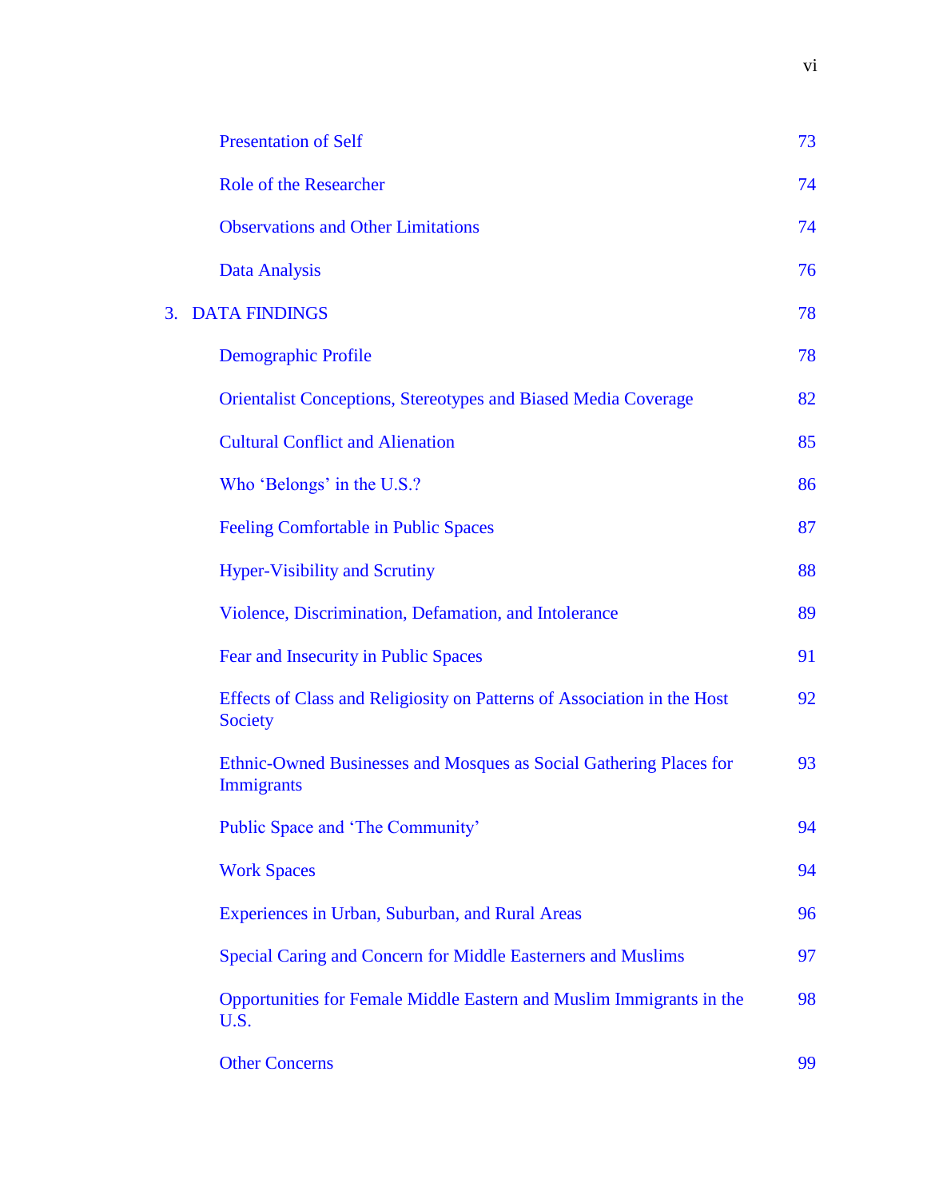| | |
|---|---|
| Presentation of Self | 73 |
| Role of the Researcher | 74 |
| Observations and Other Limitations | 74 |
| Data Analysis | 76 |
| 3. DATA FINDINGS | 78 |
| Demographic Profile | 78 |
| Orientalist Conceptions, Stereotypes and Biased Media Coverage | 82 |
| Cultural Conflict and Alienation | 85 |
| Who ‘Belongs’ in the U.S.? | 86 |
| Feeling Comfortable in Public Spaces | 87 |
| Hyper-Visibility and Scrutiny | 88 |
| Violence, Discrimination, Defamation, and Intolerance | 89 |
| Fear and Insecurity in Public Spaces | 91 |
| Effects of Class and Religiosity on Patterns of Association in the Host Society | 92 |
| Ethnic-Owned Businesses and Mosques as Social Gathering Places for Immigrants | 93 |
| Public Space and ‘The Community’ | 94 |
| Work Spaces | 94 |
| Experiences in Urban, Suburban, and Rural Areas | 96 |
| Special Caring and Concern for Middle Easterners and Muslims | 97 |
| Opportunities for Female Middle Eastern and Muslim Immigrants in the U.S. | 98 |
| Other Concerns | 99 |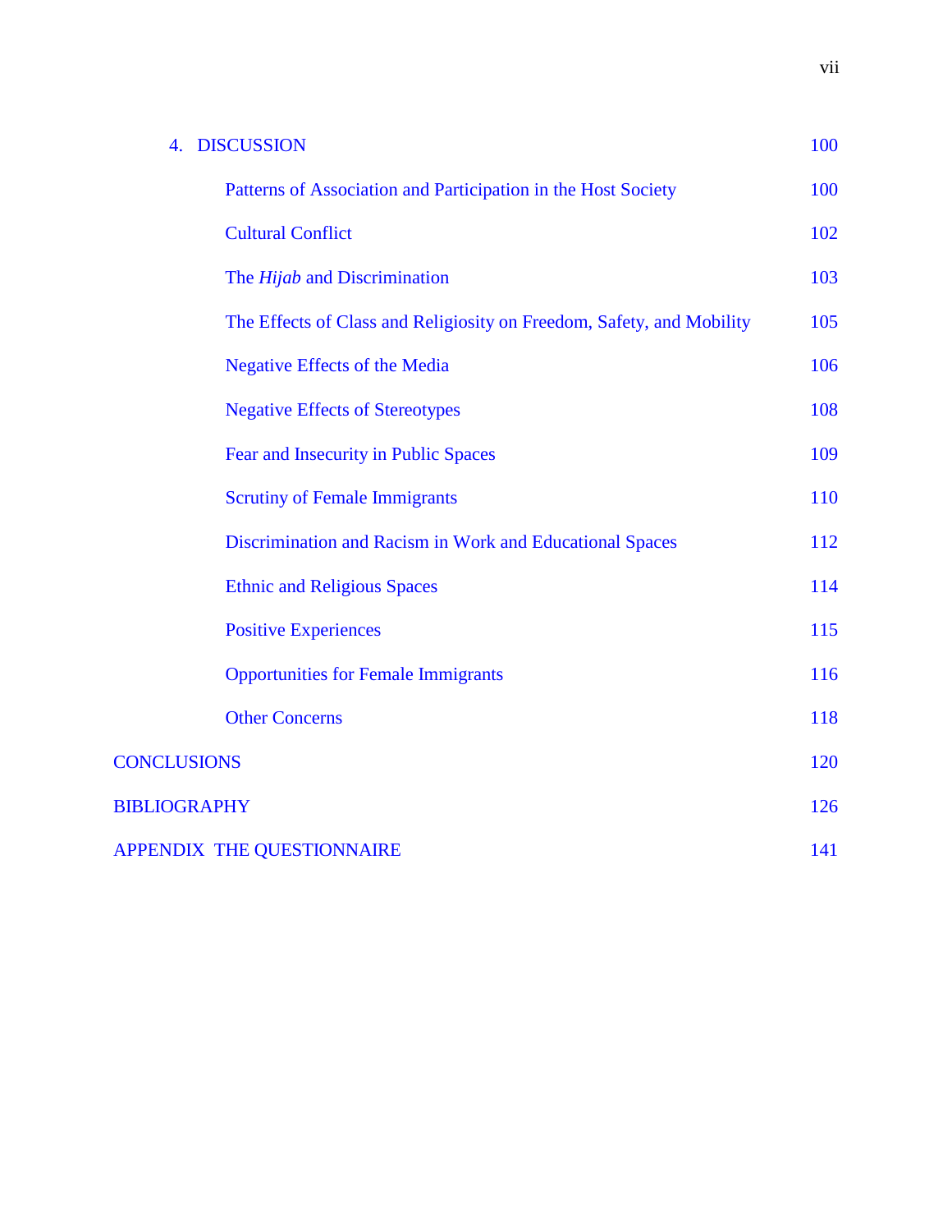| | |
|---|---|
| 4. DISCUSSION | 100 |
| Patterns of Association and Participation in the Host Society | 100 |
| Cultural Conflict | 102 |
| The *Hijab* and Discrimination | 103 |
| The Effects of Class and Religiosity on Freedom, Safety, and Mobility | 105 |
| Negative Effects of the Media | 106 |
| Negative Effects of Stereotypes | 108 |
| Fear and Insecurity in Public Spaces | 109 |
| Scrutiny of Female Immigrants | 110 |
| Discrimination and Racism in Work and Educational Spaces | 112 |
| Ethnic and Religious Spaces | 114 |
| Positive Experiences | 115 |
| Opportunities for Female Immigrants | 116 |
| Other Concerns | 118 |
| CONCLUSIONS | 120 |
| BIBLIOGRAPHY | 126 |
| APPENDIX THE QUESTIONNAIRE | 141 |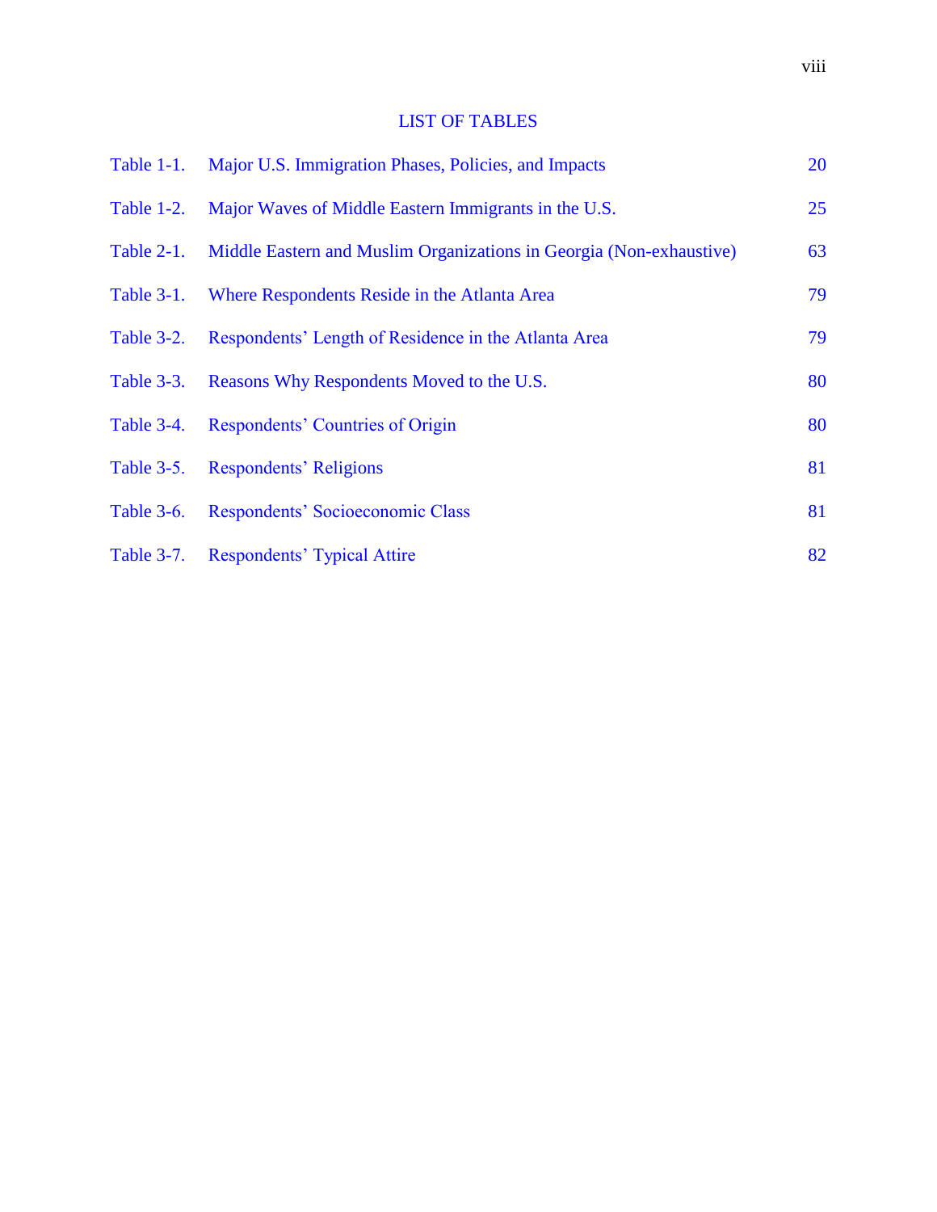# LIST OF TABLES

| | | |
|---|---|---|
| Table 1-1. | Major U.S. Immigration Phases, Policies, and Impacts | 20 |
| Table 1-2. | Major Waves of Middle Eastern Immigrants in the U.S. | 25 |
| Table 2-1. | Middle Eastern and Muslim Organizations in Georgia (Non-exhaustive) | 63 |
| Table 3-1. | Where Respondents Reside in the Atlanta Area | 79 |
| Table 3-2. | Respondents' Length of Residence in the Atlanta Area | 79 |
| Table 3-3. | Reasons Why Respondents Moved to the U.S. | 80 |
| Table 3-4. | Respondents' Countries of Origin | 80 |
| Table 3-5. | Respondents' Religions | 81 |
| Table 3-6. | Respondents' Socioeconomic Class | 81 |
| Table 3-7. | Respondents' Typical Attire | 82 |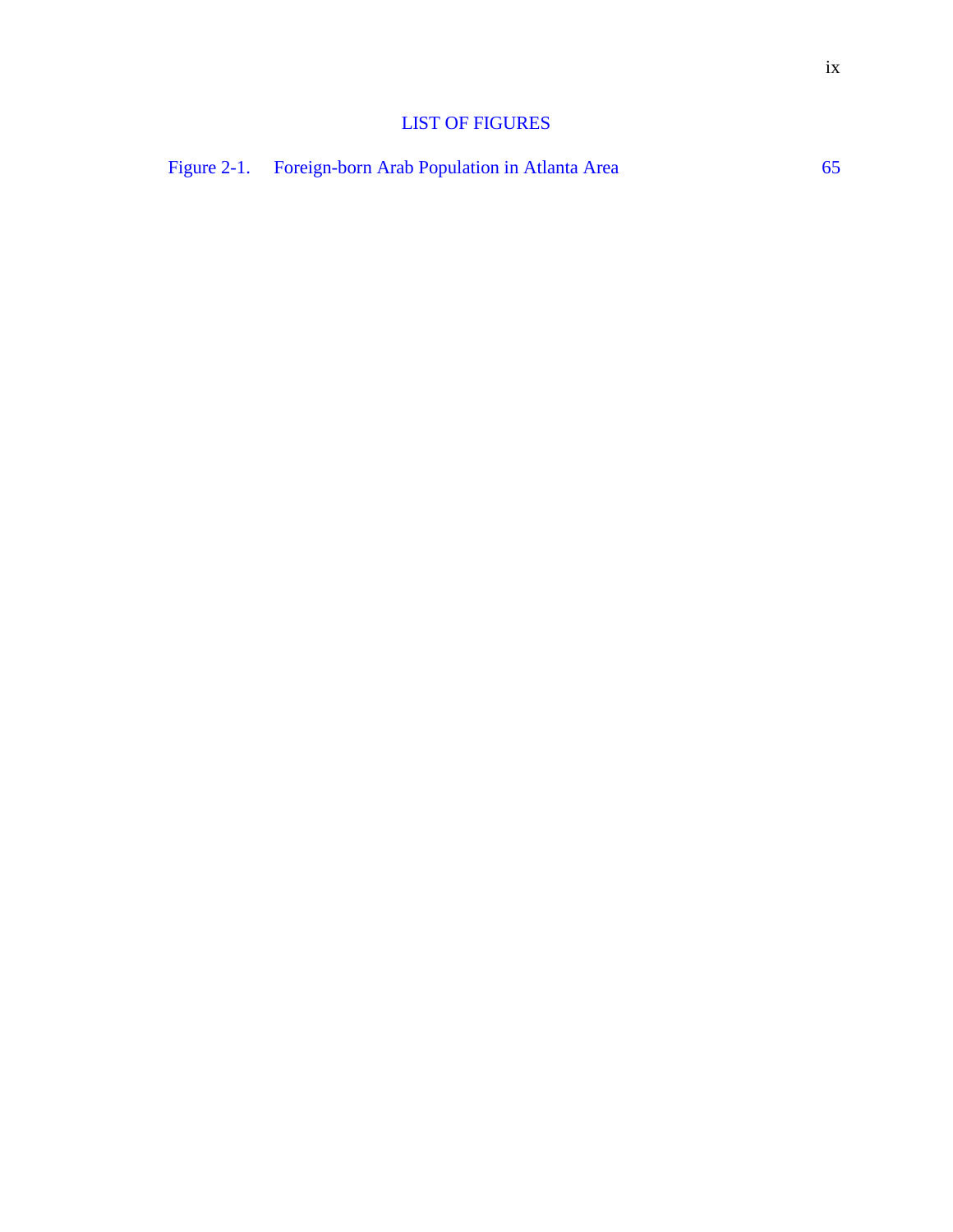# LIST OF FIGURES

Figure 2-1. Foreign-born Arab Population in Atlanta Area 65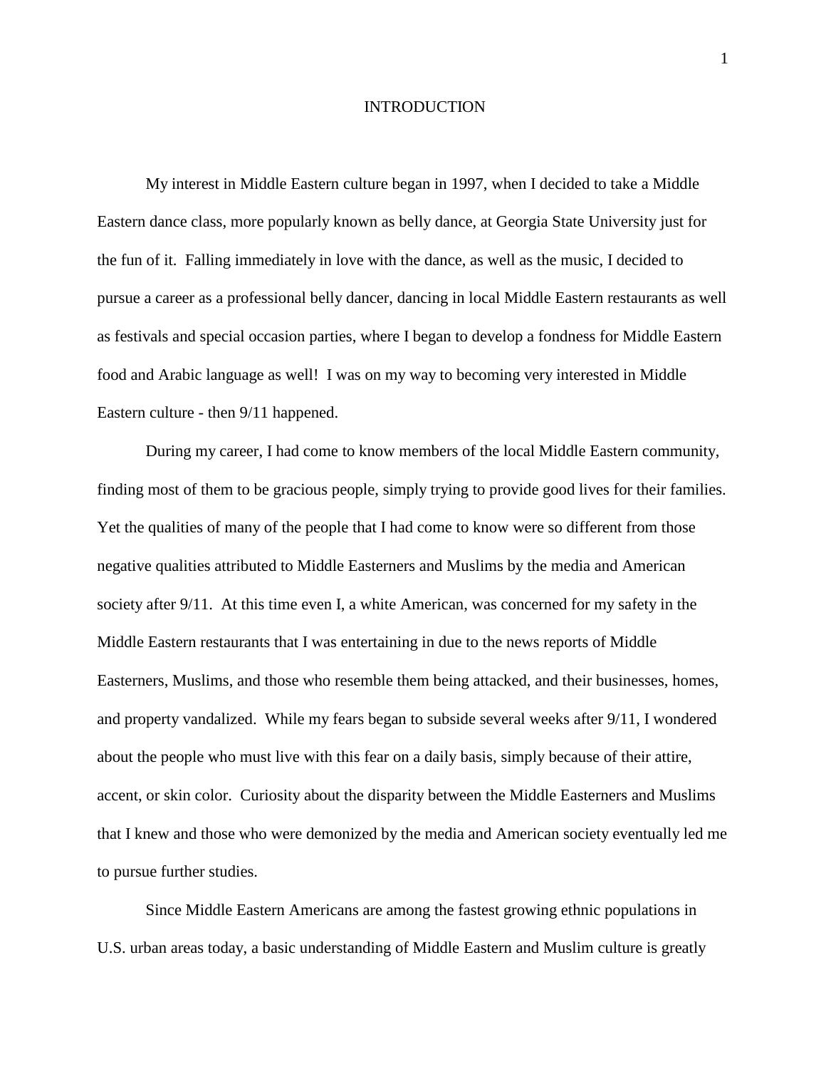# INTRODUCTION

My interest in Middle Eastern culture began in 1997, when I decided to take a Middle Eastern dance class, more popularly known as belly dance, at Georgia State University just for the fun of it. Falling immediately in love with the dance, as well as the music, I decided to pursue a career as a professional belly dancer, dancing in local Middle Eastern restaurants as well as festivals and special occasion parties, where I began to develop a fondness for Middle Eastern food and Arabic language as well! I was on my way to becoming very interested in Middle Eastern culture - then 9/11 happened.

During my career, I had come to know members of the local Middle Eastern community, finding most of them to be gracious people, simply trying to provide good lives for their families. Yet the qualities of many of the people that I had come to know were so different from those negative qualities attributed to Middle Easterners and Muslims by the media and American society after 9/11. At this time even I, a white American, was concerned for my safety in the Middle Eastern restaurants that I was entertaining in due to the news reports of Middle Easterners, Muslims, and those who resemble them being attacked, and their businesses, homes, and property vandalized. While my fears began to subside several weeks after 9/11, I wondered about the people who must live with this fear on a daily basis, simply because of their attire, accent, or skin color. Curiosity about the disparity between the Middle Easterners and Muslims that I knew and those who were demonized by the media and American society eventually led me to pursue further studies.

Since Middle Eastern Americans are among the fastest growing ethnic populations in U.S. urban areas today, a basic understanding of Middle Eastern and Muslim culture is greatly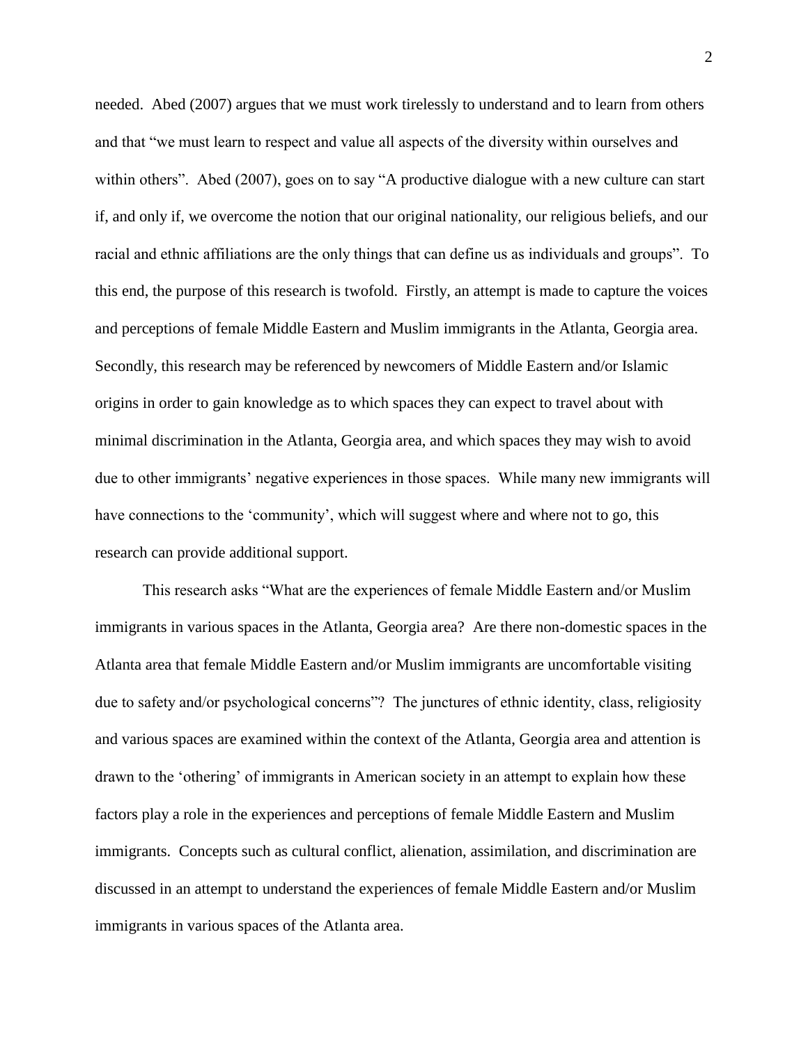needed. Abed (2007) argues that we must work tirelessly to understand and to learn from others and that "we must learn to respect and value all aspects of the diversity within ourselves and within others". Abed (2007), goes on to say "A productive dialogue with a new culture can start if, and only if, we overcome the notion that our original nationality, our religious beliefs, and our racial and ethnic affiliations are the only things that can define us as individuals and groups". To this end, the purpose of this research is twofold. Firstly, an attempt is made to capture the voices and perceptions of female Middle Eastern and Muslim immigrants in the Atlanta, Georgia area. Secondly, this research may be referenced by newcomers of Middle Eastern and/or Islamic origins in order to gain knowledge as to which spaces they can expect to travel about with minimal discrimination in the Atlanta, Georgia area, and which spaces they may wish to avoid due to other immigrants' negative experiences in those spaces. While many new immigrants will have connections to the 'community', which will suggest where and where not to go, this research can provide additional support.

This research asks "What are the experiences of female Middle Eastern and/or Muslim immigrants in various spaces in the Atlanta, Georgia area? Are there non-domestic spaces in the Atlanta area that female Middle Eastern and/or Muslim immigrants are uncomfortable visiting due to safety and/or psychological concerns"? The junctures of ethnic identity, class, religiosity and various spaces are examined within the context of the Atlanta, Georgia area and attention is drawn to the 'othering' of immigrants in American society in an attempt to explain how these factors play a role in the experiences and perceptions of female Middle Eastern and Muslim immigrants. Concepts such as cultural conflict, alienation, assimilation, and discrimination are discussed in an attempt to understand the experiences of female Middle Eastern and/or Muslim immigrants in various spaces of the Atlanta area.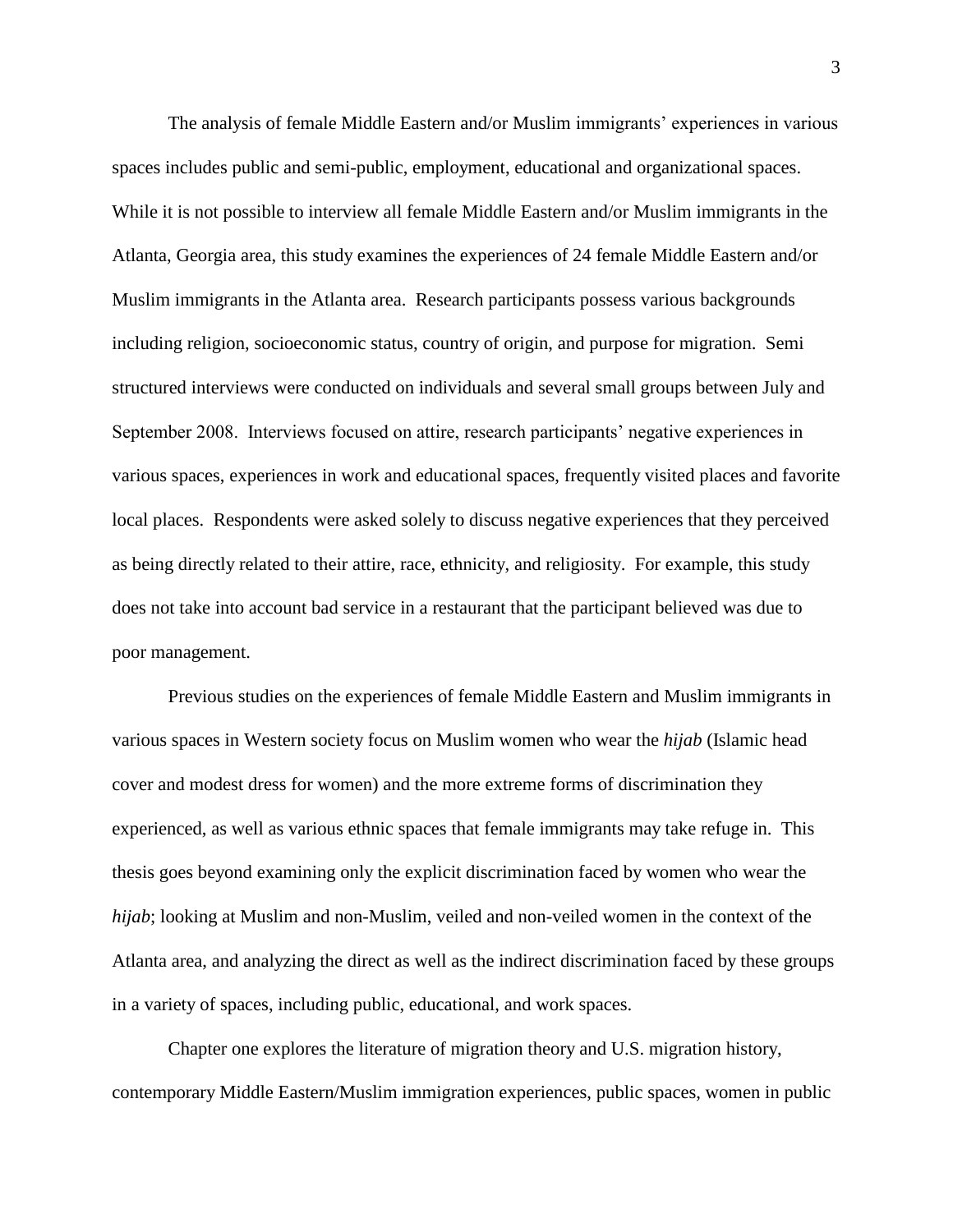The analysis of female Middle Eastern and/or Muslim immigrants' experiences in various spaces includes public and semi-public, employment, educational and organizational spaces. While it is not possible to interview all female Middle Eastern and/or Muslim immigrants in the Atlanta, Georgia area, this study examines the experiences of 24 female Middle Eastern and/or Muslim immigrants in the Atlanta area. Research participants possess various backgrounds including religion, socioeconomic status, country of origin, and purpose for migration. Semi structured interviews were conducted on individuals and several small groups between July and September 2008. Interviews focused on attire, research participants' negative experiences in various spaces, experiences in work and educational spaces, frequently visited places and favorite local places. Respondents were asked solely to discuss negative experiences that they perceived as being directly related to their attire, race, ethnicity, and religiosity. For example, this study does not take into account bad service in a restaurant that the participant believed was due to poor management.

Previous studies on the experiences of female Middle Eastern and Muslim immigrants in various spaces in Western society focus on Muslim women who wear the *hijab* (Islamic head cover and modest dress for women) and the more extreme forms of discrimination they experienced, as well as various ethnic spaces that female immigrants may take refuge in. This thesis goes beyond examining only the explicit discrimination faced by women who wear the *hijab*; looking at Muslim and non-Muslim, veiled and non-veiled women in the context of the Atlanta area, and analyzing the direct as well as the indirect discrimination faced by these groups in a variety of spaces, including public, educational, and work spaces.

Chapter one explores the literature of migration theory and U.S. migration history, contemporary Middle Eastern/Muslim immigration experiences, public spaces, women in public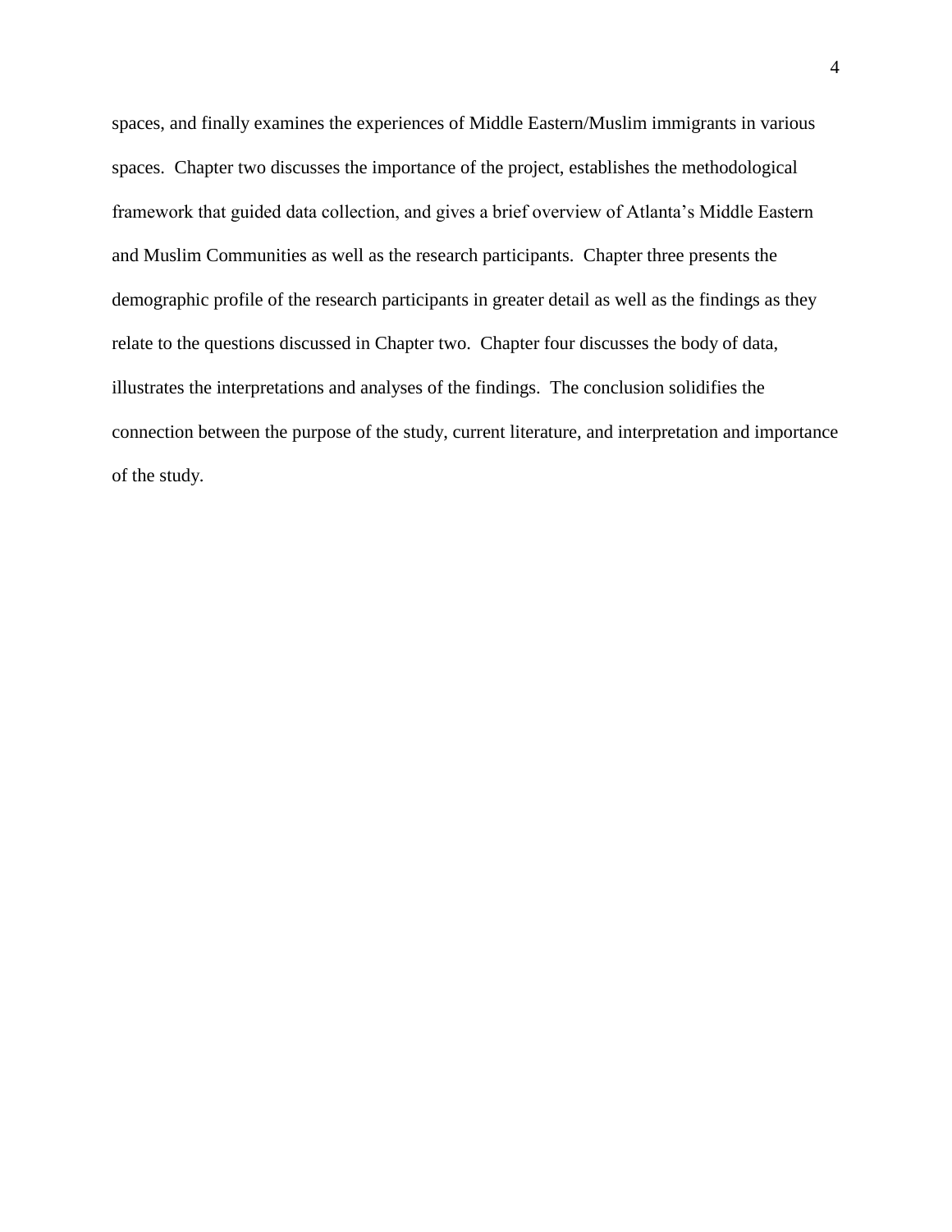spaces, and finally examines the experiences of Middle Eastern/Muslim immigrants in various spaces. Chapter two discusses the importance of the project, establishes the methodological framework that guided data collection, and gives a brief overview of Atlanta's Middle Eastern and Muslim Communities as well as the research participants. Chapter three presents the demographic profile of the research participants in greater detail as well as the findings as they relate to the questions discussed in Chapter two. Chapter four discusses the body of data, illustrates the interpretations and analyses of the findings. The conclusion solidifies the connection between the purpose of the study, current literature, and interpretation and importance of the study.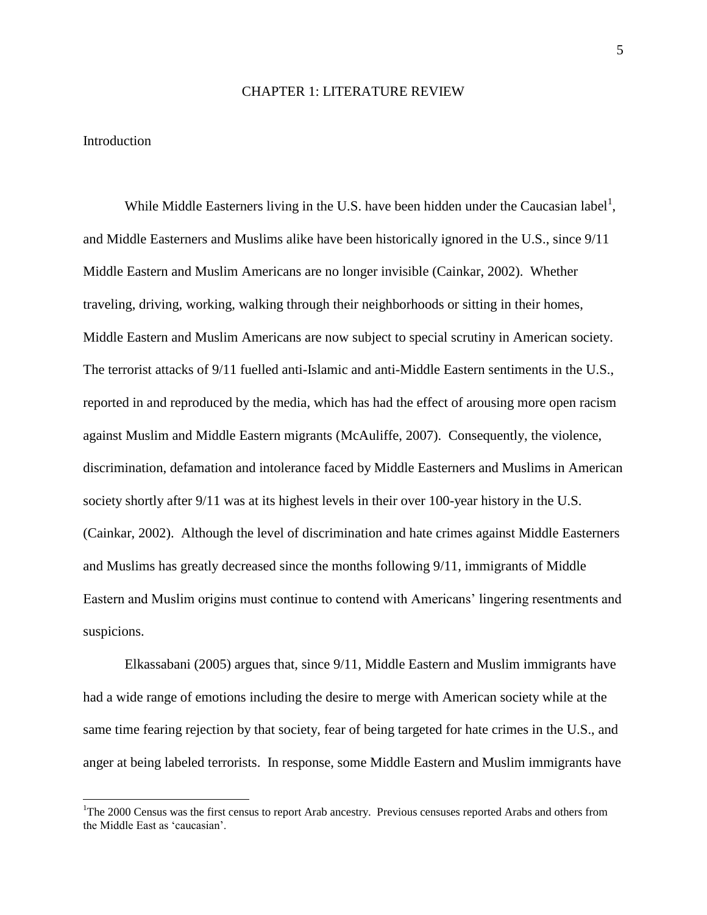# CHAPTER 1: LITERATURE REVIEW

## Introduction

While Middle Easterners living in the U.S. have been hidden under the Caucasian label[1], and Middle Easterners and Muslims alike have been historically ignored in the U.S., since 9/11 Middle Eastern and Muslim Americans are no longer invisible (Cainkar, 2002). Whether traveling, driving, working, walking through their neighborhoods or sitting in their homes, Middle Eastern and Muslim Americans are now subject to special scrutiny in American society. The terrorist attacks of 9/11 fuelled anti-Islamic and anti-Middle Eastern sentiments in the U.S., reported in and reproduced by the media, which has had the effect of arousing more open racism against Muslim and Middle Eastern migrants (McAuliffe, 2007). Consequently, the violence, discrimination, defamation and intolerance faced by Middle Easterners and Muslims in American society shortly after 9/11 was at its highest levels in their over 100-year history in the U.S. (Cainkar, 2002). Although the level of discrimination and hate crimes against Middle Easterners and Muslims has greatly decreased since the months following 9/11, immigrants of Middle Eastern and Muslim origins must continue to contend with Americans' lingering resentments and suspicions.

Elkassabani (2005) argues that, since 9/11, Middle Eastern and Muslim immigrants have had a wide range of emotions including the desire to merge with American society while at the same time fearing rejection by that society, fear of being targeted for hate crimes in the U.S., and anger at being labeled terrorists. In response, some Middle Eastern and Muslim immigrants have

---

[1] The 2000 Census was the first census to report Arab ancestry. Previous censuses reported Arabs and others from the Middle East as 'caucasian'.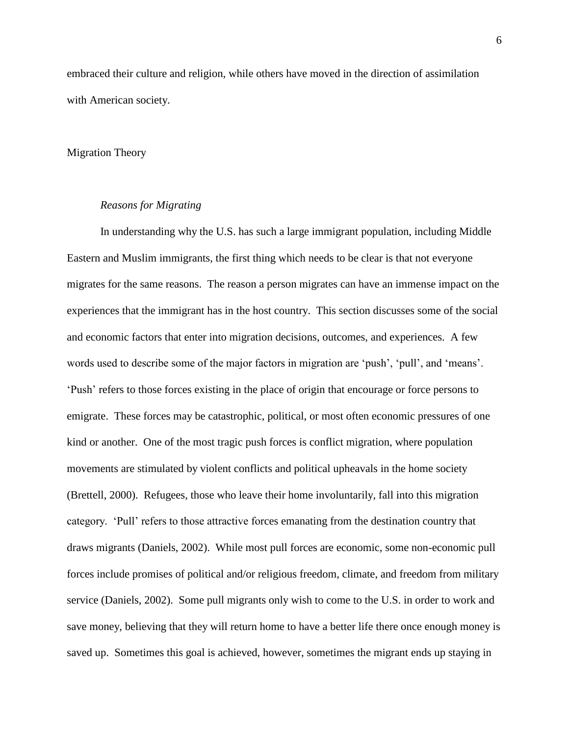embraced their culture and religion, while others have moved in the direction of assimilation with American society.

## Migration Theory

### *Reasons for Migrating*

In understanding why the U.S. has such a large immigrant population, including Middle Eastern and Muslim immigrants, the first thing which needs to be clear is that not everyone migrates for the same reasons. The reason a person migrates can have an immense impact on the experiences that the immigrant has in the host country. This section discusses some of the social and economic factors that enter into migration decisions, outcomes, and experiences. A few words used to describe some of the major factors in migration are 'push', 'pull', and 'means'. 'Push' refers to those forces existing in the place of origin that encourage or force persons to emigrate. These forces may be catastrophic, political, or most often economic pressures of one kind or another. One of the most tragic push forces is conflict migration, where population movements are stimulated by violent conflicts and political upheavals in the home society (Brettell, 2000). Refugees, those who leave their home involuntarily, fall into this migration category. 'Pull' refers to those attractive forces emanating from the destination country that draws migrants (Daniels, 2002). While most pull forces are economic, some non-economic pull forces include promises of political and/or religious freedom, climate, and freedom from military service (Daniels, 2002). Some pull migrants only wish to come to the U.S. in order to work and save money, believing that they will return home to have a better life there once enough money is saved up. Sometimes this goal is achieved, however, sometimes the migrant ends up staying in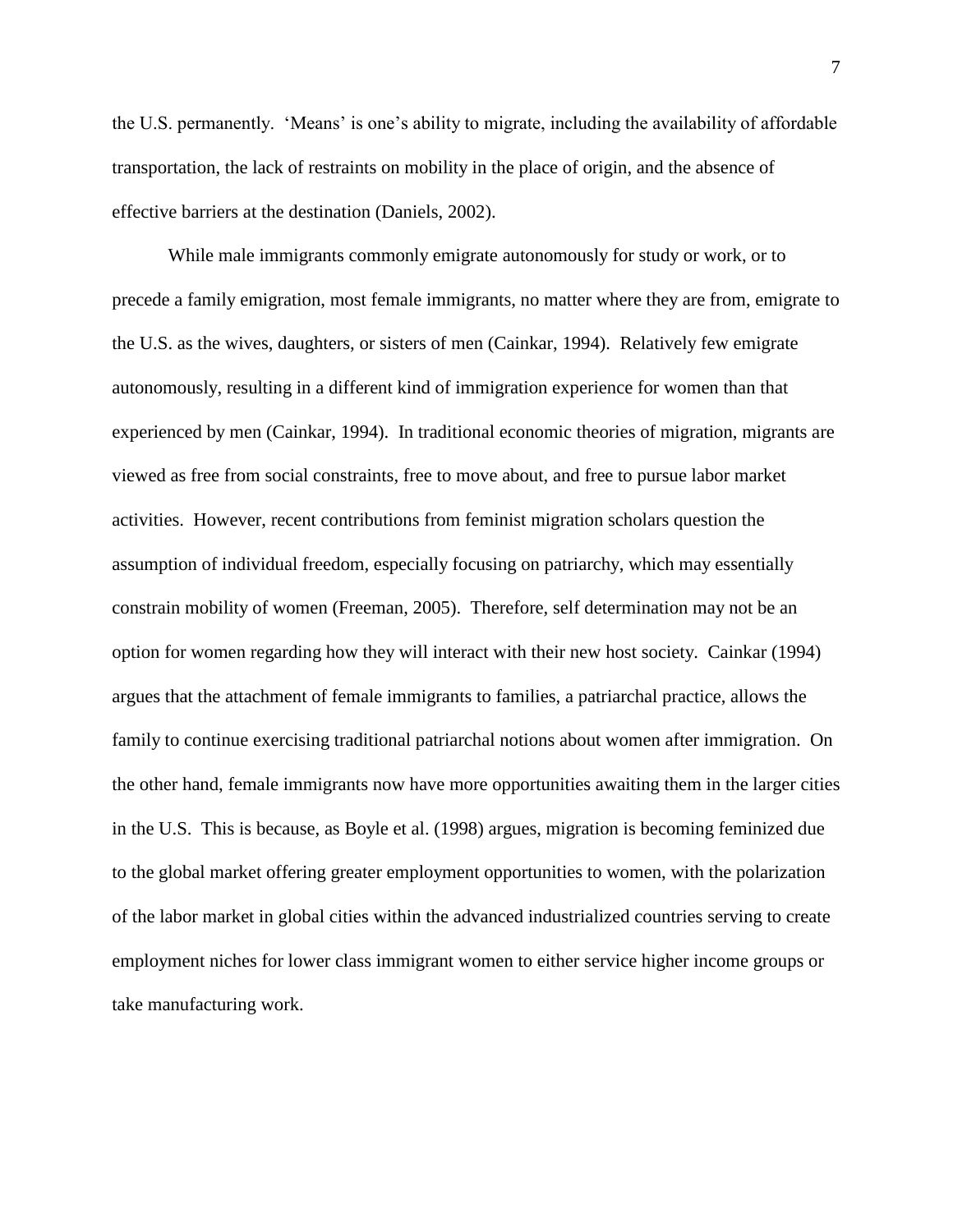the U.S. permanently. ‘Means’ is one’s ability to migrate, including the availability of affordable transportation, the lack of restraints on mobility in the place of origin, and the absence of effective barriers at the destination (Daniels, 2002).

While male immigrants commonly emigrate autonomously for study or work, or to precede a family emigration, most female immigrants, no matter where they are from, emigrate to the U.S. as the wives, daughters, or sisters of men (Cainkar, 1994). Relatively few emigrate autonomously, resulting in a different kind of immigration experience for women than that experienced by men (Cainkar, 1994). In traditional economic theories of migration, migrants are viewed as free from social constraints, free to move about, and free to pursue labor market activities. However, recent contributions from feminist migration scholars question the assumption of individual freedom, especially focusing on patriarchy, which may essentially constrain mobility of women (Freeman, 2005). Therefore, self determination may not be an option for women regarding how they will interact with their new host society. Cainkar (1994) argues that the attachment of female immigrants to families, a patriarchal practice, allows the family to continue exercising traditional patriarchal notions about women after immigration. On the other hand, female immigrants now have more opportunities awaiting them in the larger cities in the U.S. This is because, as Boyle et al. (1998) argues, migration is becoming feminized due to the global market offering greater employment opportunities to women, with the polarization of the labor market in global cities within the advanced industrialized countries serving to create employment niches for lower class immigrant women to either service higher income groups or take manufacturing work.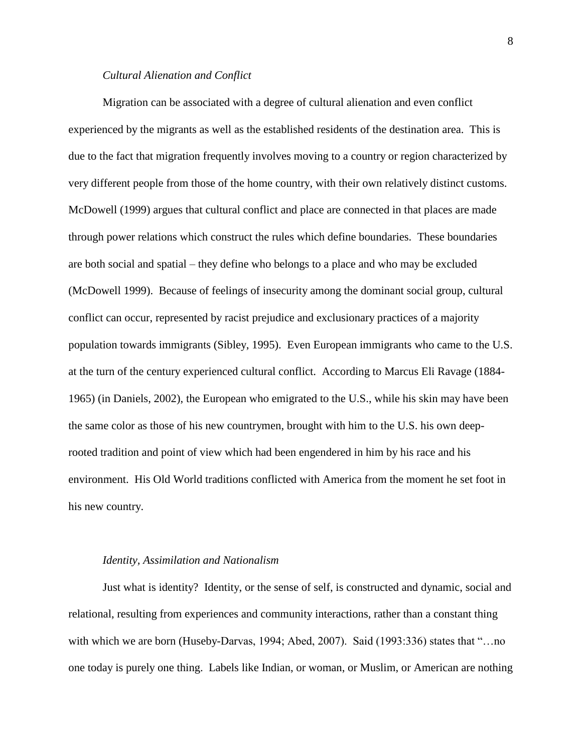*Cultural Alienation and Conflict*

Migration can be associated with a degree of cultural alienation and even conflict experienced by the migrants as well as the established residents of the destination area. This is due to the fact that migration frequently involves moving to a country or region characterized by very different people from those of the home country, with their own relatively distinct customs. McDowell (1999) argues that cultural conflict and place are connected in that places are made through power relations which construct the rules which define boundaries. These boundaries are both social and spatial – they define who belongs to a place and who may be excluded (McDowell 1999). Because of feelings of insecurity among the dominant social group, cultural conflict can occur, represented by racist prejudice and exclusionary practices of a majority population towards immigrants (Sibley, 1995). Even European immigrants who came to the U.S. at the turn of the century experienced cultural conflict. According to Marcus Eli Ravage (1884-1965) (in Daniels, 2002), the European who emigrated to the U.S., while his skin may have been the same color as those of his new countrymen, brought with him to the U.S. his own deep-rooted tradition and point of view which had been engendered in him by his race and his environment. His Old World traditions conflicted with America from the moment he set foot in his new country.

*Identity, Assimilation and Nationalism*

Just what is identity? Identity, or the sense of self, is constructed and dynamic, social and relational, resulting from experiences and community interactions, rather than a constant thing with which we are born (Huseby-Darvas, 1994; Abed, 2007). Said (1993:336) states that "…no one today is purely one thing. Labels like Indian, or woman, or Muslim, or American are nothing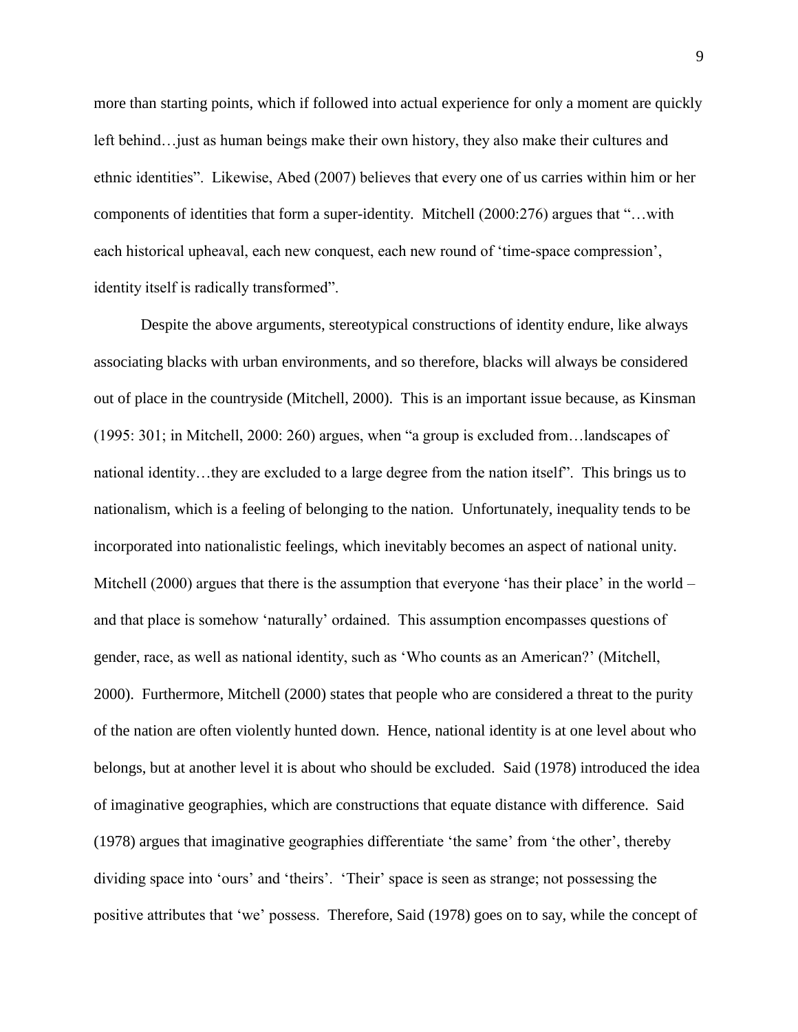more than starting points, which if followed into actual experience for only a moment are quickly left behind…just as human beings make their own history, they also make their cultures and ethnic identities". Likewise, Abed (2007) believes that every one of us carries within him or her components of identities that form a super-identity. Mitchell (2000:276) argues that "…with each historical upheaval, each new conquest, each new round of 'time-space compression', identity itself is radically transformed".

Despite the above arguments, stereotypical constructions of identity endure, like always associating blacks with urban environments, and so therefore, blacks will always be considered out of place in the countryside (Mitchell, 2000). This is an important issue because, as Kinsman (1995: 301; in Mitchell, 2000: 260) argues, when "a group is excluded from…landscapes of national identity…they are excluded to a large degree from the nation itself". This brings us to nationalism, which is a feeling of belonging to the nation. Unfortunately, inequality tends to be incorporated into nationalistic feelings, which inevitably becomes an aspect of national unity. Mitchell (2000) argues that there is the assumption that everyone 'has their place' in the world – and that place is somehow 'naturally' ordained. This assumption encompasses questions of gender, race, as well as national identity, such as 'Who counts as an American?' (Mitchell, 2000). Furthermore, Mitchell (2000) states that people who are considered a threat to the purity of the nation are often violently hunted down. Hence, national identity is at one level about who belongs, but at another level it is about who should be excluded. Said (1978) introduced the idea of imaginative geographies, which are constructions that equate distance with difference. Said (1978) argues that imaginative geographies differentiate 'the same' from 'the other', thereby dividing space into 'ours' and 'theirs'. 'Their' space is seen as strange; not possessing the positive attributes that 'we' possess. Therefore, Said (1978) goes on to say, while the concept of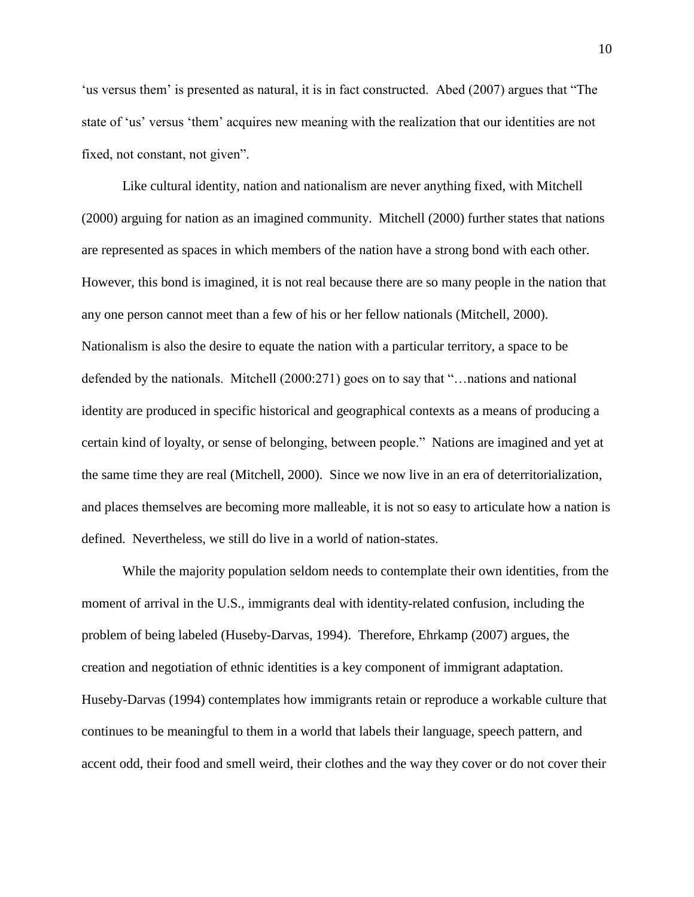'us versus them' is presented as natural, it is in fact constructed. Abed (2007) argues that "The state of 'us' versus 'them' acquires new meaning with the realization that our identities are not fixed, not constant, not given".

Like cultural identity, nation and nationalism are never anything fixed, with Mitchell (2000) arguing for nation as an imagined community. Mitchell (2000) further states that nations are represented as spaces in which members of the nation have a strong bond with each other. However, this bond is imagined, it is not real because there are so many people in the nation that any one person cannot meet than a few of his or her fellow nationals (Mitchell, 2000). Nationalism is also the desire to equate the nation with a particular territory, a space to be defended by the nationals. Mitchell (2000:271) goes on to say that "…nations and national identity are produced in specific historical and geographical contexts as a means of producing a certain kind of loyalty, or sense of belonging, between people." Nations are imagined and yet at the same time they are real (Mitchell, 2000). Since we now live in an era of deterritorialization, and places themselves are becoming more malleable, it is not so easy to articulate how a nation is defined. Nevertheless, we still do live in a world of nation-states.

While the majority population seldom needs to contemplate their own identities, from the moment of arrival in the U.S., immigrants deal with identity-related confusion, including the problem of being labeled (Huseby-Darvas, 1994). Therefore, Ehrkamp (2007) argues, the creation and negotiation of ethnic identities is a key component of immigrant adaptation. Huseby-Darvas (1994) contemplates how immigrants retain or reproduce a workable culture that continues to be meaningful to them in a world that labels their language, speech pattern, and accent odd, their food and smell weird, their clothes and the way they cover or do not cover their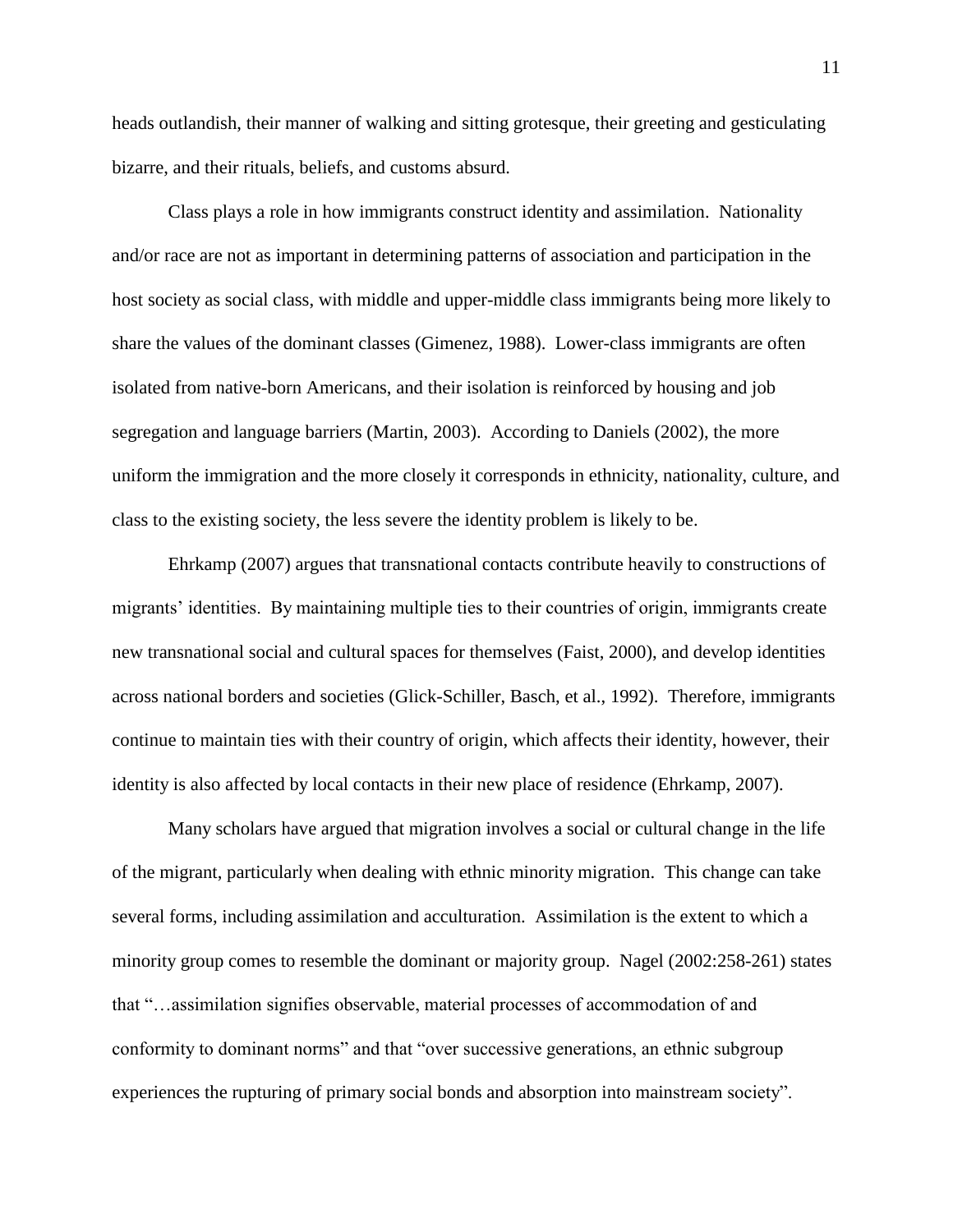heads outlandish, their manner of walking and sitting grotesque, their greeting and gesticulating bizarre, and their rituals, beliefs, and customs absurd.

Class plays a role in how immigrants construct identity and assimilation. Nationality and/or race are not as important in determining patterns of association and participation in the host society as social class, with middle and upper-middle class immigrants being more likely to share the values of the dominant classes (Gimenez, 1988). Lower-class immigrants are often isolated from native-born Americans, and their isolation is reinforced by housing and job segregation and language barriers (Martin, 2003). According to Daniels (2002), the more uniform the immigration and the more closely it corresponds in ethnicity, nationality, culture, and class to the existing society, the less severe the identity problem is likely to be.

Ehrkamp (2007) argues that transnational contacts contribute heavily to constructions of migrants' identities. By maintaining multiple ties to their countries of origin, immigrants create new transnational social and cultural spaces for themselves (Faist, 2000), and develop identities across national borders and societies (Glick-Schiller, Basch, et al., 1992). Therefore, immigrants continue to maintain ties with their country of origin, which affects their identity, however, their identity is also affected by local contacts in their new place of residence (Ehrkamp, 2007).

Many scholars have argued that migration involves a social or cultural change in the life of the migrant, particularly when dealing with ethnic minority migration. This change can take several forms, including assimilation and acculturation. Assimilation is the extent to which a minority group comes to resemble the dominant or majority group. Nagel (2002:258-261) states that "…assimilation signifies observable, material processes of accommodation of and conformity to dominant norms" and that "over successive generations, an ethnic subgroup experiences the rupturing of primary social bonds and absorption into mainstream society".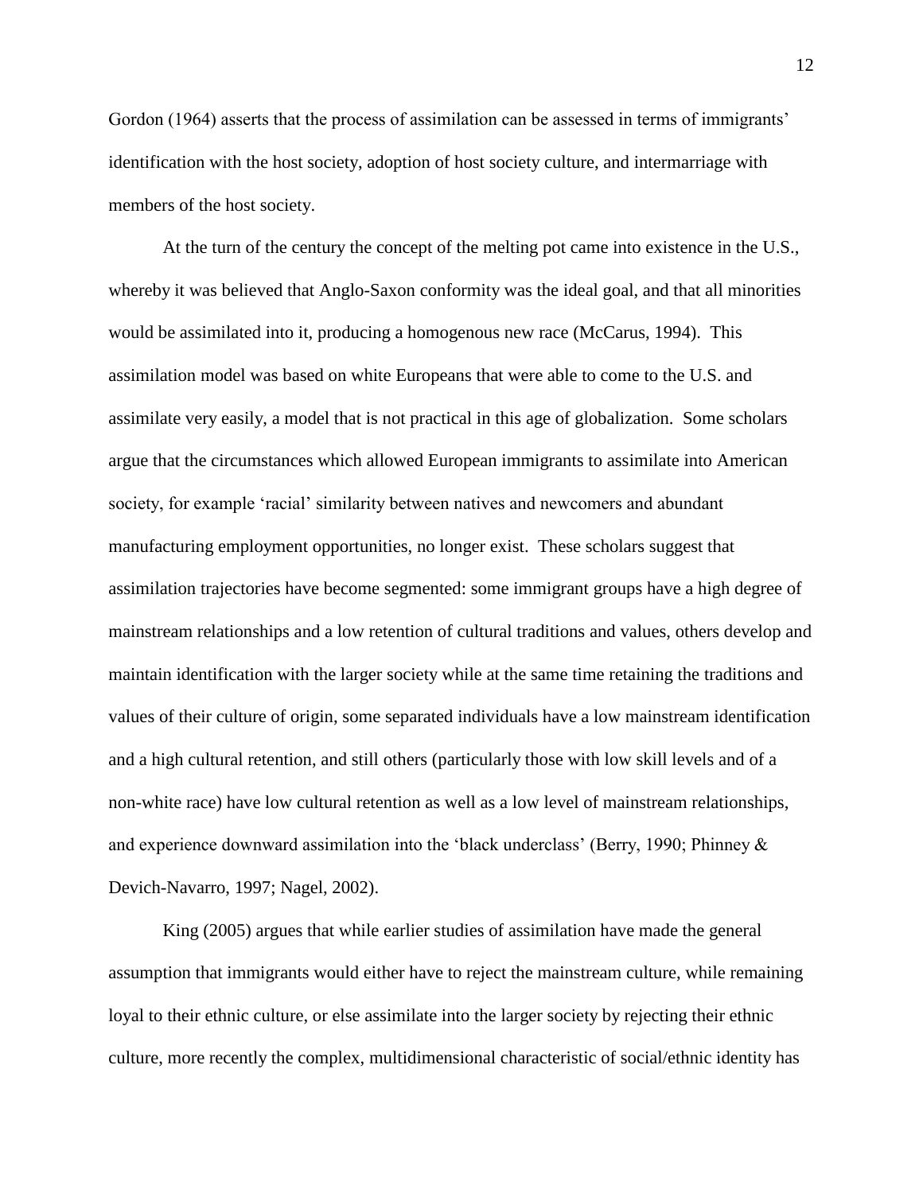Gordon (1964) asserts that the process of assimilation can be assessed in terms of immigrants' identification with the host society, adoption of host society culture, and intermarriage with members of the host society.

At the turn of the century the concept of the melting pot came into existence in the U.S., whereby it was believed that Anglo-Saxon conformity was the ideal goal, and that all minorities would be assimilated into it, producing a homogenous new race (McCarus, 1994). This assimilation model was based on white Europeans that were able to come to the U.S. and assimilate very easily, a model that is not practical in this age of globalization. Some scholars argue that the circumstances which allowed European immigrants to assimilate into American society, for example 'racial' similarity between natives and newcomers and abundant manufacturing employment opportunities, no longer exist. These scholars suggest that assimilation trajectories have become segmented: some immigrant groups have a high degree of mainstream relationships and a low retention of cultural traditions and values, others develop and maintain identification with the larger society while at the same time retaining the traditions and values of their culture of origin, some separated individuals have a low mainstream identification and a high cultural retention, and still others (particularly those with low skill levels and of a non-white race) have low cultural retention as well as a low level of mainstream relationships, and experience downward assimilation into the 'black underclass' (Berry, 1990; Phinney & Devich-Navarro, 1997; Nagel, 2002).

King (2005) argues that while earlier studies of assimilation have made the general assumption that immigrants would either have to reject the mainstream culture, while remaining loyal to their ethnic culture, or else assimilate into the larger society by rejecting their ethnic culture, more recently the complex, multidimensional characteristic of social/ethnic identity has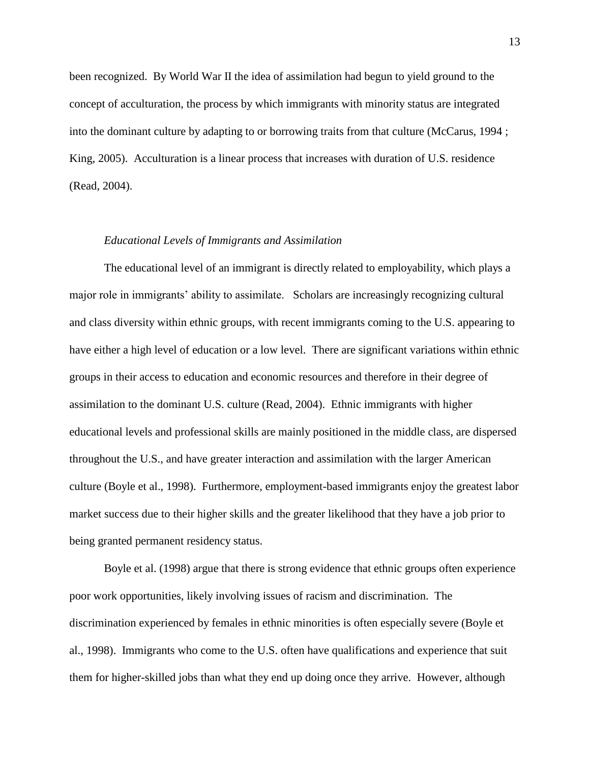been recognized. By World War II the idea of assimilation had begun to yield ground to the concept of acculturation, the process by which immigrants with minority status are integrated into the dominant culture by adapting to or borrowing traits from that culture (McCarus, 1994 ; King, 2005). Acculturation is a linear process that increases with duration of U.S. residence (Read, 2004).

### *Educational Levels of Immigrants and Assimilation*

The educational level of an immigrant is directly related to employability, which plays a major role in immigrants' ability to assimilate. Scholars are increasingly recognizing cultural and class diversity within ethnic groups, with recent immigrants coming to the U.S. appearing to have either a high level of education or a low level. There are significant variations within ethnic groups in their access to education and economic resources and therefore in their degree of assimilation to the dominant U.S. culture (Read, 2004). Ethnic immigrants with higher educational levels and professional skills are mainly positioned in the middle class, are dispersed throughout the U.S., and have greater interaction and assimilation with the larger American culture (Boyle et al., 1998). Furthermore, employment-based immigrants enjoy the greatest labor market success due to their higher skills and the greater likelihood that they have a job prior to being granted permanent residency status.

Boyle et al. (1998) argue that there is strong evidence that ethnic groups often experience poor work opportunities, likely involving issues of racism and discrimination. The discrimination experienced by females in ethnic minorities is often especially severe (Boyle et al., 1998). Immigrants who come to the U.S. often have qualifications and experience that suit them for higher-skilled jobs than what they end up doing once they arrive. However, although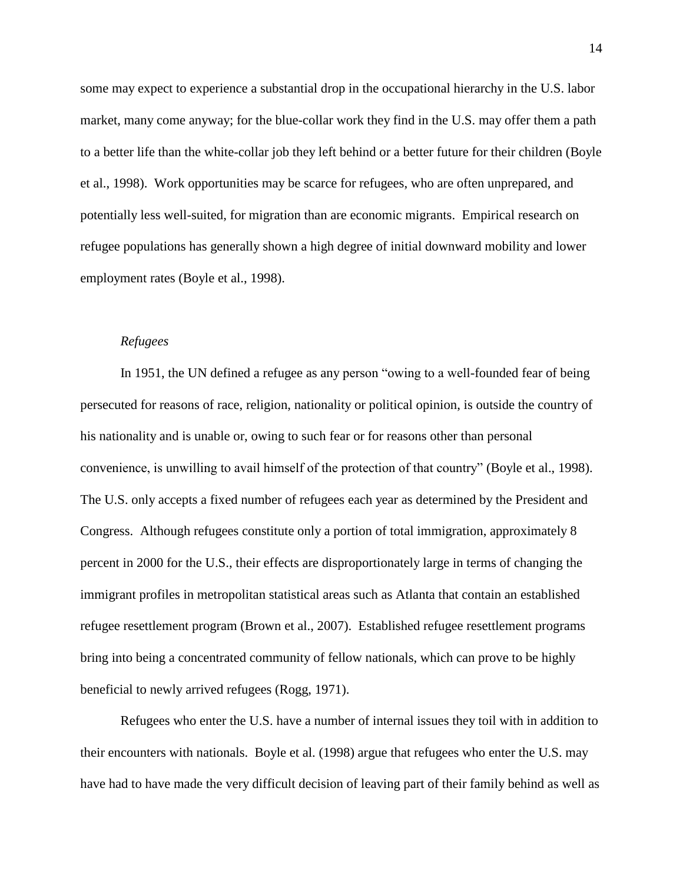some may expect to experience a substantial drop in the occupational hierarchy in the U.S. labor market, many come anyway; for the blue-collar work they find in the U.S. may offer them a path to a better life than the white-collar job they left behind or a better future for their children (Boyle et al., 1998). Work opportunities may be scarce for refugees, who are often unprepared, and potentially less well-suited, for migration than are economic migrants. Empirical research on refugee populations has generally shown a high degree of initial downward mobility and lower employment rates (Boyle et al., 1998).

*Refugees*

In 1951, the UN defined a refugee as any person "owing to a well-founded fear of being persecuted for reasons of race, religion, nationality or political opinion, is outside the country of his nationality and is unable or, owing to such fear or for reasons other than personal convenience, is unwilling to avail himself of the protection of that country" (Boyle et al., 1998). The U.S. only accepts a fixed number of refugees each year as determined by the President and Congress. Although refugees constitute only a portion of total immigration, approximately 8 percent in 2000 for the U.S., their effects are disproportionately large in terms of changing the immigrant profiles in metropolitan statistical areas such as Atlanta that contain an established refugee resettlement program (Brown et al., 2007). Established refugee resettlement programs bring into being a concentrated community of fellow nationals, which can prove to be highly beneficial to newly arrived refugees (Rogg, 1971).

Refugees who enter the U.S. have a number of internal issues they toil with in addition to their encounters with nationals. Boyle et al. (1998) argue that refugees who enter the U.S. may have had to have made the very difficult decision of leaving part of their family behind as well as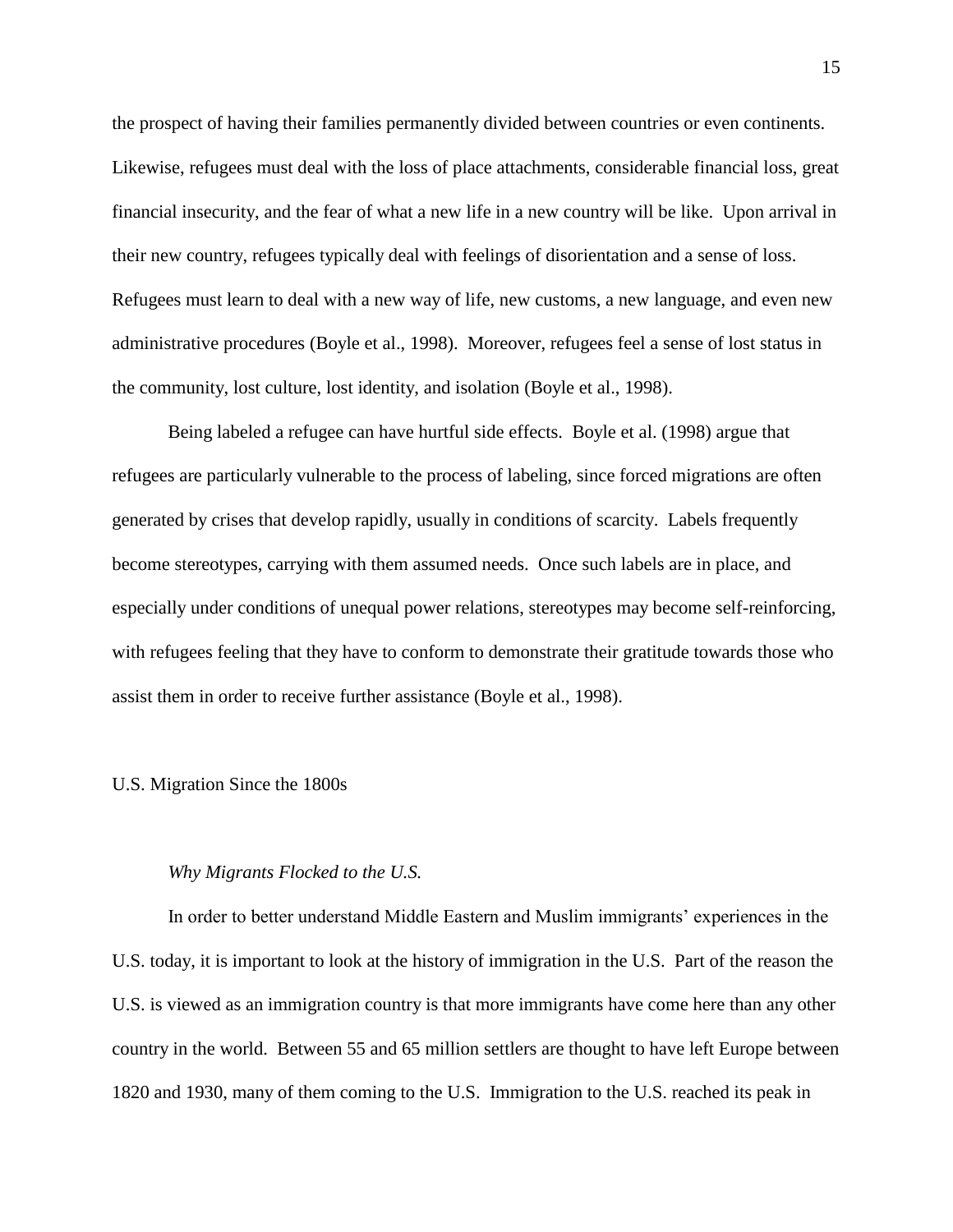the prospect of having their families permanently divided between countries or even continents. Likewise, refugees must deal with the loss of place attachments, considerable financial loss, great financial insecurity, and the fear of what a new life in a new country will be like. Upon arrival in their new country, refugees typically deal with feelings of disorientation and a sense of loss. Refugees must learn to deal with a new way of life, new customs, a new language, and even new administrative procedures (Boyle et al., 1998). Moreover, refugees feel a sense of lost status in the community, lost culture, lost identity, and isolation (Boyle et al., 1998).

Being labeled a refugee can have hurtful side effects. Boyle et al. (1998) argue that refugees are particularly vulnerable to the process of labeling, since forced migrations are often generated by crises that develop rapidly, usually in conditions of scarcity. Labels frequently become stereotypes, carrying with them assumed needs. Once such labels are in place, and especially under conditions of unequal power relations, stereotypes may become self-reinforcing, with refugees feeling that they have to conform to demonstrate their gratitude towards those who assist them in order to receive further assistance (Boyle et al., 1998).

## U.S. Migration Since the 1800s

### *Why Migrants Flocked to the U.S.*

In order to better understand Middle Eastern and Muslim immigrants' experiences in the U.S. today, it is important to look at the history of immigration in the U.S. Part of the reason the U.S. is viewed as an immigration country is that more immigrants have come here than any other country in the world. Between 55 and 65 million settlers are thought to have left Europe between 1820 and 1930, many of them coming to the U.S. Immigration to the U.S. reached its peak in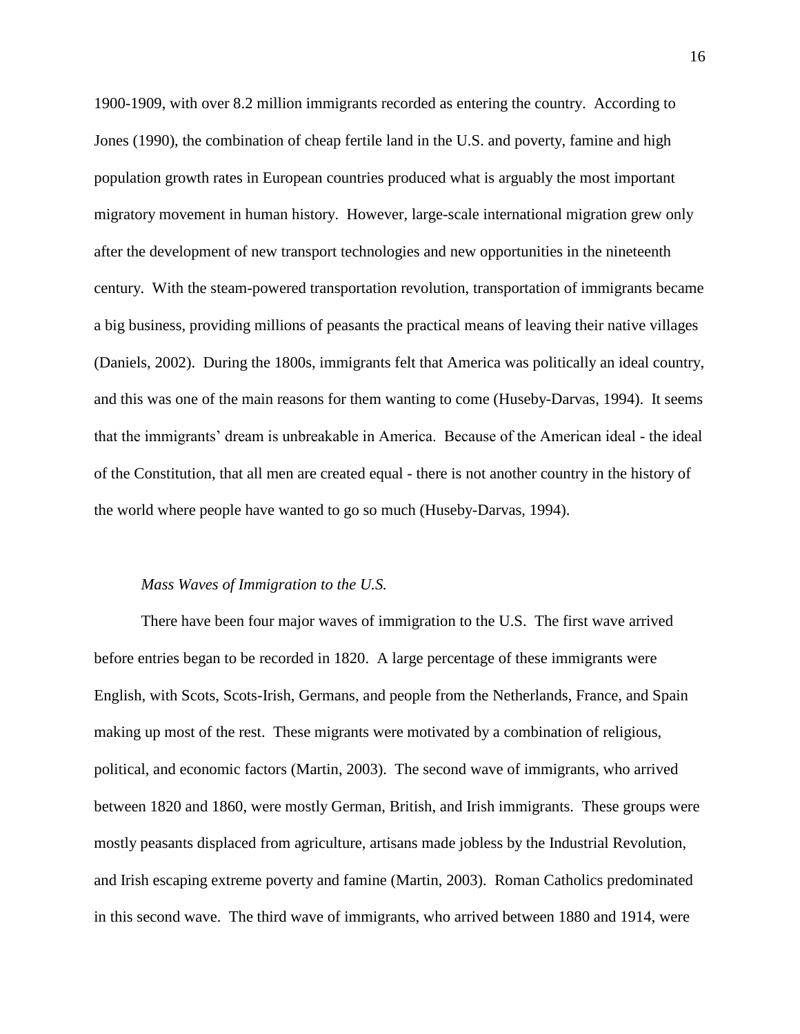1900-1909, with over 8.2 million immigrants recorded as entering the country. According to Jones (1990), the combination of cheap fertile land in the U.S. and poverty, famine and high population growth rates in European countries produced what is arguably the most important migratory movement in human history. However, large-scale international migration grew only after the development of new transport technologies and new opportunities in the nineteenth century. With the steam-powered transportation revolution, transportation of immigrants became a big business, providing millions of peasants the practical means of leaving their native villages (Daniels, 2002). During the 1800s, immigrants felt that America was politically an ideal country, and this was one of the main reasons for them wanting to come (Huseby-Darvas, 1994). It seems that the immigrants' dream is unbreakable in America. Because of the American ideal - the ideal of the Constitution, that all men are created equal - there is not another country in the history of the world where people have wanted to go so much (Huseby-Darvas, 1994).

*Mass Waves of Immigration to the U.S.*

There have been four major waves of immigration to the U.S. The first wave arrived before entries began to be recorded in 1820. A large percentage of these immigrants were English, with Scots, Scots-Irish, Germans, and people from the Netherlands, France, and Spain making up most of the rest. These migrants were motivated by a combination of religious, political, and economic factors (Martin, 2003). The second wave of immigrants, who arrived between 1820 and 1860, were mostly German, British, and Irish immigrants. These groups were mostly peasants displaced from agriculture, artisans made jobless by the Industrial Revolution, and Irish escaping extreme poverty and famine (Martin, 2003). Roman Catholics predominated in this second wave. The third wave of immigrants, who arrived between 1880 and 1914, were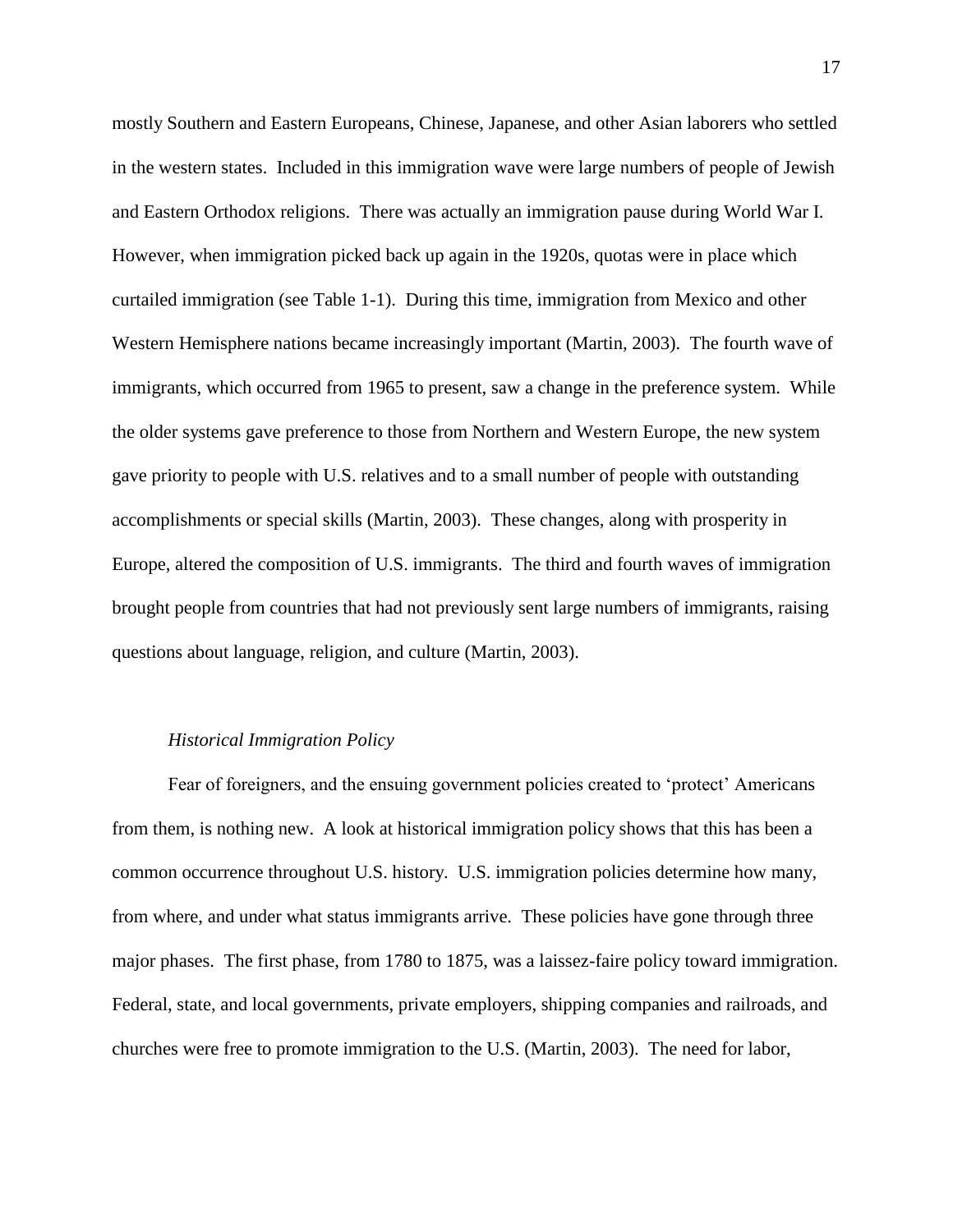mostly Southern and Eastern Europeans, Chinese, Japanese, and other Asian laborers who settled in the western states. Included in this immigration wave were large numbers of people of Jewish and Eastern Orthodox religions. There was actually an immigration pause during World War I. However, when immigration picked back up again in the 1920s, quotas were in place which curtailed immigration (see Table 1-1). During this time, immigration from Mexico and other Western Hemisphere nations became increasingly important (Martin, 2003). The fourth wave of immigrants, which occurred from 1965 to present, saw a change in the preference system. While the older systems gave preference to those from Northern and Western Europe, the new system gave priority to people with U.S. relatives and to a small number of people with outstanding accomplishments or special skills (Martin, 2003). These changes, along with prosperity in Europe, altered the composition of U.S. immigrants. The third and fourth waves of immigration brought people from countries that had not previously sent large numbers of immigrants, raising questions about language, religion, and culture (Martin, 2003).

### *Historical Immigration Policy*

Fear of foreigners, and the ensuing government policies created to 'protect' Americans from them, is nothing new. A look at historical immigration policy shows that this has been a common occurrence throughout U.S. history. U.S. immigration policies determine how many, from where, and under what status immigrants arrive. These policies have gone through three major phases. The first phase, from 1780 to 1875, was a laissez-faire policy toward immigration. Federal, state, and local governments, private employers, shipping companies and railroads, and churches were free to promote immigration to the U.S. (Martin, 2003). The need for labor,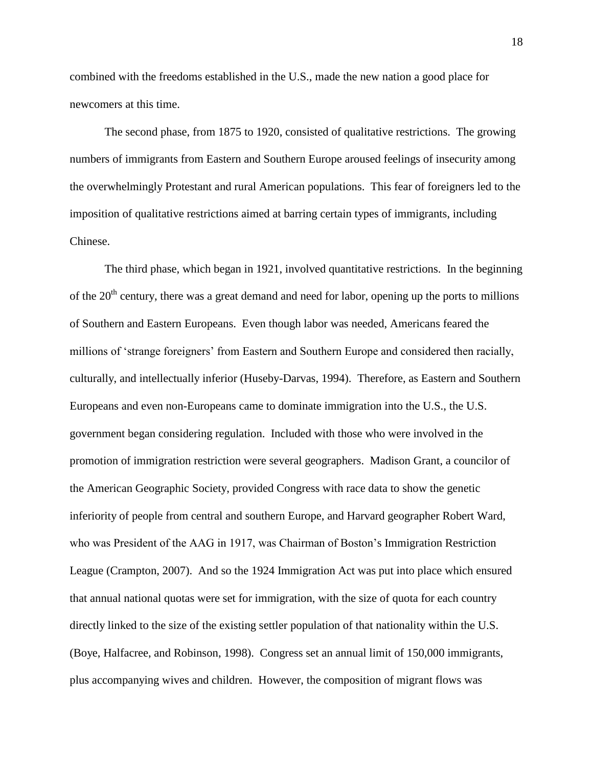combined with the freedoms established in the U.S., made the new nation a good place for newcomers at this time.

The second phase, from 1875 to 1920, consisted of qualitative restrictions. The growing numbers of immigrants from Eastern and Southern Europe aroused feelings of insecurity among the overwhelmingly Protestant and rural American populations. This fear of foreigners led to the imposition of qualitative restrictions aimed at barring certain types of immigrants, including Chinese.

The third phase, which began in 1921, involved quantitative restrictions. In the beginning of the 20th century, there was a great demand and need for labor, opening up the ports to millions of Southern and Eastern Europeans. Even though labor was needed, Americans feared the millions of 'strange foreigners' from Eastern and Southern Europe and considered then racially, culturally, and intellectually inferior (Huseby-Darvas, 1994). Therefore, as Eastern and Southern Europeans and even non-Europeans came to dominate immigration into the U.S., the U.S. government began considering regulation. Included with those who were involved in the promotion of immigration restriction were several geographers. Madison Grant, a councilor of the American Geographic Society, provided Congress with race data to show the genetic inferiority of people from central and southern Europe, and Harvard geographer Robert Ward, who was President of the AAG in 1917, was Chairman of Boston's Immigration Restriction League (Crampton, 2007). And so the 1924 Immigration Act was put into place which ensured that annual national quotas were set for immigration, with the size of quota for each country directly linked to the size of the existing settler population of that nationality within the U.S. (Boye, Halfacree, and Robinson, 1998). Congress set an annual limit of 150,000 immigrants, plus accompanying wives and children. However, the composition of migrant flows was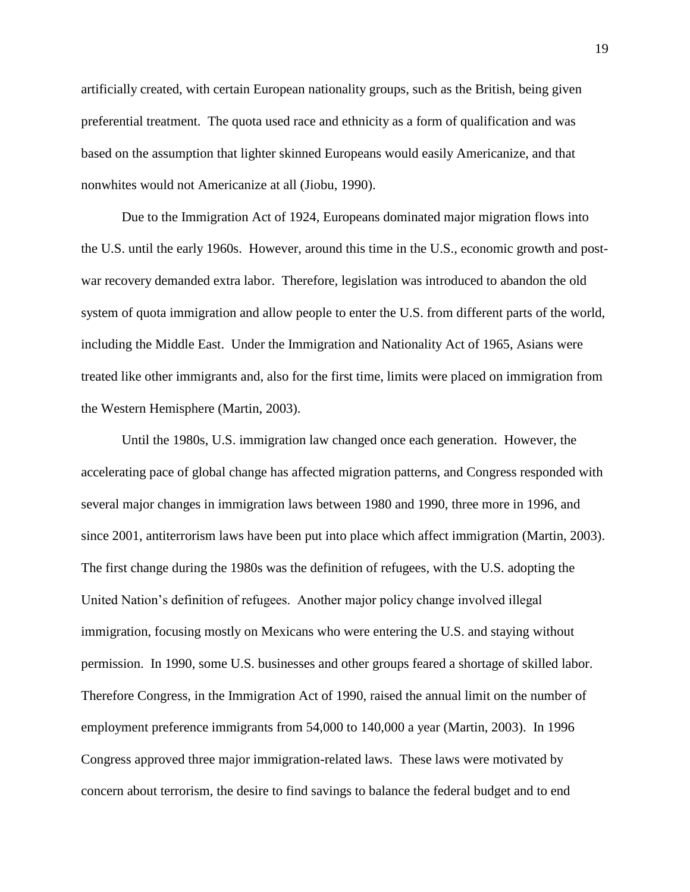artificially created, with certain European nationality groups, such as the British, being given preferential treatment. The quota used race and ethnicity as a form of qualification and was based on the assumption that lighter skinned Europeans would easily Americanize, and that nonwhites would not Americanize at all (Jiobu, 1990).

Due to the Immigration Act of 1924, Europeans dominated major migration flows into the U.S. until the early 1960s. However, around this time in the U.S., economic growth and post-war recovery demanded extra labor. Therefore, legislation was introduced to abandon the old system of quota immigration and allow people to enter the U.S. from different parts of the world, including the Middle East. Under the Immigration and Nationality Act of 1965, Asians were treated like other immigrants and, also for the first time, limits were placed on immigration from the Western Hemisphere (Martin, 2003).

Until the 1980s, U.S. immigration law changed once each generation. However, the accelerating pace of global change has affected migration patterns, and Congress responded with several major changes in immigration laws between 1980 and 1990, three more in 1996, and since 2001, antiterrorism laws have been put into place which affect immigration (Martin, 2003). The first change during the 1980s was the definition of refugees, with the U.S. adopting the United Nation's definition of refugees. Another major policy change involved illegal immigration, focusing mostly on Mexicans who were entering the U.S. and staying without permission. In 1990, some U.S. businesses and other groups feared a shortage of skilled labor. Therefore Congress, in the Immigration Act of 1990, raised the annual limit on the number of employment preference immigrants from 54,000 to 140,000 a year (Martin, 2003). In 1996 Congress approved three major immigration-related laws. These laws were motivated by concern about terrorism, the desire to find savings to balance the federal budget and to end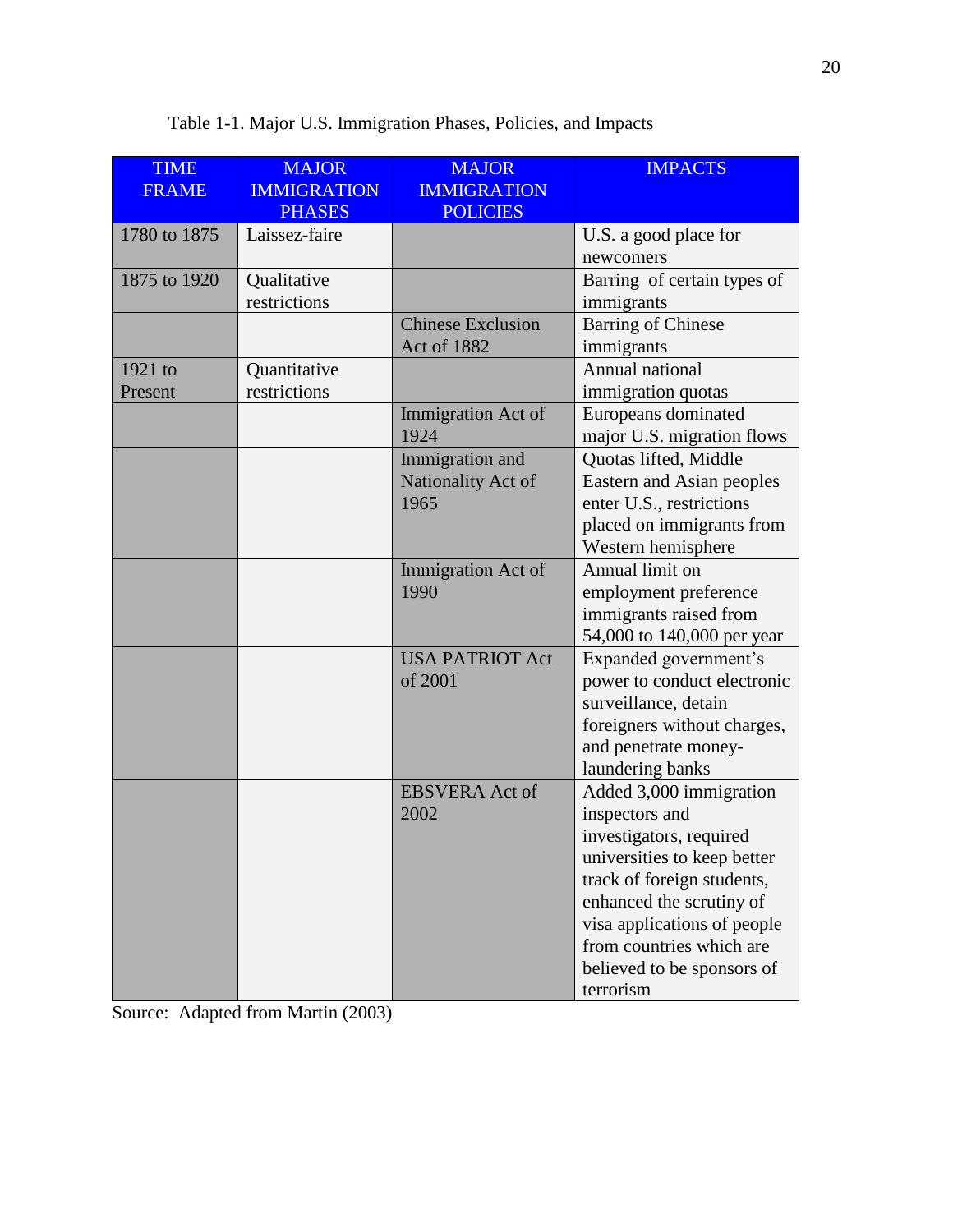Table 1-1. Major U.S. Immigration Phases, Policies, and Impacts

| TIME FRAME | MAJOR IMMIGRATION PHASES | MAJOR IMMIGRATION POLICIES | IMPACTS |
|---|---|---|---|
| 1780 to 1875 | Laissez-faire | | U.S. a good place for newcomers |
| 1875 to 1920 | Qualitative restrictions | | Barring of certain types of immigrants |
| | | Chinese Exclusion Act of 1882 | Barring of Chinese immigrants |
| 1921 to Present | Quantitative restrictions | | Annual national immigration quotas |
| | | Immigration Act of 1924 | Europeans dominated major U.S. migration flows |
| | | Immigration and Nationality Act of 1965 | Quotas lifted, Middle Eastern and Asian peoples enter U.S., restrictions placed on immigrants from Western hemisphere |
| | | Immigration Act of 1990 | Annual limit on employment preference immigrants raised from 54,000 to 140,000 per year |
| | | USA PATRIOT Act of 2001 | Expanded government's power to conduct electronic surveillance, detain foreigners without charges, and penetrate money-laundering banks |
| | | EBSVERA Act of 2002 | Added 3,000 immigration inspectors and investigators, required universities to keep better track of foreign students, enhanced the scrutiny of visa applications of people from countries which are believed to be sponsors of terrorism |

Source: Adapted from Martin (2003)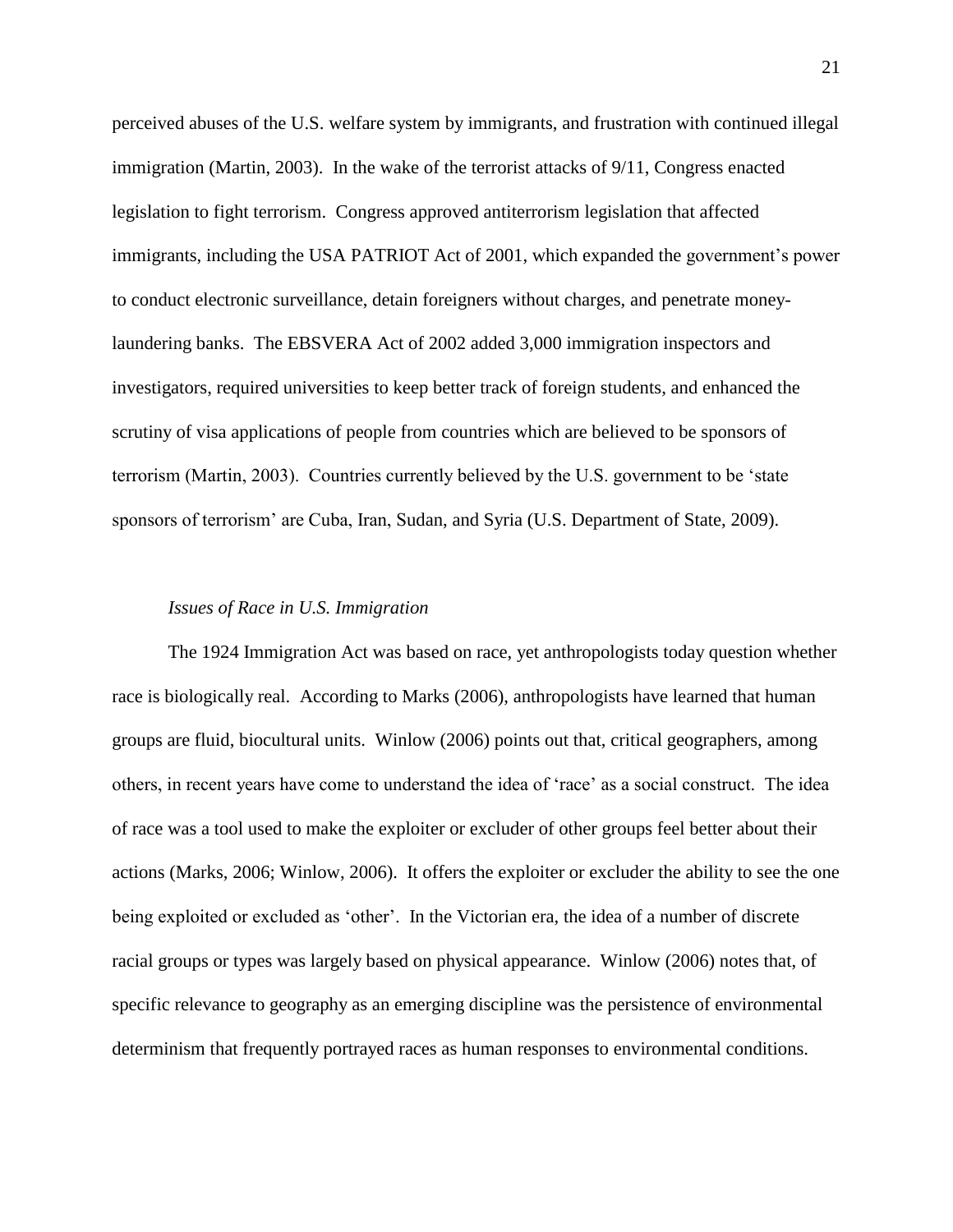perceived abuses of the U.S. welfare system by immigrants, and frustration with continued illegal immigration (Martin, 2003). In the wake of the terrorist attacks of 9/11, Congress enacted legislation to fight terrorism. Congress approved antiterrorism legislation that affected immigrants, including the USA PATRIOT Act of 2001, which expanded the government's power to conduct electronic surveillance, detain foreigners without charges, and penetrate money-laundering banks. The EBSVERA Act of 2002 added 3,000 immigration inspectors and investigators, required universities to keep better track of foreign students, and enhanced the scrutiny of visa applications of people from countries which are believed to be sponsors of terrorism (Martin, 2003). Countries currently believed by the U.S. government to be 'state sponsors of terrorism' are Cuba, Iran, Sudan, and Syria (U.S. Department of State, 2009).

### *Issues of Race in U.S. Immigration*

The 1924 Immigration Act was based on race, yet anthropologists today question whether race is biologically real. According to Marks (2006), anthropologists have learned that human groups are fluid, biocultural units. Winlow (2006) points out that, critical geographers, among others, in recent years have come to understand the idea of 'race' as a social construct. The idea of race was a tool used to make the exploiter or excluder of other groups feel better about their actions (Marks, 2006; Winlow, 2006). It offers the exploiter or excluder the ability to see the one being exploited or excluded as 'other'. In the Victorian era, the idea of a number of discrete racial groups or types was largely based on physical appearance. Winlow (2006) notes that, of specific relevance to geography as an emerging discipline was the persistence of environmental determinism that frequently portrayed races as human responses to environmental conditions.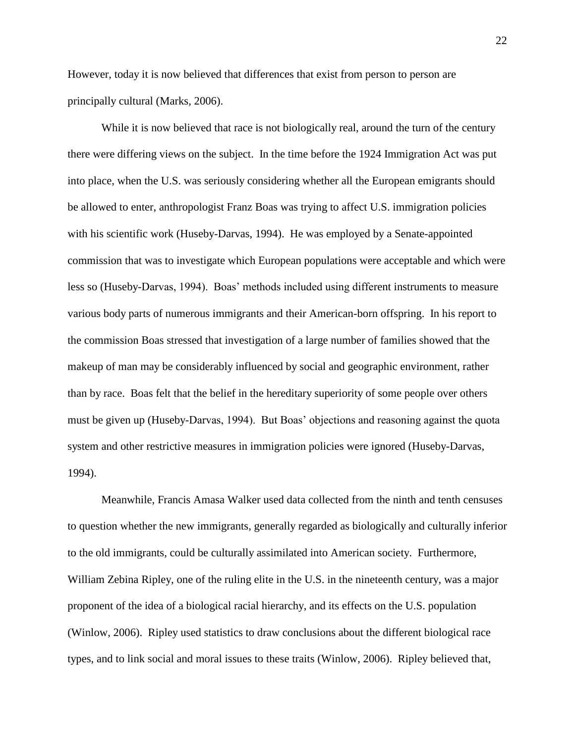However, today it is now believed that differences that exist from person to person are principally cultural (Marks, 2006).

While it is now believed that race is not biologically real, around the turn of the century there were differing views on the subject. In the time before the 1924 Immigration Act was put into place, when the U.S. was seriously considering whether all the European emigrants should be allowed to enter, anthropologist Franz Boas was trying to affect U.S. immigration policies with his scientific work (Huseby-Darvas, 1994). He was employed by a Senate-appointed commission that was to investigate which European populations were acceptable and which were less so (Huseby-Darvas, 1994). Boas' methods included using different instruments to measure various body parts of numerous immigrants and their American-born offspring. In his report to the commission Boas stressed that investigation of a large number of families showed that the makeup of man may be considerably influenced by social and geographic environment, rather than by race. Boas felt that the belief in the hereditary superiority of some people over others must be given up (Huseby-Darvas, 1994). But Boas' objections and reasoning against the quota system and other restrictive measures in immigration policies were ignored (Huseby-Darvas, 1994).

Meanwhile, Francis Amasa Walker used data collected from the ninth and tenth censuses to question whether the new immigrants, generally regarded as biologically and culturally inferior to the old immigrants, could be culturally assimilated into American society. Furthermore, William Zebina Ripley, one of the ruling elite in the U.S. in the nineteenth century, was a major proponent of the idea of a biological racial hierarchy, and its effects on the U.S. population (Winlow, 2006). Ripley used statistics to draw conclusions about the different biological race types, and to link social and moral issues to these traits (Winlow, 2006). Ripley believed that,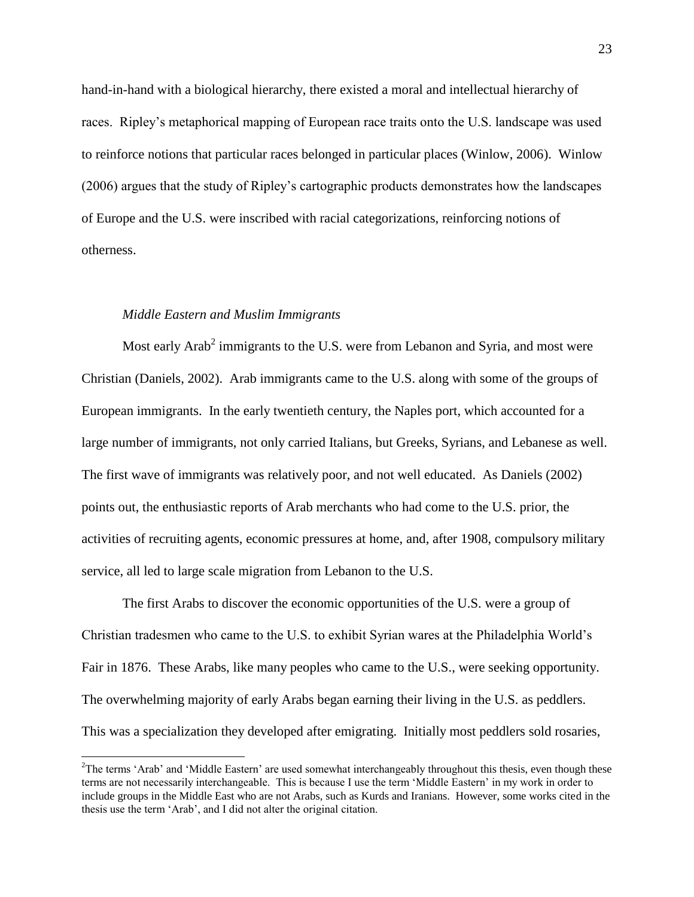hand-in-hand with a biological hierarchy, there existed a moral and intellectual hierarchy of races. Ripley's metaphorical mapping of European race traits onto the U.S. landscape was used to reinforce notions that particular races belonged in particular places (Winlow, 2006). Winlow (2006) argues that the study of Ripley's cartographic products demonstrates how the landscapes of Europe and the U.S. were inscribed with racial categorizations, reinforcing notions of otherness.

### *Middle Eastern and Muslim Immigrants*

Most early Arab[2] immigrants to the U.S. were from Lebanon and Syria, and most were Christian (Daniels, 2002). Arab immigrants came to the U.S. along with some of the groups of European immigrants. In the early twentieth century, the Naples port, which accounted for a large number of immigrants, not only carried Italians, but Greeks, Syrians, and Lebanese as well. The first wave of immigrants was relatively poor, and not well educated. As Daniels (2002) points out, the enthusiastic reports of Arab merchants who had come to the U.S. prior, the activities of recruiting agents, economic pressures at home, and, after 1908, compulsory military service, all led to large scale migration from Lebanon to the U.S.

The first Arabs to discover the economic opportunities of the U.S. were a group of Christian tradesmen who came to the U.S. to exhibit Syrian wares at the Philadelphia World's Fair in 1876. These Arabs, like many peoples who came to the U.S., were seeking opportunity. The overwhelming majority of early Arabs began earning their living in the U.S. as peddlers. This was a specialization they developed after emigrating. Initially most peddlers sold rosaries,

---

[2]The terms 'Arab' and 'Middle Eastern' are used somewhat interchangeably throughout this thesis, even though these terms are not necessarily interchangeable. This is because I use the term 'Middle Eastern' in my work in order to include groups in the Middle East who are not Arabs, such as Kurds and Iranians. However, some works cited in the thesis use the term 'Arab', and I did not alter the original citation.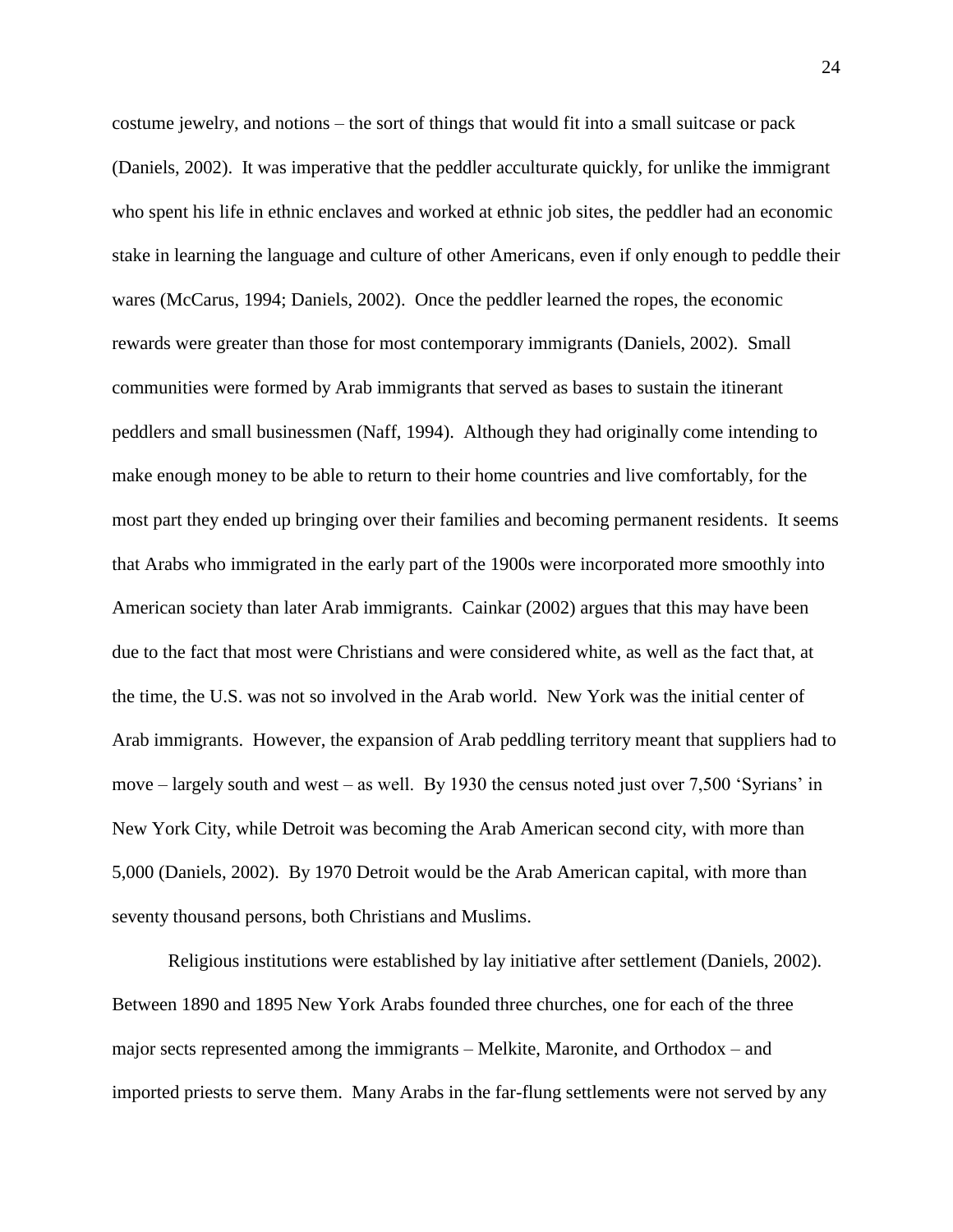costume jewelry, and notions – the sort of things that would fit into a small suitcase or pack (Daniels, 2002). It was imperative that the peddler acculturate quickly, for unlike the immigrant who spent his life in ethnic enclaves and worked at ethnic job sites, the peddler had an economic stake in learning the language and culture of other Americans, even if only enough to peddle their wares (McCarus, 1994; Daniels, 2002). Once the peddler learned the ropes, the economic rewards were greater than those for most contemporary immigrants (Daniels, 2002). Small communities were formed by Arab immigrants that served as bases to sustain the itinerant peddlers and small businessmen (Naff, 1994). Although they had originally come intending to make enough money to be able to return to their home countries and live comfortably, for the most part they ended up bringing over their families and becoming permanent residents. It seems that Arabs who immigrated in the early part of the 1900s were incorporated more smoothly into American society than later Arab immigrants. Cainkar (2002) argues that this may have been due to the fact that most were Christians and were considered white, as well as the fact that, at the time, the U.S. was not so involved in the Arab world. New York was the initial center of Arab immigrants. However, the expansion of Arab peddling territory meant that suppliers had to move – largely south and west – as well. By 1930 the census noted just over 7,500 'Syrians' in New York City, while Detroit was becoming the Arab American second city, with more than 5,000 (Daniels, 2002). By 1970 Detroit would be the Arab American capital, with more than seventy thousand persons, both Christians and Muslims.

Religious institutions were established by lay initiative after settlement (Daniels, 2002). Between 1890 and 1895 New York Arabs founded three churches, one for each of the three major sects represented among the immigrants – Melkite, Maronite, and Orthodox – and imported priests to serve them. Many Arabs in the far-flung settlements were not served by any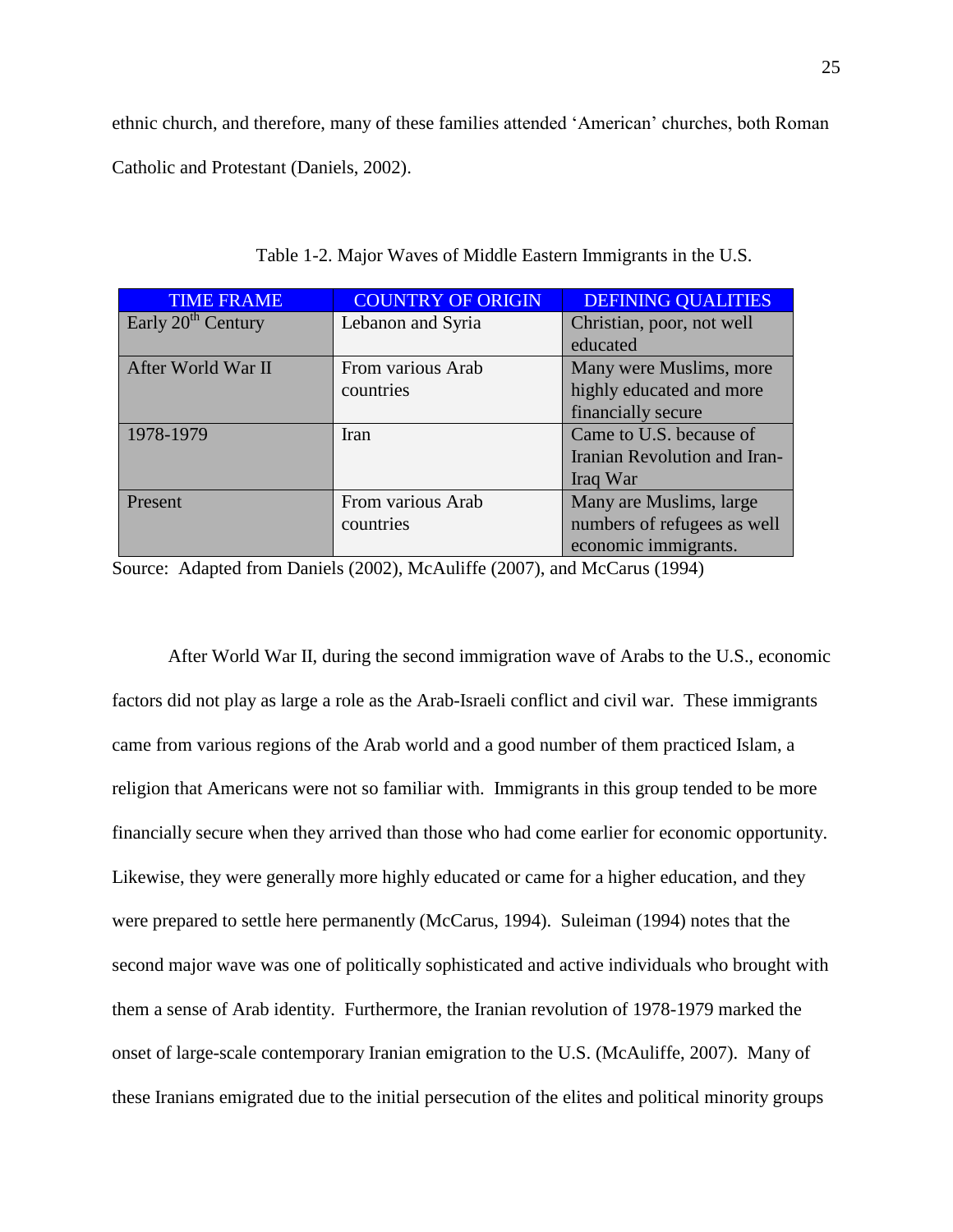ethnic church, and therefore, many of these families attended 'American' churches, both Roman Catholic and Protestant (Daniels, 2002).

Table 1-2. Major Waves of Middle Eastern Immigrants in the U.S.

| TIME FRAME | COUNTRY OF ORIGIN | DEFINING QUALITIES |
|---|---|---|
| Early 20th Century | Lebanon and Syria | Christian, poor, not well educated |
| After World War II | From various Arab countries | Many were Muslims, more highly educated and more financially secure |
| 1978-1979 | Iran | Came to U.S. because of Iranian Revolution and Iran-Iraq War |
| Present | From various Arab countries | Many are Muslims, large numbers of refugees as well economic immigrants. |

Source: Adapted from Daniels (2002), McAuliffe (2007), and McCarus (1994)

After World War II, during the second immigration wave of Arabs to the U.S., economic factors did not play as large a role as the Arab-Israeli conflict and civil war. These immigrants came from various regions of the Arab world and a good number of them practiced Islam, a religion that Americans were not so familiar with. Immigrants in this group tended to be more financially secure when they arrived than those who had come earlier for economic opportunity. Likewise, they were generally more highly educated or came for a higher education, and they were prepared to settle here permanently (McCarus, 1994). Suleiman (1994) notes that the second major wave was one of politically sophisticated and active individuals who brought with them a sense of Arab identity. Furthermore, the Iranian revolution of 1978-1979 marked the onset of large-scale contemporary Iranian emigration to the U.S. (McAuliffe, 2007). Many of these Iranians emigrated due to the initial persecution of the elites and political minority groups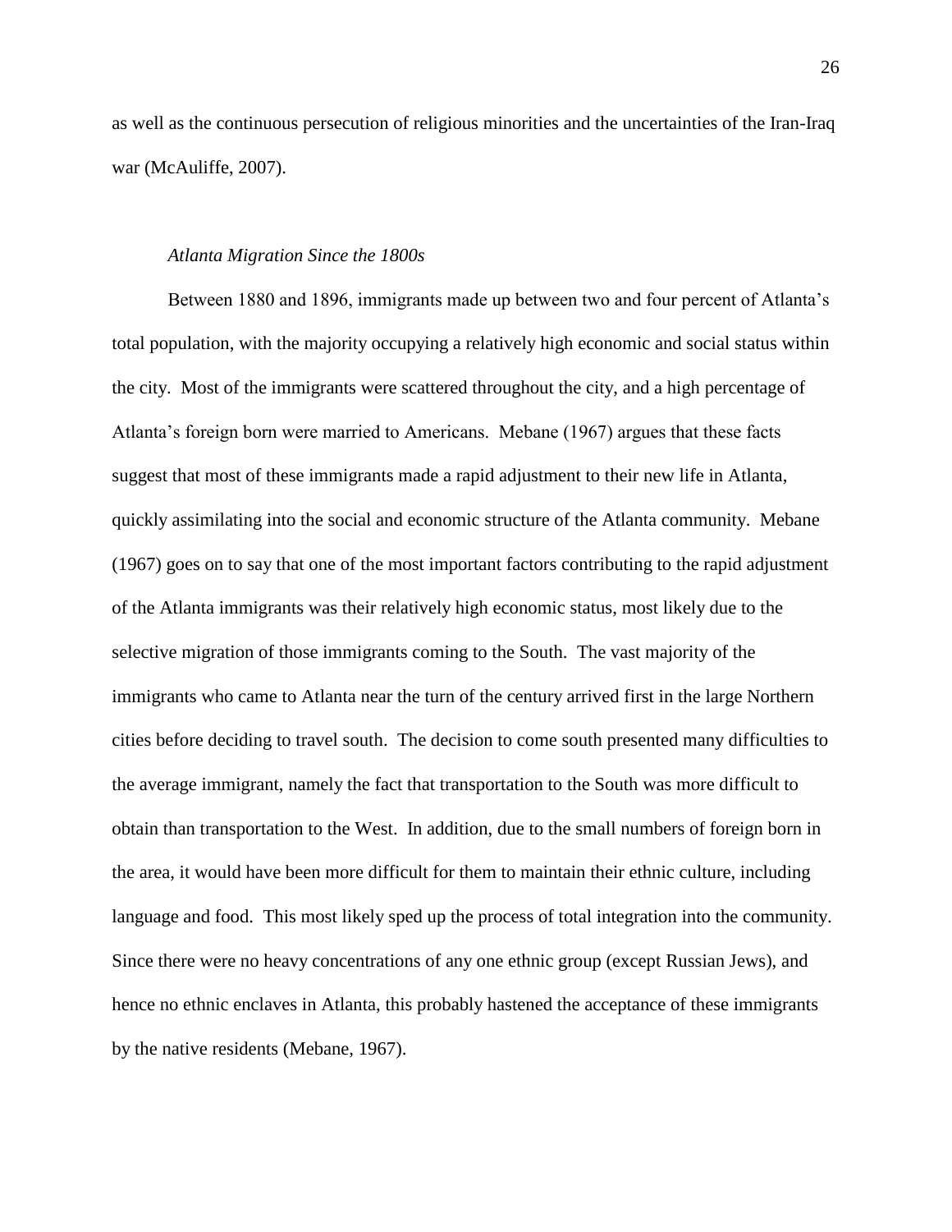as well as the continuous persecution of religious minorities and the uncertainties of the Iran-Iraq war (McAuliffe, 2007).

### *Atlanta Migration Since the 1800s*

Between 1880 and 1896, immigrants made up between two and four percent of Atlanta's total population, with the majority occupying a relatively high economic and social status within the city. Most of the immigrants were scattered throughout the city, and a high percentage of Atlanta's foreign born were married to Americans. Mebane (1967) argues that these facts suggest that most of these immigrants made a rapid adjustment to their new life in Atlanta, quickly assimilating into the social and economic structure of the Atlanta community. Mebane (1967) goes on to say that one of the most important factors contributing to the rapid adjustment of the Atlanta immigrants was their relatively high economic status, most likely due to the selective migration of those immigrants coming to the South. The vast majority of the immigrants who came to Atlanta near the turn of the century arrived first in the large Northern cities before deciding to travel south. The decision to come south presented many difficulties to the average immigrant, namely the fact that transportation to the South was more difficult to obtain than transportation to the West. In addition, due to the small numbers of foreign born in the area, it would have been more difficult for them to maintain their ethnic culture, including language and food. This most likely sped up the process of total integration into the community. Since there were no heavy concentrations of any one ethnic group (except Russian Jews), and hence no ethnic enclaves in Atlanta, this probably hastened the acceptance of these immigrants by the native residents (Mebane, 1967).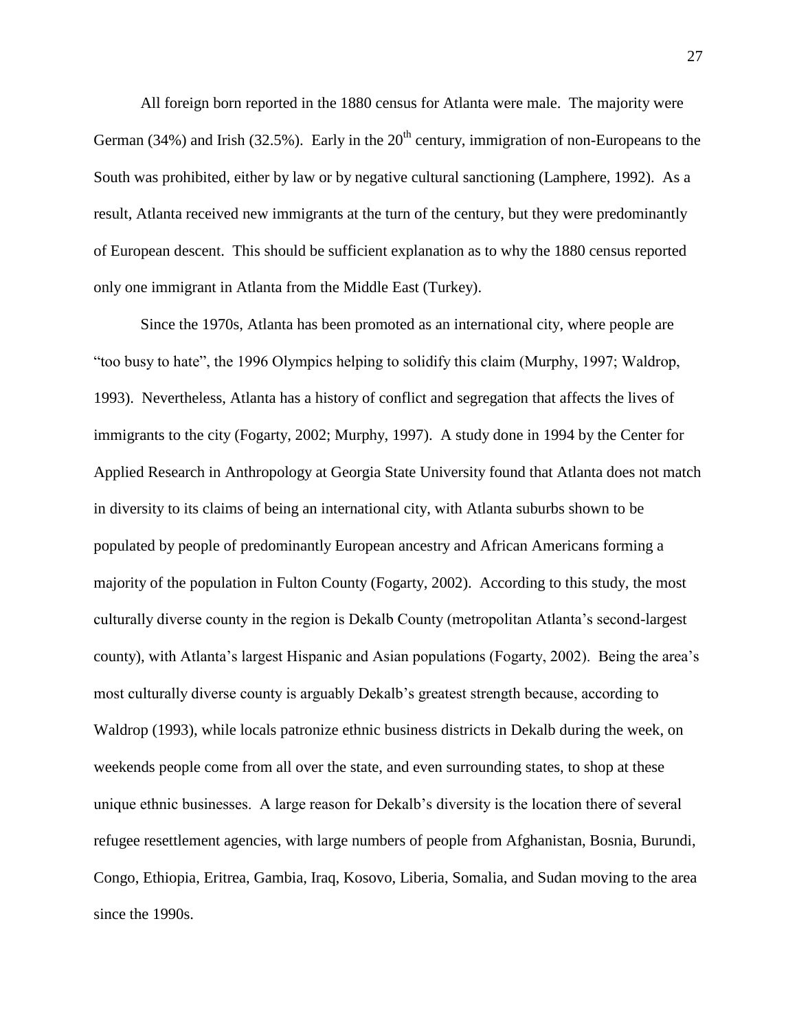All foreign born reported in the 1880 census for Atlanta were male. The majority were German (34%) and Irish (32.5%). Early in the 20th century, immigration of non-Europeans to the South was prohibited, either by law or by negative cultural sanctioning (Lamphere, 1992). As a result, Atlanta received new immigrants at the turn of the century, but they were predominantly of European descent. This should be sufficient explanation as to why the 1880 census reported only one immigrant in Atlanta from the Middle East (Turkey).

Since the 1970s, Atlanta has been promoted as an international city, where people are "too busy to hate", the 1996 Olympics helping to solidify this claim (Murphy, 1997; Waldrop, 1993). Nevertheless, Atlanta has a history of conflict and segregation that affects the lives of immigrants to the city (Fogarty, 2002; Murphy, 1997). A study done in 1994 by the Center for Applied Research in Anthropology at Georgia State University found that Atlanta does not match in diversity to its claims of being an international city, with Atlanta suburbs shown to be populated by people of predominantly European ancestry and African Americans forming a majority of the population in Fulton County (Fogarty, 2002). According to this study, the most culturally diverse county in the region is Dekalb County (metropolitan Atlanta's second-largest county), with Atlanta's largest Hispanic and Asian populations (Fogarty, 2002). Being the area's most culturally diverse county is arguably Dekalb's greatest strength because, according to Waldrop (1993), while locals patronize ethnic business districts in Dekalb during the week, on weekends people come from all over the state, and even surrounding states, to shop at these unique ethnic businesses. A large reason for Dekalb's diversity is the location there of several refugee resettlement agencies, with large numbers of people from Afghanistan, Bosnia, Burundi, Congo, Ethiopia, Eritrea, Gambia, Iraq, Kosovo, Liberia, Somalia, and Sudan moving to the area since the 1990s.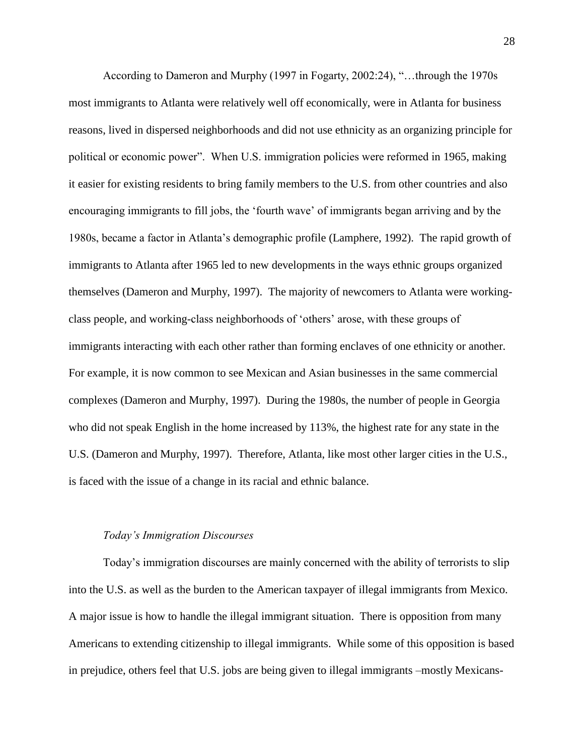According to Dameron and Murphy (1997 in Fogarty, 2002:24), "…through the 1970s most immigrants to Atlanta were relatively well off economically, were in Atlanta for business reasons, lived in dispersed neighborhoods and did not use ethnicity as an organizing principle for political or economic power". When U.S. immigration policies were reformed in 1965, making it easier for existing residents to bring family members to the U.S. from other countries and also encouraging immigrants to fill jobs, the 'fourth wave' of immigrants began arriving and by the 1980s, became a factor in Atlanta's demographic profile (Lamphere, 1992). The rapid growth of immigrants to Atlanta after 1965 led to new developments in the ways ethnic groups organized themselves (Dameron and Murphy, 1997). The majority of newcomers to Atlanta were working-class people, and working-class neighborhoods of 'others' arose, with these groups of immigrants interacting with each other rather than forming enclaves of one ethnicity or another. For example, it is now common to see Mexican and Asian businesses in the same commercial complexes (Dameron and Murphy, 1997). During the 1980s, the number of people in Georgia who did not speak English in the home increased by 113%, the highest rate for any state in the U.S. (Dameron and Murphy, 1997). Therefore, Atlanta, like most other larger cities in the U.S., is faced with the issue of a change in its racial and ethnic balance.

*Today's Immigration Discourses*

Today's immigration discourses are mainly concerned with the ability of terrorists to slip into the U.S. as well as the burden to the American taxpayer of illegal immigrants from Mexico. A major issue is how to handle the illegal immigrant situation. There is opposition from many Americans to extending citizenship to illegal immigrants. While some of this opposition is based in prejudice, others feel that U.S. jobs are being given to illegal immigrants –mostly Mexicans-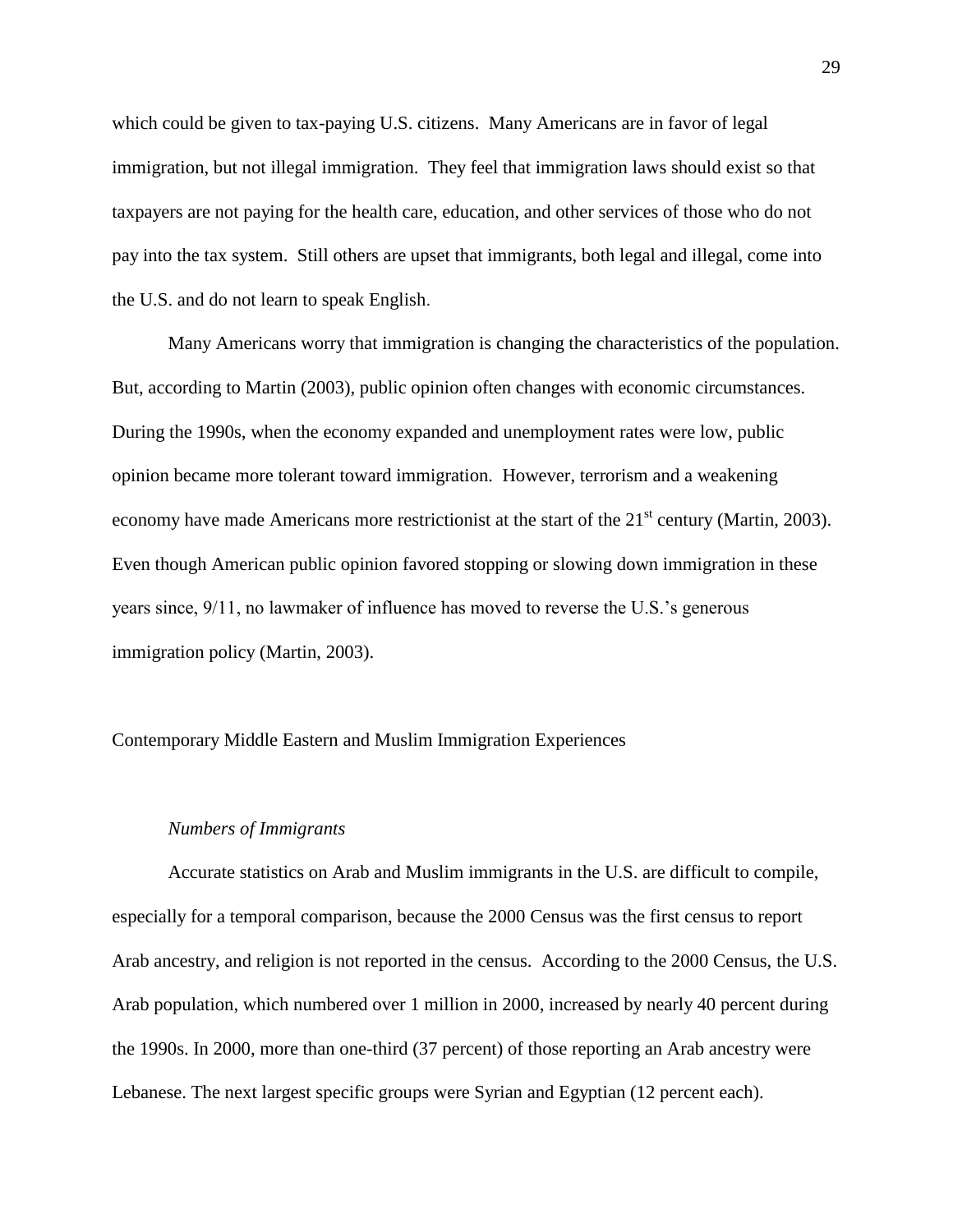which could be given to tax-paying U.S. citizens. Many Americans are in favor of legal immigration, but not illegal immigration. They feel that immigration laws should exist so that taxpayers are not paying for the health care, education, and other services of those who do not pay into the tax system. Still others are upset that immigrants, both legal and illegal, come into the U.S. and do not learn to speak English.

Many Americans worry that immigration is changing the characteristics of the population. But, according to Martin (2003), public opinion often changes with economic circumstances. During the 1990s, when the economy expanded and unemployment rates were low, public opinion became more tolerant toward immigration. However, terrorism and a weakening economy have made Americans more restrictionist at the start of the 21st century (Martin, 2003). Even though American public opinion favored stopping or slowing down immigration in these years since, 9/11, no lawmaker of influence has moved to reverse the U.S.'s generous immigration policy (Martin, 2003).

## Contemporary Middle Eastern and Muslim Immigration Experiences

### *Numbers of Immigrants*

Accurate statistics on Arab and Muslim immigrants in the U.S. are difficult to compile, especially for a temporal comparison, because the 2000 Census was the first census to report Arab ancestry, and religion is not reported in the census. According to the 2000 Census, the U.S. Arab population, which numbered over 1 million in 2000, increased by nearly 40 percent during the 1990s. In 2000, more than one-third (37 percent) of those reporting an Arab ancestry were Lebanese. The next largest specific groups were Syrian and Egyptian (12 percent each).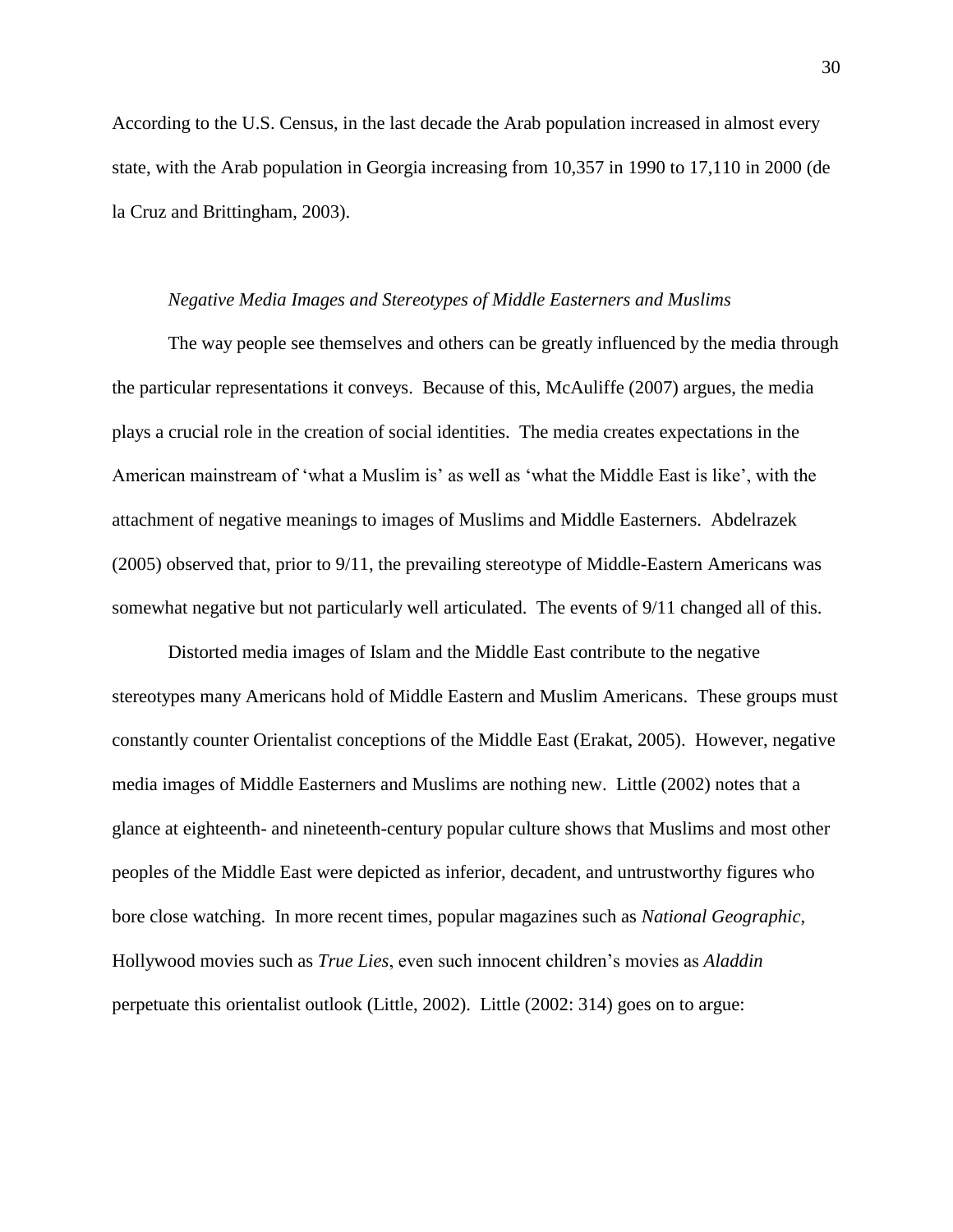According to the U.S. Census, in the last decade the Arab population increased in almost every state, with the Arab population in Georgia increasing from 10,357 in 1990 to 17,110 in 2000 (de la Cruz and Brittingham, 2003).

*Negative Media Images and Stereotypes of Middle Easterners and Muslims*

The way people see themselves and others can be greatly influenced by the media through the particular representations it conveys. Because of this, McAuliffe (2007) argues, the media plays a crucial role in the creation of social identities. The media creates expectations in the American mainstream of 'what a Muslim is' as well as 'what the Middle East is like', with the attachment of negative meanings to images of Muslims and Middle Easterners. Abdelrazek (2005) observed that, prior to 9/11, the prevailing stereotype of Middle-Eastern Americans was somewhat negative but not particularly well articulated. The events of 9/11 changed all of this.

Distorted media images of Islam and the Middle East contribute to the negative stereotypes many Americans hold of Middle Eastern and Muslim Americans. These groups must constantly counter Orientalist conceptions of the Middle East (Erakat, 2005). However, negative media images of Middle Easterners and Muslims are nothing new. Little (2002) notes that a glance at eighteenth- and nineteenth-century popular culture shows that Muslims and most other peoples of the Middle East were depicted as inferior, decadent, and untrustworthy figures who bore close watching. In more recent times, popular magazines such as *National Geographic*, Hollywood movies such as *True Lies*, even such innocent children's movies as *Aladdin* perpetuate this orientalist outlook (Little, 2002). Little (2002: 314) goes on to argue: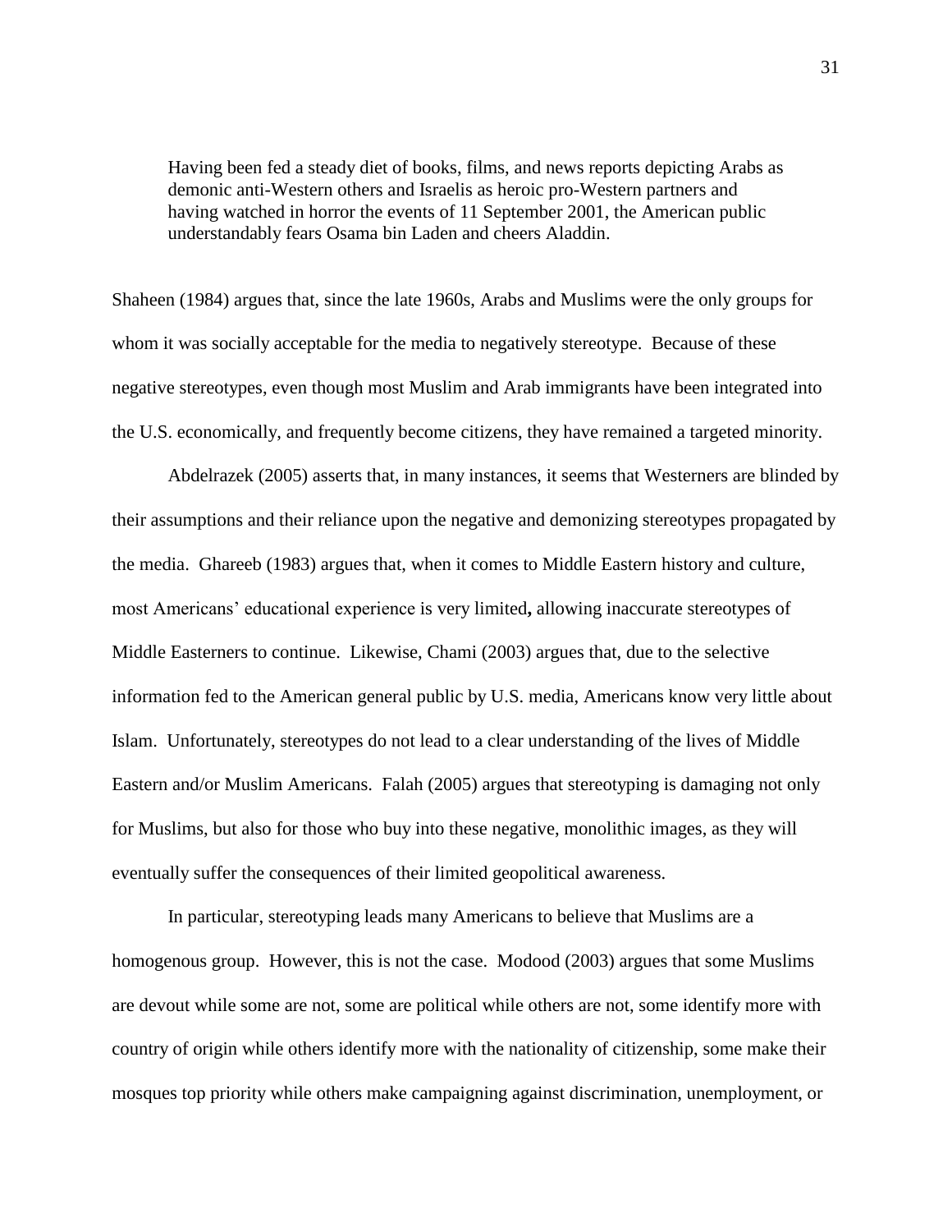> Having been fed a steady diet of books, films, and news reports depicting Arabs as demonic anti-Western others and Israelis as heroic pro-Western partners and having watched in horror the events of 11 September 2001, the American public understandably fears Osama bin Laden and cheers Aladdin.

Shaheen (1984) argues that, since the late 1960s, Arabs and Muslims were the only groups for whom it was socially acceptable for the media to negatively stereotype. Because of these negative stereotypes, even though most Muslim and Arab immigrants have been integrated into the U.S. economically, and frequently become citizens, they have remained a targeted minority.

Abdelrazek (2005) asserts that, in many instances, it seems that Westerners are blinded by their assumptions and their reliance upon the negative and demonizing stereotypes propagated by the media. Ghareeb (1983) argues that, when it comes to Middle Eastern history and culture, most Americans' educational experience is very limited**,** allowing inaccurate stereotypes of Middle Easterners to continue. Likewise, Chami (2003) argues that, due to the selective information fed to the American general public by U.S. media, Americans know very little about Islam. Unfortunately, stereotypes do not lead to a clear understanding of the lives of Middle Eastern and/or Muslim Americans. Falah (2005) argues that stereotyping is damaging not only for Muslims, but also for those who buy into these negative, monolithic images, as they will eventually suffer the consequences of their limited geopolitical awareness.

In particular, stereotyping leads many Americans to believe that Muslims are a homogenous group. However, this is not the case. Modood (2003) argues that some Muslims are devout while some are not, some are political while others are not, some identify more with country of origin while others identify more with the nationality of citizenship, some make their mosques top priority while others make campaigning against discrimination, unemployment, or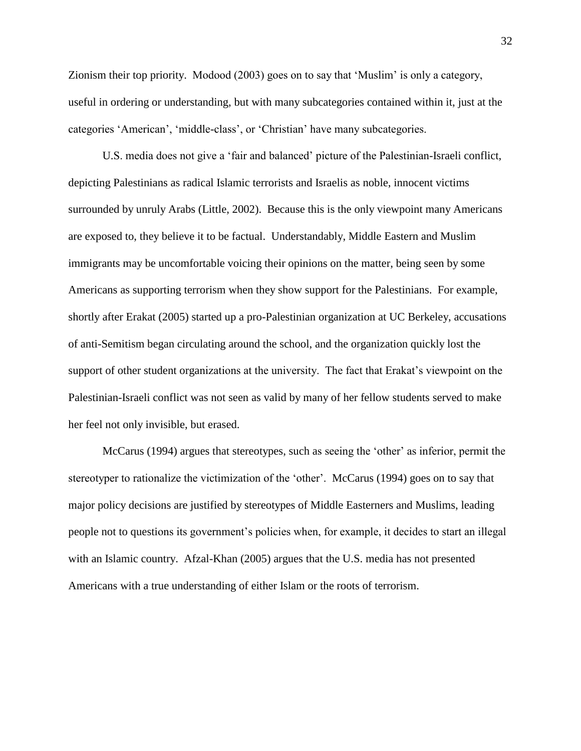Zionism their top priority. Modood (2003) goes on to say that 'Muslim' is only a category, useful in ordering or understanding, but with many subcategories contained within it, just at the categories 'American', 'middle-class', or 'Christian' have many subcategories.

U.S. media does not give a 'fair and balanced' picture of the Palestinian-Israeli conflict, depicting Palestinians as radical Islamic terrorists and Israelis as noble, innocent victims surrounded by unruly Arabs (Little, 2002). Because this is the only viewpoint many Americans are exposed to, they believe it to be factual. Understandably, Middle Eastern and Muslim immigrants may be uncomfortable voicing their opinions on the matter, being seen by some Americans as supporting terrorism when they show support for the Palestinians. For example, shortly after Erakat (2005) started up a pro-Palestinian organization at UC Berkeley, accusations of anti-Semitism began circulating around the school, and the organization quickly lost the support of other student organizations at the university. The fact that Erakat's viewpoint on the Palestinian-Israeli conflict was not seen as valid by many of her fellow students served to make her feel not only invisible, but erased.

McCarus (1994) argues that stereotypes, such as seeing the 'other' as inferior, permit the stereotyper to rationalize the victimization of the 'other'. McCarus (1994) goes on to say that major policy decisions are justified by stereotypes of Middle Easterners and Muslims, leading people not to questions its government's policies when, for example, it decides to start an illegal with an Islamic country. Afzal-Khan (2005) argues that the U.S. media has not presented Americans with a true understanding of either Islam or the roots of terrorism.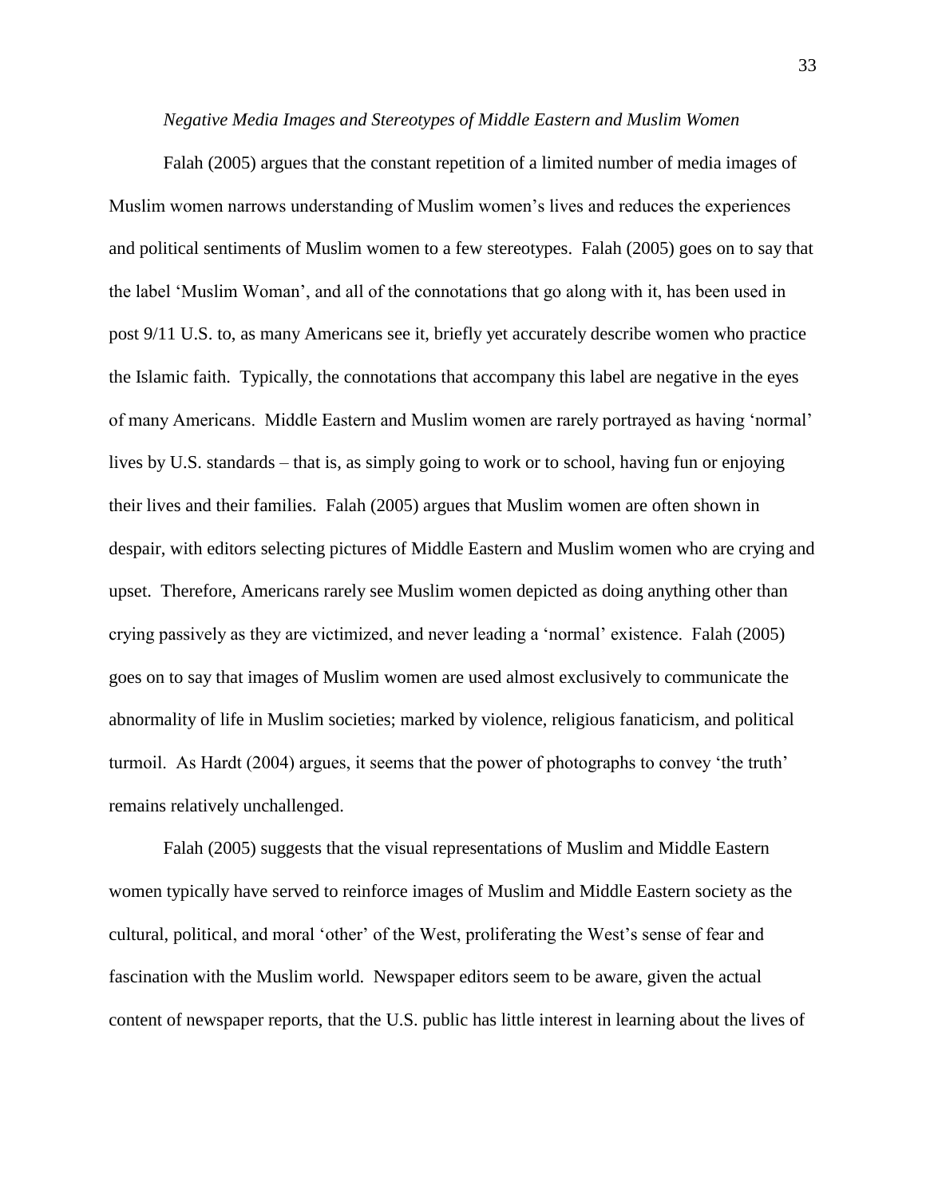*Negative Media Images and Stereotypes of Middle Eastern and Muslim Women*

Falah (2005) argues that the constant repetition of a limited number of media images of Muslim women narrows understanding of Muslim women's lives and reduces the experiences and political sentiments of Muslim women to a few stereotypes. Falah (2005) goes on to say that the label 'Muslim Woman', and all of the connotations that go along with it, has been used in post 9/11 U.S. to, as many Americans see it, briefly yet accurately describe women who practice the Islamic faith. Typically, the connotations that accompany this label are negative in the eyes of many Americans. Middle Eastern and Muslim women are rarely portrayed as having 'normal' lives by U.S. standards – that is, as simply going to work or to school, having fun or enjoying their lives and their families. Falah (2005) argues that Muslim women are often shown in despair, with editors selecting pictures of Middle Eastern and Muslim women who are crying and upset. Therefore, Americans rarely see Muslim women depicted as doing anything other than crying passively as they are victimized, and never leading a 'normal' existence. Falah (2005) goes on to say that images of Muslim women are used almost exclusively to communicate the abnormality of life in Muslim societies; marked by violence, religious fanaticism, and political turmoil. As Hardt (2004) argues, it seems that the power of photographs to convey 'the truth' remains relatively unchallenged.

Falah (2005) suggests that the visual representations of Muslim and Middle Eastern women typically have served to reinforce images of Muslim and Middle Eastern society as the cultural, political, and moral 'other' of the West, proliferating the West's sense of fear and fascination with the Muslim world. Newspaper editors seem to be aware, given the actual content of newspaper reports, that the U.S. public has little interest in learning about the lives of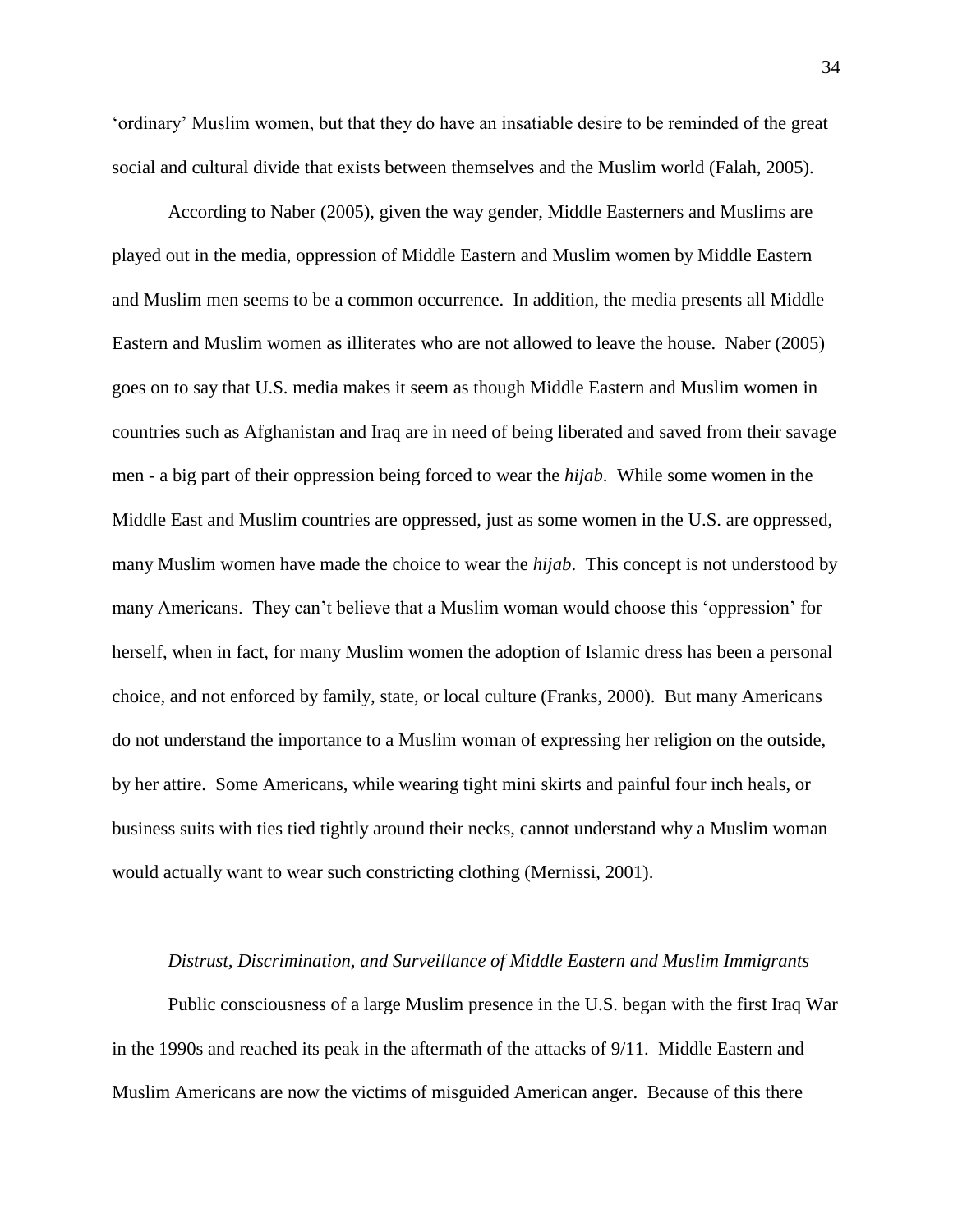'ordinary' Muslim women, but that they do have an insatiable desire to be reminded of the great social and cultural divide that exists between themselves and the Muslim world (Falah, 2005).

According to Naber (2005), given the way gender, Middle Easterners and Muslims are played out in the media, oppression of Middle Eastern and Muslim women by Middle Eastern and Muslim men seems to be a common occurrence. In addition, the media presents all Middle Eastern and Muslim women as illiterates who are not allowed to leave the house. Naber (2005) goes on to say that U.S. media makes it seem as though Middle Eastern and Muslim women in countries such as Afghanistan and Iraq are in need of being liberated and saved from their savage men - a big part of their oppression being forced to wear the *hijab*. While some women in the Middle East and Muslim countries are oppressed, just as some women in the U.S. are oppressed, many Muslim women have made the choice to wear the *hijab*. This concept is not understood by many Americans. They can't believe that a Muslim woman would choose this 'oppression' for herself, when in fact, for many Muslim women the adoption of Islamic dress has been a personal choice, and not enforced by family, state, or local culture (Franks, 2000). But many Americans do not understand the importance to a Muslim woman of expressing her religion on the outside, by her attire. Some Americans, while wearing tight mini skirts and painful four inch heals, or business suits with ties tied tightly around their necks, cannot understand why a Muslim woman would actually want to wear such constricting clothing (Mernissi, 2001).

### *Distrust, Discrimination, and Surveillance of Middle Eastern and Muslim Immigrants*

Public consciousness of a large Muslim presence in the U.S. began with the first Iraq War in the 1990s and reached its peak in the aftermath of the attacks of 9/11. Middle Eastern and Muslim Americans are now the victims of misguided American anger. Because of this there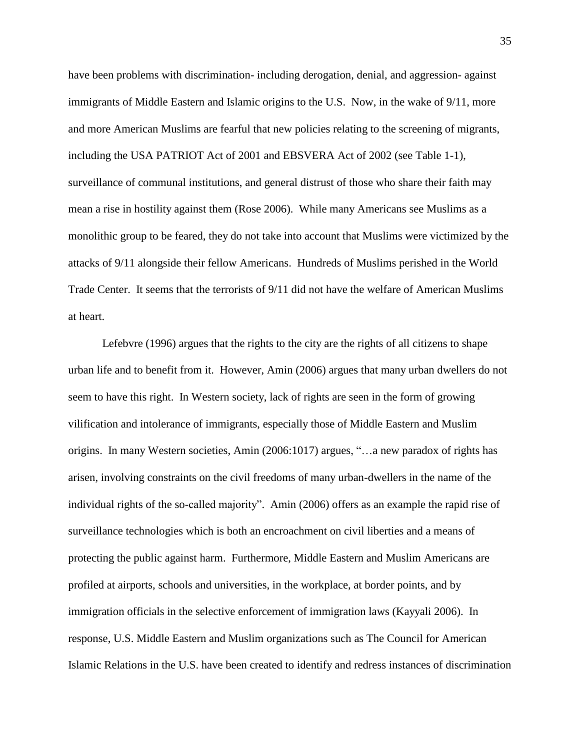have been problems with discrimination- including derogation, denial, and aggression- against immigrants of Middle Eastern and Islamic origins to the U.S. Now, in the wake of 9/11, more and more American Muslims are fearful that new policies relating to the screening of migrants, including the USA PATRIOT Act of 2001 and EBSVERA Act of 2002 (see Table 1-1), surveillance of communal institutions, and general distrust of those who share their faith may mean a rise in hostility against them (Rose 2006). While many Americans see Muslims as a monolithic group to be feared, they do not take into account that Muslims were victimized by the attacks of 9/11 alongside their fellow Americans. Hundreds of Muslims perished in the World Trade Center. It seems that the terrorists of 9/11 did not have the welfare of American Muslims at heart.

Lefebvre (1996) argues that the rights to the city are the rights of all citizens to shape urban life and to benefit from it. However, Amin (2006) argues that many urban dwellers do not seem to have this right. In Western society, lack of rights are seen in the form of growing vilification and intolerance of immigrants, especially those of Middle Eastern and Muslim origins. In many Western societies, Amin (2006:1017) argues, "…a new paradox of rights has arisen, involving constraints on the civil freedoms of many urban-dwellers in the name of the individual rights of the so-called majority". Amin (2006) offers as an example the rapid rise of surveillance technologies which is both an encroachment on civil liberties and a means of protecting the public against harm. Furthermore, Middle Eastern and Muslim Americans are profiled at airports, schools and universities, in the workplace, at border points, and by immigration officials in the selective enforcement of immigration laws (Kayyali 2006). In response, U.S. Middle Eastern and Muslim organizations such as The Council for American Islamic Relations in the U.S. have been created to identify and redress instances of discrimination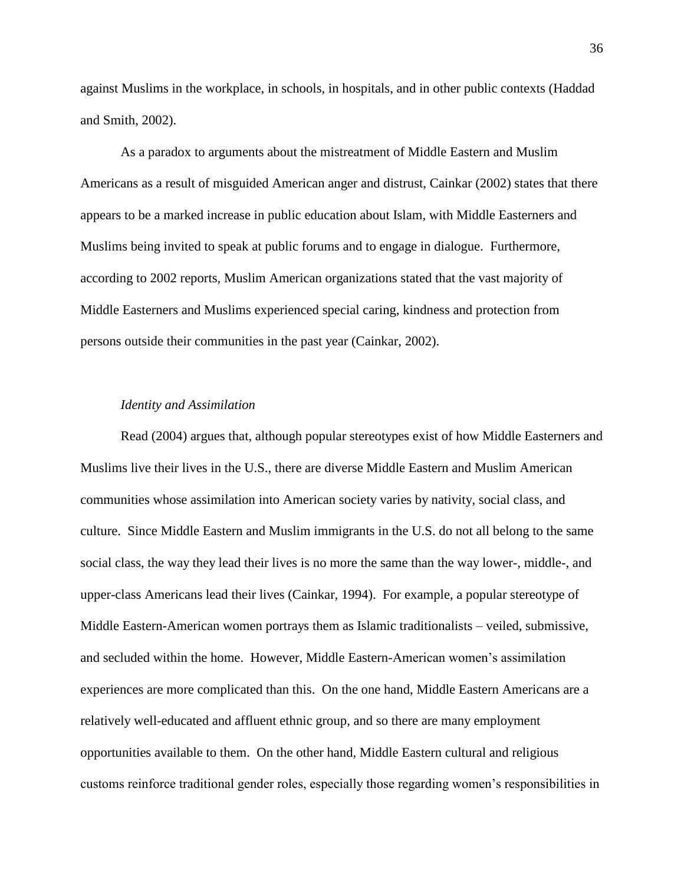against Muslims in the workplace, in schools, in hospitals, and in other public contexts (Haddad and Smith, 2002).

As a paradox to arguments about the mistreatment of Middle Eastern and Muslim Americans as a result of misguided American anger and distrust, Cainkar (2002) states that there appears to be a marked increase in public education about Islam, with Middle Easterners and Muslims being invited to speak at public forums and to engage in dialogue. Furthermore, according to 2002 reports, Muslim American organizations stated that the vast majority of Middle Easterners and Muslims experienced special caring, kindness and protection from persons outside their communities in the past year (Cainkar, 2002).

*Identity and Assimilation*

Read (2004) argues that, although popular stereotypes exist of how Middle Easterners and Muslims live their lives in the U.S., there are diverse Middle Eastern and Muslim American communities whose assimilation into American society varies by nativity, social class, and culture. Since Middle Eastern and Muslim immigrants in the U.S. do not all belong to the same social class, the way they lead their lives is no more the same than the way lower-, middle-, and upper-class Americans lead their lives (Cainkar, 1994). For example, a popular stereotype of Middle Eastern-American women portrays them as Islamic traditionalists – veiled, submissive, and secluded within the home. However, Middle Eastern-American women's assimilation experiences are more complicated than this. On the one hand, Middle Eastern Americans are a relatively well-educated and affluent ethnic group, and so there are many employment opportunities available to them. On the other hand, Middle Eastern cultural and religious customs reinforce traditional gender roles, especially those regarding women's responsibilities in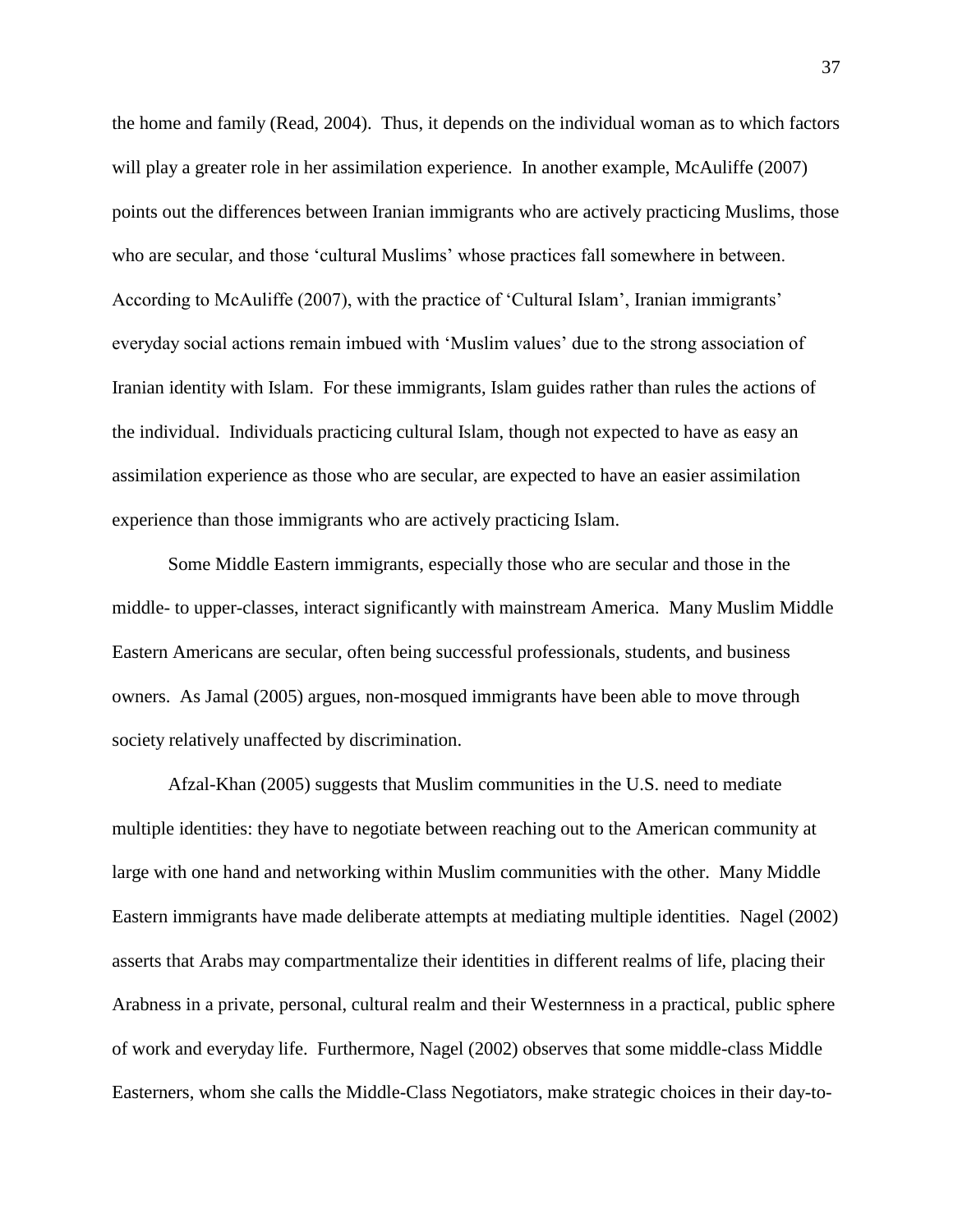the home and family (Read, 2004). Thus, it depends on the individual woman as to which factors will play a greater role in her assimilation experience. In another example, McAuliffe (2007) points out the differences between Iranian immigrants who are actively practicing Muslims, those who are secular, and those 'cultural Muslims' whose practices fall somewhere in between. According to McAuliffe (2007), with the practice of 'Cultural Islam', Iranian immigrants' everyday social actions remain imbued with 'Muslim values' due to the strong association of Iranian identity with Islam. For these immigrants, Islam guides rather than rules the actions of the individual. Individuals practicing cultural Islam, though not expected to have as easy an assimilation experience as those who are secular, are expected to have an easier assimilation experience than those immigrants who are actively practicing Islam.

Some Middle Eastern immigrants, especially those who are secular and those in the middle- to upper-classes, interact significantly with mainstream America. Many Muslim Middle Eastern Americans are secular, often being successful professionals, students, and business owners. As Jamal (2005) argues, non-mosqued immigrants have been able to move through society relatively unaffected by discrimination.

Afzal-Khan (2005) suggests that Muslim communities in the U.S. need to mediate multiple identities: they have to negotiate between reaching out to the American community at large with one hand and networking within Muslim communities with the other. Many Middle Eastern immigrants have made deliberate attempts at mediating multiple identities. Nagel (2002) asserts that Arabs may compartmentalize their identities in different realms of life, placing their Arabness in a private, personal, cultural realm and their Westernness in a practical, public sphere of work and everyday life. Furthermore, Nagel (2002) observes that some middle-class Middle Easterners, whom she calls the Middle-Class Negotiators, make strategic choices in their day-to-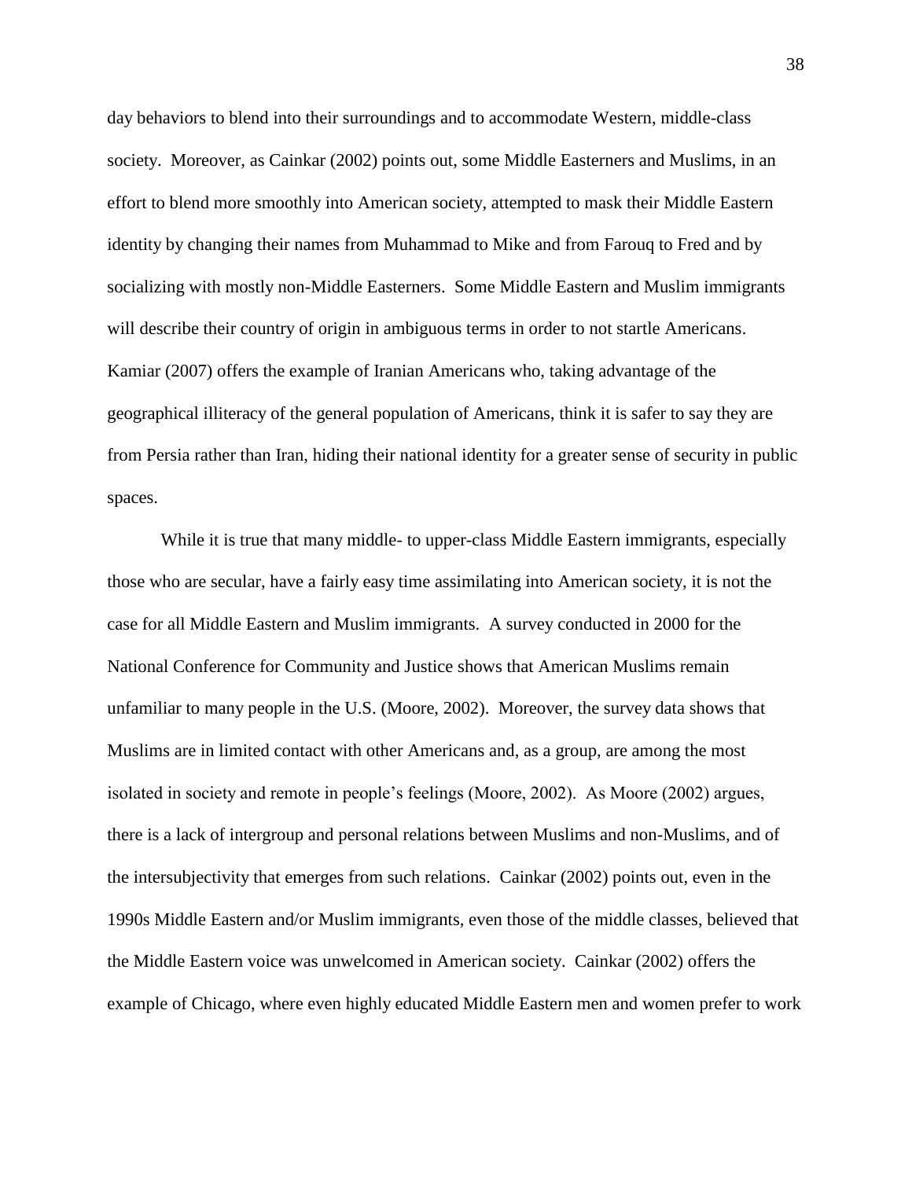day behaviors to blend into their surroundings and to accommodate Western, middle-class society. Moreover, as Cainkar (2002) points out, some Middle Easterners and Muslims, in an effort to blend more smoothly into American society, attempted to mask their Middle Eastern identity by changing their names from Muhammad to Mike and from Farouq to Fred and by socializing with mostly non-Middle Easterners. Some Middle Eastern and Muslim immigrants will describe their country of origin in ambiguous terms in order to not startle Americans. Kamiar (2007) offers the example of Iranian Americans who, taking advantage of the geographical illiteracy of the general population of Americans, think it is safer to say they are from Persia rather than Iran, hiding their national identity for a greater sense of security in public spaces.

While it is true that many middle- to upper-class Middle Eastern immigrants, especially those who are secular, have a fairly easy time assimilating into American society, it is not the case for all Middle Eastern and Muslim immigrants. A survey conducted in 2000 for the National Conference for Community and Justice shows that American Muslims remain unfamiliar to many people in the U.S. (Moore, 2002). Moreover, the survey data shows that Muslims are in limited contact with other Americans and, as a group, are among the most isolated in society and remote in people's feelings (Moore, 2002). As Moore (2002) argues, there is a lack of intergroup and personal relations between Muslims and non-Muslims, and of the intersubjectivity that emerges from such relations. Cainkar (2002) points out, even in the 1990s Middle Eastern and/or Muslim immigrants, even those of the middle classes, believed that the Middle Eastern voice was unwelcomed in American society. Cainkar (2002) offers the example of Chicago, where even highly educated Middle Eastern men and women prefer to work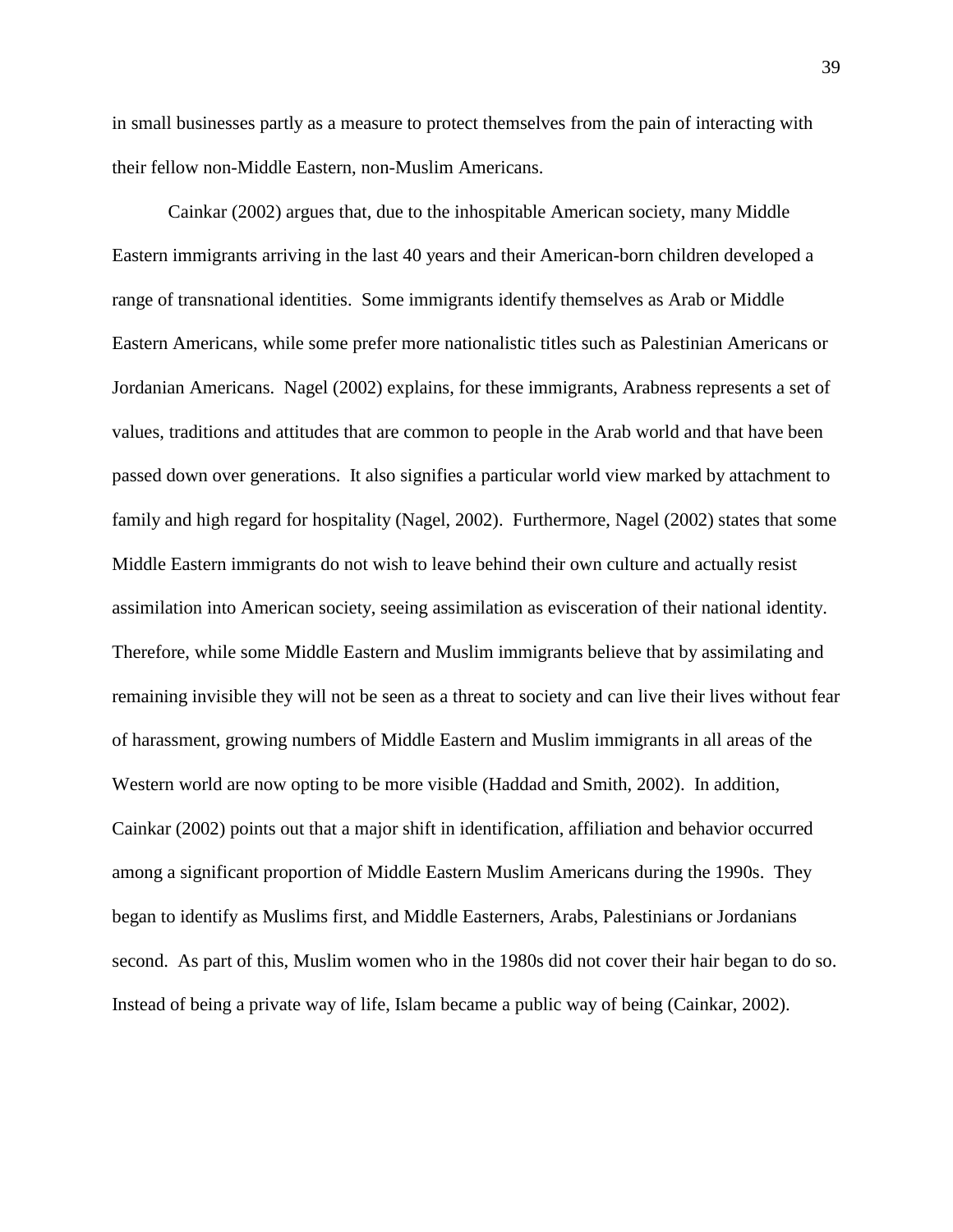in small businesses partly as a measure to protect themselves from the pain of interacting with their fellow non-Middle Eastern, non-Muslim Americans.

Cainkar (2002) argues that, due to the inhospitable American society, many Middle Eastern immigrants arriving in the last 40 years and their American-born children developed a range of transnational identities. Some immigrants identify themselves as Arab or Middle Eastern Americans, while some prefer more nationalistic titles such as Palestinian Americans or Jordanian Americans. Nagel (2002) explains, for these immigrants, Arabness represents a set of values, traditions and attitudes that are common to people in the Arab world and that have been passed down over generations. It also signifies a particular world view marked by attachment to family and high regard for hospitality (Nagel, 2002). Furthermore, Nagel (2002) states that some Middle Eastern immigrants do not wish to leave behind their own culture and actually resist assimilation into American society, seeing assimilation as evisceration of their national identity. Therefore, while some Middle Eastern and Muslim immigrants believe that by assimilating and remaining invisible they will not be seen as a threat to society and can live their lives without fear of harassment, growing numbers of Middle Eastern and Muslim immigrants in all areas of the Western world are now opting to be more visible (Haddad and Smith, 2002). In addition, Cainkar (2002) points out that a major shift in identification, affiliation and behavior occurred among a significant proportion of Middle Eastern Muslim Americans during the 1990s. They began to identify as Muslims first, and Middle Easterners, Arabs, Palestinians or Jordanians second. As part of this, Muslim women who in the 1980s did not cover their hair began to do so. Instead of being a private way of life, Islam became a public way of being (Cainkar, 2002).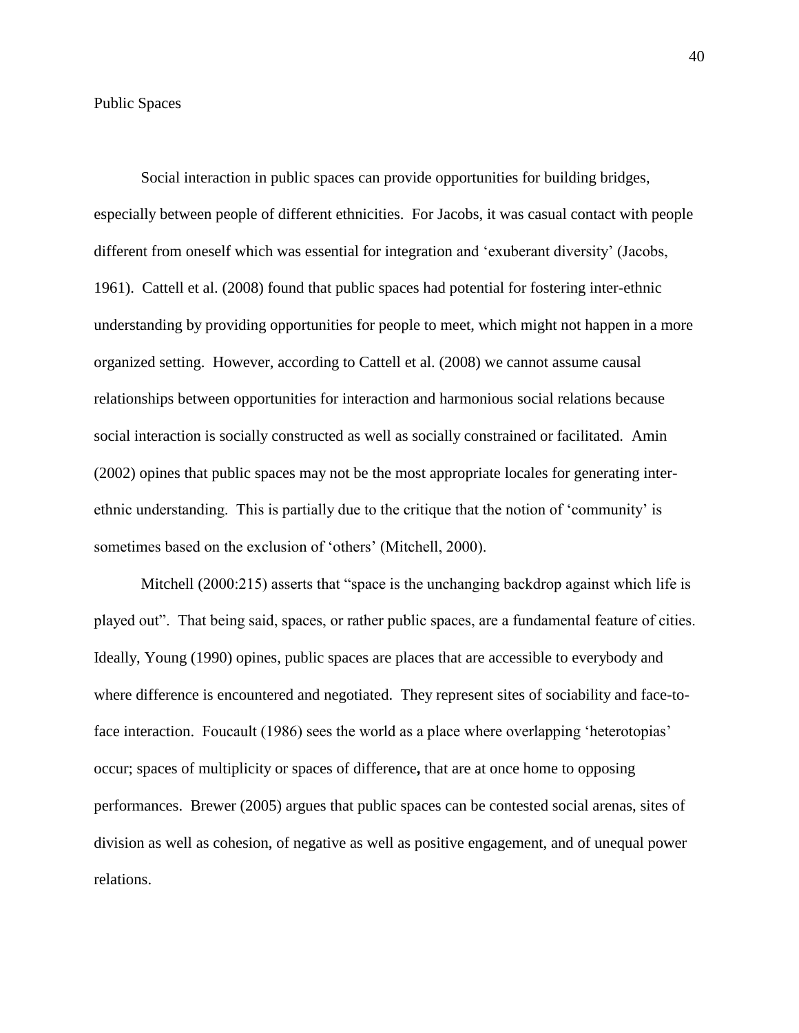## Public Spaces

Social interaction in public spaces can provide opportunities for building bridges, especially between people of different ethnicities. For Jacobs, it was casual contact with people different from oneself which was essential for integration and 'exuberant diversity' (Jacobs, 1961). Cattell et al. (2008) found that public spaces had potential for fostering inter-ethnic understanding by providing opportunities for people to meet, which might not happen in a more organized setting. However, according to Cattell et al. (2008) we cannot assume causal relationships between opportunities for interaction and harmonious social relations because social interaction is socially constructed as well as socially constrained or facilitated. Amin (2002) opines that public spaces may not be the most appropriate locales for generating inter-ethnic understanding. This is partially due to the critique that the notion of 'community' is sometimes based on the exclusion of 'others' (Mitchell, 2000).

Mitchell (2000:215) asserts that "space is the unchanging backdrop against which life is played out". That being said, spaces, or rather public spaces, are a fundamental feature of cities. Ideally, Young (1990) opines, public spaces are places that are accessible to everybody and where difference is encountered and negotiated. They represent sites of sociability and face-to-face interaction. Foucault (1986) sees the world as a place where overlapping 'heterotopias' occur; spaces of multiplicity or spaces of difference**,** that are at once home to opposing performances. Brewer (2005) argues that public spaces can be contested social arenas, sites of division as well as cohesion, of negative as well as positive engagement, and of unequal power relations.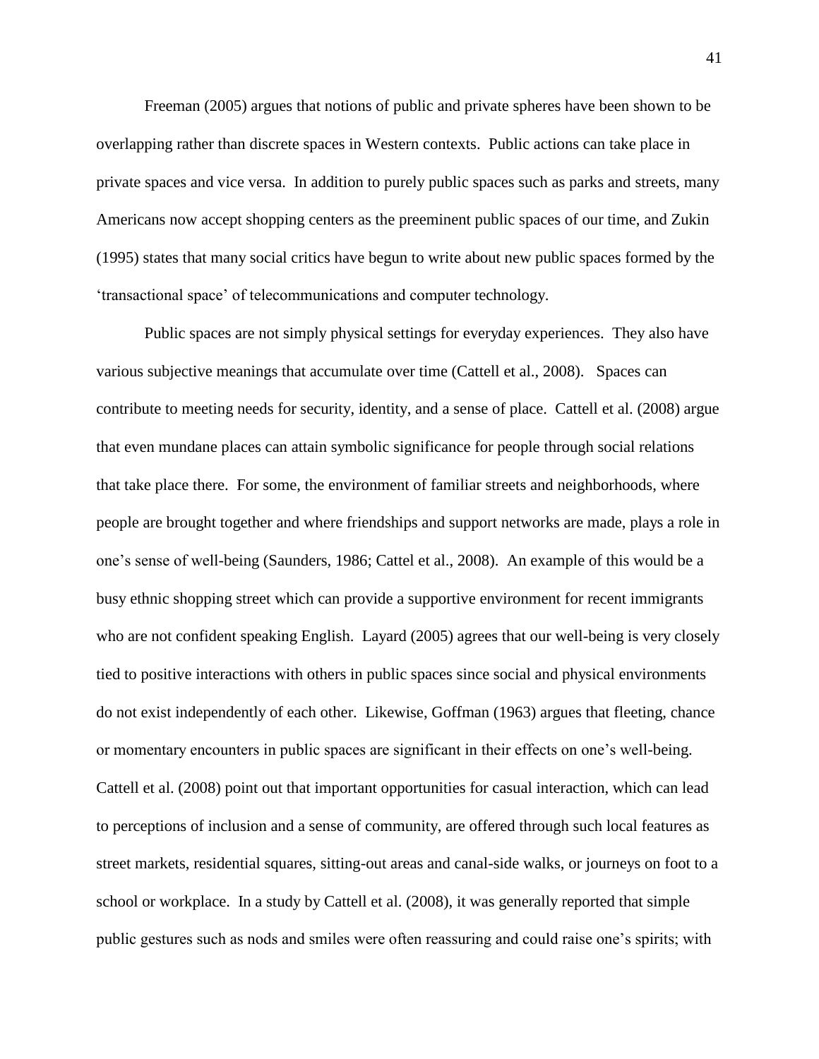Freeman (2005) argues that notions of public and private spheres have been shown to be overlapping rather than discrete spaces in Western contexts. Public actions can take place in private spaces and vice versa. In addition to purely public spaces such as parks and streets, many Americans now accept shopping centers as the preeminent public spaces of our time, and Zukin (1995) states that many social critics have begun to write about new public spaces formed by the 'transactional space' of telecommunications and computer technology.

Public spaces are not simply physical settings for everyday experiences. They also have various subjective meanings that accumulate over time (Cattell et al., 2008). Spaces can contribute to meeting needs for security, identity, and a sense of place. Cattell et al. (2008) argue that even mundane places can attain symbolic significance for people through social relations that take place there. For some, the environment of familiar streets and neighborhoods, where people are brought together and where friendships and support networks are made, plays a role in one's sense of well-being (Saunders, 1986; Cattel et al., 2008). An example of this would be a busy ethnic shopping street which can provide a supportive environment for recent immigrants who are not confident speaking English. Layard (2005) agrees that our well-being is very closely tied to positive interactions with others in public spaces since social and physical environments do not exist independently of each other. Likewise, Goffman (1963) argues that fleeting, chance or momentary encounters in public spaces are significant in their effects on one's well-being. Cattell et al. (2008) point out that important opportunities for casual interaction, which can lead to perceptions of inclusion and a sense of community, are offered through such local features as street markets, residential squares, sitting-out areas and canal-side walks, or journeys on foot to a school or workplace. In a study by Cattell et al. (2008), it was generally reported that simple public gestures such as nods and smiles were often reassuring and could raise one's spirits; with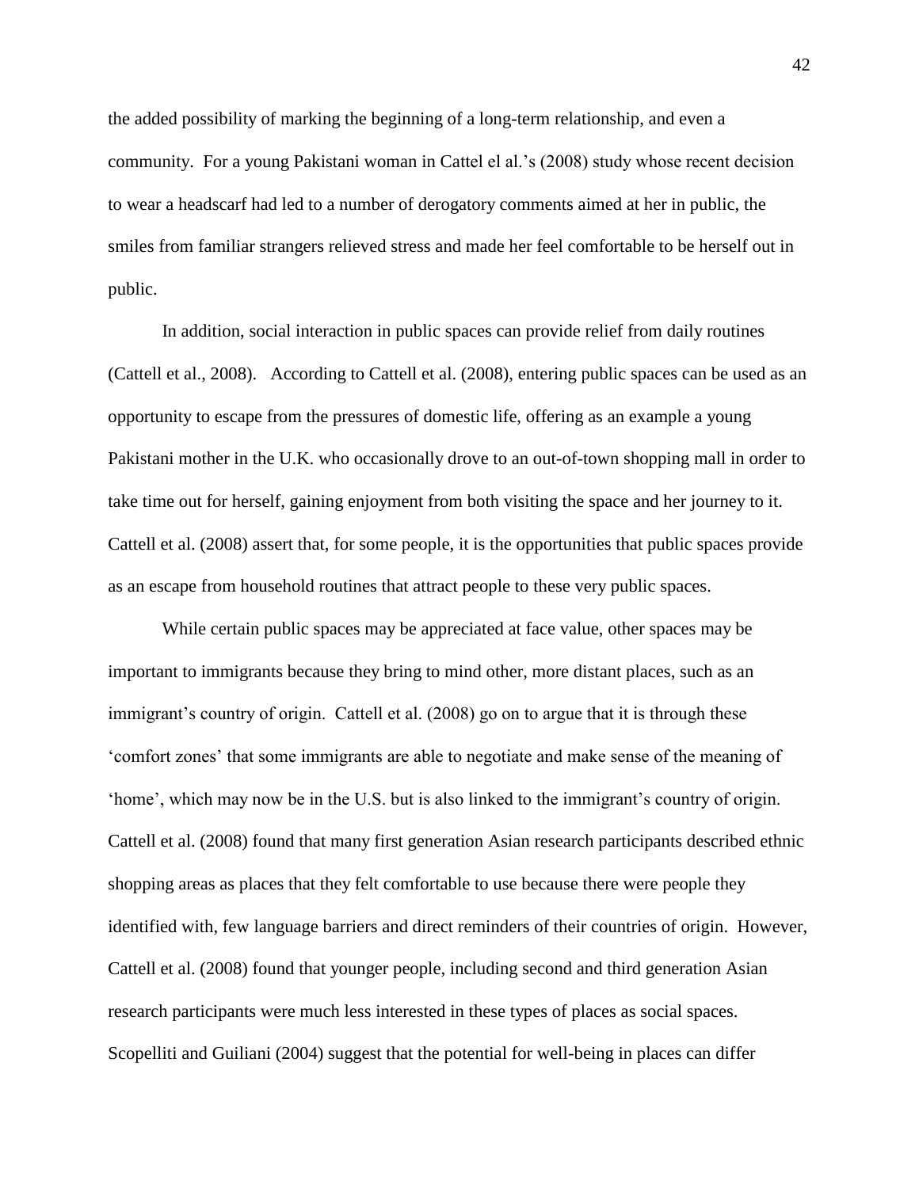the added possibility of marking the beginning of a long-term relationship, and even a community. For a young Pakistani woman in Cattel el al.'s (2008) study whose recent decision to wear a headscarf had led to a number of derogatory comments aimed at her in public, the smiles from familiar strangers relieved stress and made her feel comfortable to be herself out in public.

In addition, social interaction in public spaces can provide relief from daily routines (Cattell et al., 2008). According to Cattell et al. (2008), entering public spaces can be used as an opportunity to escape from the pressures of domestic life, offering as an example a young Pakistani mother in the U.K. who occasionally drove to an out-of-town shopping mall in order to take time out for herself, gaining enjoyment from both visiting the space and her journey to it. Cattell et al. (2008) assert that, for some people, it is the opportunities that public spaces provide as an escape from household routines that attract people to these very public spaces.

While certain public spaces may be appreciated at face value, other spaces may be important to immigrants because they bring to mind other, more distant places, such as an immigrant's country of origin. Cattell et al. (2008) go on to argue that it is through these 'comfort zones' that some immigrants are able to negotiate and make sense of the meaning of 'home', which may now be in the U.S. but is also linked to the immigrant's country of origin. Cattell et al. (2008) found that many first generation Asian research participants described ethnic shopping areas as places that they felt comfortable to use because there were people they identified with, few language barriers and direct reminders of their countries of origin. However, Cattell et al. (2008) found that younger people, including second and third generation Asian research participants were much less interested in these types of places as social spaces. Scopelliti and Guiliani (2004) suggest that the potential for well-being in places can differ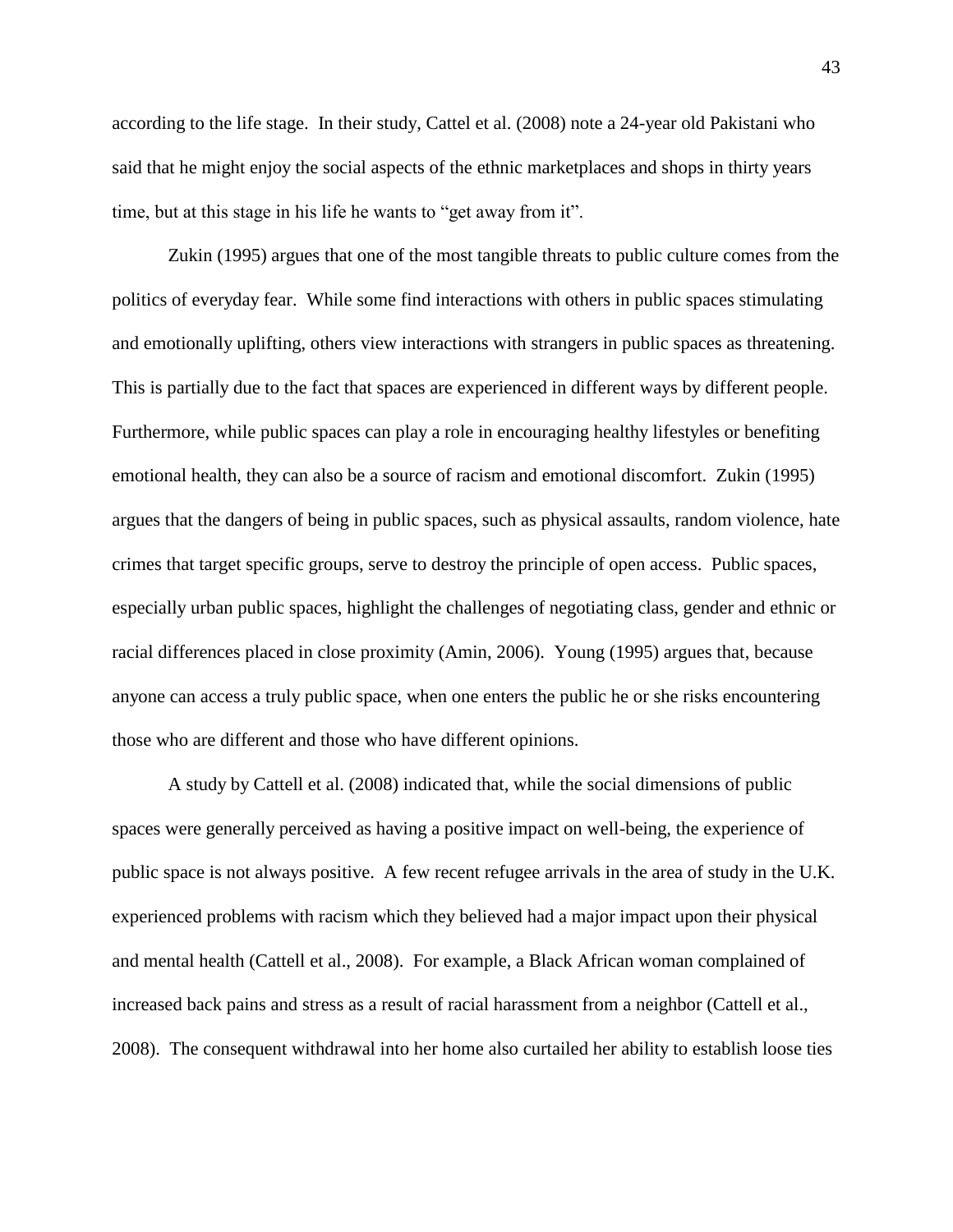according to the life stage. In their study, Cattel et al. (2008) note a 24-year old Pakistani who said that he might enjoy the social aspects of the ethnic marketplaces and shops in thirty years time, but at this stage in his life he wants to “get away from it”.

Zukin (1995) argues that one of the most tangible threats to public culture comes from the politics of everyday fear. While some find interactions with others in public spaces stimulating and emotionally uplifting, others view interactions with strangers in public spaces as threatening. This is partially due to the fact that spaces are experienced in different ways by different people. Furthermore, while public spaces can play a role in encouraging healthy lifestyles or benefiting emotional health, they can also be a source of racism and emotional discomfort. Zukin (1995) argues that the dangers of being in public spaces, such as physical assaults, random violence, hate crimes that target specific groups, serve to destroy the principle of open access. Public spaces, especially urban public spaces, highlight the challenges of negotiating class, gender and ethnic or racial differences placed in close proximity (Amin, 2006). Young (1995) argues that, because anyone can access a truly public space, when one enters the public he or she risks encountering those who are different and those who have different opinions.

A study by Cattell et al. (2008) indicated that, while the social dimensions of public spaces were generally perceived as having a positive impact on well-being, the experience of public space is not always positive. A few recent refugee arrivals in the area of study in the U.K. experienced problems with racism which they believed had a major impact upon their physical and mental health (Cattell et al., 2008). For example, a Black African woman complained of increased back pains and stress as a result of racial harassment from a neighbor (Cattell et al., 2008). The consequent withdrawal into her home also curtailed her ability to establish loose ties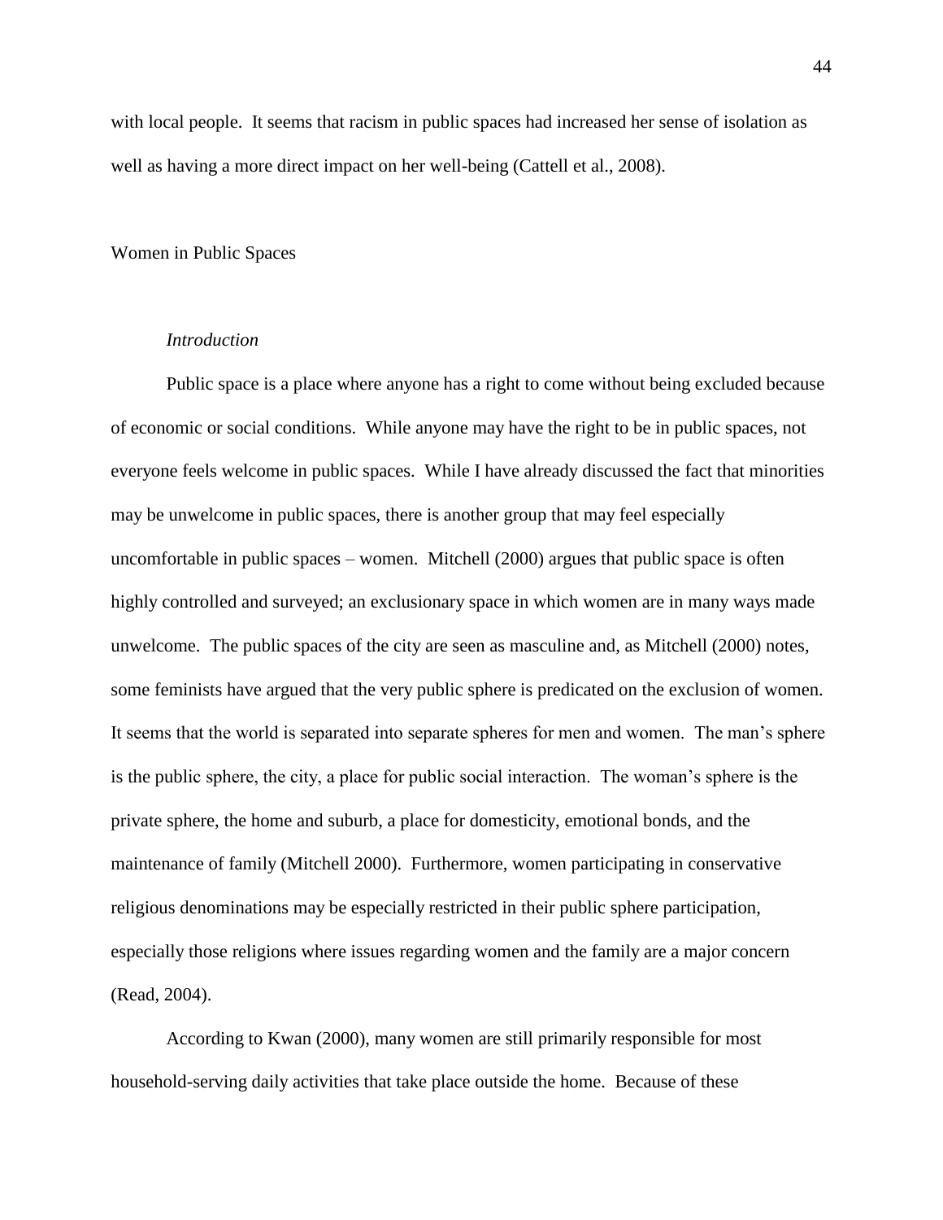with local people. It seems that racism in public spaces had increased her sense of isolation as well as having a more direct impact on her well-being (Cattell et al., 2008).

## Women in Public Spaces

### *Introduction*

Public space is a place where anyone has a right to come without being excluded because of economic or social conditions. While anyone may have the right to be in public spaces, not everyone feels welcome in public spaces. While I have already discussed the fact that minorities may be unwelcome in public spaces, there is another group that may feel especially uncomfortable in public spaces – women. Mitchell (2000) argues that public space is often highly controlled and surveyed; an exclusionary space in which women are in many ways made unwelcome. The public spaces of the city are seen as masculine and, as Mitchell (2000) notes, some feminists have argued that the very public sphere is predicated on the exclusion of women. It seems that the world is separated into separate spheres for men and women. The man's sphere is the public sphere, the city, a place for public social interaction. The woman's sphere is the private sphere, the home and suburb, a place for domesticity, emotional bonds, and the maintenance of family (Mitchell 2000). Furthermore, women participating in conservative religious denominations may be especially restricted in their public sphere participation, especially those religions where issues regarding women and the family are a major concern (Read, 2004).

According to Kwan (2000), many women are still primarily responsible for most household-serving daily activities that take place outside the home. Because of these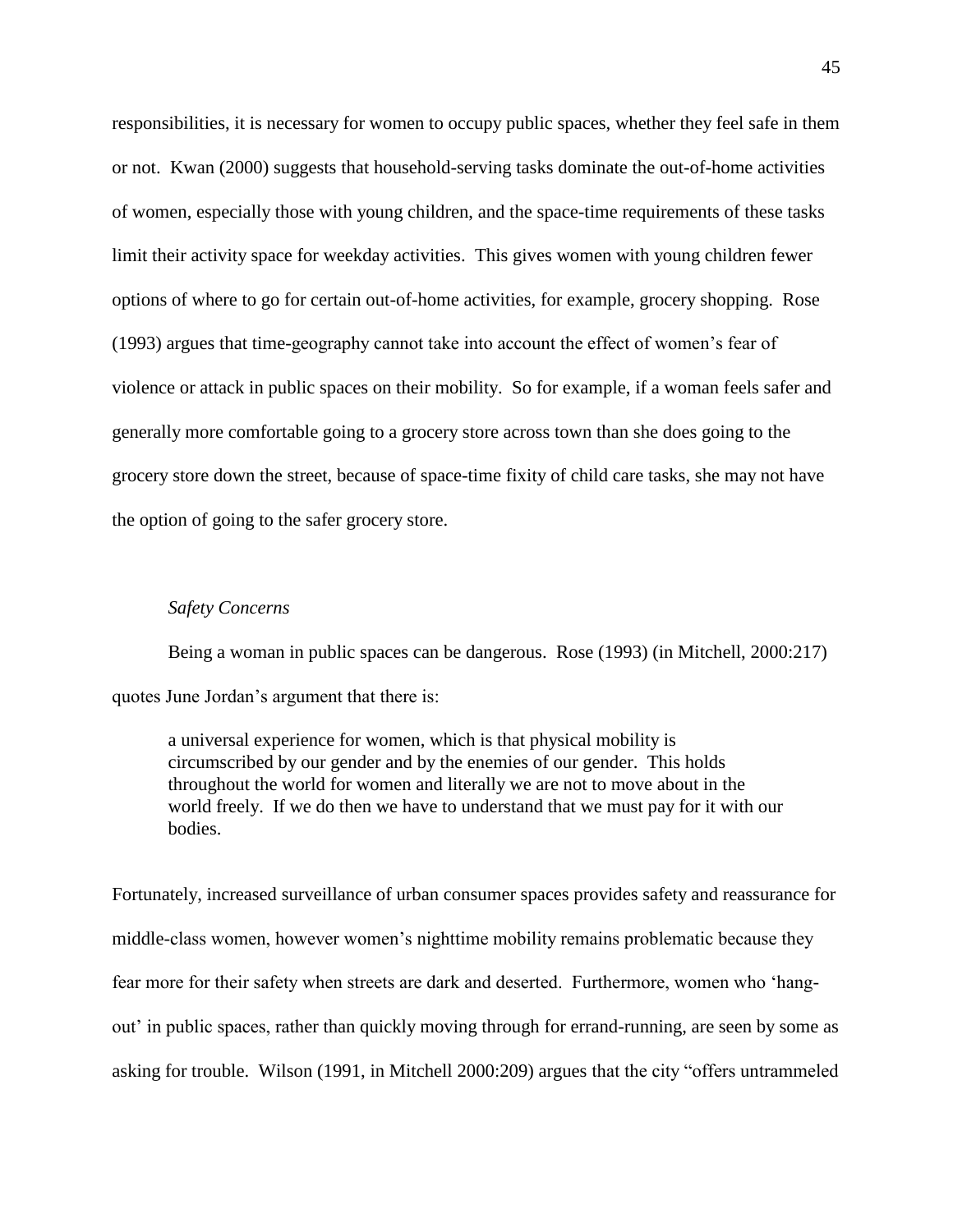responsibilities, it is necessary for women to occupy public spaces, whether they feel safe in them or not. Kwan (2000) suggests that household-serving tasks dominate the out-of-home activities of women, especially those with young children, and the space-time requirements of these tasks limit their activity space for weekday activities. This gives women with young children fewer options of where to go for certain out-of-home activities, for example, grocery shopping. Rose (1993) argues that time-geography cannot take into account the effect of women's fear of violence or attack in public spaces on their mobility. So for example, if a woman feels safer and generally more comfortable going to a grocery store across town than she does going to the grocery store down the street, because of space-time fixity of child care tasks, she may not have the option of going to the safer grocery store.

*Safety Concerns*

Being a woman in public spaces can be dangerous. Rose (1993) (in Mitchell, 2000:217) quotes June Jordan's argument that there is:

> a universal experience for women, which is that physical mobility is circumscribed by our gender and by the enemies of our gender. This holds throughout the world for women and literally we are not to move about in the world freely. If we do then we have to understand that we must pay for it with our bodies.

Fortunately, increased surveillance of urban consumer spaces provides safety and reassurance for middle-class women, however women's nighttime mobility remains problematic because they fear more for their safety when streets are dark and deserted. Furthermore, women who 'hang-out' in public spaces, rather than quickly moving through for errand-running, are seen by some as asking for trouble. Wilson (1991, in Mitchell 2000:209) argues that the city "offers untrammeled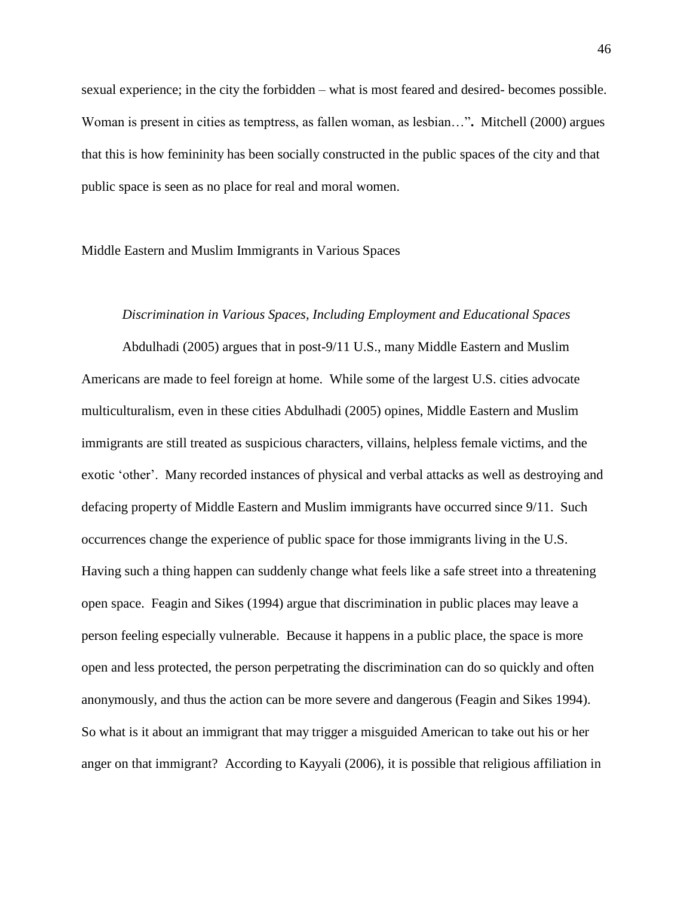sexual experience; in the city the forbidden – what is most feared and desired- becomes possible. Woman is present in cities as temptress, as fallen woman, as lesbian…". Mitchell (2000) argues that this is how femininity has been socially constructed in the public spaces of the city and that public space is seen as no place for real and moral women.

## Middle Eastern and Muslim Immigrants in Various Spaces

### *Discrimination in Various Spaces, Including Employment and Educational Spaces*

Abdulhadi (2005) argues that in post-9/11 U.S., many Middle Eastern and Muslim Americans are made to feel foreign at home. While some of the largest U.S. cities advocate multiculturalism, even in these cities Abdulhadi (2005) opines, Middle Eastern and Muslim immigrants are still treated as suspicious characters, villains, helpless female victims, and the exotic 'other'. Many recorded instances of physical and verbal attacks as well as destroying and defacing property of Middle Eastern and Muslim immigrants have occurred since 9/11. Such occurrences change the experience of public space for those immigrants living in the U.S. Having such a thing happen can suddenly change what feels like a safe street into a threatening open space. Feagin and Sikes (1994) argue that discrimination in public places may leave a person feeling especially vulnerable. Because it happens in a public place, the space is more open and less protected, the person perpetrating the discrimination can do so quickly and often anonymously, and thus the action can be more severe and dangerous (Feagin and Sikes 1994). So what is it about an immigrant that may trigger a misguided American to take out his or her anger on that immigrant? According to Kayyali (2006), it is possible that religious affiliation in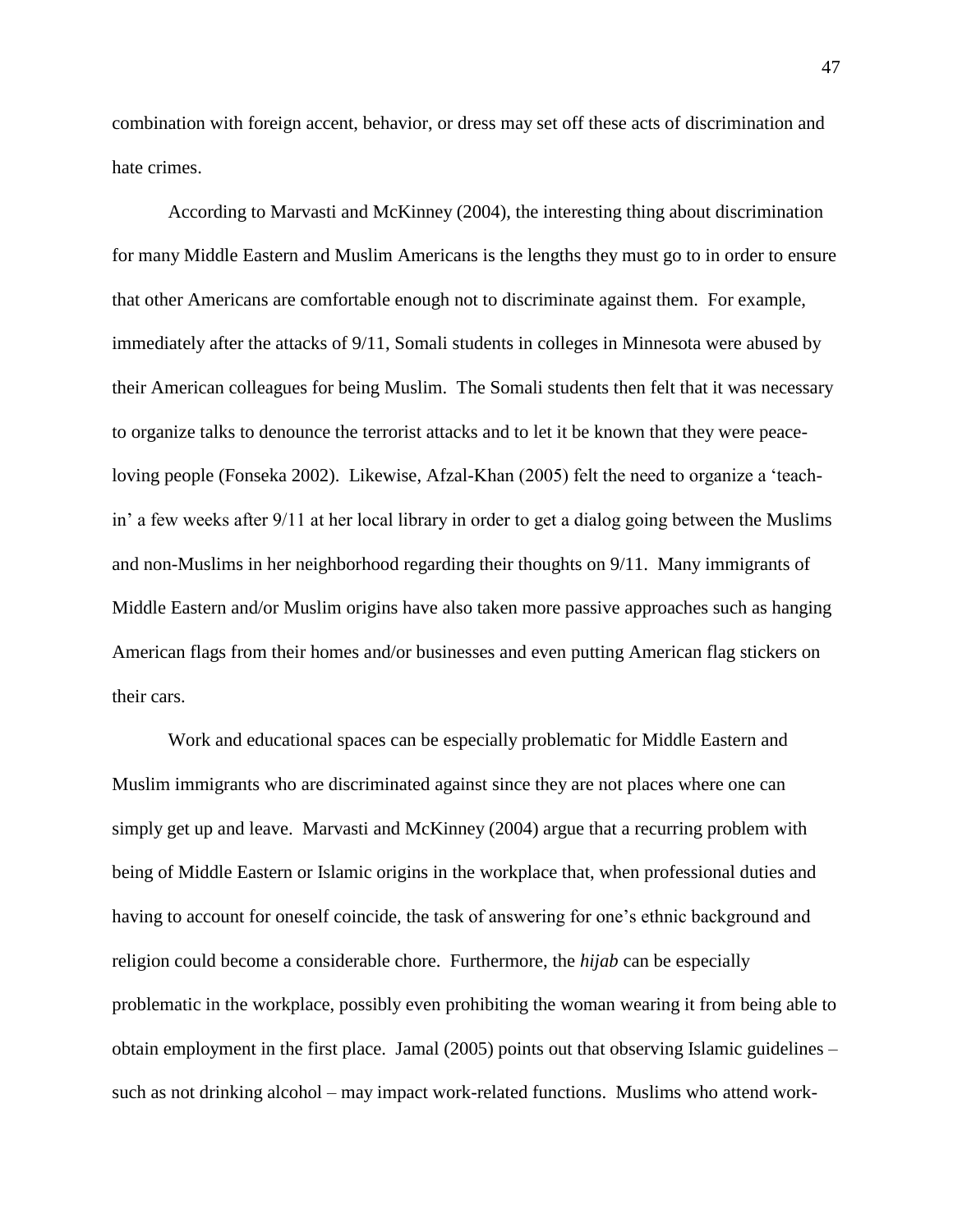combination with foreign accent, behavior, or dress may set off these acts of discrimination and hate crimes.

According to Marvasti and McKinney (2004), the interesting thing about discrimination for many Middle Eastern and Muslim Americans is the lengths they must go to in order to ensure that other Americans are comfortable enough not to discriminate against them. For example, immediately after the attacks of 9/11, Somali students in colleges in Minnesota were abused by their American colleagues for being Muslim. The Somali students then felt that it was necessary to organize talks to denounce the terrorist attacks and to let it be known that they were peace-loving people (Fonseka 2002). Likewise, Afzal-Khan (2005) felt the need to organize a 'teach-in' a few weeks after 9/11 at her local library in order to get a dialog going between the Muslims and non-Muslims in her neighborhood regarding their thoughts on 9/11. Many immigrants of Middle Eastern and/or Muslim origins have also taken more passive approaches such as hanging American flags from their homes and/or businesses and even putting American flag stickers on their cars.

Work and educational spaces can be especially problematic for Middle Eastern and Muslim immigrants who are discriminated against since they are not places where one can simply get up and leave. Marvasti and McKinney (2004) argue that a recurring problem with being of Middle Eastern or Islamic origins in the workplace that, when professional duties and having to account for oneself coincide, the task of answering for one's ethnic background and religion could become a considerable chore. Furthermore, the *hijab* can be especially problematic in the workplace, possibly even prohibiting the woman wearing it from being able to obtain employment in the first place. Jamal (2005) points out that observing Islamic guidelines – such as not drinking alcohol – may impact work-related functions. Muslims who attend work-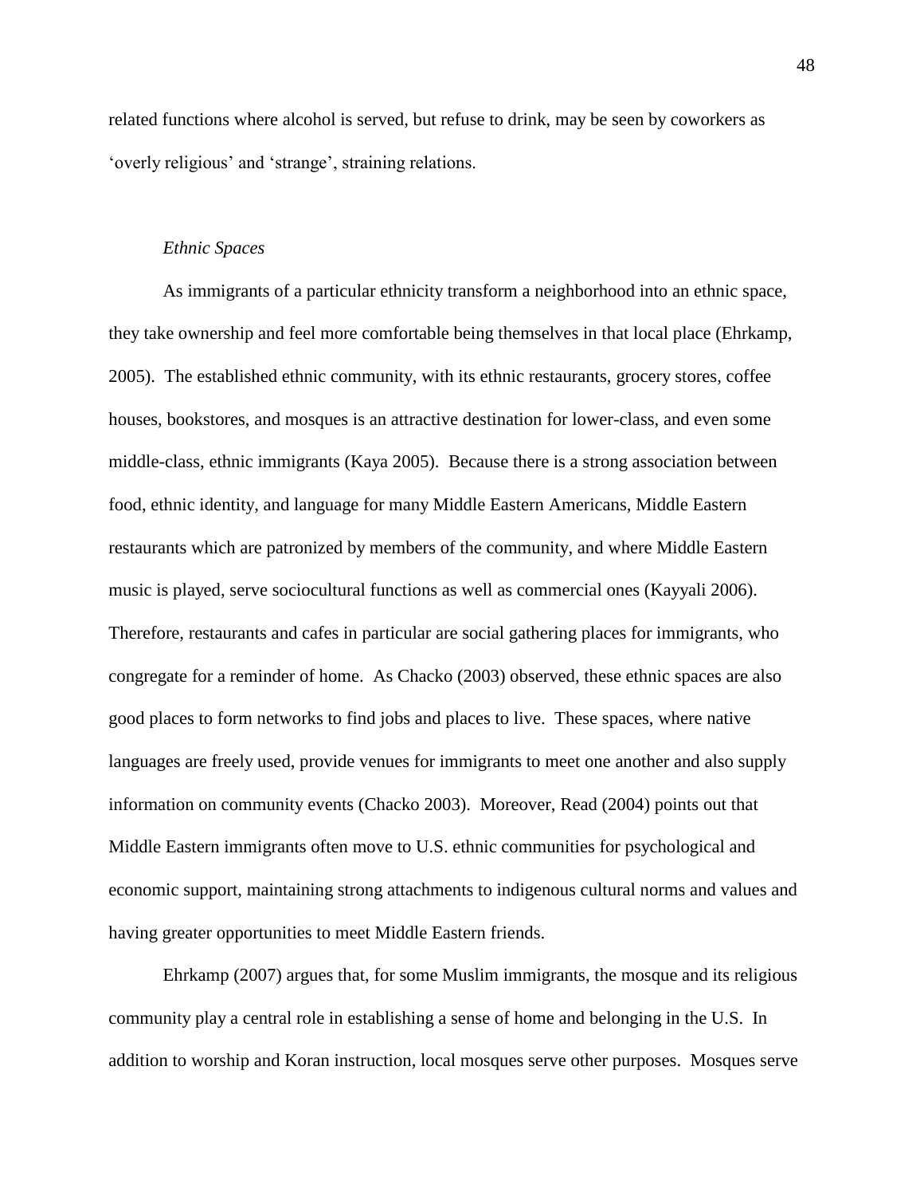related functions where alcohol is served, but refuse to drink, may be seen by coworkers as 'overly religious' and 'strange', straining relations.

*Ethnic Spaces*

As immigrants of a particular ethnicity transform a neighborhood into an ethnic space, they take ownership and feel more comfortable being themselves in that local place (Ehrkamp, 2005). The established ethnic community, with its ethnic restaurants, grocery stores, coffee houses, bookstores, and mosques is an attractive destination for lower-class, and even some middle-class, ethnic immigrants (Kaya 2005). Because there is a strong association between food, ethnic identity, and language for many Middle Eastern Americans, Middle Eastern restaurants which are patronized by members of the community, and where Middle Eastern music is played, serve sociocultural functions as well as commercial ones (Kayyali 2006). Therefore, restaurants and cafes in particular are social gathering places for immigrants, who congregate for a reminder of home. As Chacko (2003) observed, these ethnic spaces are also good places to form networks to find jobs and places to live. These spaces, where native languages are freely used, provide venues for immigrants to meet one another and also supply information on community events (Chacko 2003). Moreover, Read (2004) points out that Middle Eastern immigrants often move to U.S. ethnic communities for psychological and economic support, maintaining strong attachments to indigenous cultural norms and values and having greater opportunities to meet Middle Eastern friends.

Ehrkamp (2007) argues that, for some Muslim immigrants, the mosque and its religious community play a central role in establishing a sense of home and belonging in the U.S. In addition to worship and Koran instruction, local mosques serve other purposes. Mosques serve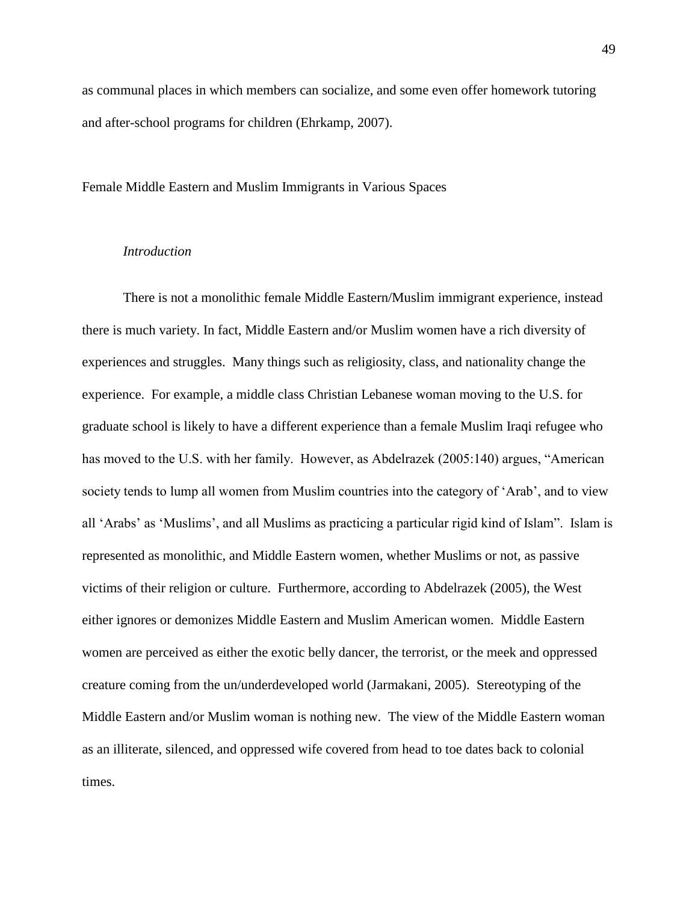as communal places in which members can socialize, and some even offer homework tutoring and after-school programs for children (Ehrkamp, 2007).

## Female Middle Eastern and Muslim Immigrants in Various Spaces

### *Introduction*

There is not a monolithic female Middle Eastern/Muslim immigrant experience, instead there is much variety. In fact, Middle Eastern and/or Muslim women have a rich diversity of experiences and struggles. Many things such as religiosity, class, and nationality change the experience. For example, a middle class Christian Lebanese woman moving to the U.S. for graduate school is likely to have a different experience than a female Muslim Iraqi refugee who has moved to the U.S. with her family. However, as Abdelrazek (2005:140) argues, "American society tends to lump all women from Muslim countries into the category of 'Arab', and to view all 'Arabs' as 'Muslims', and all Muslims as practicing a particular rigid kind of Islam". Islam is represented as monolithic, and Middle Eastern women, whether Muslims or not, as passive victims of their religion or culture. Furthermore, according to Abdelrazek (2005), the West either ignores or demonizes Middle Eastern and Muslim American women. Middle Eastern women are perceived as either the exotic belly dancer, the terrorist, or the meek and oppressed creature coming from the un/underdeveloped world (Jarmakani, 2005). Stereotyping of the Middle Eastern and/or Muslim woman is nothing new. The view of the Middle Eastern woman as an illiterate, silenced, and oppressed wife covered from head to toe dates back to colonial times.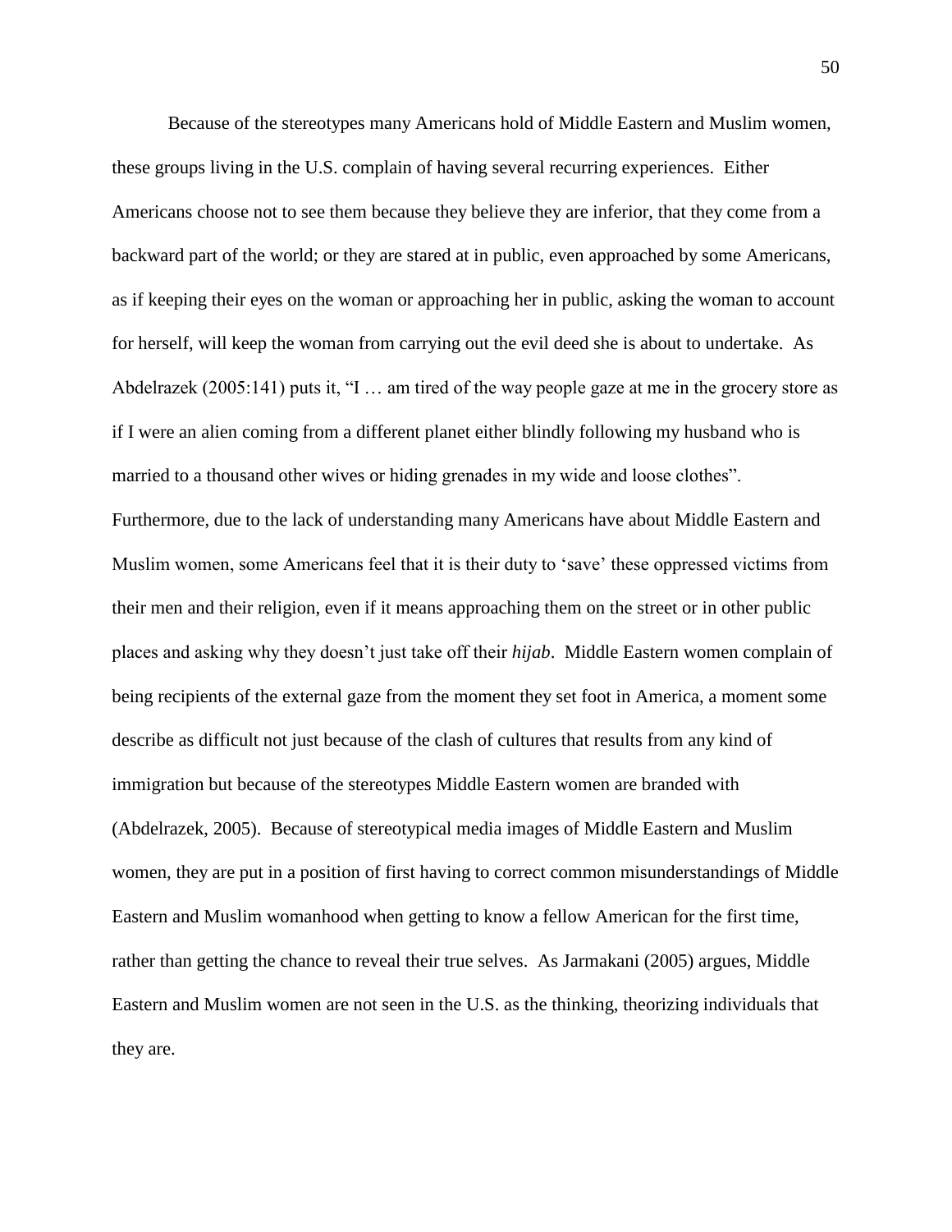Because of the stereotypes many Americans hold of Middle Eastern and Muslim women, these groups living in the U.S. complain of having several recurring experiences. Either Americans choose not to see them because they believe they are inferior, that they come from a backward part of the world; or they are stared at in public, even approached by some Americans, as if keeping their eyes on the woman or approaching her in public, asking the woman to account for herself, will keep the woman from carrying out the evil deed she is about to undertake. As Abdelrazek (2005:141) puts it, "I … am tired of the way people gaze at me in the grocery store as if I were an alien coming from a different planet either blindly following my husband who is married to a thousand other wives or hiding grenades in my wide and loose clothes". Furthermore, due to the lack of understanding many Americans have about Middle Eastern and Muslim women, some Americans feel that it is their duty to 'save' these oppressed victims from their men and their religion, even if it means approaching them on the street or in other public places and asking why they doesn't just take off their *hijab*. Middle Eastern women complain of being recipients of the external gaze from the moment they set foot in America, a moment some describe as difficult not just because of the clash of cultures that results from any kind of immigration but because of the stereotypes Middle Eastern women are branded with (Abdelrazek, 2005). Because of stereotypical media images of Middle Eastern and Muslim women, they are put in a position of first having to correct common misunderstandings of Middle Eastern and Muslim womanhood when getting to know a fellow American for the first time, rather than getting the chance to reveal their true selves. As Jarmakani (2005) argues, Middle Eastern and Muslim women are not seen in the U.S. as the thinking, theorizing individuals that they are.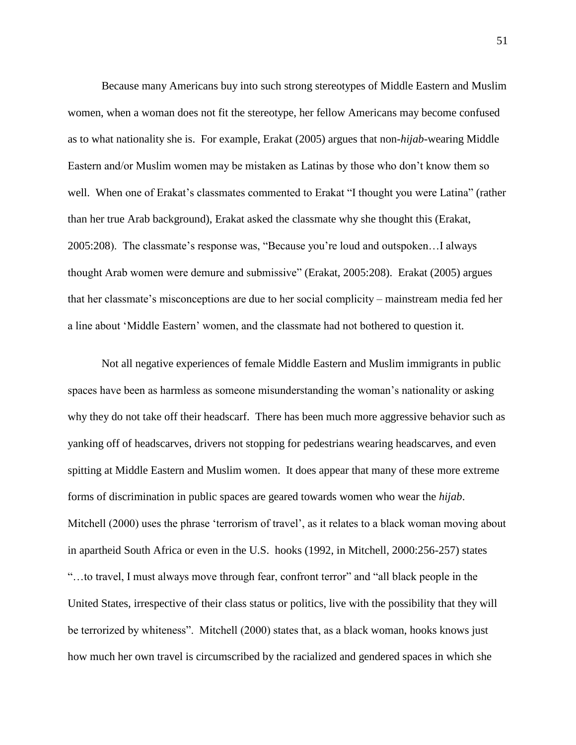Because many Americans buy into such strong stereotypes of Middle Eastern and Muslim women, when a woman does not fit the stereotype, her fellow Americans may become confused as to what nationality she is. For example, Erakat (2005) argues that non-*hijab*-wearing Middle Eastern and/or Muslim women may be mistaken as Latinas by those who don't know them so well. When one of Erakat's classmates commented to Erakat "I thought you were Latina" (rather than her true Arab background), Erakat asked the classmate why she thought this (Erakat, 2005:208). The classmate's response was, "Because you're loud and outspoken…I always thought Arab women were demure and submissive" (Erakat, 2005:208). Erakat (2005) argues that her classmate's misconceptions are due to her social complicity – mainstream media fed her a line about 'Middle Eastern' women, and the classmate had not bothered to question it.

Not all negative experiences of female Middle Eastern and Muslim immigrants in public spaces have been as harmless as someone misunderstanding the woman's nationality or asking why they do not take off their headscarf. There has been much more aggressive behavior such as yanking off of headscarves, drivers not stopping for pedestrians wearing headscarves, and even spitting at Middle Eastern and Muslim women. It does appear that many of these more extreme forms of discrimination in public spaces are geared towards women who wear the *hijab*. Mitchell (2000) uses the phrase 'terrorism of travel', as it relates to a black woman moving about in apartheid South Africa or even in the U.S. hooks (1992, in Mitchell, 2000:256-257) states "…to travel, I must always move through fear, confront terror" and "all black people in the United States, irrespective of their class status or politics, live with the possibility that they will be terrorized by whiteness". Mitchell (2000) states that, as a black woman, hooks knows just how much her own travel is circumscribed by the racialized and gendered spaces in which she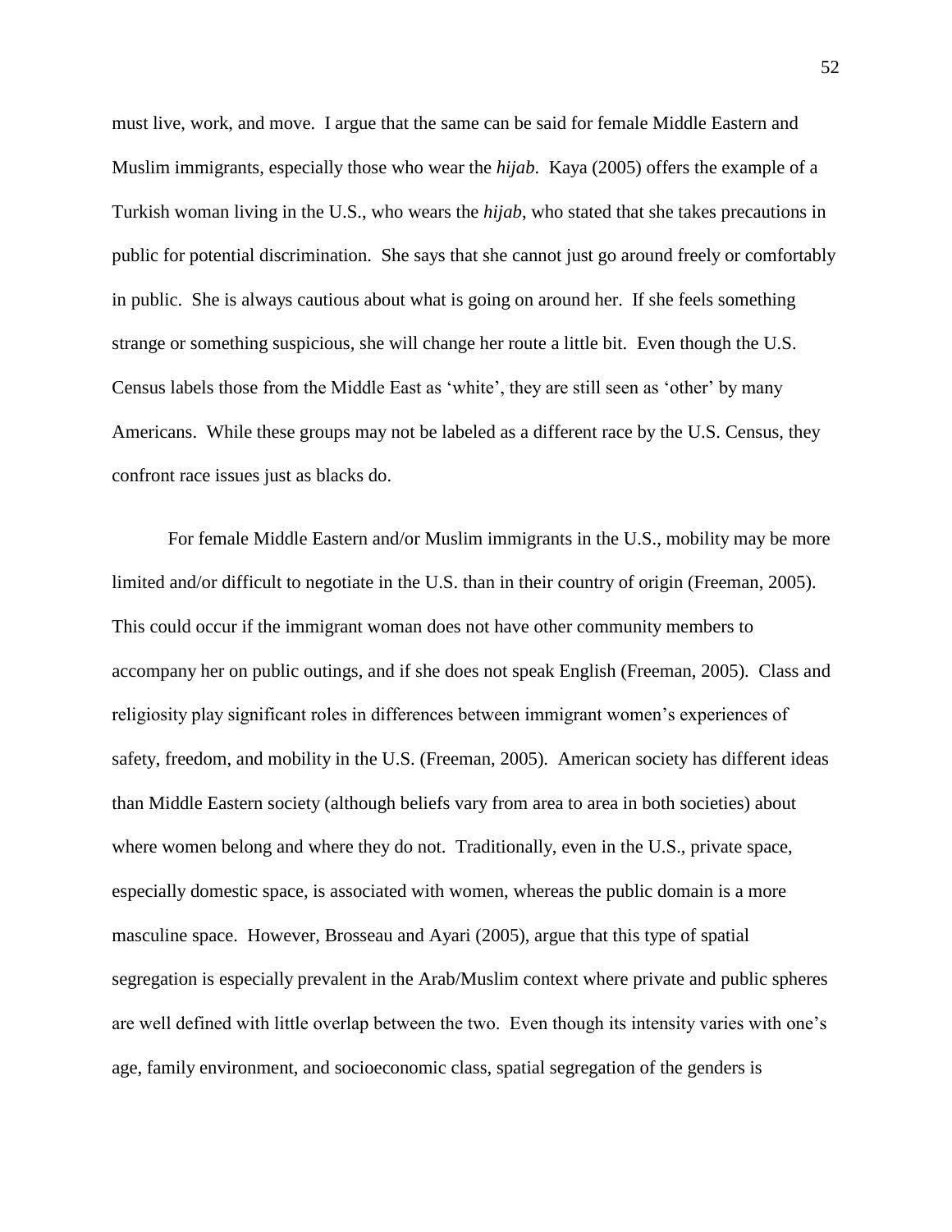must live, work, and move. I argue that the same can be said for female Middle Eastern and Muslim immigrants, especially those who wear the *hijab*. Kaya (2005) offers the example of a Turkish woman living in the U.S., who wears the *hijab*, who stated that she takes precautions in public for potential discrimination. She says that she cannot just go around freely or comfortably in public. She is always cautious about what is going on around her. If she feels something strange or something suspicious, she will change her route a little bit. Even though the U.S. Census labels those from the Middle East as 'white', they are still seen as 'other' by many Americans. While these groups may not be labeled as a different race by the U.S. Census, they confront race issues just as blacks do.

For female Middle Eastern and/or Muslim immigrants in the U.S., mobility may be more limited and/or difficult to negotiate in the U.S. than in their country of origin (Freeman, 2005). This could occur if the immigrant woman does not have other community members to accompany her on public outings, and if she does not speak English (Freeman, 2005). Class and religiosity play significant roles in differences between immigrant women's experiences of safety, freedom, and mobility in the U.S. (Freeman, 2005). American society has different ideas than Middle Eastern society (although beliefs vary from area to area in both societies) about where women belong and where they do not. Traditionally, even in the U.S., private space, especially domestic space, is associated with women, whereas the public domain is a more masculine space. However, Brosseau and Ayari (2005), argue that this type of spatial segregation is especially prevalent in the Arab/Muslim context where private and public spheres are well defined with little overlap between the two. Even though its intensity varies with one's age, family environment, and socioeconomic class, spatial segregation of the genders is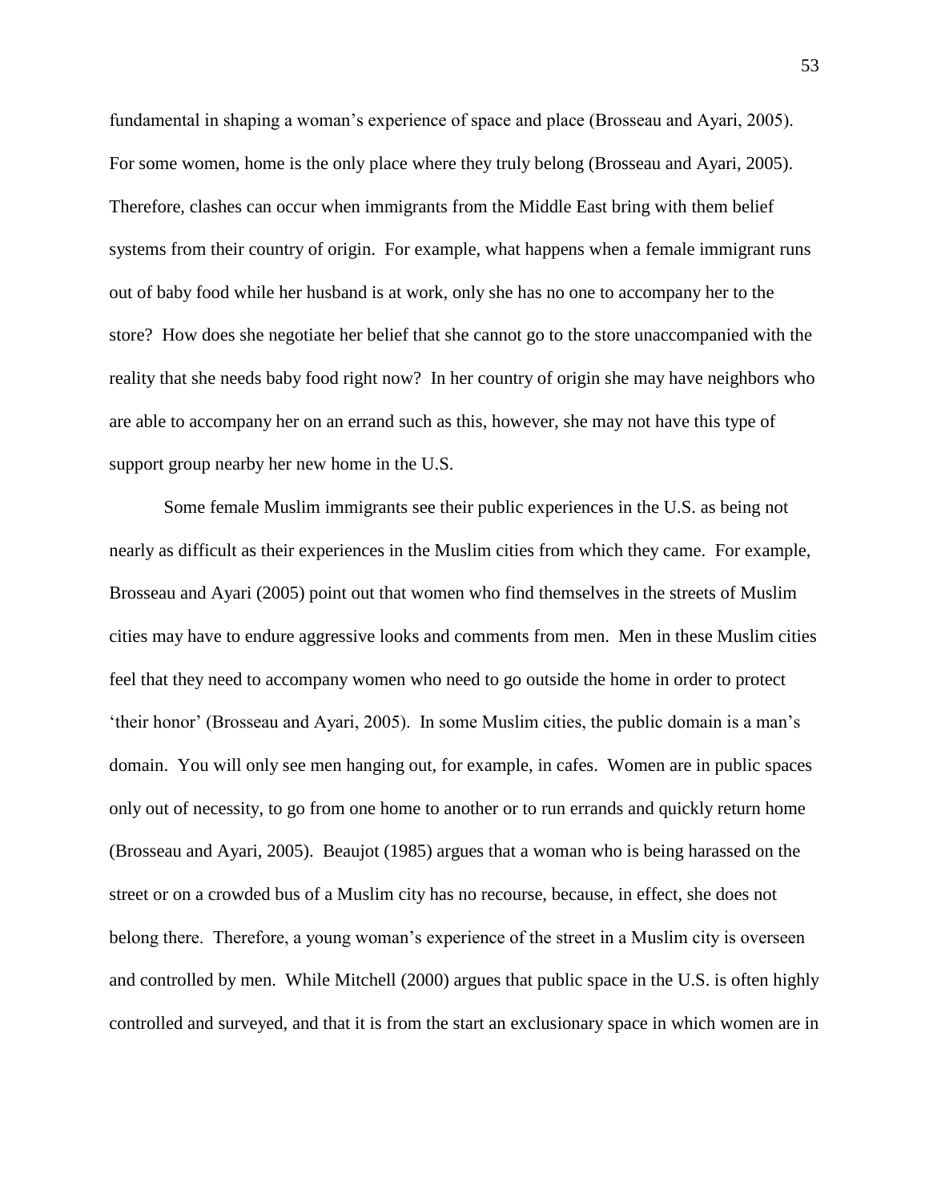fundamental in shaping a woman's experience of space and place (Brosseau and Ayari, 2005). For some women, home is the only place where they truly belong (Brosseau and Ayari, 2005). Therefore, clashes can occur when immigrants from the Middle East bring with them belief systems from their country of origin. For example, what happens when a female immigrant runs out of baby food while her husband is at work, only she has no one to accompany her to the store? How does she negotiate her belief that she cannot go to the store unaccompanied with the reality that she needs baby food right now? In her country of origin she may have neighbors who are able to accompany her on an errand such as this, however, she may not have this type of support group nearby her new home in the U.S.

Some female Muslim immigrants see their public experiences in the U.S. as being not nearly as difficult as their experiences in the Muslim cities from which they came. For example, Brosseau and Ayari (2005) point out that women who find themselves in the streets of Muslim cities may have to endure aggressive looks and comments from men. Men in these Muslim cities feel that they need to accompany women who need to go outside the home in order to protect 'their honor' (Brosseau and Ayari, 2005). In some Muslim cities, the public domain is a man's domain. You will only see men hanging out, for example, in cafes. Women are in public spaces only out of necessity, to go from one home to another or to run errands and quickly return home (Brosseau and Ayari, 2005). Beaujot (1985) argues that a woman who is being harassed on the street or on a crowded bus of a Muslim city has no recourse, because, in effect, she does not belong there. Therefore, a young woman's experience of the street in a Muslim city is overseen and controlled by men. While Mitchell (2000) argues that public space in the U.S. is often highly controlled and surveyed, and that it is from the start an exclusionary space in which women are in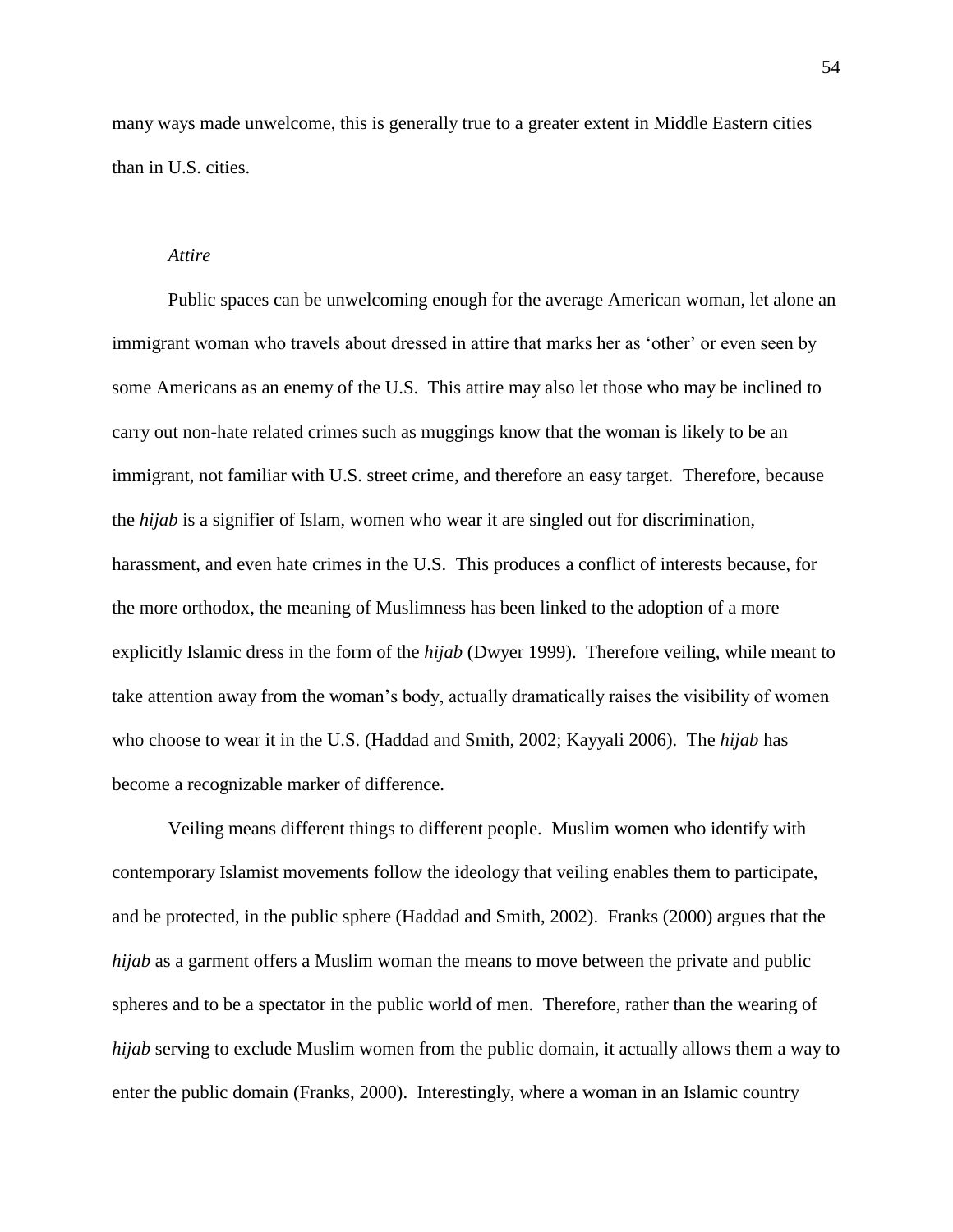many ways made unwelcome, this is generally true to a greater extent in Middle Eastern cities than in U.S. cities.

### *Attire*

Public spaces can be unwelcoming enough for the average American woman, let alone an immigrant woman who travels about dressed in attire that marks her as 'other' or even seen by some Americans as an enemy of the U.S. This attire may also let those who may be inclined to carry out non-hate related crimes such as muggings know that the woman is likely to be an immigrant, not familiar with U.S. street crime, and therefore an easy target. Therefore, because the *hijab* is a signifier of Islam, women who wear it are singled out for discrimination, harassment, and even hate crimes in the U.S. This produces a conflict of interests because, for the more orthodox, the meaning of Muslimness has been linked to the adoption of a more explicitly Islamic dress in the form of the *hijab* (Dwyer 1999). Therefore veiling, while meant to take attention away from the woman's body, actually dramatically raises the visibility of women who choose to wear it in the U.S. (Haddad and Smith, 2002; Kayyali 2006). The *hijab* has become a recognizable marker of difference.

Veiling means different things to different people. Muslim women who identify with contemporary Islamist movements follow the ideology that veiling enables them to participate, and be protected, in the public sphere (Haddad and Smith, 2002). Franks (2000) argues that the *hijab* as a garment offers a Muslim woman the means to move between the private and public spheres and to be a spectator in the public world of men. Therefore, rather than the wearing of *hijab* serving to exclude Muslim women from the public domain, it actually allows them a way to enter the public domain (Franks, 2000). Interestingly, where a woman in an Islamic country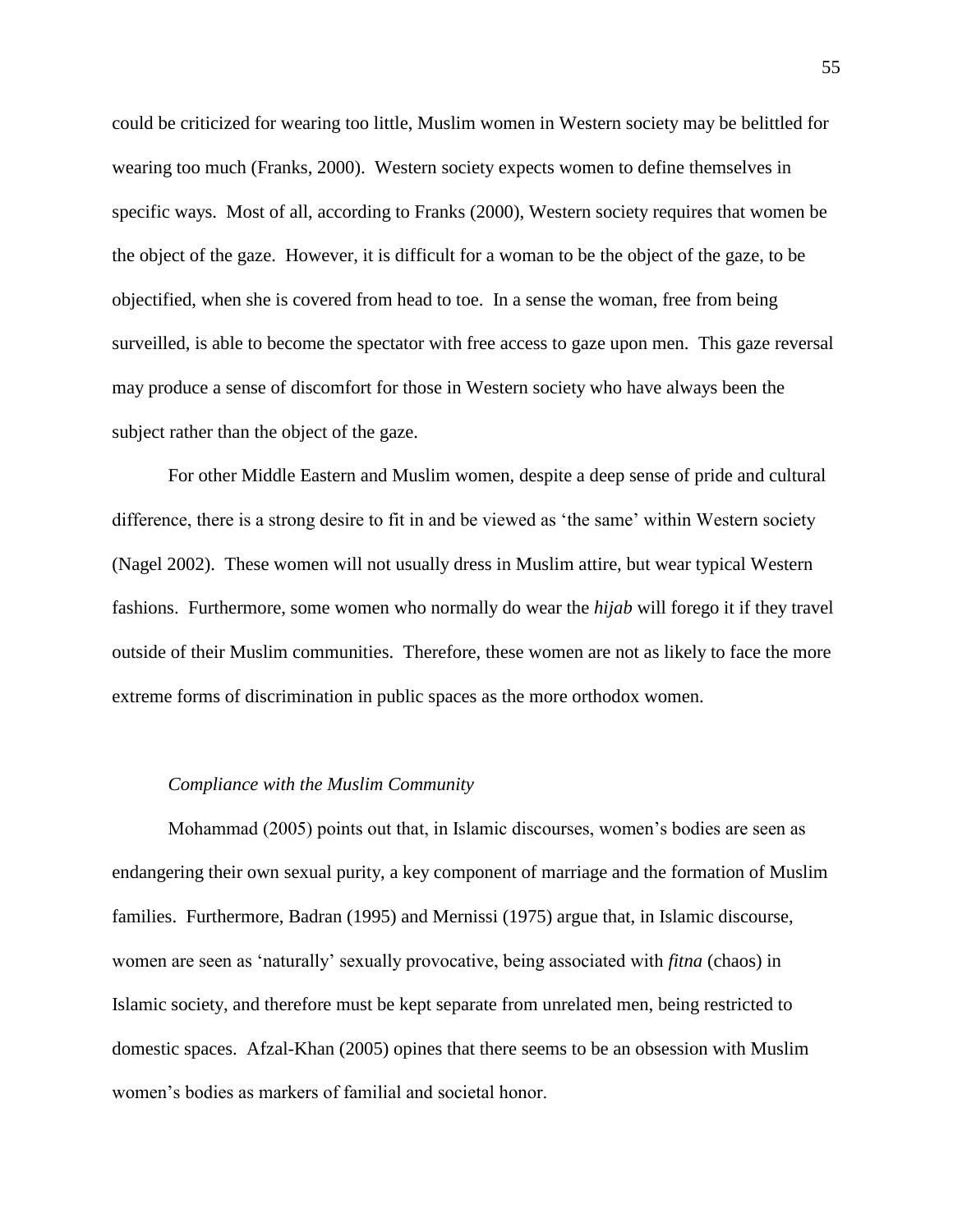could be criticized for wearing too little, Muslim women in Western society may be belittled for wearing too much (Franks, 2000). Western society expects women to define themselves in specific ways. Most of all, according to Franks (2000), Western society requires that women be the object of the gaze. However, it is difficult for a woman to be the object of the gaze, to be objectified, when she is covered from head to toe. In a sense the woman, free from being surveilled, is able to become the spectator with free access to gaze upon men. This gaze reversal may produce a sense of discomfort for those in Western society who have always been the subject rather than the object of the gaze.

For other Middle Eastern and Muslim women, despite a deep sense of pride and cultural difference, there is a strong desire to fit in and be viewed as 'the same' within Western society (Nagel 2002). These women will not usually dress in Muslim attire, but wear typical Western fashions. Furthermore, some women who normally do wear the *hijab* will forego it if they travel outside of their Muslim communities. Therefore, these women are not as likely to face the more extreme forms of discrimination in public spaces as the more orthodox women.

### *Compliance with the Muslim Community*

Mohammad (2005) points out that, in Islamic discourses, women's bodies are seen as endangering their own sexual purity, a key component of marriage and the formation of Muslim families. Furthermore, Badran (1995) and Mernissi (1975) argue that, in Islamic discourse, women are seen as 'naturally' sexually provocative, being associated with *fitna* (chaos) in Islamic society, and therefore must be kept separate from unrelated men, being restricted to domestic spaces. Afzal-Khan (2005) opines that there seems to be an obsession with Muslim women's bodies as markers of familial and societal honor.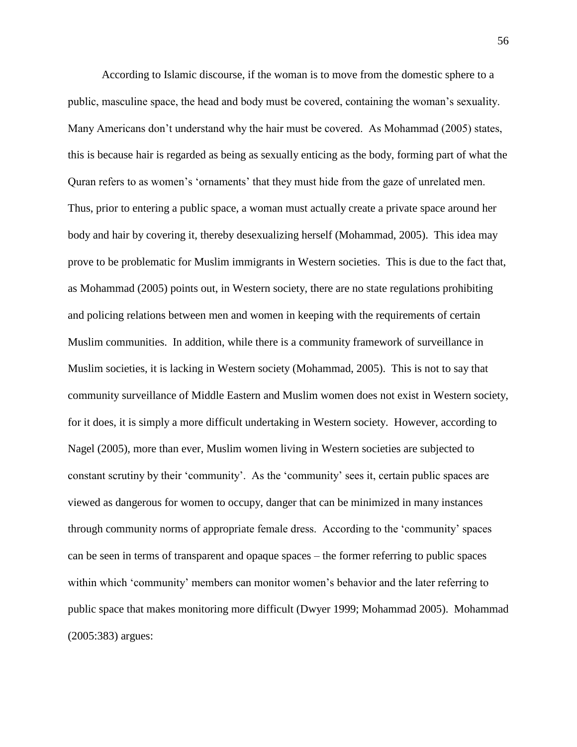According to Islamic discourse, if the woman is to move from the domestic sphere to a public, masculine space, the head and body must be covered, containing the woman's sexuality. Many Americans don't understand why the hair must be covered. As Mohammad (2005) states, this is because hair is regarded as being as sexually enticing as the body, forming part of what the Quran refers to as women's 'ornaments' that they must hide from the gaze of unrelated men. Thus, prior to entering a public space, a woman must actually create a private space around her body and hair by covering it, thereby desexualizing herself (Mohammad, 2005). This idea may prove to be problematic for Muslim immigrants in Western societies. This is due to the fact that, as Mohammad (2005) points out, in Western society, there are no state regulations prohibiting and policing relations between men and women in keeping with the requirements of certain Muslim communities. In addition, while there is a community framework of surveillance in Muslim societies, it is lacking in Western society (Mohammad, 2005). This is not to say that community surveillance of Middle Eastern and Muslim women does not exist in Western society, for it does, it is simply a more difficult undertaking in Western society. However, according to Nagel (2005), more than ever, Muslim women living in Western societies are subjected to constant scrutiny by their 'community'. As the 'community' sees it, certain public spaces are viewed as dangerous for women to occupy, danger that can be minimized in many instances through community norms of appropriate female dress. According to the 'community' spaces can be seen in terms of transparent and opaque spaces – the former referring to public spaces within which 'community' members can monitor women's behavior and the later referring to public space that makes monitoring more difficult (Dwyer 1999; Mohammad 2005). Mohammad (2005:383) argues: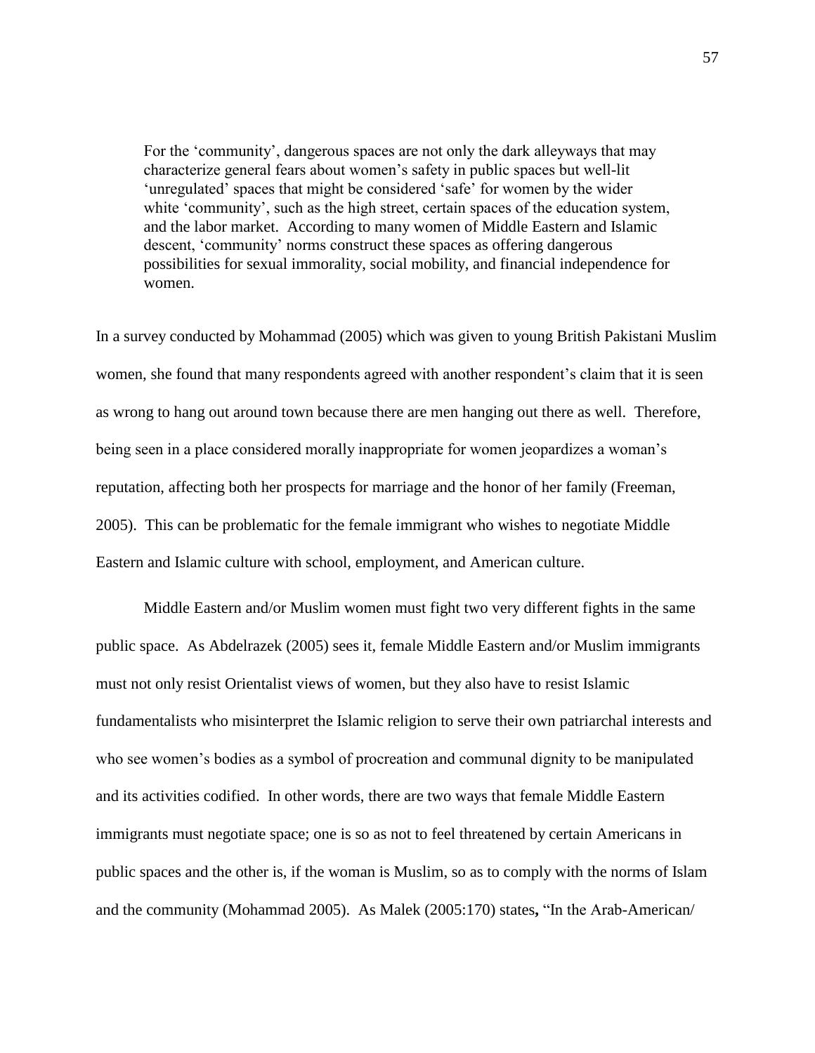> For the 'community', dangerous spaces are not only the dark alleyways that may characterize general fears about women's safety in public spaces but well-lit 'unregulated' spaces that might be considered 'safe' for women by the wider white 'community', such as the high street, certain spaces of the education system, and the labor market. According to many women of Middle Eastern and Islamic descent, 'community' norms construct these spaces as offering dangerous possibilities for sexual immorality, social mobility, and financial independence for women.

In a survey conducted by Mohammad (2005) which was given to young British Pakistani Muslim women, she found that many respondents agreed with another respondent's claim that it is seen as wrong to hang out around town because there are men hanging out there as well. Therefore, being seen in a place considered morally inappropriate for women jeopardizes a woman's reputation, affecting both her prospects for marriage and the honor of her family (Freeman, 2005). This can be problematic for the female immigrant who wishes to negotiate Middle Eastern and Islamic culture with school, employment, and American culture.

Middle Eastern and/or Muslim women must fight two very different fights in the same public space. As Abdelrazek (2005) sees it, female Middle Eastern and/or Muslim immigrants must not only resist Orientalist views of women, but they also have to resist Islamic fundamentalists who misinterpret the Islamic religion to serve their own patriarchal interests and who see women's bodies as a symbol of procreation and communal dignity to be manipulated and its activities codified. In other words, there are two ways that female Middle Eastern immigrants must negotiate space; one is so as not to feel threatened by certain Americans in public spaces and the other is, if the woman is Muslim, so as to comply with the norms of Islam and the community (Mohammad 2005). As Malek (2005:170) states**,** "In the Arab-American/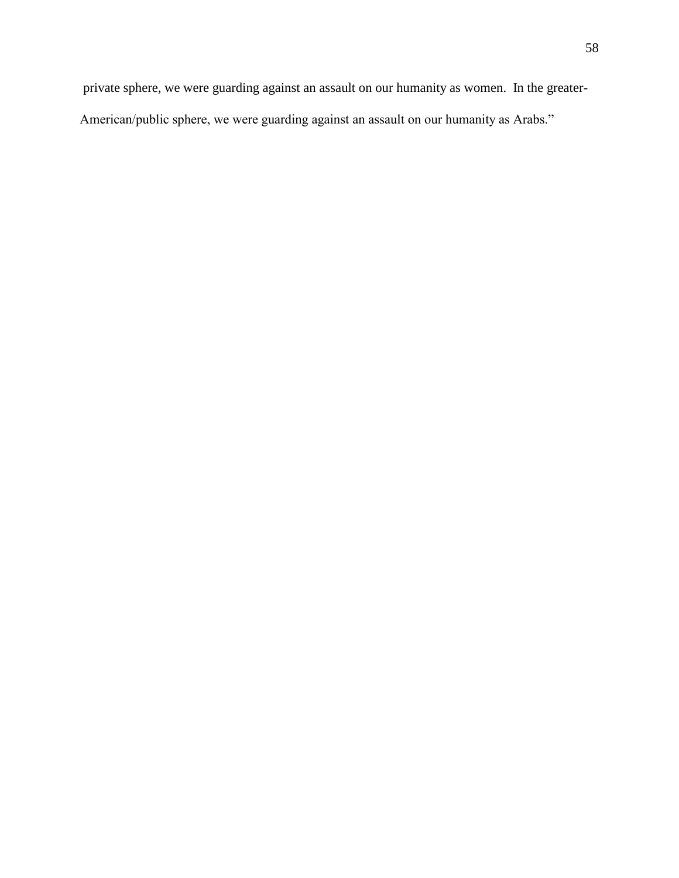private sphere, we were guarding against an assault on our humanity as women. In the greater-American/public sphere, we were guarding against an assault on our humanity as Arabs."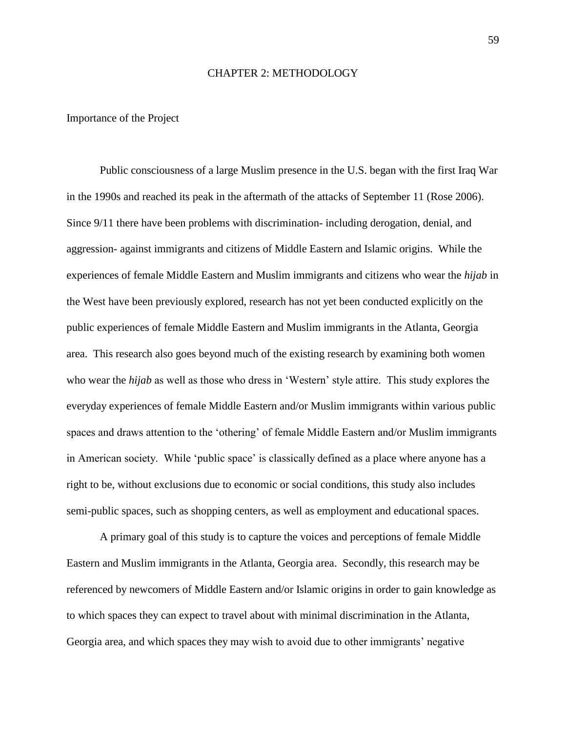# CHAPTER 2: METHODOLOGY

## Importance of the Project

Public consciousness of a large Muslim presence in the U.S. began with the first Iraq War in the 1990s and reached its peak in the aftermath of the attacks of September 11 (Rose 2006). Since 9/11 there have been problems with discrimination- including derogation, denial, and aggression- against immigrants and citizens of Middle Eastern and Islamic origins. While the experiences of female Middle Eastern and Muslim immigrants and citizens who wear the *hijab* in the West have been previously explored, research has not yet been conducted explicitly on the public experiences of female Middle Eastern and Muslim immigrants in the Atlanta, Georgia area. This research also goes beyond much of the existing research by examining both women who wear the *hijab* as well as those who dress in 'Western' style attire. This study explores the everyday experiences of female Middle Eastern and/or Muslim immigrants within various public spaces and draws attention to the 'othering' of female Middle Eastern and/or Muslim immigrants in American society. While 'public space' is classically defined as a place where anyone has a right to be, without exclusions due to economic or social conditions, this study also includes semi-public spaces, such as shopping centers, as well as employment and educational spaces.

A primary goal of this study is to capture the voices and perceptions of female Middle Eastern and Muslim immigrants in the Atlanta, Georgia area. Secondly, this research may be referenced by newcomers of Middle Eastern and/or Islamic origins in order to gain knowledge as to which spaces they can expect to travel about with minimal discrimination in the Atlanta, Georgia area, and which spaces they may wish to avoid due to other immigrants' negative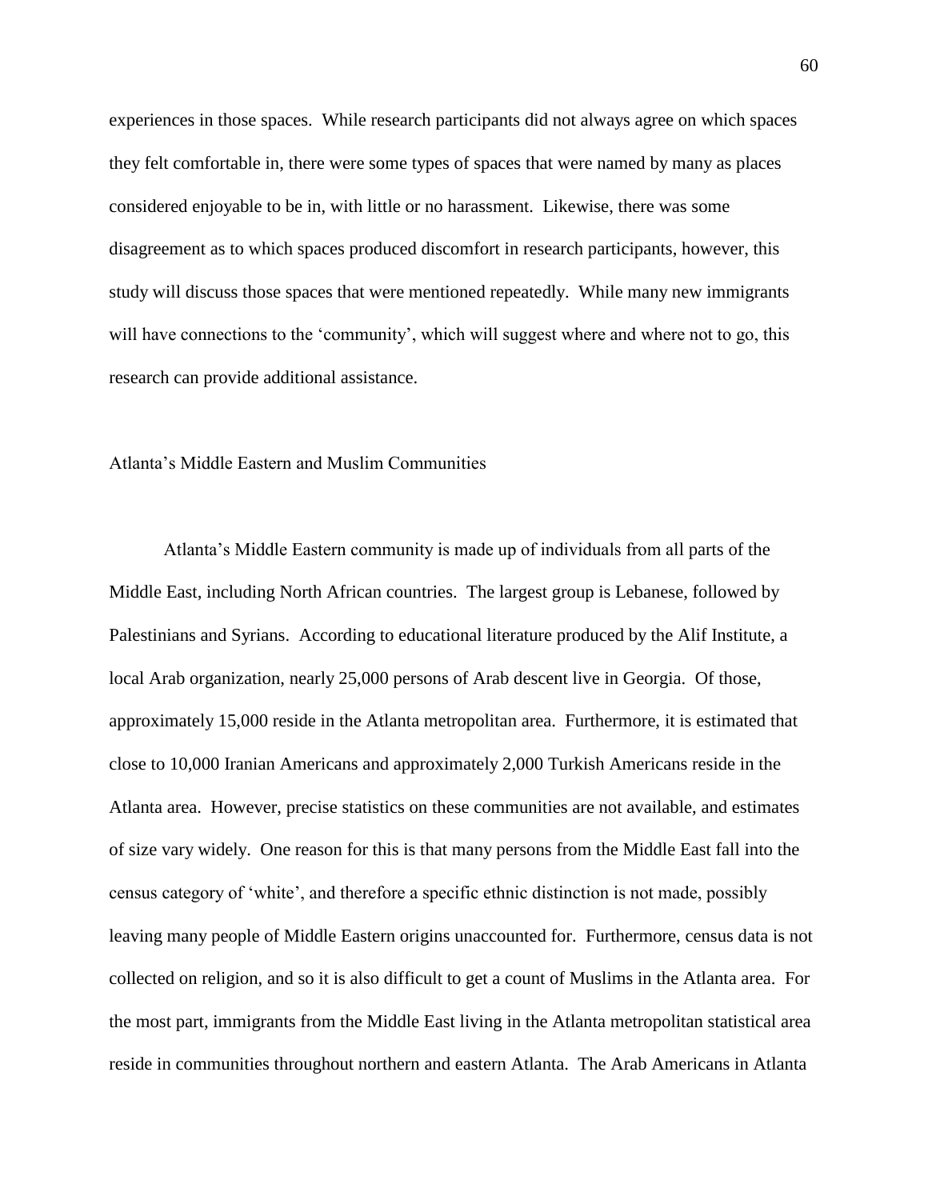experiences in those spaces. While research participants did not always agree on which spaces they felt comfortable in, there were some types of spaces that were named by many as places considered enjoyable to be in, with little or no harassment. Likewise, there was some disagreement as to which spaces produced discomfort in research participants, however, this study will discuss those spaces that were mentioned repeatedly. While many new immigrants will have connections to the 'community', which will suggest where and where not to go, this research can provide additional assistance.

## Atlanta's Middle Eastern and Muslim Communities

Atlanta's Middle Eastern community is made up of individuals from all parts of the Middle East, including North African countries. The largest group is Lebanese, followed by Palestinians and Syrians. According to educational literature produced by the Alif Institute, a local Arab organization, nearly 25,000 persons of Arab descent live in Georgia. Of those, approximately 15,000 reside in the Atlanta metropolitan area. Furthermore, it is estimated that close to 10,000 Iranian Americans and approximately 2,000 Turkish Americans reside in the Atlanta area. However, precise statistics on these communities are not available, and estimates of size vary widely. One reason for this is that many persons from the Middle East fall into the census category of 'white', and therefore a specific ethnic distinction is not made, possibly leaving many people of Middle Eastern origins unaccounted for. Furthermore, census data is not collected on religion, and so it is also difficult to get a count of Muslims in the Atlanta area. For the most part, immigrants from the Middle East living in the Atlanta metropolitan statistical area reside in communities throughout northern and eastern Atlanta. The Arab Americans in Atlanta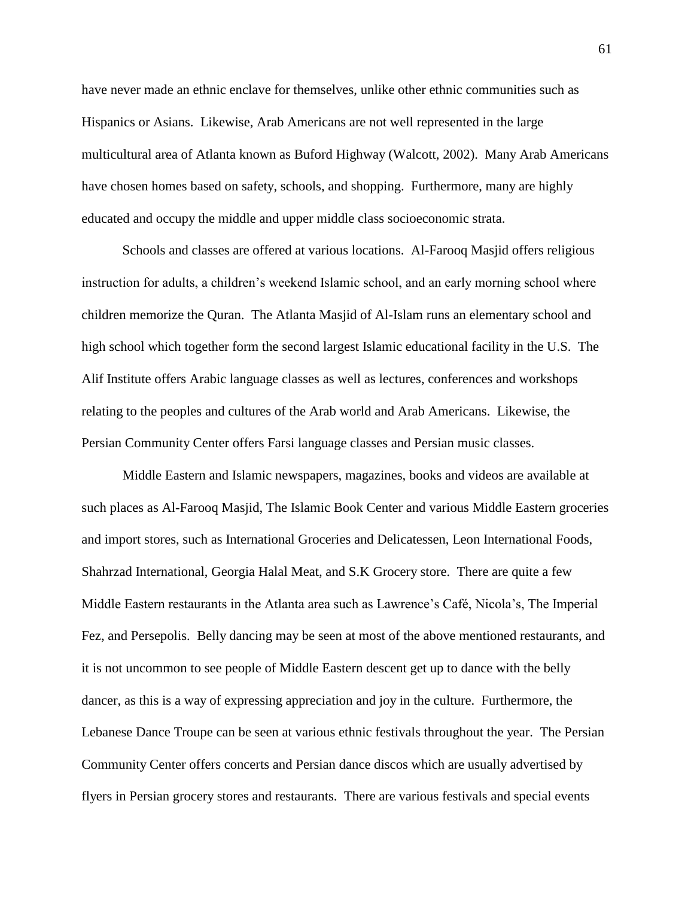have never made an ethnic enclave for themselves, unlike other ethnic communities such as Hispanics or Asians. Likewise, Arab Americans are not well represented in the large multicultural area of Atlanta known as Buford Highway (Walcott, 2002). Many Arab Americans have chosen homes based on safety, schools, and shopping. Furthermore, many are highly educated and occupy the middle and upper middle class socioeconomic strata.

Schools and classes are offered at various locations. Al-Farooq Masjid offers religious instruction for adults, a children's weekend Islamic school, and an early morning school where children memorize the Quran. The Atlanta Masjid of Al-Islam runs an elementary school and high school which together form the second largest Islamic educational facility in the U.S. The Alif Institute offers Arabic language classes as well as lectures, conferences and workshops relating to the peoples and cultures of the Arab world and Arab Americans. Likewise, the Persian Community Center offers Farsi language classes and Persian music classes.

Middle Eastern and Islamic newspapers, magazines, books and videos are available at such places as Al-Farooq Masjid, The Islamic Book Center and various Middle Eastern groceries and import stores, such as International Groceries and Delicatessen, Leon International Foods, Shahrzad International, Georgia Halal Meat, and S.K Grocery store. There are quite a few Middle Eastern restaurants in the Atlanta area such as Lawrence's Café, Nicola's, The Imperial Fez, and Persepolis. Belly dancing may be seen at most of the above mentioned restaurants, and it is not uncommon to see people of Middle Eastern descent get up to dance with the belly dancer, as this is a way of expressing appreciation and joy in the culture. Furthermore, the Lebanese Dance Troupe can be seen at various ethnic festivals throughout the year. The Persian Community Center offers concerts and Persian dance discos which are usually advertised by flyers in Persian grocery stores and restaurants. There are various festivals and special events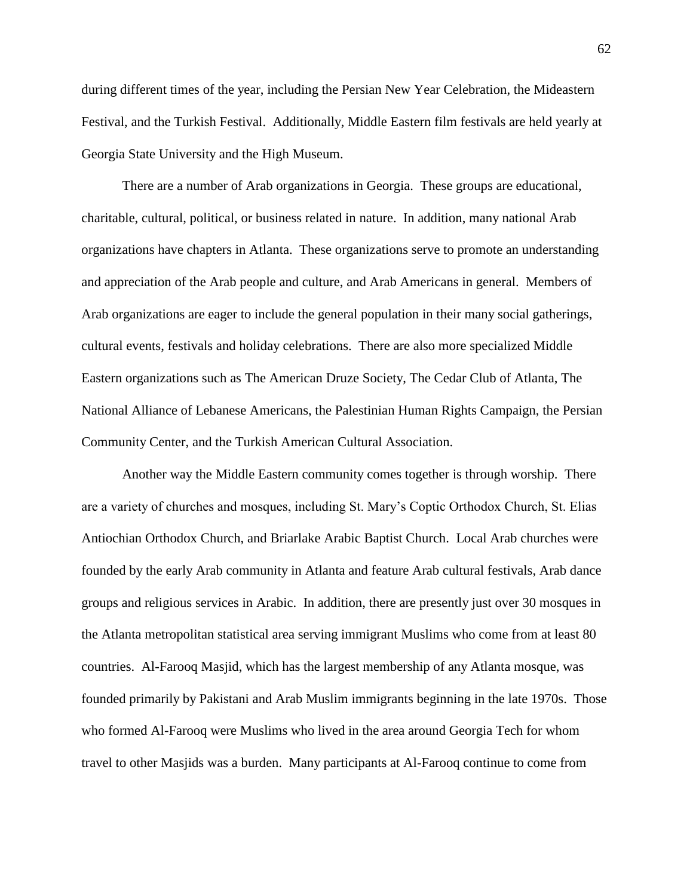during different times of the year, including the Persian New Year Celebration, the Mideastern Festival, and the Turkish Festival. Additionally, Middle Eastern film festivals are held yearly at Georgia State University and the High Museum.

There are a number of Arab organizations in Georgia. These groups are educational, charitable, cultural, political, or business related in nature. In addition, many national Arab organizations have chapters in Atlanta. These organizations serve to promote an understanding and appreciation of the Arab people and culture, and Arab Americans in general. Members of Arab organizations are eager to include the general population in their many social gatherings, cultural events, festivals and holiday celebrations. There are also more specialized Middle Eastern organizations such as The American Druze Society, The Cedar Club of Atlanta, The National Alliance of Lebanese Americans, the Palestinian Human Rights Campaign, the Persian Community Center, and the Turkish American Cultural Association.

Another way the Middle Eastern community comes together is through worship. There are a variety of churches and mosques, including St. Mary's Coptic Orthodox Church, St. Elias Antiochian Orthodox Church, and Briarlake Arabic Baptist Church. Local Arab churches were founded by the early Arab community in Atlanta and feature Arab cultural festivals, Arab dance groups and religious services in Arabic. In addition, there are presently just over 30 mosques in the Atlanta metropolitan statistical area serving immigrant Muslims who come from at least 80 countries. Al-Farooq Masjid, which has the largest membership of any Atlanta mosque, was founded primarily by Pakistani and Arab Muslim immigrants beginning in the late 1970s. Those who formed Al-Farooq were Muslims who lived in the area around Georgia Tech for whom travel to other Masjids was a burden. Many participants at Al-Farooq continue to come from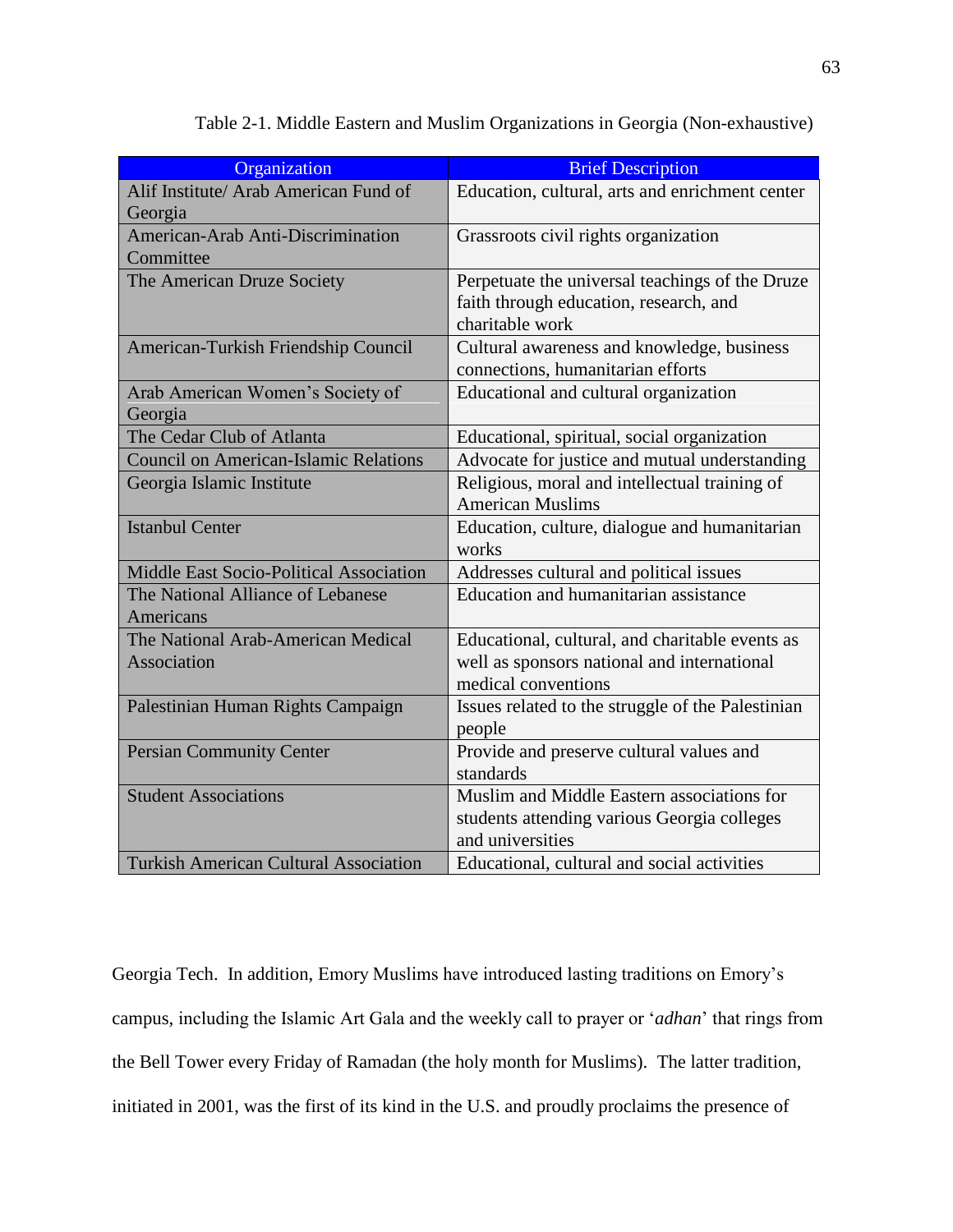Table 2-1. Middle Eastern and Muslim Organizations in Georgia (Non-exhaustive)

| Organization | Brief Description |
|---|---|
| Alif Institute/ Arab American Fund of Georgia | Education, cultural, arts and enrichment center |
| American-Arab Anti-Discrimination Committee | Grassroots civil rights organization |
| The American Druze Society | Perpetuate the universal teachings of the Druze faith through education, research, and charitable work |
| American-Turkish Friendship Council | Cultural awareness and knowledge, business connections, humanitarian efforts |
| Arab American Women's Society of Georgia | Educational and cultural organization |
| The Cedar Club of Atlanta | Educational, spiritual, social organization |
| Council on American-Islamic Relations | Advocate for justice and mutual understanding |
| Georgia Islamic Institute | Religious, moral and intellectual training of American Muslims |
| Istanbul Center | Education, culture, dialogue and humanitarian works |
| Middle East Socio-Political Association | Addresses cultural and political issues |
| The National Alliance of Lebanese Americans | Education and humanitarian assistance |
| The National Arab-American Medical Association | Educational, cultural, and charitable events as well as sponsors national and international medical conventions |
| Palestinian Human Rights Campaign | Issues related to the struggle of the Palestinian people |
| Persian Community Center | Provide and preserve cultural values and standards |
| Student Associations | Muslim and Middle Eastern associations for students attending various Georgia colleges and universities |
| Turkish American Cultural Association | Educational, cultural and social activities |

Georgia Tech. In addition, Emory Muslims have introduced lasting traditions on Emory's campus, including the Islamic Art Gala and the weekly call to prayer or '*adhan*' that rings from the Bell Tower every Friday of Ramadan (the holy month for Muslims). The latter tradition, initiated in 2001, was the first of its kind in the U.S. and proudly proclaims the presence of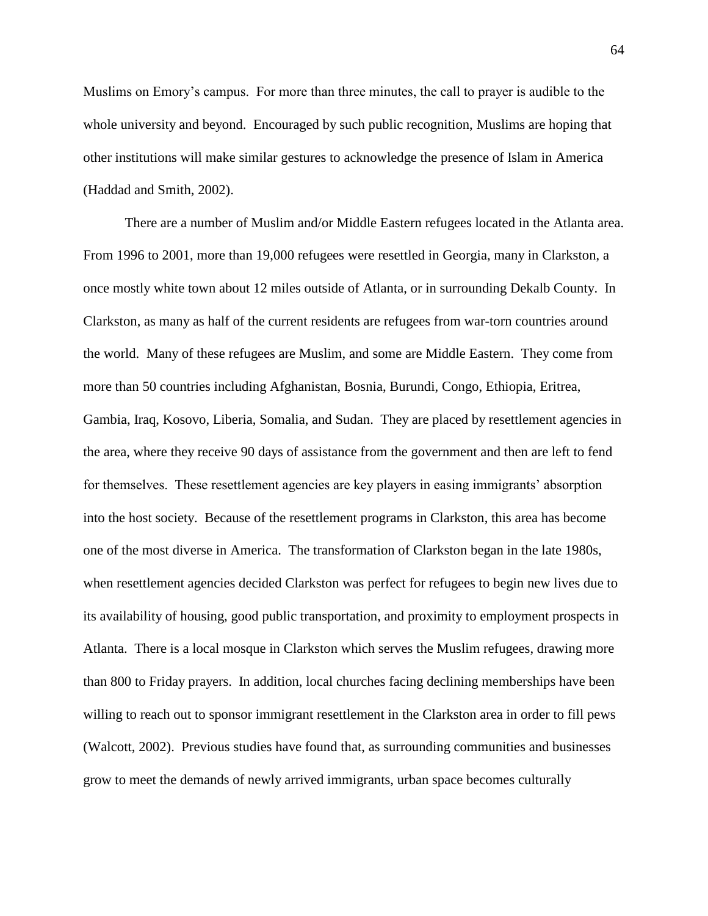Muslims on Emory's campus. For more than three minutes, the call to prayer is audible to the whole university and beyond. Encouraged by such public recognition, Muslims are hoping that other institutions will make similar gestures to acknowledge the presence of Islam in America (Haddad and Smith, 2002).

There are a number of Muslim and/or Middle Eastern refugees located in the Atlanta area. From 1996 to 2001, more than 19,000 refugees were resettled in Georgia, many in Clarkston, a once mostly white town about 12 miles outside of Atlanta, or in surrounding Dekalb County. In Clarkston, as many as half of the current residents are refugees from war-torn countries around the world. Many of these refugees are Muslim, and some are Middle Eastern. They come from more than 50 countries including Afghanistan, Bosnia, Burundi, Congo, Ethiopia, Eritrea, Gambia, Iraq, Kosovo, Liberia, Somalia, and Sudan. They are placed by resettlement agencies in the area, where they receive 90 days of assistance from the government and then are left to fend for themselves. These resettlement agencies are key players in easing immigrants' absorption into the host society. Because of the resettlement programs in Clarkston, this area has become one of the most diverse in America. The transformation of Clarkston began in the late 1980s, when resettlement agencies decided Clarkston was perfect for refugees to begin new lives due to its availability of housing, good public transportation, and proximity to employment prospects in Atlanta. There is a local mosque in Clarkston which serves the Muslim refugees, drawing more than 800 to Friday prayers. In addition, local churches facing declining memberships have been willing to reach out to sponsor immigrant resettlement in the Clarkston area in order to fill pews (Walcott, 2002). Previous studies have found that, as surrounding communities and businesses grow to meet the demands of newly arrived immigrants, urban space becomes culturally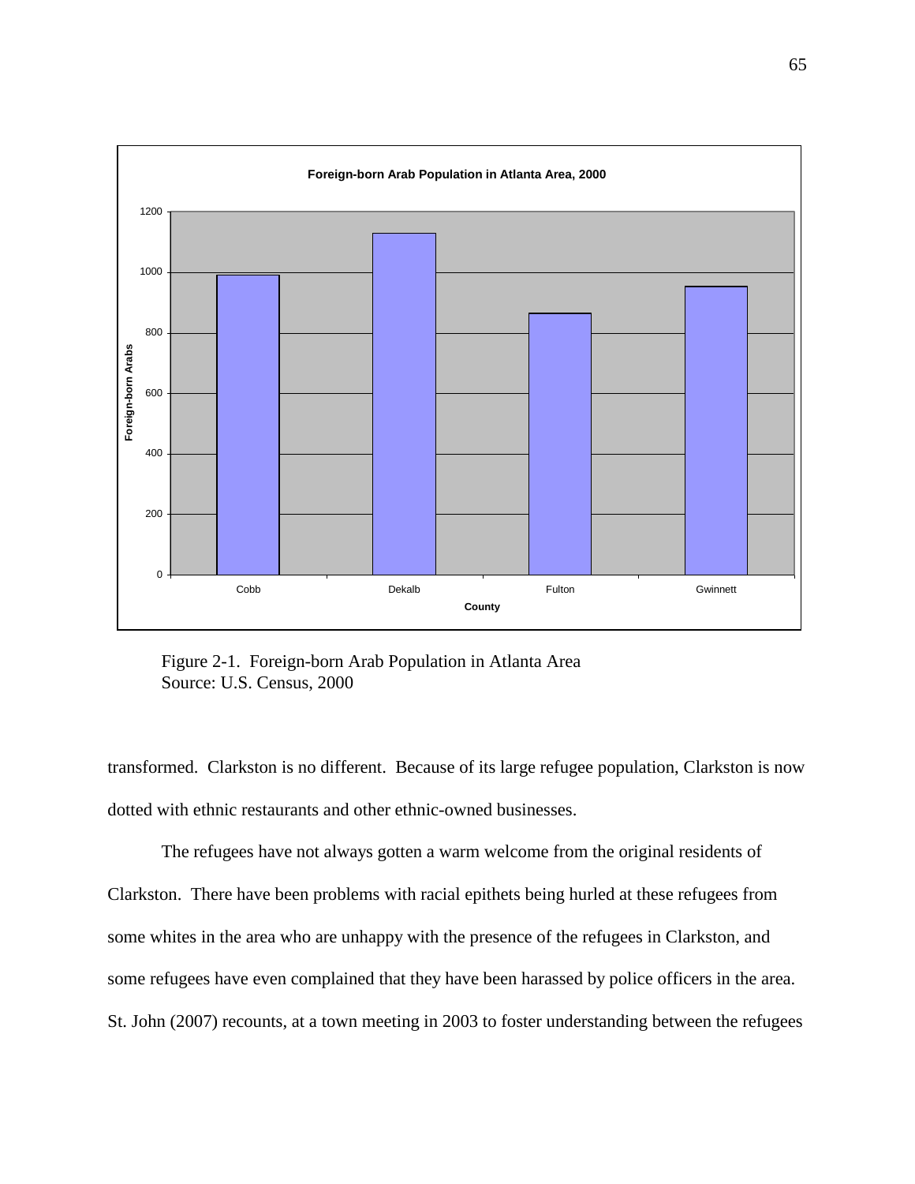Figure 2-1. Foreign-born Arab Population in Atlanta Area
Source: U.S. Census, 2000

transformed. Clarkston is no different. Because of its large refugee population, Clarkston is now dotted with ethnic restaurants and other ethnic-owned businesses.

The refugees have not always gotten a warm welcome from the original residents of Clarkston. There have been problems with racial epithets being hurled at these refugees from some whites in the area who are unhappy with the presence of the refugees in Clarkston, and some refugees have even complained that they have been harassed by police officers in the area. St. John (2007) recounts, at a town meeting in 2003 to foster understanding between the refugees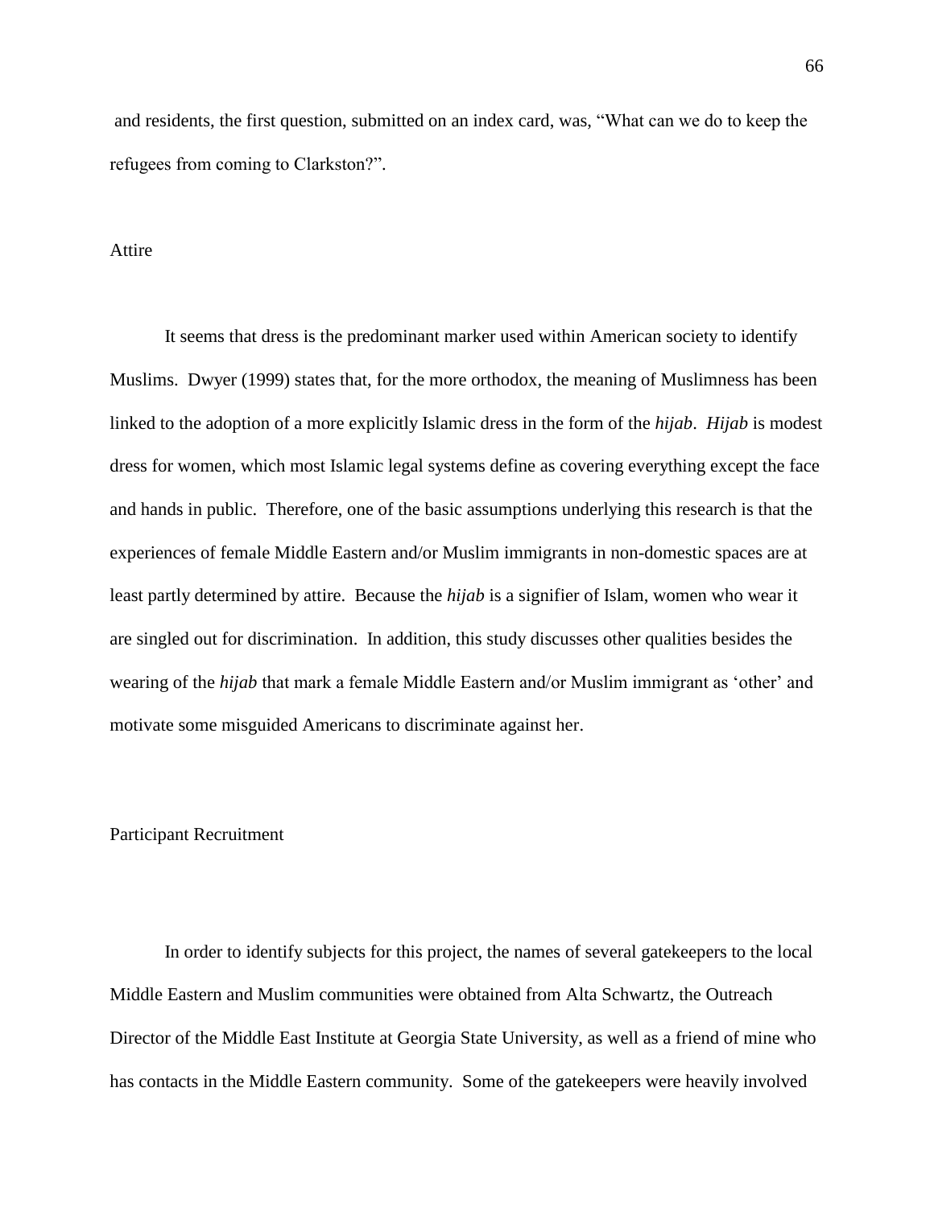and residents, the first question, submitted on an index card, was, "What can we do to keep the refugees from coming to Clarkston?".

## Attire

It seems that dress is the predominant marker used within American society to identify Muslims. Dwyer (1999) states that, for the more orthodox, the meaning of Muslimness has been linked to the adoption of a more explicitly Islamic dress in the form of the *hijab*. *Hijab* is modest dress for women, which most Islamic legal systems define as covering everything except the face and hands in public. Therefore, one of the basic assumptions underlying this research is that the experiences of female Middle Eastern and/or Muslim immigrants in non-domestic spaces are at least partly determined by attire. Because the *hijab* is a signifier of Islam, women who wear it are singled out for discrimination. In addition, this study discusses other qualities besides the wearing of the *hijab* that mark a female Middle Eastern and/or Muslim immigrant as 'other' and motivate some misguided Americans to discriminate against her.

## Participant Recruitment

In order to identify subjects for this project, the names of several gatekeepers to the local Middle Eastern and Muslim communities were obtained from Alta Schwartz, the Outreach Director of the Middle East Institute at Georgia State University, as well as a friend of mine who has contacts in the Middle Eastern community. Some of the gatekeepers were heavily involved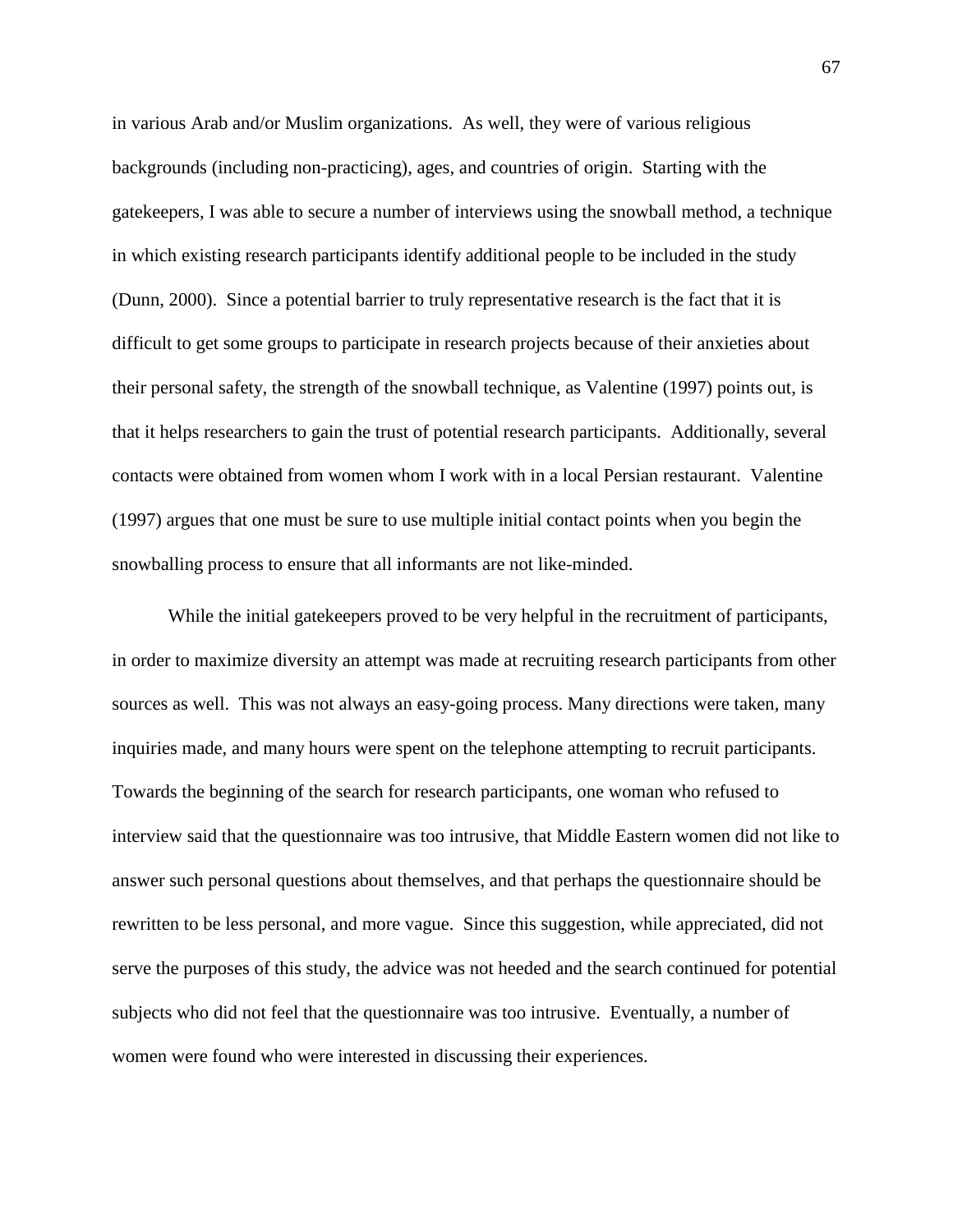in various Arab and/or Muslim organizations. As well, they were of various religious backgrounds (including non-practicing), ages, and countries of origin. Starting with the gatekeepers, I was able to secure a number of interviews using the snowball method, a technique in which existing research participants identify additional people to be included in the study (Dunn, 2000). Since a potential barrier to truly representative research is the fact that it is difficult to get some groups to participate in research projects because of their anxieties about their personal safety, the strength of the snowball technique, as Valentine (1997) points out, is that it helps researchers to gain the trust of potential research participants. Additionally, several contacts were obtained from women whom I work with in a local Persian restaurant. Valentine (1997) argues that one must be sure to use multiple initial contact points when you begin the snowballing process to ensure that all informants are not like-minded.

While the initial gatekeepers proved to be very helpful in the recruitment of participants, in order to maximize diversity an attempt was made at recruiting research participants from other sources as well. This was not always an easy-going process. Many directions were taken, many inquiries made, and many hours were spent on the telephone attempting to recruit participants. Towards the beginning of the search for research participants, one woman who refused to interview said that the questionnaire was too intrusive, that Middle Eastern women did not like to answer such personal questions about themselves, and that perhaps the questionnaire should be rewritten to be less personal, and more vague. Since this suggestion, while appreciated, did not serve the purposes of this study, the advice was not heeded and the search continued for potential subjects who did not feel that the questionnaire was too intrusive. Eventually, a number of women were found who were interested in discussing their experiences.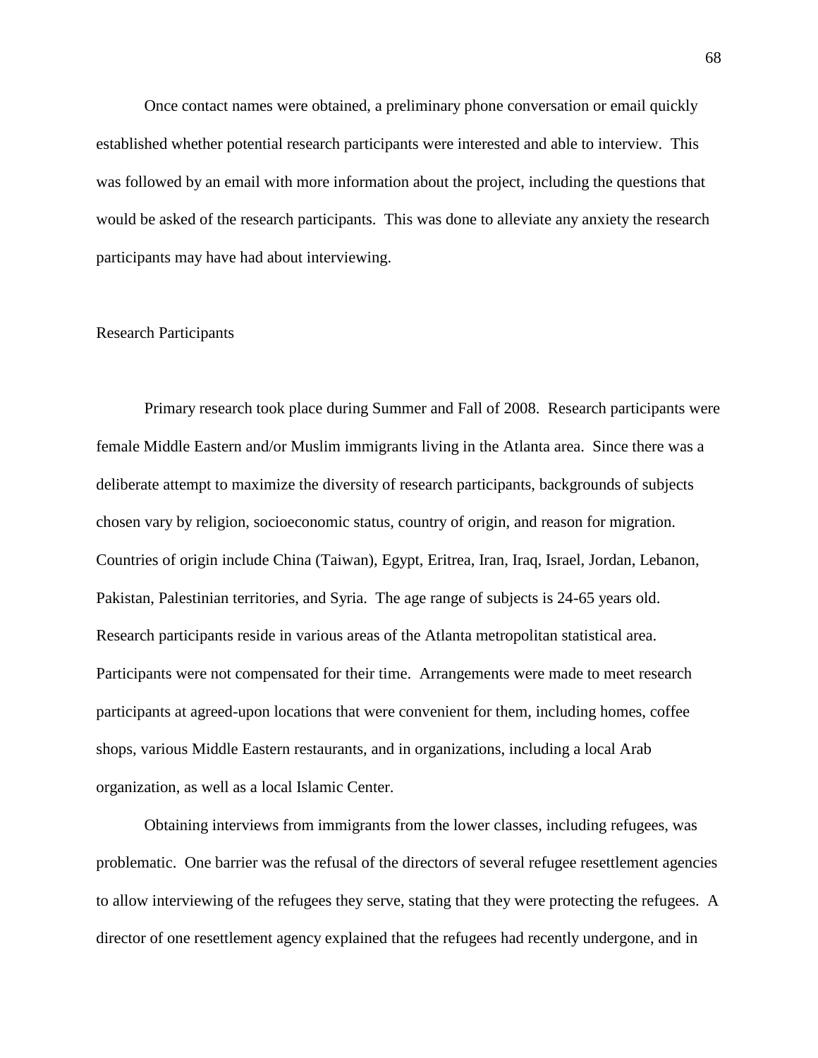Once contact names were obtained, a preliminary phone conversation or email quickly established whether potential research participants were interested and able to interview. This was followed by an email with more information about the project, including the questions that would be asked of the research participants. This was done to alleviate any anxiety the research participants may have had about interviewing.

## Research Participants

Primary research took place during Summer and Fall of 2008. Research participants were female Middle Eastern and/or Muslim immigrants living in the Atlanta area. Since there was a deliberate attempt to maximize the diversity of research participants, backgrounds of subjects chosen vary by religion, socioeconomic status, country of origin, and reason for migration. Countries of origin include China (Taiwan), Egypt, Eritrea, Iran, Iraq, Israel, Jordan, Lebanon, Pakistan, Palestinian territories, and Syria. The age range of subjects is 24-65 years old. Research participants reside in various areas of the Atlanta metropolitan statistical area. Participants were not compensated for their time. Arrangements were made to meet research participants at agreed-upon locations that were convenient for them, including homes, coffee shops, various Middle Eastern restaurants, and in organizations, including a local Arab organization, as well as a local Islamic Center.

Obtaining interviews from immigrants from the lower classes, including refugees, was problematic. One barrier was the refusal of the directors of several refugee resettlement agencies to allow interviewing of the refugees they serve, stating that they were protecting the refugees. A director of one resettlement agency explained that the refugees had recently undergone, and in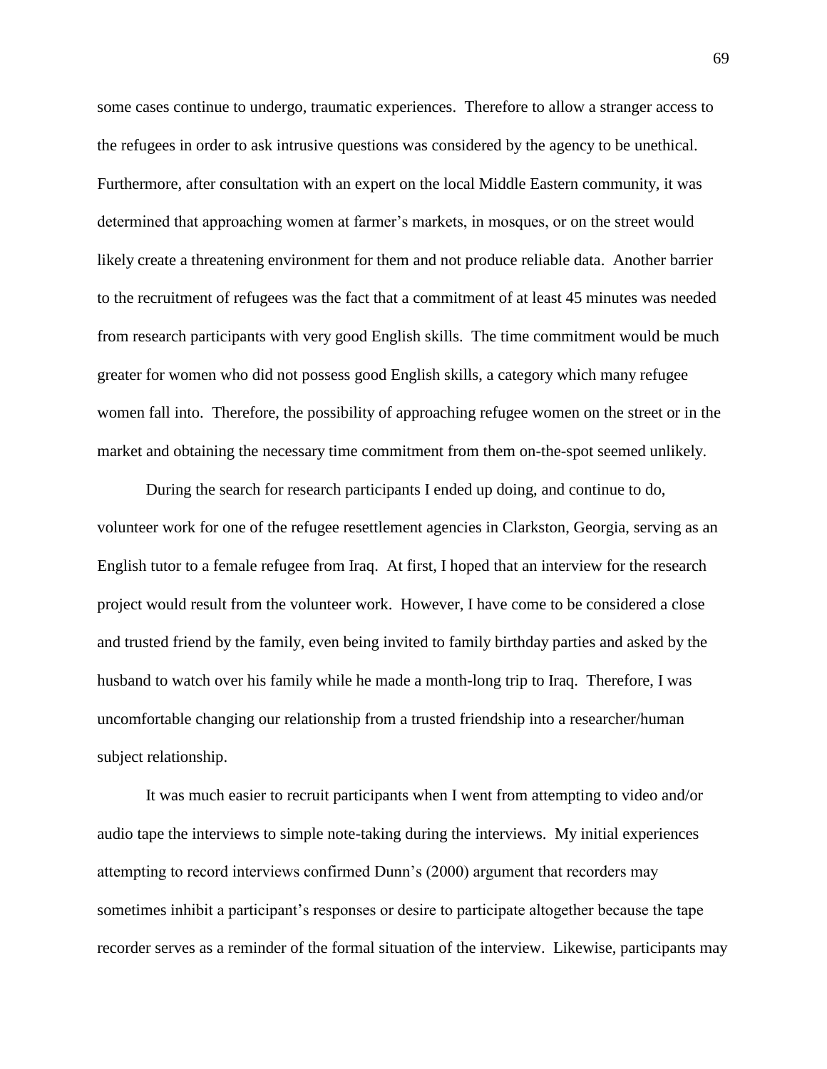some cases continue to undergo, traumatic experiences. Therefore to allow a stranger access to the refugees in order to ask intrusive questions was considered by the agency to be unethical. Furthermore, after consultation with an expert on the local Middle Eastern community, it was determined that approaching women at farmer's markets, in mosques, or on the street would likely create a threatening environment for them and not produce reliable data. Another barrier to the recruitment of refugees was the fact that a commitment of at least 45 minutes was needed from research participants with very good English skills. The time commitment would be much greater for women who did not possess good English skills, a category which many refugee women fall into. Therefore, the possibility of approaching refugee women on the street or in the market and obtaining the necessary time commitment from them on-the-spot seemed unlikely.

During the search for research participants I ended up doing, and continue to do, volunteer work for one of the refugee resettlement agencies in Clarkston, Georgia, serving as an English tutor to a female refugee from Iraq. At first, I hoped that an interview for the research project would result from the volunteer work. However, I have come to be considered a close and trusted friend by the family, even being invited to family birthday parties and asked by the husband to watch over his family while he made a month-long trip to Iraq. Therefore, I was uncomfortable changing our relationship from a trusted friendship into a researcher/human subject relationship.

It was much easier to recruit participants when I went from attempting to video and/or audio tape the interviews to simple note-taking during the interviews. My initial experiences attempting to record interviews confirmed Dunn's (2000) argument that recorders may sometimes inhibit a participant's responses or desire to participate altogether because the tape recorder serves as a reminder of the formal situation of the interview. Likewise, participants may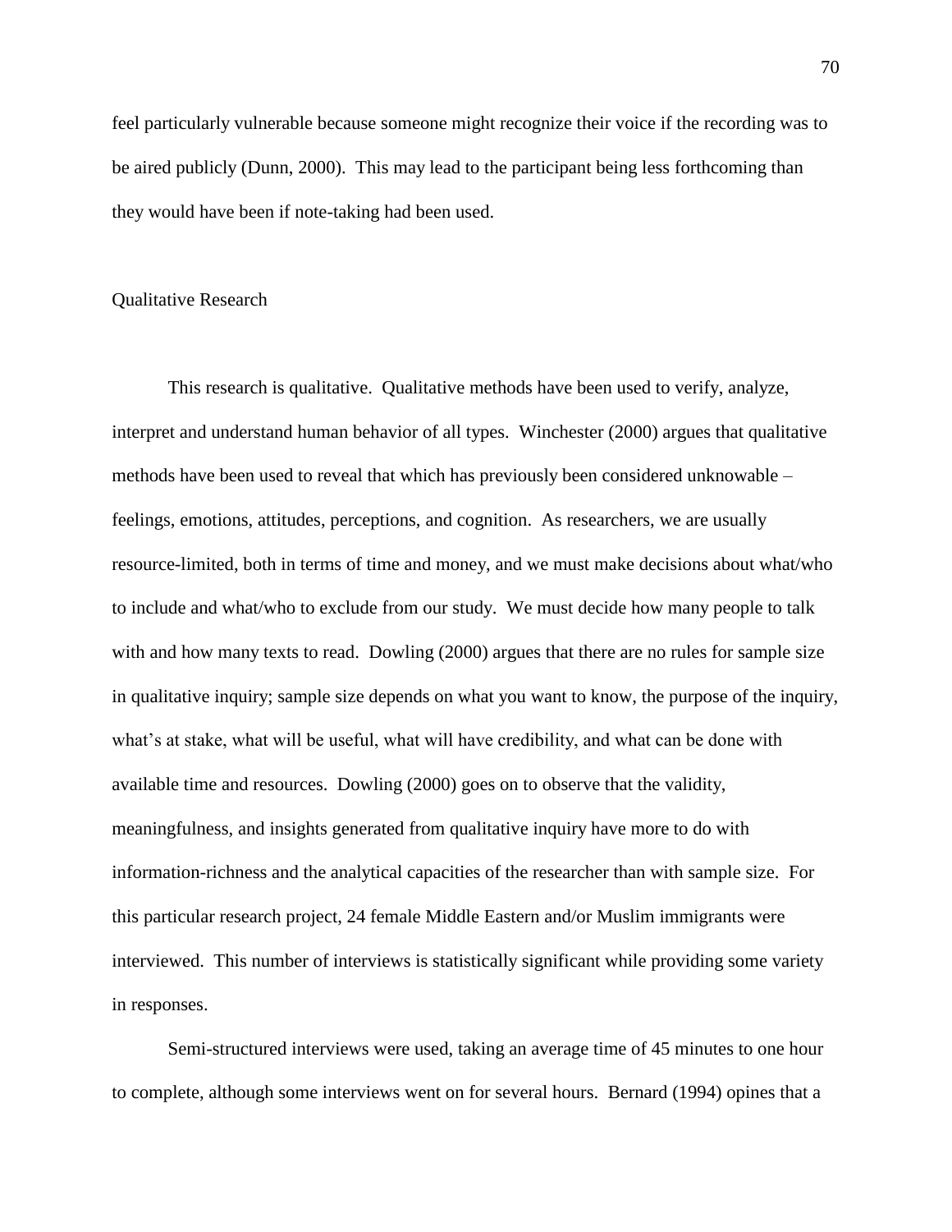feel particularly vulnerable because someone might recognize their voice if the recording was to be aired publicly (Dunn, 2000). This may lead to the participant being less forthcoming than they would have been if note-taking had been used.

## Qualitative Research

This research is qualitative. Qualitative methods have been used to verify, analyze, interpret and understand human behavior of all types. Winchester (2000) argues that qualitative methods have been used to reveal that which has previously been considered unknowable – feelings, emotions, attitudes, perceptions, and cognition. As researchers, we are usually resource-limited, both in terms of time and money, and we must make decisions about what/who to include and what/who to exclude from our study. We must decide how many people to talk with and how many texts to read. Dowling (2000) argues that there are no rules for sample size in qualitative inquiry; sample size depends on what you want to know, the purpose of the inquiry, what's at stake, what will be useful, what will have credibility, and what can be done with available time and resources. Dowling (2000) goes on to observe that the validity, meaningfulness, and insights generated from qualitative inquiry have more to do with information-richness and the analytical capacities of the researcher than with sample size. For this particular research project, 24 female Middle Eastern and/or Muslim immigrants were interviewed. This number of interviews is statistically significant while providing some variety in responses.

Semi-structured interviews were used, taking an average time of 45 minutes to one hour to complete, although some interviews went on for several hours. Bernard (1994) opines that a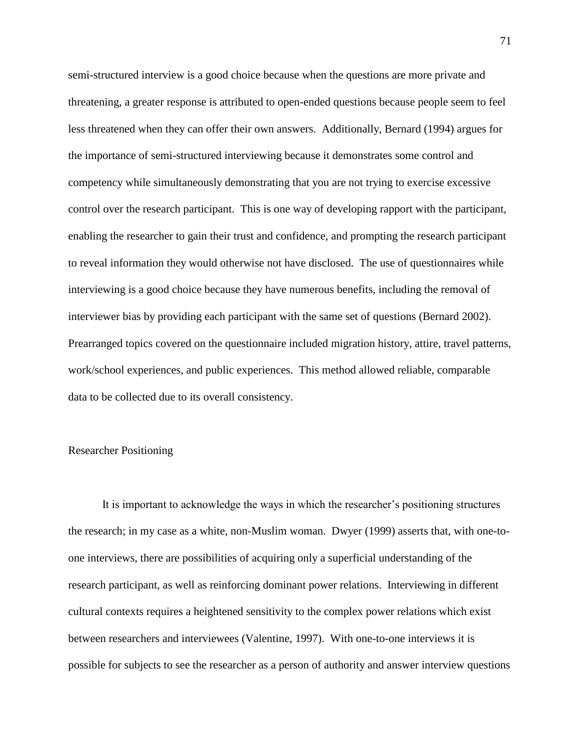semi-structured interview is a good choice because when the questions are more private and threatening, a greater response is attributed to open-ended questions because people seem to feel less threatened when they can offer their own answers. Additionally, Bernard (1994) argues for the importance of semi-structured interviewing because it demonstrates some control and competency while simultaneously demonstrating that you are not trying to exercise excessive control over the research participant. This is one way of developing rapport with the participant, enabling the researcher to gain their trust and confidence, and prompting the research participant to reveal information they would otherwise not have disclosed. The use of questionnaires while interviewing is a good choice because they have numerous benefits, including the removal of interviewer bias by providing each participant with the same set of questions (Bernard 2002). Prearranged topics covered on the questionnaire included migration history, attire, travel patterns, work/school experiences, and public experiences. This method allowed reliable, comparable data to be collected due to its overall consistency.

## Researcher Positioning

It is important to acknowledge the ways in which the researcher's positioning structures the research; in my case as a white, non-Muslim woman. Dwyer (1999) asserts that, with one-to-one interviews, there are possibilities of acquiring only a superficial understanding of the research participant, as well as reinforcing dominant power relations. Interviewing in different cultural contexts requires a heightened sensitivity to the complex power relations which exist between researchers and interviewees (Valentine, 1997). With one-to-one interviews it is possible for subjects to see the researcher as a person of authority and answer interview questions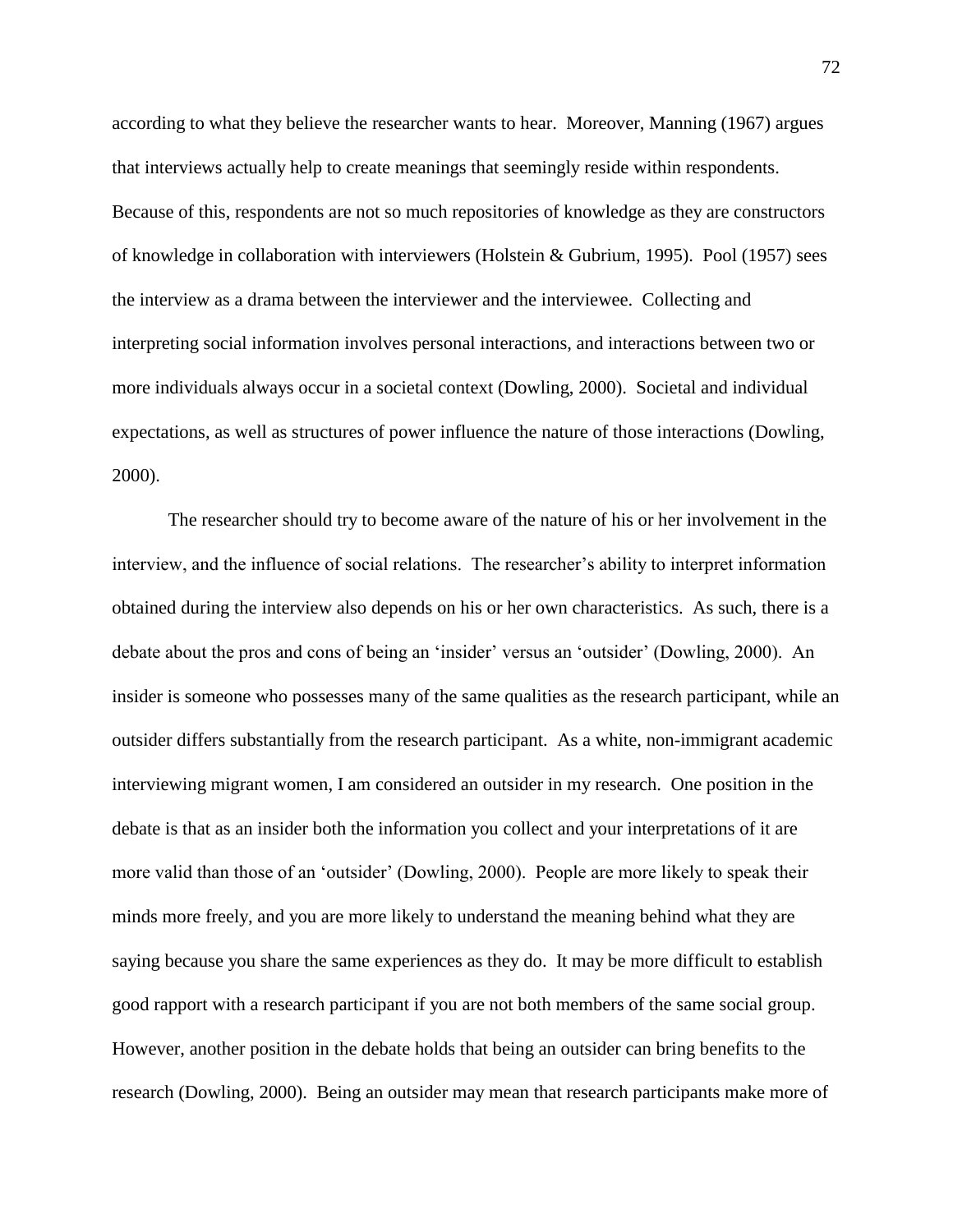according to what they believe the researcher wants to hear. Moreover, Manning (1967) argues that interviews actually help to create meanings that seemingly reside within respondents. Because of this, respondents are not so much repositories of knowledge as they are constructors of knowledge in collaboration with interviewers (Holstein & Gubrium, 1995). Pool (1957) sees the interview as a drama between the interviewer and the interviewee. Collecting and interpreting social information involves personal interactions, and interactions between two or more individuals always occur in a societal context (Dowling, 2000). Societal and individual expectations, as well as structures of power influence the nature of those interactions (Dowling, 2000).

The researcher should try to become aware of the nature of his or her involvement in the interview, and the influence of social relations. The researcher's ability to interpret information obtained during the interview also depends on his or her own characteristics. As such, there is a debate about the pros and cons of being an 'insider' versus an 'outsider' (Dowling, 2000). An insider is someone who possesses many of the same qualities as the research participant, while an outsider differs substantially from the research participant. As a white, non-immigrant academic interviewing migrant women, I am considered an outsider in my research. One position in the debate is that as an insider both the information you collect and your interpretations of it are more valid than those of an 'outsider' (Dowling, 2000). People are more likely to speak their minds more freely, and you are more likely to understand the meaning behind what they are saying because you share the same experiences as they do. It may be more difficult to establish good rapport with a research participant if you are not both members of the same social group. However, another position in the debate holds that being an outsider can bring benefits to the research (Dowling, 2000). Being an outsider may mean that research participants make more of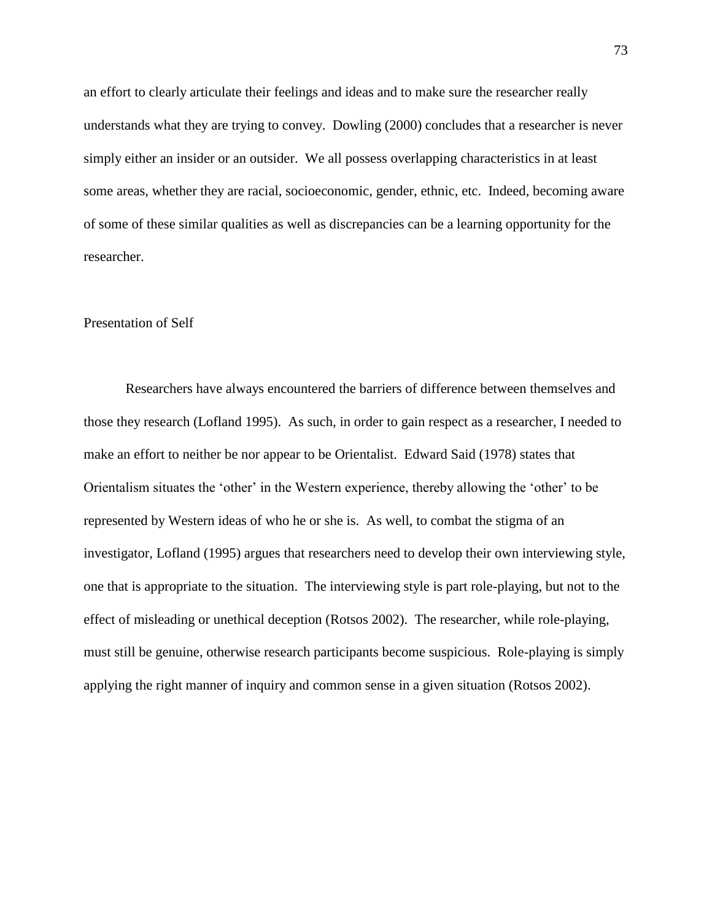an effort to clearly articulate their feelings and ideas and to make sure the researcher really understands what they are trying to convey. Dowling (2000) concludes that a researcher is never simply either an insider or an outsider. We all possess overlapping characteristics in at least some areas, whether they are racial, socioeconomic, gender, ethnic, etc. Indeed, becoming aware of some of these similar qualities as well as discrepancies can be a learning opportunity for the researcher.

### Presentation of Self

Researchers have always encountered the barriers of difference between themselves and those they research (Lofland 1995). As such, in order to gain respect as a researcher, I needed to make an effort to neither be nor appear to be Orientalist. Edward Said (1978) states that Orientalism situates the 'other' in the Western experience, thereby allowing the 'other' to be represented by Western ideas of who he or she is. As well, to combat the stigma of an investigator, Lofland (1995) argues that researchers need to develop their own interviewing style, one that is appropriate to the situation. The interviewing style is part role-playing, but not to the effect of misleading or unethical deception (Rotsos 2002). The researcher, while role-playing, must still be genuine, otherwise research participants become suspicious. Role-playing is simply applying the right manner of inquiry and common sense in a given situation (Rotsos 2002).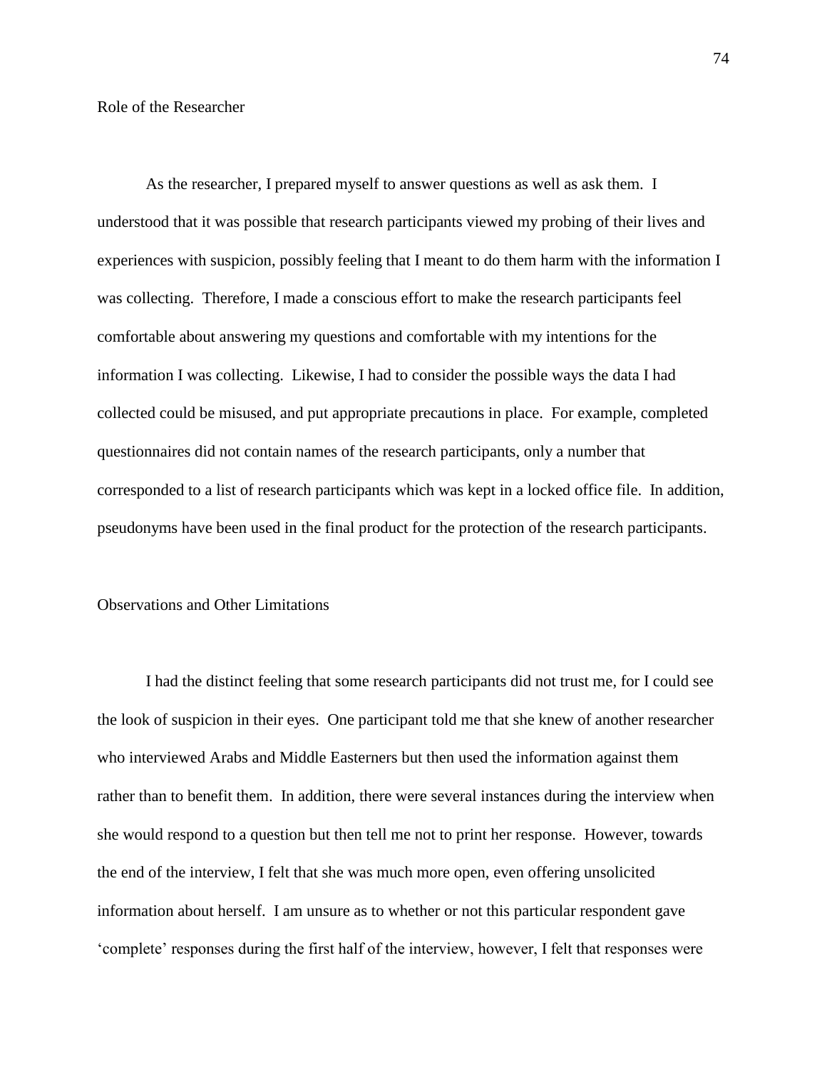## Role of the Researcher

As the researcher, I prepared myself to answer questions as well as ask them. I understood that it was possible that research participants viewed my probing of their lives and experiences with suspicion, possibly feeling that I meant to do them harm with the information I was collecting. Therefore, I made a conscious effort to make the research participants feel comfortable about answering my questions and comfortable with my intentions for the information I was collecting. Likewise, I had to consider the possible ways the data I had collected could be misused, and put appropriate precautions in place. For example, completed questionnaires did not contain names of the research participants, only a number that corresponded to a list of research participants which was kept in a locked office file. In addition, pseudonyms have been used in the final product for the protection of the research participants.

## Observations and Other Limitations

I had the distinct feeling that some research participants did not trust me, for I could see the look of suspicion in their eyes. One participant told me that she knew of another researcher who interviewed Arabs and Middle Easterners but then used the information against them rather than to benefit them. In addition, there were several instances during the interview when she would respond to a question but then tell me not to print her response. However, towards the end of the interview, I felt that she was much more open, even offering unsolicited information about herself. I am unsure as to whether or not this particular respondent gave 'complete' responses during the first half of the interview, however, I felt that responses were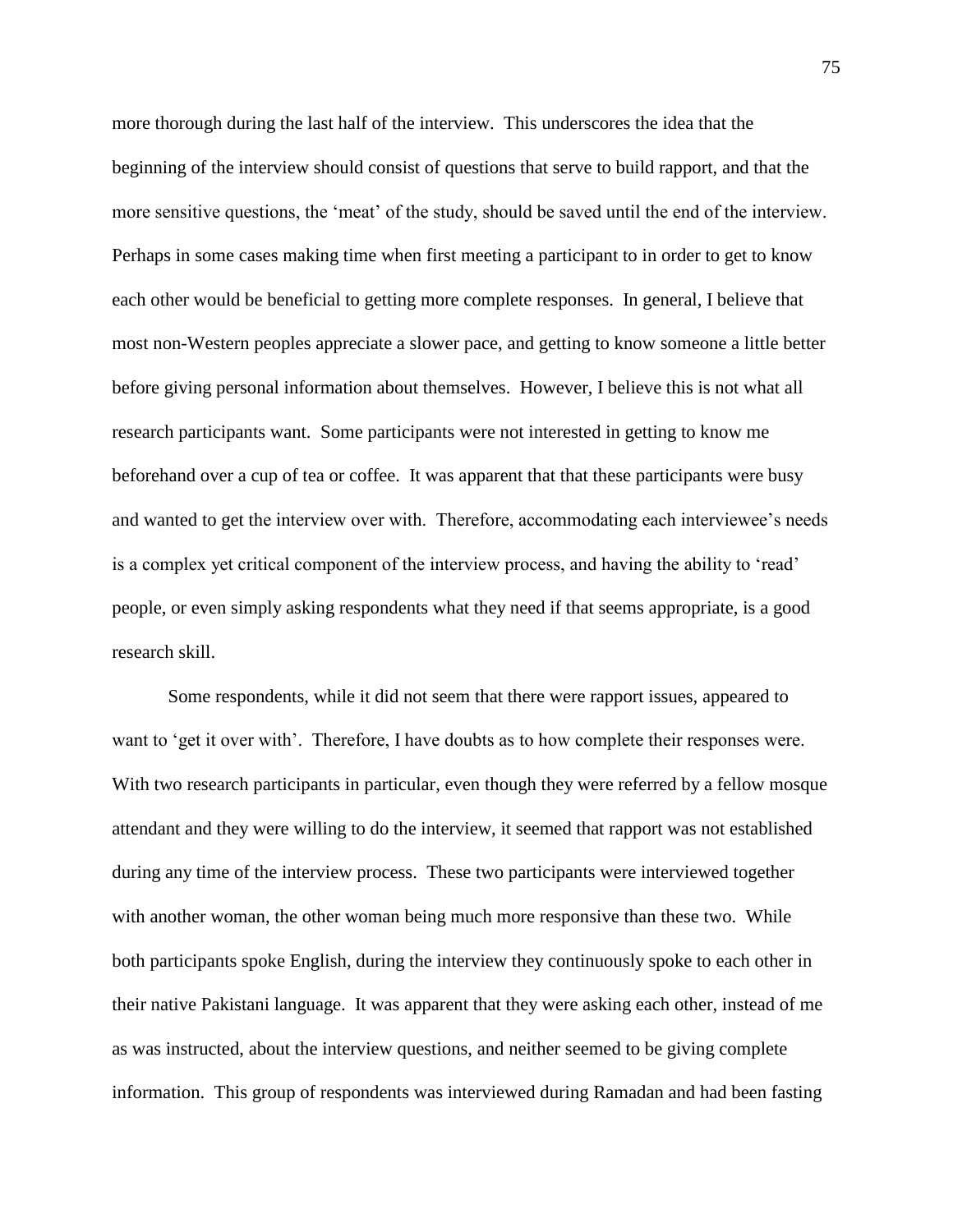more thorough during the last half of the interview. This underscores the idea that the beginning of the interview should consist of questions that serve to build rapport, and that the more sensitive questions, the 'meat' of the study, should be saved until the end of the interview. Perhaps in some cases making time when first meeting a participant to in order to get to know each other would be beneficial to getting more complete responses. In general, I believe that most non-Western peoples appreciate a slower pace, and getting to know someone a little better before giving personal information about themselves. However, I believe this is not what all research participants want. Some participants were not interested in getting to know me beforehand over a cup of tea or coffee. It was apparent that that these participants were busy and wanted to get the interview over with. Therefore, accommodating each interviewee's needs is a complex yet critical component of the interview process, and having the ability to 'read' people, or even simply asking respondents what they need if that seems appropriate, is a good research skill.

Some respondents, while it did not seem that there were rapport issues, appeared to want to 'get it over with'. Therefore, I have doubts as to how complete their responses were. With two research participants in particular, even though they were referred by a fellow mosque attendant and they were willing to do the interview, it seemed that rapport was not established during any time of the interview process. These two participants were interviewed together with another woman, the other woman being much more responsive than these two. While both participants spoke English, during the interview they continuously spoke to each other in their native Pakistani language. It was apparent that they were asking each other, instead of me as was instructed, about the interview questions, and neither seemed to be giving complete information. This group of respondents was interviewed during Ramadan and had been fasting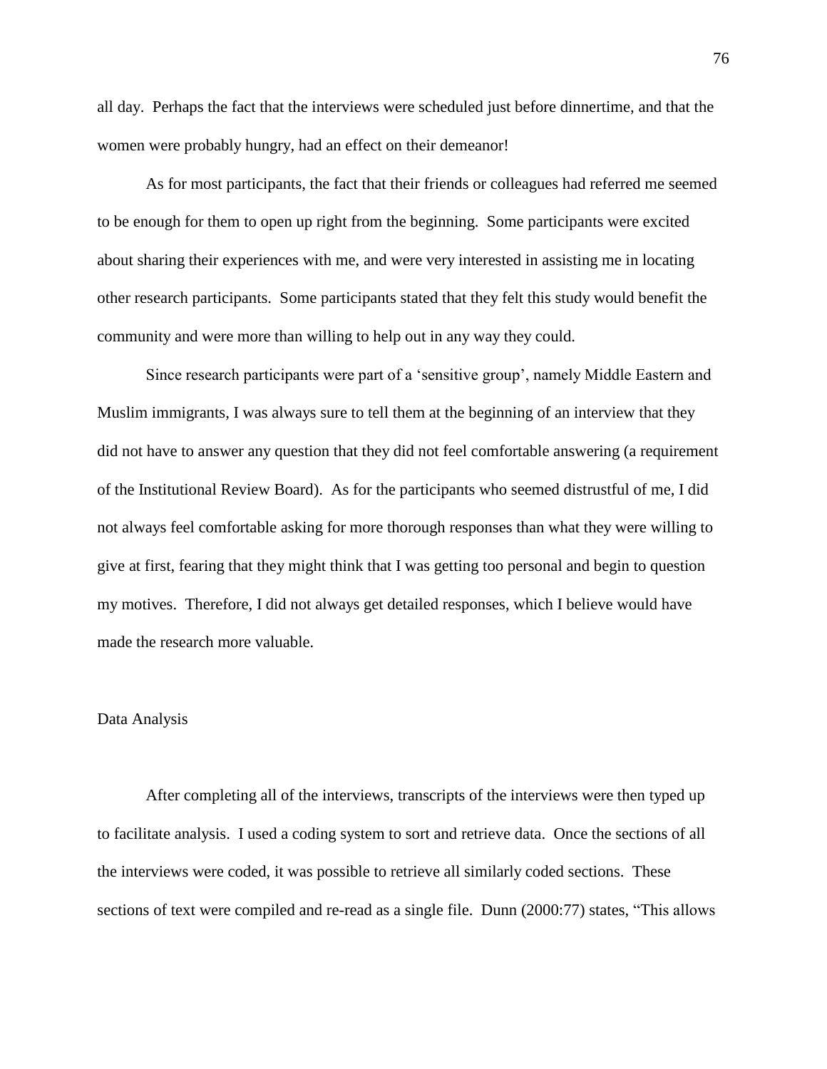all day. Perhaps the fact that the interviews were scheduled just before dinnertime, and that the women were probably hungry, had an effect on their demeanor!

As for most participants, the fact that their friends or colleagues had referred me seemed to be enough for them to open up right from the beginning. Some participants were excited about sharing their experiences with me, and were very interested in assisting me in locating other research participants. Some participants stated that they felt this study would benefit the community and were more than willing to help out in any way they could.

Since research participants were part of a 'sensitive group', namely Middle Eastern and Muslim immigrants, I was always sure to tell them at the beginning of an interview that they did not have to answer any question that they did not feel comfortable answering (a requirement of the Institutional Review Board). As for the participants who seemed distrustful of me, I did not always feel comfortable asking for more thorough responses than what they were willing to give at first, fearing that they might think that I was getting too personal and begin to question my motives. Therefore, I did not always get detailed responses, which I believe would have made the research more valuable.

## Data Analysis

After completing all of the interviews, transcripts of the interviews were then typed up to facilitate analysis. I used a coding system to sort and retrieve data. Once the sections of all the interviews were coded, it was possible to retrieve all similarly coded sections. These sections of text were compiled and re-read as a single file. Dunn (2000:77) states, "This allows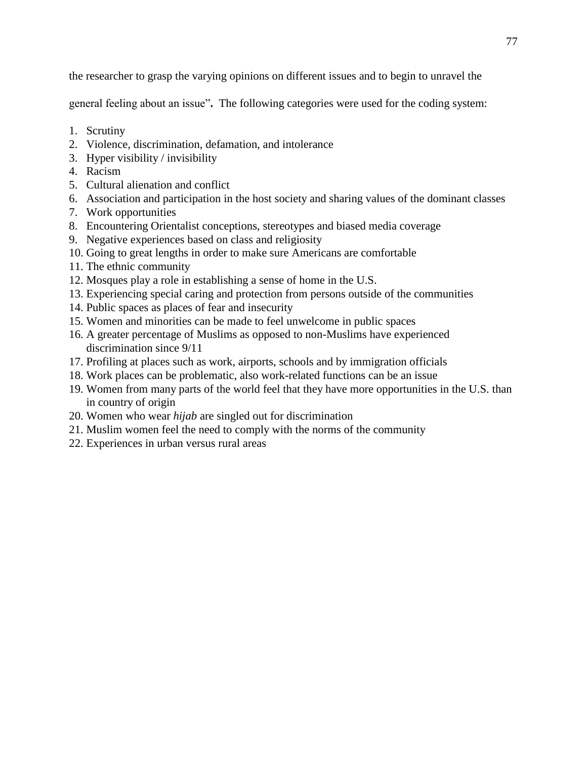the researcher to grasp the varying opinions on different issues and to begin to unravel the general feeling about an issue". The following categories were used for the coding system:

1. Scrutiny
2. Violence, discrimination, defamation, and intolerance
3. Hyper visibility / invisibility
4. Racism
5. Cultural alienation and conflict
6. Association and participation in the host society and sharing values of the dominant classes
7. Work opportunities
8. Encountering Orientalist conceptions, stereotypes and biased media coverage
9. Negative experiences based on class and religiosity
10. Going to great lengths in order to make sure Americans are comfortable
11. The ethnic community
12. Mosques play a role in establishing a sense of home in the U.S.
13. Experiencing special caring and protection from persons outside of the communities
14. Public spaces as places of fear and insecurity
15. Women and minorities can be made to feel unwelcome in public spaces
16. A greater percentage of Muslims as opposed to non-Muslims have experienced discrimination since 9/11
17. Profiling at places such as work, airports, schools and by immigration officials
18. Work places can be problematic, also work-related functions can be an issue
19. Women from many parts of the world feel that they have more opportunities in the U.S. than in country of origin
20. Women who wear *hijab* are singled out for discrimination
21. Muslim women feel the need to comply with the norms of the community
22. Experiences in urban versus rural areas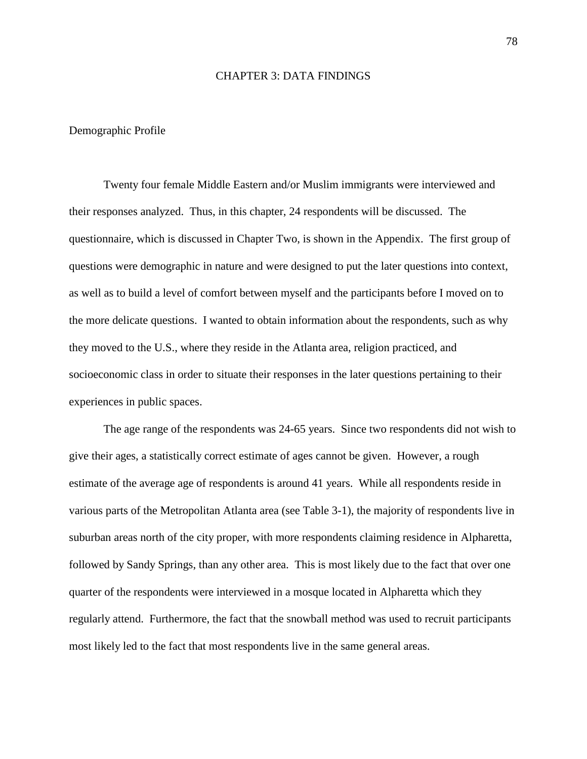# CHAPTER 3: DATA FINDINGS

## Demographic Profile

Twenty four female Middle Eastern and/or Muslim immigrants were interviewed and their responses analyzed. Thus, in this chapter, 24 respondents will be discussed. The questionnaire, which is discussed in Chapter Two, is shown in the Appendix. The first group of questions were demographic in nature and were designed to put the later questions into context, as well as to build a level of comfort between myself and the participants before I moved on to the more delicate questions. I wanted to obtain information about the respondents, such as why they moved to the U.S., where they reside in the Atlanta area, religion practiced, and socioeconomic class in order to situate their responses in the later questions pertaining to their experiences in public spaces.

The age range of the respondents was 24-65 years. Since two respondents did not wish to give their ages, a statistically correct estimate of ages cannot be given. However, a rough estimate of the average age of respondents is around 41 years. While all respondents reside in various parts of the Metropolitan Atlanta area (see Table 3-1), the majority of respondents live in suburban areas north of the city proper, with more respondents claiming residence in Alpharetta, followed by Sandy Springs, than any other area. This is most likely due to the fact that over one quarter of the respondents were interviewed in a mosque located in Alpharetta which they regularly attend. Furthermore, the fact that the snowball method was used to recruit participants most likely led to the fact that most respondents live in the same general areas.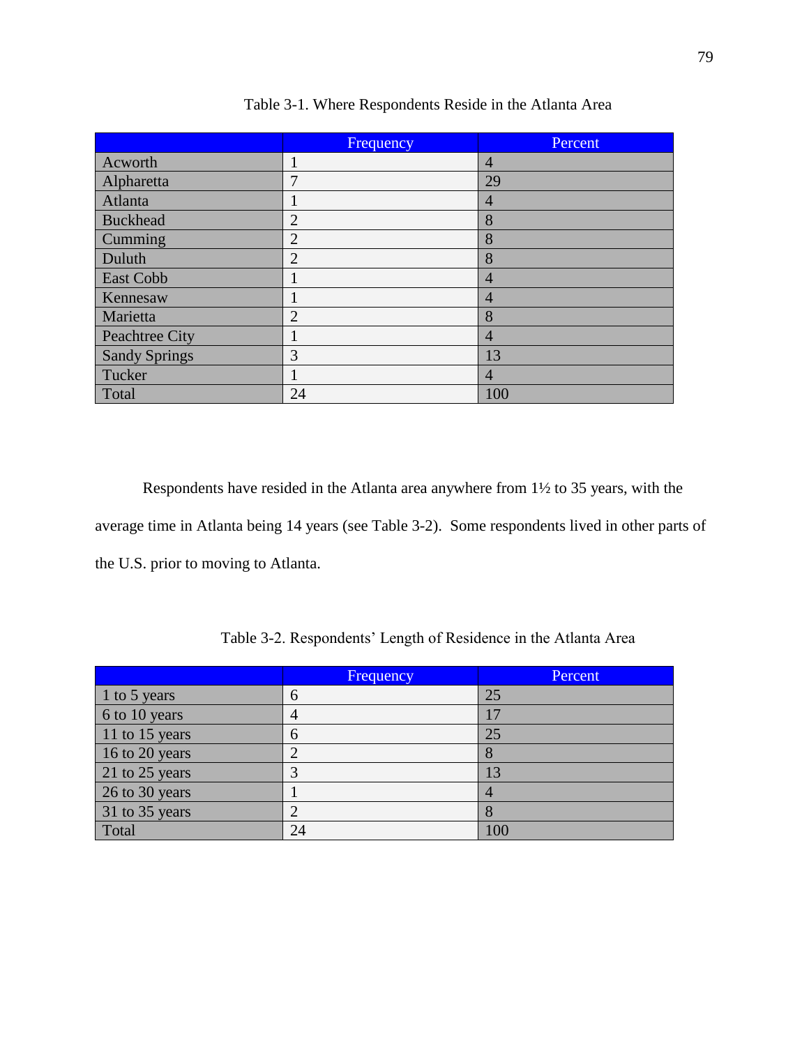Table 3-1. Where Respondents Reside in the Atlanta Area

| | Frequency | Percent |
|---|---|---|
| Acworth | 1 | 4 |
| Alpharetta | 7 | 29 |
| Atlanta | 1 | 4 |
| Buckhead | 2 | 8 |
| Cumming | 2 | 8 |
| Duluth | 2 | 8 |
| East Cobb | 1 | 4 |
| Kennesaw | 1 | 4 |
| Marietta | 2 | 8 |
| Peachtree City | 1 | 4 |
| Sandy Springs | 3 | 13 |
| Tucker | 1 | 4 |
| Total | 24 | 100 |

Respondents have resided in the Atlanta area anywhere from 1½ to 35 years, with the average time in Atlanta being 14 years (see Table 3-2). Some respondents lived in other parts of the U.S. prior to moving to Atlanta.

Table 3-2. Respondents' Length of Residence in the Atlanta Area

| | Frequency | Percent |
|---|---|---|
| 1 to 5 years | 6 | 25 |
| 6 to 10 years | 4 | 17 |
| 11 to 15 years | 6 | 25 |
| 16 to 20 years | 2 | 8 |
| 21 to 25 years | 3 | 13 |
| 26 to 30 years | 1 | 4 |
| 31 to 35 years | 2 | 8 |
| Total | 24 | 100 |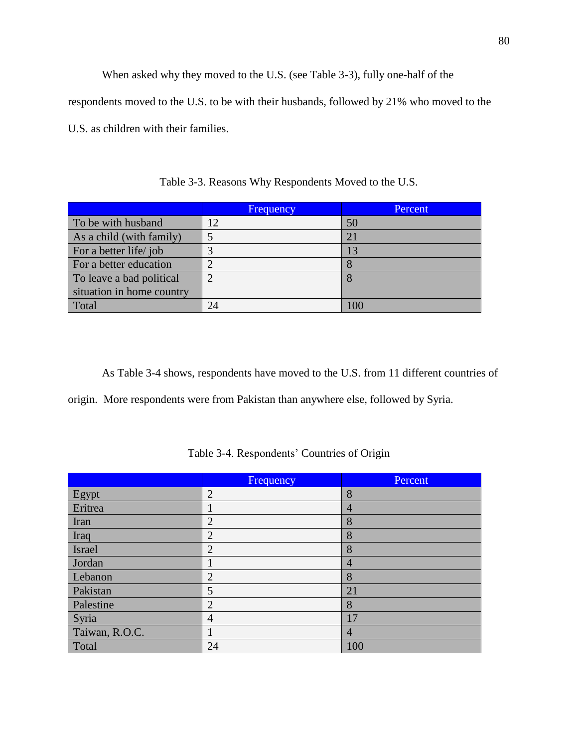When asked why they moved to the U.S. (see Table 3-3), fully one-half of the respondents moved to the U.S. to be with their husbands, followed by 21% who moved to the U.S. as children with their families.

Table 3-3. Reasons Why Respondents Moved to the U.S.

| | Frequency | Percent |
|---|---|---|
| To be with husband | 12 | 50 |
| As a child (with family) | 5 | 21 |
| For a better life/ job | 3 | 13 |
| For a better education | 2 | 8 |
| To leave a bad political situation in home country | 2 | 8 |
| Total | 24 | 100 |

As Table 3-4 shows, respondents have moved to the U.S. from 11 different countries of origin. More respondents were from Pakistan than anywhere else, followed by Syria.

Table 3-4. Respondents' Countries of Origin

| | Frequency | Percent |
|---|---|---|
| Egypt | 2 | 8 |
| Eritrea | 1 | 4 |
| Iran | 2 | 8 |
| Iraq | 2 | 8 |
| Israel | 2 | 8 |
| Jordan | 1 | 4 |
| Lebanon | 2 | 8 |
| Pakistan | 5 | 21 |
| Palestine | 2 | 8 |
| Syria | 4 | 17 |
| Taiwan, R.O.C. | 1 | 4 |
| Total | 24 | 100 |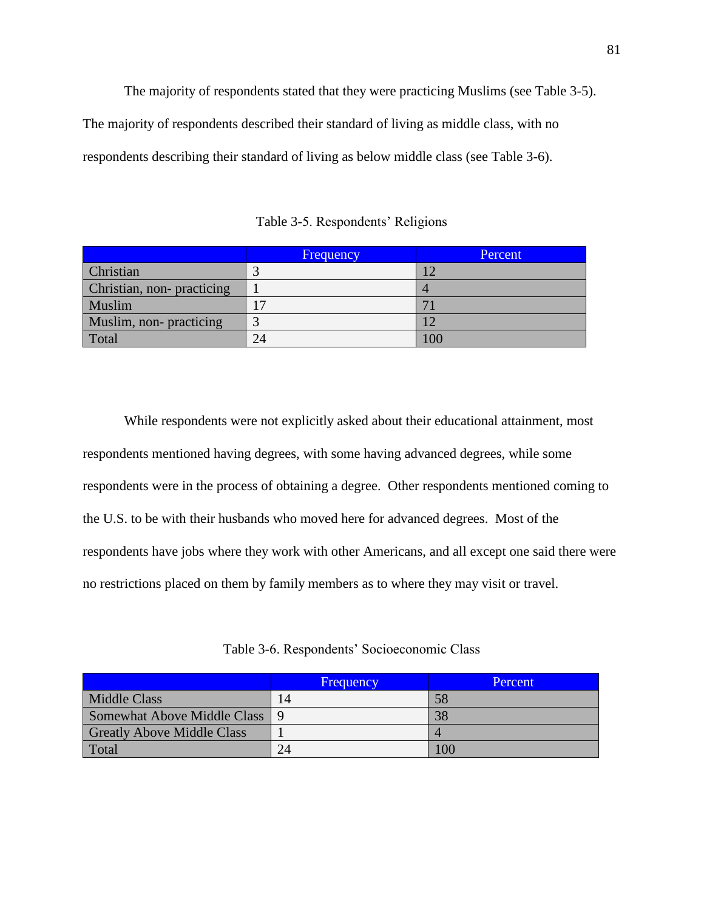The majority of respondents stated that they were practicing Muslims (see Table 3-5). The majority of respondents described their standard of living as middle class, with no respondents describing their standard of living as below middle class (see Table 3-6).

Table 3-5. Respondents' Religions

| | Frequency | Percent |
|---|---|---|
| Christian | 3 | 12 |
| Christian, non- practicing | 1 | 4 |
| Muslim | 17 | 71 |
| Muslim, non- practicing | 3 | 12 |
| Total | 24 | 100 |

While respondents were not explicitly asked about their educational attainment, most respondents mentioned having degrees, with some having advanced degrees, while some respondents were in the process of obtaining a degree. Other respondents mentioned coming to the U.S. to be with their husbands who moved here for advanced degrees. Most of the respondents have jobs where they work with other Americans, and all except one said there were no restrictions placed on them by family members as to where they may visit or travel.

Table 3-6. Respondents' Socioeconomic Class

| | Frequency | Percent |
|---|---|---|
| Middle Class | 14 | 58 |
| Somewhat Above Middle Class | 9 | 38 |
| Greatly Above Middle Class | 1 | 4 |
| Total | 24 | 100 |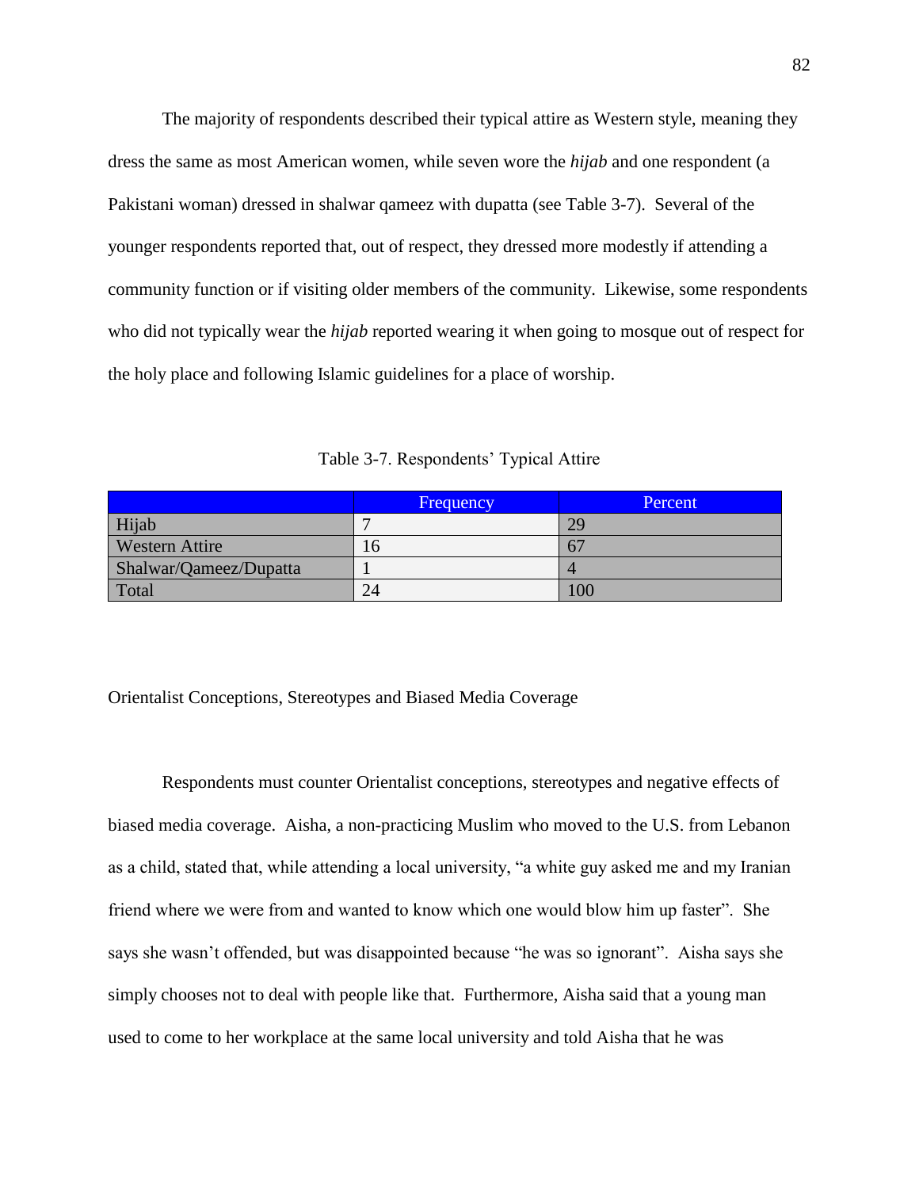The majority of respondents described their typical attire as Western style, meaning they dress the same as most American women, while seven wore the *hijab* and one respondent (a Pakistani woman) dressed in shalwar qameez with dupatta (see Table 3-7). Several of the younger respondents reported that, out of respect, they dressed more modestly if attending a community function or if visiting older members of the community. Likewise, some respondents who did not typically wear the *hijab* reported wearing it when going to mosque out of respect for the holy place and following Islamic guidelines for a place of worship.

Table 3-7. Respondents' Typical Attire

| | Frequency | Percent |
|---|---|---|
| Hijab | 7 | 29 |
| Western Attire | 16 | 67 |
| Shalwar/Qameez/Dupatta | 1 | 4 |
| Total | 24 | 100 |

Orientalist Conceptions, Stereotypes and Biased Media Coverage

Respondents must counter Orientalist conceptions, stereotypes and negative effects of biased media coverage. Aisha, a non-practicing Muslim who moved to the U.S. from Lebanon as a child, stated that, while attending a local university, "a white guy asked me and my Iranian friend where we were from and wanted to know which one would blow him up faster". She says she wasn't offended, but was disappointed because "he was so ignorant". Aisha says she simply chooses not to deal with people like that. Furthermore, Aisha said that a young man used to come to her workplace at the same local university and told Aisha that he was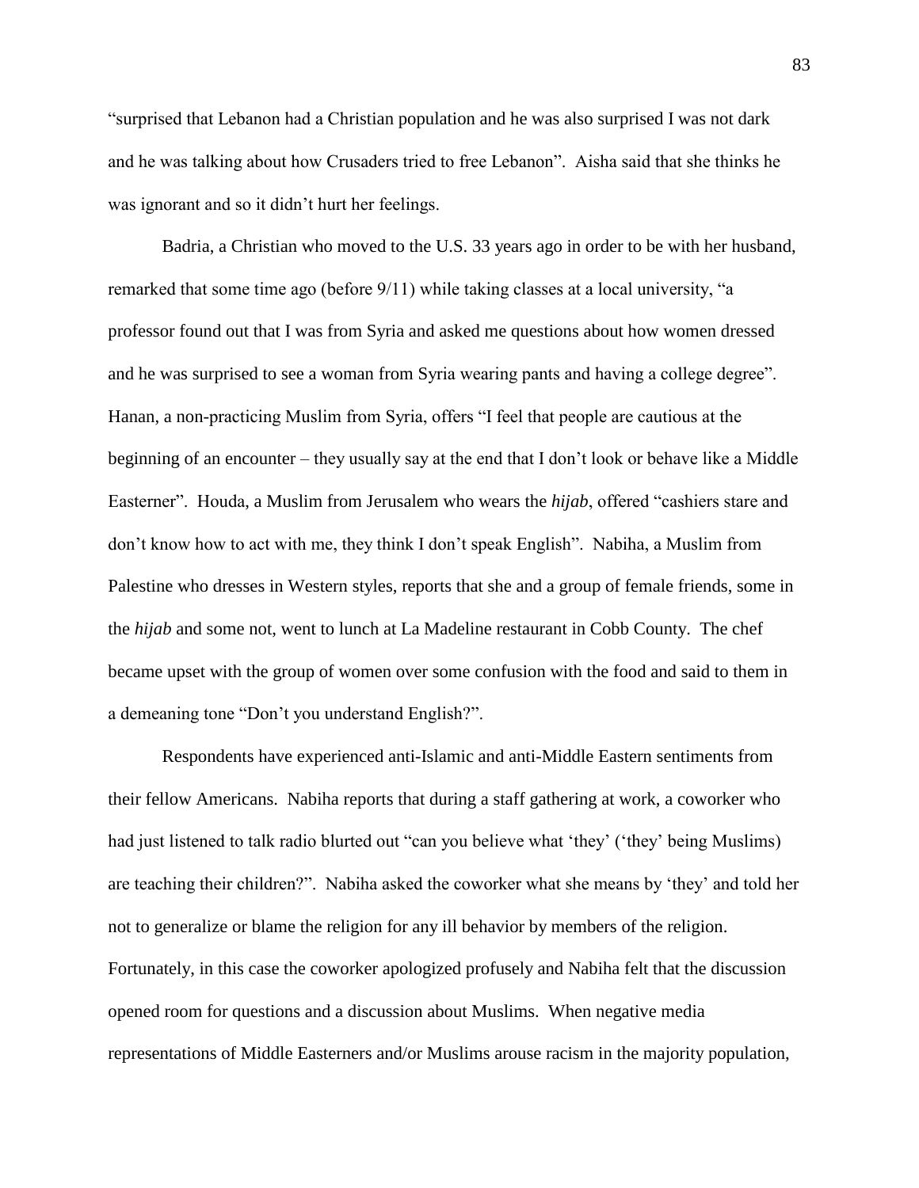"surprised that Lebanon had a Christian population and he was also surprised I was not dark and he was talking about how Crusaders tried to free Lebanon". Aisha said that she thinks he was ignorant and so it didn't hurt her feelings.

Badria, a Christian who moved to the U.S. 33 years ago in order to be with her husband, remarked that some time ago (before 9/11) while taking classes at a local university, "a professor found out that I was from Syria and asked me questions about how women dressed and he was surprised to see a woman from Syria wearing pants and having a college degree". Hanan, a non-practicing Muslim from Syria, offers "I feel that people are cautious at the beginning of an encounter – they usually say at the end that I don't look or behave like a Middle Easterner". Houda, a Muslim from Jerusalem who wears the *hijab*, offered "cashiers stare and don't know how to act with me, they think I don't speak English". Nabiha, a Muslim from Palestine who dresses in Western styles, reports that she and a group of female friends, some in the *hijab* and some not, went to lunch at La Madeline restaurant in Cobb County. The chef became upset with the group of women over some confusion with the food and said to them in a demeaning tone "Don't you understand English?".

Respondents have experienced anti-Islamic and anti-Middle Eastern sentiments from their fellow Americans. Nabiha reports that during a staff gathering at work, a coworker who had just listened to talk radio blurted out "can you believe what 'they' ('they' being Muslims) are teaching their children?". Nabiha asked the coworker what she means by 'they' and told her not to generalize or blame the religion for any ill behavior by members of the religion. Fortunately, in this case the coworker apologized profusely and Nabiha felt that the discussion opened room for questions and a discussion about Muslims. When negative media representations of Middle Easterners and/or Muslims arouse racism in the majority population,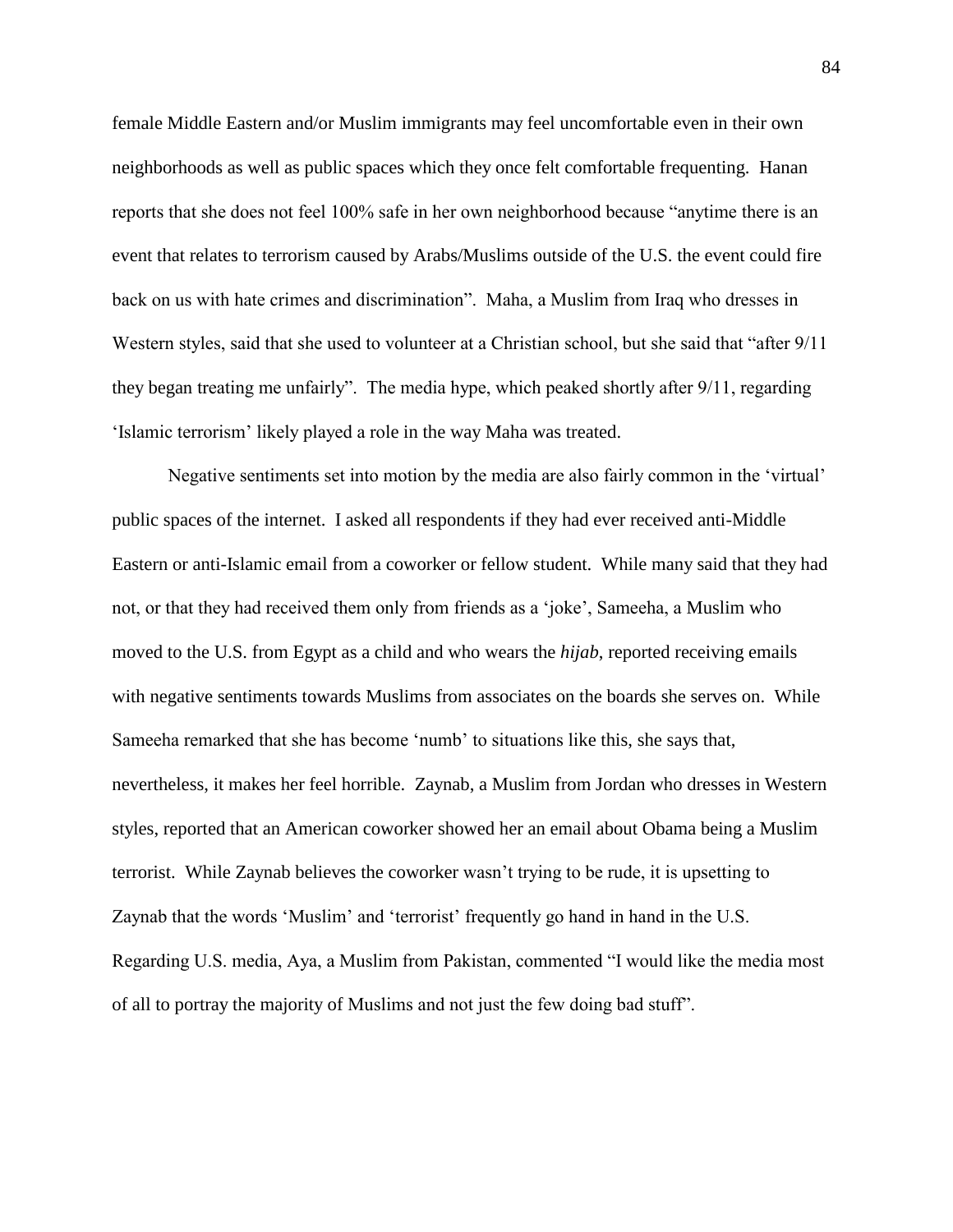female Middle Eastern and/or Muslim immigrants may feel uncomfortable even in their own neighborhoods as well as public spaces which they once felt comfortable frequenting. Hanan reports that she does not feel 100% safe in her own neighborhood because "anytime there is an event that relates to terrorism caused by Arabs/Muslims outside of the U.S. the event could fire back on us with hate crimes and discrimination". Maha, a Muslim from Iraq who dresses in Western styles, said that she used to volunteer at a Christian school, but she said that "after 9/11 they began treating me unfairly". The media hype, which peaked shortly after 9/11, regarding 'Islamic terrorism' likely played a role in the way Maha was treated.

Negative sentiments set into motion by the media are also fairly common in the 'virtual' public spaces of the internet. I asked all respondents if they had ever received anti-Middle Eastern or anti-Islamic email from a coworker or fellow student. While many said that they had not, or that they had received them only from friends as a 'joke', Sameeha, a Muslim who moved to the U.S. from Egypt as a child and who wears the *hijab*, reported receiving emails with negative sentiments towards Muslims from associates on the boards she serves on. While Sameeha remarked that she has become 'numb' to situations like this, she says that, nevertheless, it makes her feel horrible. Zaynab, a Muslim from Jordan who dresses in Western styles, reported that an American coworker showed her an email about Obama being a Muslim terrorist. While Zaynab believes the coworker wasn't trying to be rude, it is upsetting to Zaynab that the words 'Muslim' and 'terrorist' frequently go hand in hand in the U.S. Regarding U.S. media, Aya, a Muslim from Pakistan, commented "I would like the media most of all to portray the majority of Muslims and not just the few doing bad stuff".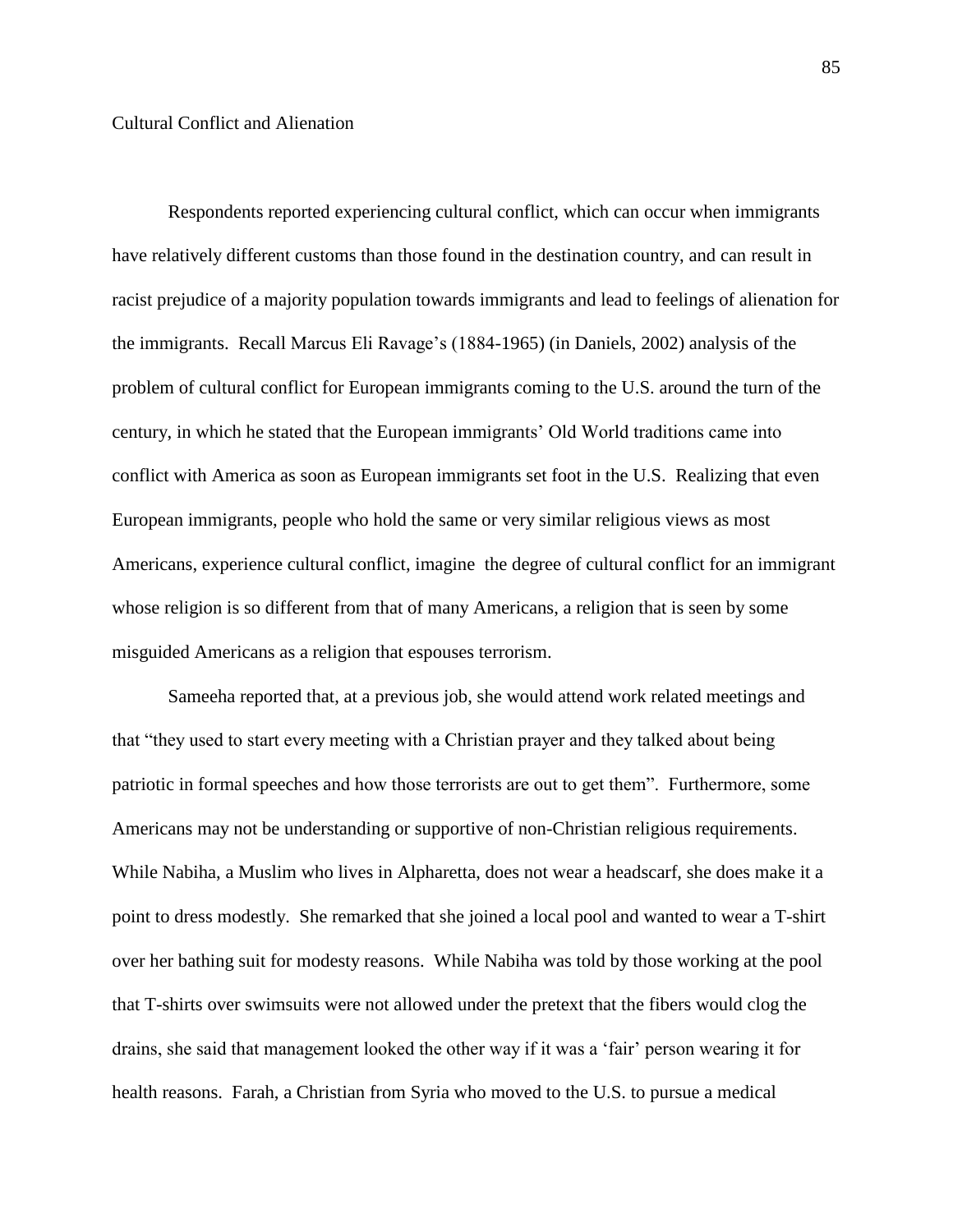## Cultural Conflict and Alienation

Respondents reported experiencing cultural conflict, which can occur when immigrants have relatively different customs than those found in the destination country, and can result in racist prejudice of a majority population towards immigrants and lead to feelings of alienation for the immigrants. Recall Marcus Eli Ravage's (1884-1965) (in Daniels, 2002) analysis of the problem of cultural conflict for European immigrants coming to the U.S. around the turn of the century, in which he stated that the European immigrants' Old World traditions came into conflict with America as soon as European immigrants set foot in the U.S. Realizing that even European immigrants, people who hold the same or very similar religious views as most Americans, experience cultural conflict, imagine the degree of cultural conflict for an immigrant whose religion is so different from that of many Americans, a religion that is seen by some misguided Americans as a religion that espouses terrorism.

Sameeha reported that, at a previous job, she would attend work related meetings and that "they used to start every meeting with a Christian prayer and they talked about being patriotic in formal speeches and how those terrorists are out to get them". Furthermore, some Americans may not be understanding or supportive of non-Christian religious requirements. While Nabiha, a Muslim who lives in Alpharetta, does not wear a headscarf, she does make it a point to dress modestly. She remarked that she joined a local pool and wanted to wear a T-shirt over her bathing suit for modesty reasons. While Nabiha was told by those working at the pool that T-shirts over swimsuits were not allowed under the pretext that the fibers would clog the drains, she said that management looked the other way if it was a 'fair' person wearing it for health reasons. Farah, a Christian from Syria who moved to the U.S. to pursue a medical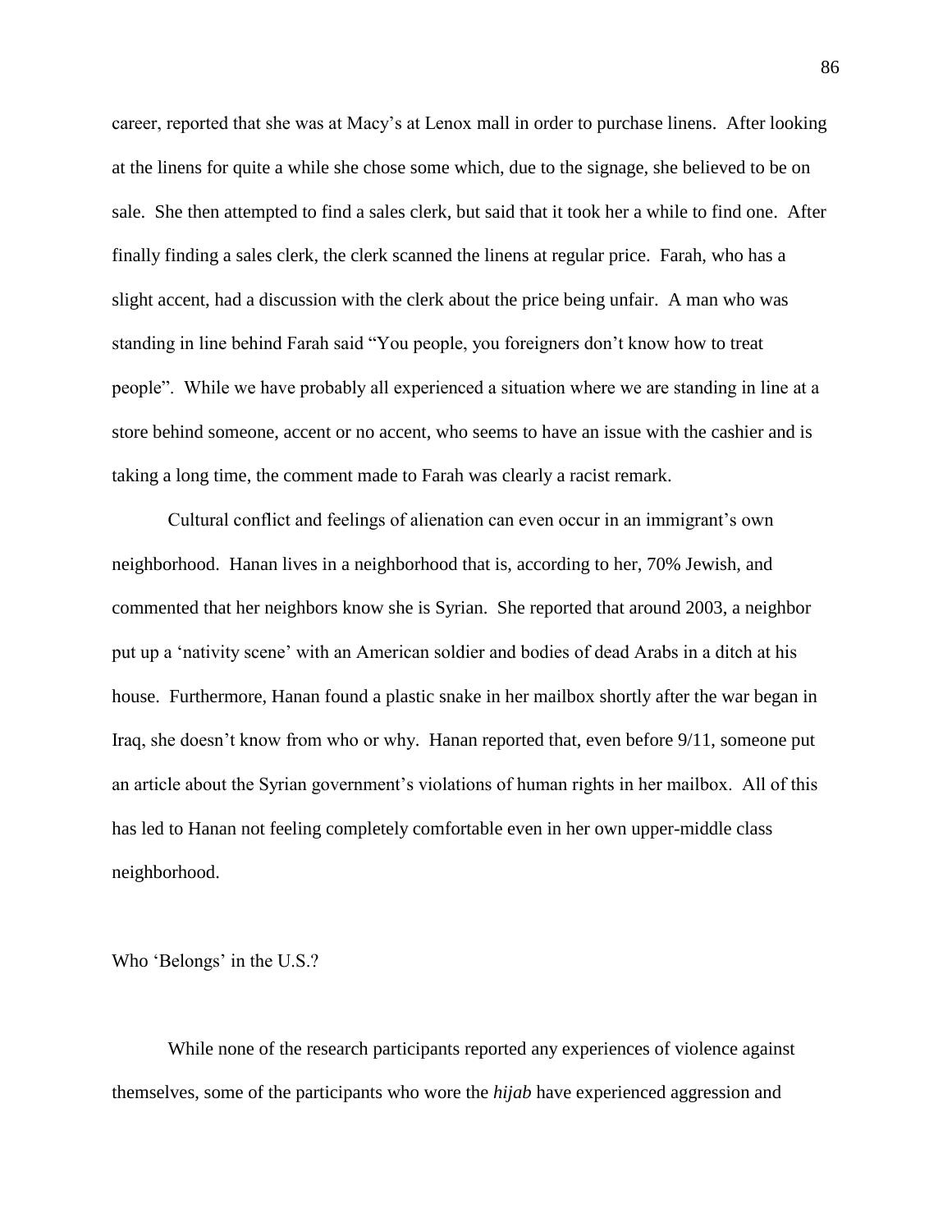career, reported that she was at Macy's at Lenox mall in order to purchase linens. After looking at the linens for quite a while she chose some which, due to the signage, she believed to be on sale. She then attempted to find a sales clerk, but said that it took her a while to find one. After finally finding a sales clerk, the clerk scanned the linens at regular price. Farah, who has a slight accent, had a discussion with the clerk about the price being unfair. A man who was standing in line behind Farah said "You people, you foreigners don't know how to treat people". While we have probably all experienced a situation where we are standing in line at a store behind someone, accent or no accent, who seems to have an issue with the cashier and is taking a long time, the comment made to Farah was clearly a racist remark.

Cultural conflict and feelings of alienation can even occur in an immigrant's own neighborhood. Hanan lives in a neighborhood that is, according to her, 70% Jewish, and commented that her neighbors know she is Syrian. She reported that around 2003, a neighbor put up a 'nativity scene' with an American soldier and bodies of dead Arabs in a ditch at his house. Furthermore, Hanan found a plastic snake in her mailbox shortly after the war began in Iraq, she doesn't know from who or why. Hanan reported that, even before 9/11, someone put an article about the Syrian government's violations of human rights in her mailbox. All of this has led to Hanan not feeling completely comfortable even in her own upper-middle class neighborhood.

## Who 'Belongs' in the U.S.?

While none of the research participants reported any experiences of violence against themselves, some of the participants who wore the *hijab* have experienced aggression and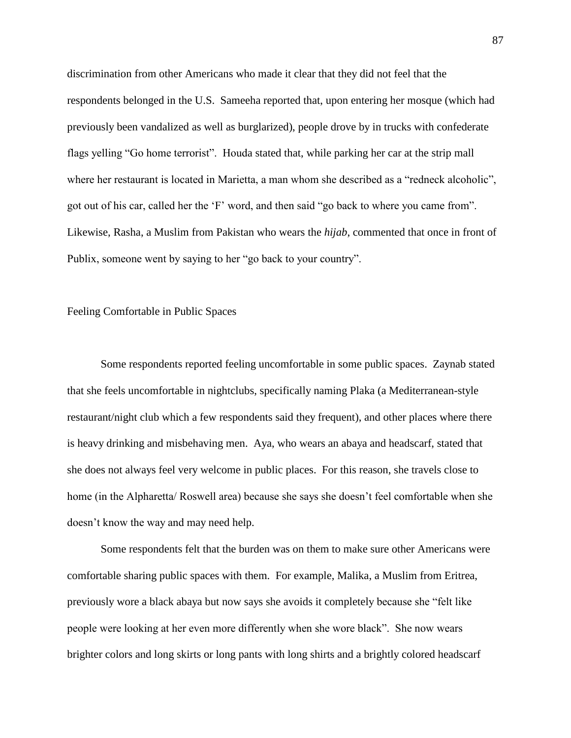discrimination from other Americans who made it clear that they did not feel that the respondents belonged in the U.S. Sameeha reported that, upon entering her mosque (which had previously been vandalized as well as burglarized), people drove by in trucks with confederate flags yelling "Go home terrorist". Houda stated that, while parking her car at the strip mall where her restaurant is located in Marietta, a man whom she described as a "redneck alcoholic", got out of his car, called her the 'F' word, and then said "go back to where you came from". Likewise, Rasha, a Muslim from Pakistan who wears the *hijab*, commented that once in front of Publix, someone went by saying to her "go back to your country".

## Feeling Comfortable in Public Spaces

Some respondents reported feeling uncomfortable in some public spaces. Zaynab stated that she feels uncomfortable in nightclubs, specifically naming Plaka (a Mediterranean-style restaurant/night club which a few respondents said they frequent), and other places where there is heavy drinking and misbehaving men. Aya, who wears an abaya and headscarf, stated that she does not always feel very welcome in public places. For this reason, she travels close to home (in the Alpharetta/ Roswell area) because she says she doesn't feel comfortable when she doesn't know the way and may need help.

Some respondents felt that the burden was on them to make sure other Americans were comfortable sharing public spaces with them. For example, Malika, a Muslim from Eritrea, previously wore a black abaya but now says she avoids it completely because she "felt like people were looking at her even more differently when she wore black". She now wears brighter colors and long skirts or long pants with long shirts and a brightly colored headscarf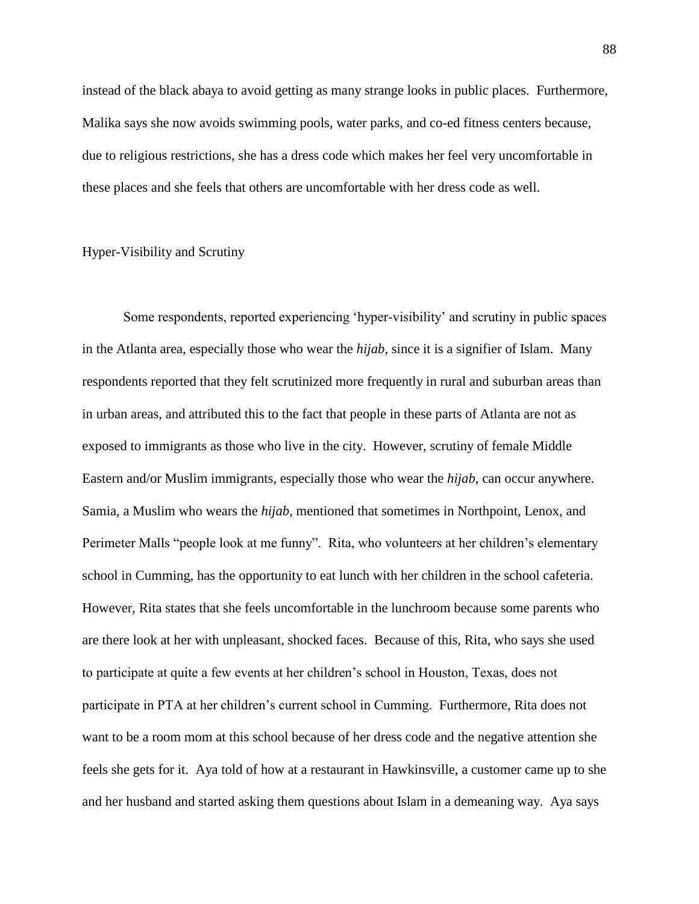instead of the black abaya to avoid getting as many strange looks in public places. Furthermore, Malika says she now avoids swimming pools, water parks, and co-ed fitness centers because, due to religious restrictions, she has a dress code which makes her feel very uncomfortable in these places and she feels that others are uncomfortable with her dress code as well.

### Hyper-Visibility and Scrutiny

Some respondents, reported experiencing 'hyper-visibility' and scrutiny in public spaces in the Atlanta area, especially those who wear the *hijab*, since it is a signifier of Islam. Many respondents reported that they felt scrutinized more frequently in rural and suburban areas than in urban areas, and attributed this to the fact that people in these parts of Atlanta are not as exposed to immigrants as those who live in the city. However, scrutiny of female Middle Eastern and/or Muslim immigrants, especially those who wear the *hijab*, can occur anywhere. Samia, a Muslim who wears the *hijab*, mentioned that sometimes in Northpoint, Lenox, and Perimeter Malls "people look at me funny". Rita, who volunteers at her children's elementary school in Cumming, has the opportunity to eat lunch with her children in the school cafeteria. However, Rita states that she feels uncomfortable in the lunchroom because some parents who are there look at her with unpleasant, shocked faces. Because of this, Rita, who says she used to participate at quite a few events at her children's school in Houston, Texas, does not participate in PTA at her children's current school in Cumming. Furthermore, Rita does not want to be a room mom at this school because of her dress code and the negative attention she feels she gets for it. Aya told of how at a restaurant in Hawkinsville, a customer came up to she and her husband and started asking them questions about Islam in a demeaning way. Aya says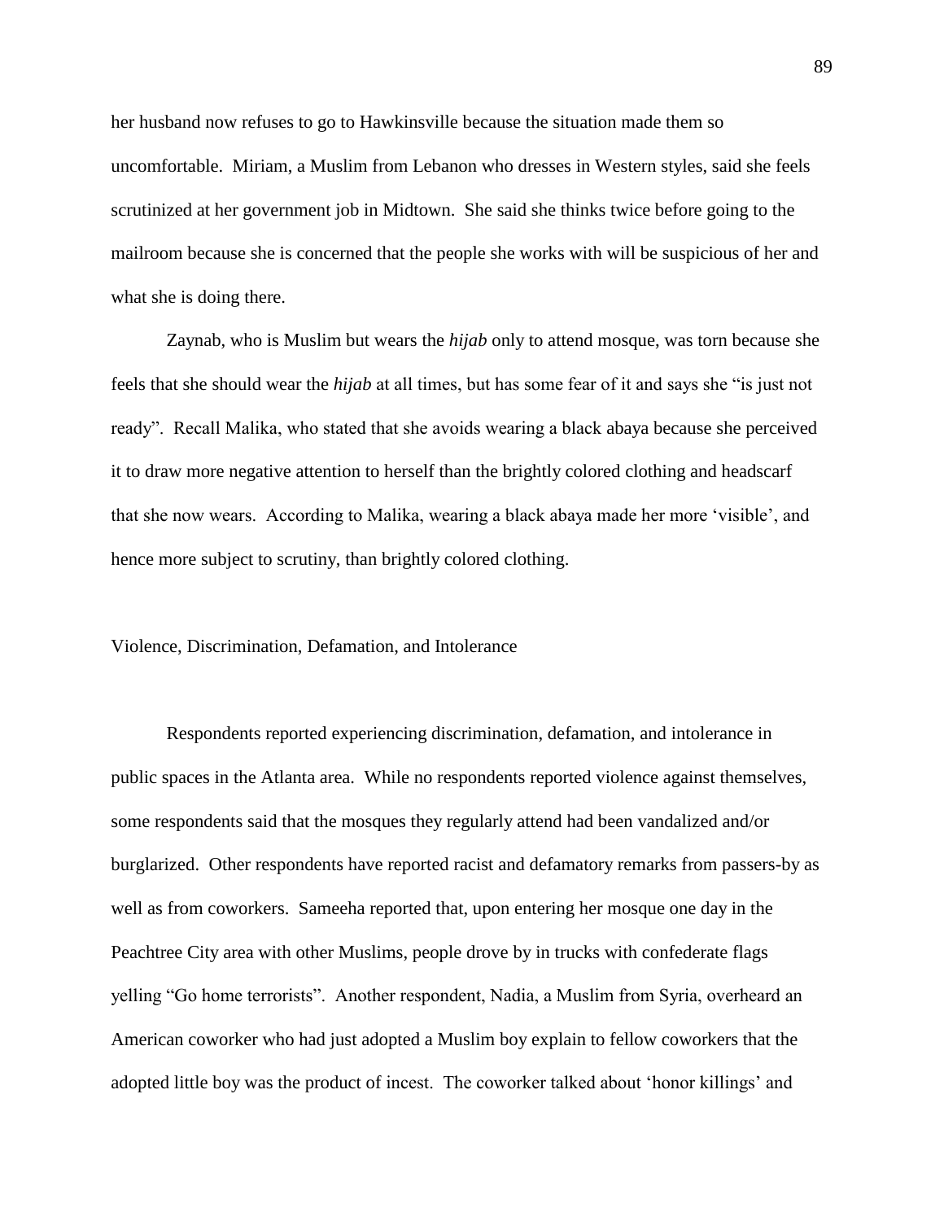her husband now refuses to go to Hawkinsville because the situation made them so uncomfortable. Miriam, a Muslim from Lebanon who dresses in Western styles, said she feels scrutinized at her government job in Midtown. She said she thinks twice before going to the mailroom because she is concerned that the people she works with will be suspicious of her and what she is doing there.

Zaynab, who is Muslim but wears the *hijab* only to attend mosque, was torn because she feels that she should wear the *hijab* at all times, but has some fear of it and says she "is just not ready". Recall Malika, who stated that she avoids wearing a black abaya because she perceived it to draw more negative attention to herself than the brightly colored clothing and headscarf that she now wears. According to Malika, wearing a black abaya made her more 'visible', and hence more subject to scrutiny, than brightly colored clothing.

## Violence, Discrimination, Defamation, and Intolerance

Respondents reported experiencing discrimination, defamation, and intolerance in public spaces in the Atlanta area. While no respondents reported violence against themselves, some respondents said that the mosques they regularly attend had been vandalized and/or burglarized. Other respondents have reported racist and defamatory remarks from passers-by as well as from coworkers. Sameeha reported that, upon entering her mosque one day in the Peachtree City area with other Muslims, people drove by in trucks with confederate flags yelling "Go home terrorists". Another respondent, Nadia, a Muslim from Syria, overheard an American coworker who had just adopted a Muslim boy explain to fellow coworkers that the adopted little boy was the product of incest. The coworker talked about 'honor killings' and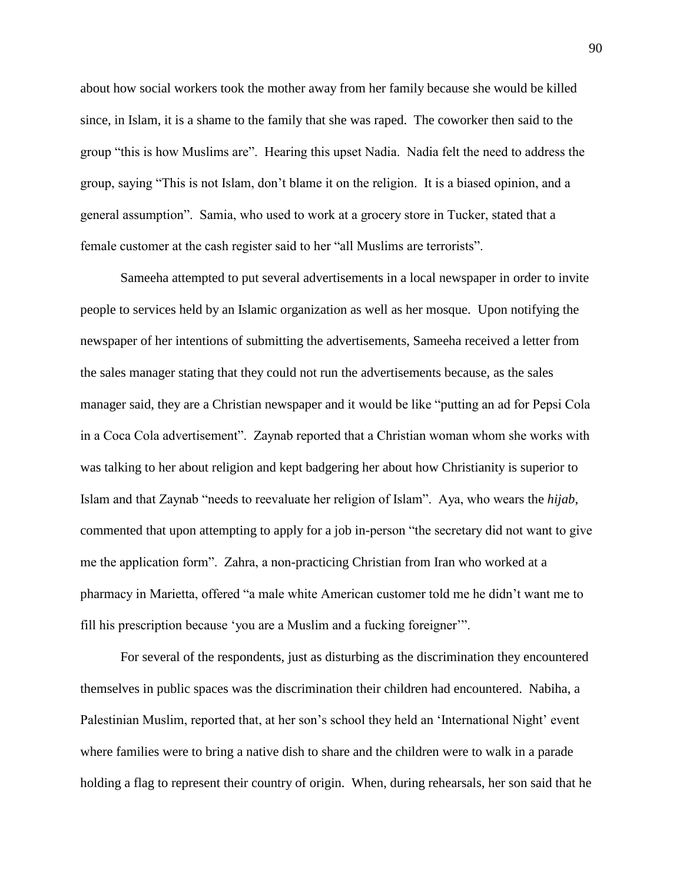about how social workers took the mother away from her family because she would be killed since, in Islam, it is a shame to the family that she was raped. The coworker then said to the group "this is how Muslims are". Hearing this upset Nadia. Nadia felt the need to address the group, saying "This is not Islam, don't blame it on the religion. It is a biased opinion, and a general assumption". Samia, who used to work at a grocery store in Tucker, stated that a female customer at the cash register said to her "all Muslims are terrorists".

Sameeha attempted to put several advertisements in a local newspaper in order to invite people to services held by an Islamic organization as well as her mosque. Upon notifying the newspaper of her intentions of submitting the advertisements, Sameeha received a letter from the sales manager stating that they could not run the advertisements because, as the sales manager said, they are a Christian newspaper and it would be like "putting an ad for Pepsi Cola in a Coca Cola advertisement". Zaynab reported that a Christian woman whom she works with was talking to her about religion and kept badgering her about how Christianity is superior to Islam and that Zaynab "needs to reevaluate her religion of Islam". Aya, who wears the *hijab*, commented that upon attempting to apply for a job in-person "the secretary did not want to give me the application form". Zahra, a non-practicing Christian from Iran who worked at a pharmacy in Marietta, offered "a male white American customer told me he didn't want me to fill his prescription because 'you are a Muslim and a fucking foreigner'".

For several of the respondents, just as disturbing as the discrimination they encountered themselves in public spaces was the discrimination their children had encountered. Nabiha, a Palestinian Muslim, reported that, at her son's school they held an 'International Night' event where families were to bring a native dish to share and the children were to walk in a parade holding a flag to represent their country of origin. When, during rehearsals, her son said that he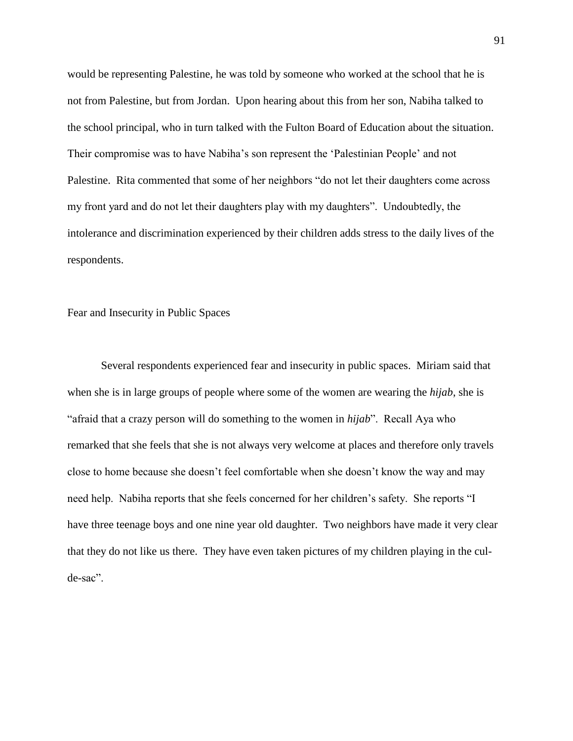would be representing Palestine, he was told by someone who worked at the school that he is not from Palestine, but from Jordan. Upon hearing about this from her son, Nabiha talked to the school principal, who in turn talked with the Fulton Board of Education about the situation. Their compromise was to have Nabiha's son represent the 'Palestinian People' and not Palestine. Rita commented that some of her neighbors "do not let their daughters come across my front yard and do not let their daughters play with my daughters". Undoubtedly, the intolerance and discrimination experienced by their children adds stress to the daily lives of the respondents.

## Fear and Insecurity in Public Spaces

Several respondents experienced fear and insecurity in public spaces. Miriam said that when she is in large groups of people where some of the women are wearing the *hijab*, she is "afraid that a crazy person will do something to the women in *hijab*". Recall Aya who remarked that she feels that she is not always very welcome at places and therefore only travels close to home because she doesn't feel comfortable when she doesn't know the way and may need help. Nabiha reports that she feels concerned for her children's safety. She reports "I have three teenage boys and one nine year old daughter. Two neighbors have made it very clear that they do not like us there. They have even taken pictures of my children playing in the cul-de-sac".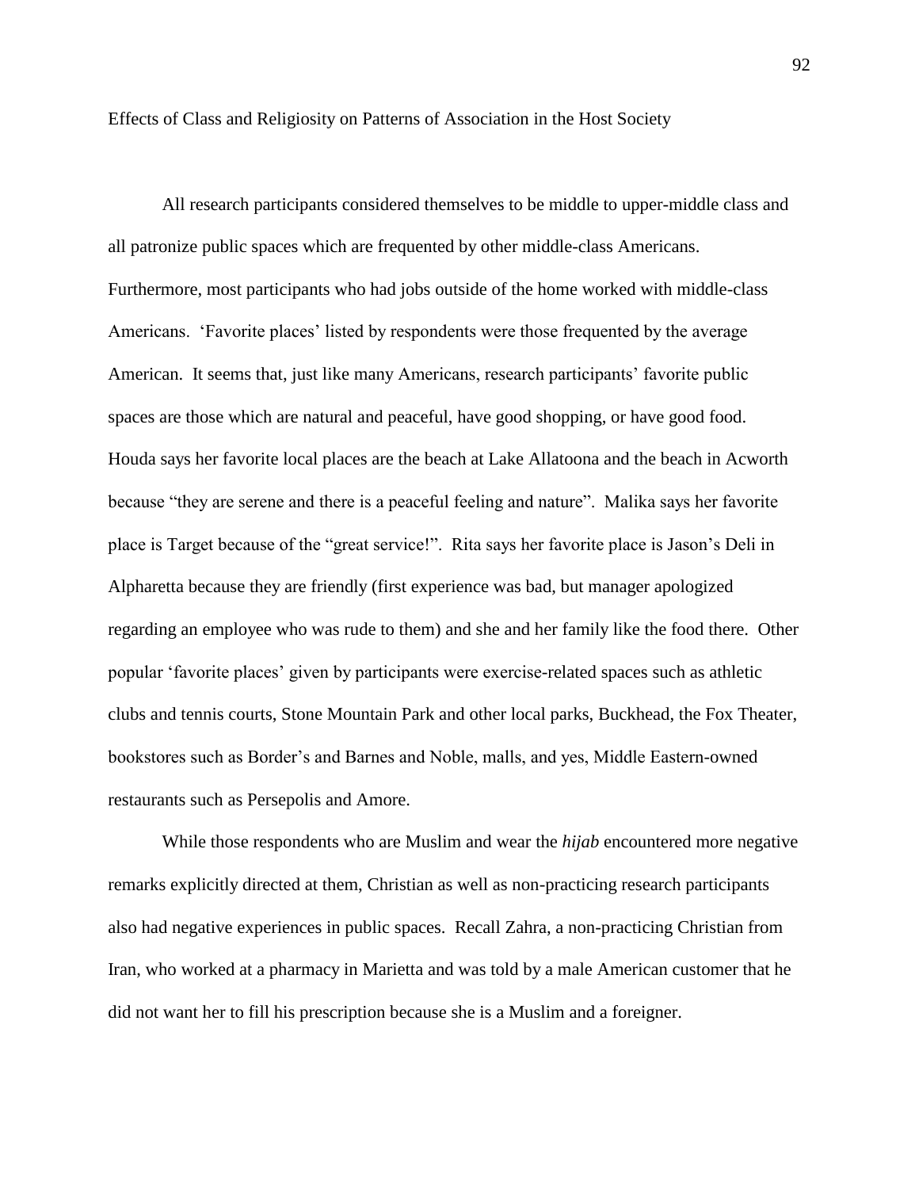## Effects of Class and Religiosity on Patterns of Association in the Host Society

All research participants considered themselves to be middle to upper-middle class and all patronize public spaces which are frequented by other middle-class Americans. Furthermore, most participants who had jobs outside of the home worked with middle-class Americans. 'Favorite places' listed by respondents were those frequented by the average American. It seems that, just like many Americans, research participants' favorite public spaces are those which are natural and peaceful, have good shopping, or have good food. Houda says her favorite local places are the beach at Lake Allatoona and the beach in Acworth because "they are serene and there is a peaceful feeling and nature". Malika says her favorite place is Target because of the "great service!". Rita says her favorite place is Jason's Deli in Alpharetta because they are friendly (first experience was bad, but manager apologized regarding an employee who was rude to them) and she and her family like the food there. Other popular 'favorite places' given by participants were exercise-related spaces such as athletic clubs and tennis courts, Stone Mountain Park and other local parks, Buckhead, the Fox Theater, bookstores such as Border's and Barnes and Noble, malls, and yes, Middle Eastern-owned restaurants such as Persepolis and Amore.

While those respondents who are Muslim and wear the *hijab* encountered more negative remarks explicitly directed at them, Christian as well as non-practicing research participants also had negative experiences in public spaces. Recall Zahra, a non-practicing Christian from Iran, who worked at a pharmacy in Marietta and was told by a male American customer that he did not want her to fill his prescription because she is a Muslim and a foreigner.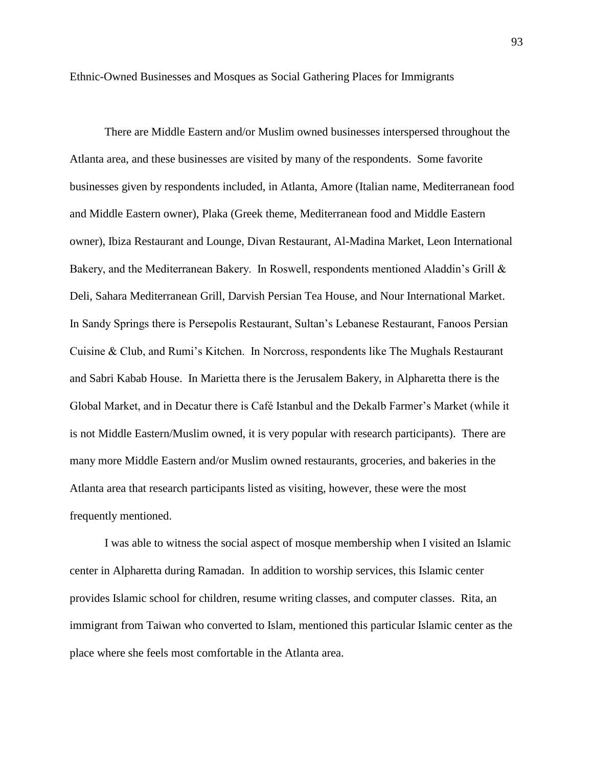## Ethnic-Owned Businesses and Mosques as Social Gathering Places for Immigrants

There are Middle Eastern and/or Muslim owned businesses interspersed throughout the Atlanta area, and these businesses are visited by many of the respondents. Some favorite businesses given by respondents included, in Atlanta, Amore (Italian name, Mediterranean food and Middle Eastern owner), Plaka (Greek theme, Mediterranean food and Middle Eastern owner), Ibiza Restaurant and Lounge, Divan Restaurant, Al-Madina Market, Leon International Bakery, and the Mediterranean Bakery. In Roswell, respondents mentioned Aladdin's Grill & Deli, Sahara Mediterranean Grill, Darvish Persian Tea House, and Nour International Market. In Sandy Springs there is Persepolis Restaurant, Sultan's Lebanese Restaurant, Fanoos Persian Cuisine & Club, and Rumi's Kitchen. In Norcross, respondents like The Mughals Restaurant and Sabri Kabab House. In Marietta there is the Jerusalem Bakery, in Alpharetta there is the Global Market, and in Decatur there is Café Istanbul and the Dekalb Farmer's Market (while it is not Middle Eastern/Muslim owned, it is very popular with research participants). There are many more Middle Eastern and/or Muslim owned restaurants, groceries, and bakeries in the Atlanta area that research participants listed as visiting, however, these were the most frequently mentioned.

I was able to witness the social aspect of mosque membership when I visited an Islamic center in Alpharetta during Ramadan. In addition to worship services, this Islamic center provides Islamic school for children, resume writing classes, and computer classes. Rita, an immigrant from Taiwan who converted to Islam, mentioned this particular Islamic center as the place where she feels most comfortable in the Atlanta area.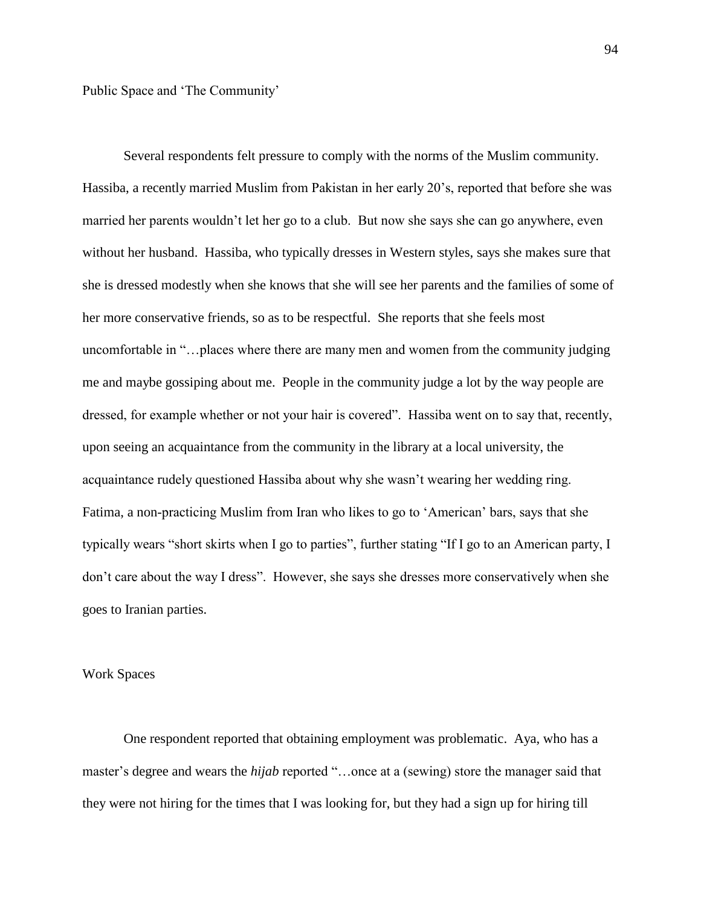## Public Space and 'The Community'

Several respondents felt pressure to comply with the norms of the Muslim community. Hassiba, a recently married Muslim from Pakistan in her early 20's, reported that before she was married her parents wouldn't let her go to a club. But now she says she can go anywhere, even without her husband. Hassiba, who typically dresses in Western styles, says she makes sure that she is dressed modestly when she knows that she will see her parents and the families of some of her more conservative friends, so as to be respectful. She reports that she feels most uncomfortable in "…places where there are many men and women from the community judging me and maybe gossiping about me. People in the community judge a lot by the way people are dressed, for example whether or not your hair is covered". Hassiba went on to say that, recently, upon seeing an acquaintance from the community in the library at a local university, the acquaintance rudely questioned Hassiba about why she wasn't wearing her wedding ring. Fatima, a non-practicing Muslim from Iran who likes to go to 'American' bars, says that she typically wears "short skirts when I go to parties", further stating "If I go to an American party, I don't care about the way I dress". However, she says she dresses more conservatively when she goes to Iranian parties.

## Work Spaces

One respondent reported that obtaining employment was problematic. Aya, who has a master's degree and wears the *hijab* reported "…once at a (sewing) store the manager said that they were not hiring for the times that I was looking for, but they had a sign up for hiring till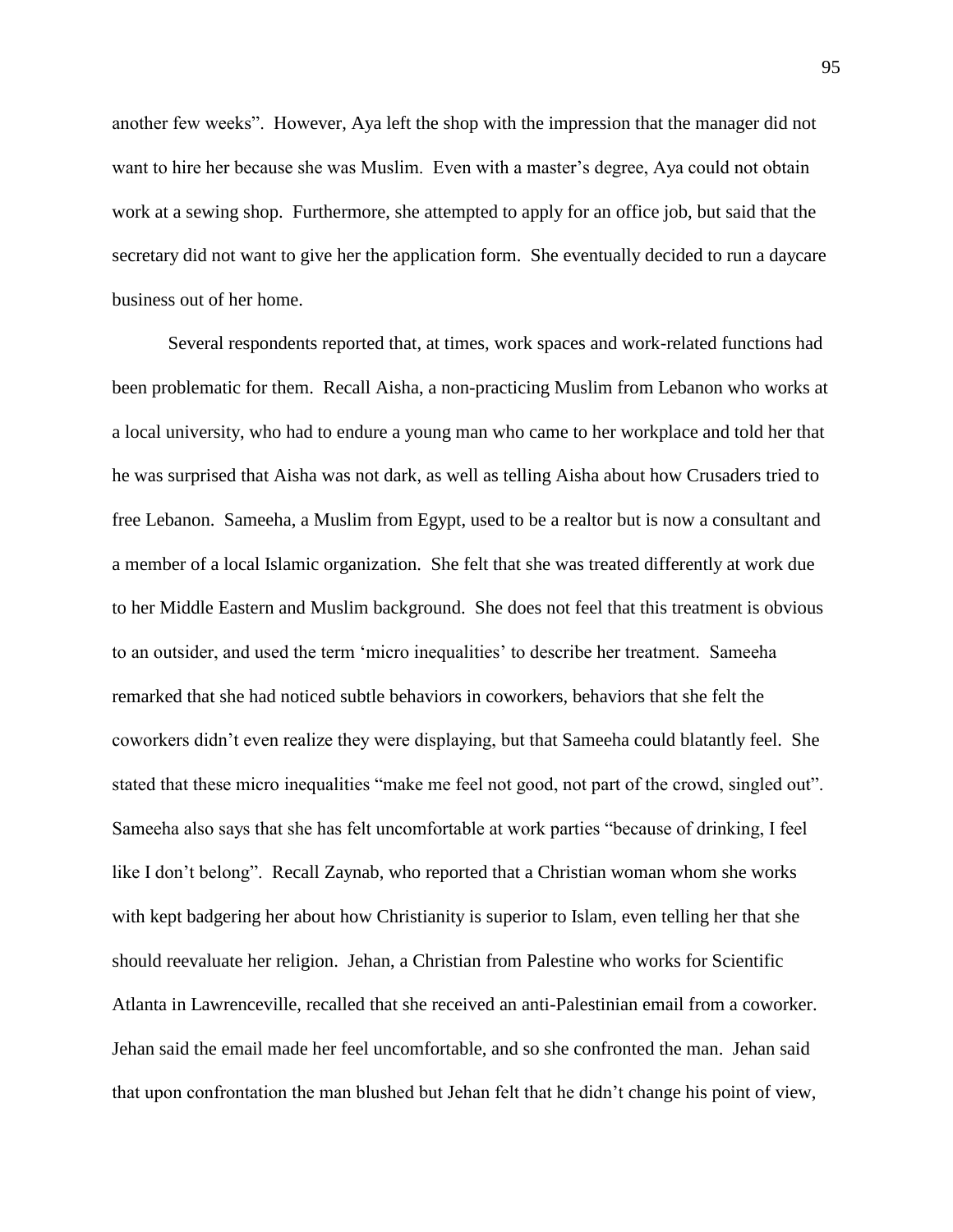another few weeks". However, Aya left the shop with the impression that the manager did not want to hire her because she was Muslim. Even with a master's degree, Aya could not obtain work at a sewing shop. Furthermore, she attempted to apply for an office job, but said that the secretary did not want to give her the application form. She eventually decided to run a daycare business out of her home.

Several respondents reported that, at times, work spaces and work-related functions had been problematic for them. Recall Aisha, a non-practicing Muslim from Lebanon who works at a local university, who had to endure a young man who came to her workplace and told her that he was surprised that Aisha was not dark, as well as telling Aisha about how Crusaders tried to free Lebanon. Sameeha, a Muslim from Egypt, used to be a realtor but is now a consultant and a member of a local Islamic organization. She felt that she was treated differently at work due to her Middle Eastern and Muslim background. She does not feel that this treatment is obvious to an outsider, and used the term 'micro inequalities' to describe her treatment. Sameeha remarked that she had noticed subtle behaviors in coworkers, behaviors that she felt the coworkers didn't even realize they were displaying, but that Sameeha could blatantly feel. She stated that these micro inequalities "make me feel not good, not part of the crowd, singled out". Sameeha also says that she has felt uncomfortable at work parties "because of drinking, I feel like I don't belong". Recall Zaynab, who reported that a Christian woman whom she works with kept badgering her about how Christianity is superior to Islam, even telling her that she should reevaluate her religion. Jehan, a Christian from Palestine who works for Scientific Atlanta in Lawrenceville, recalled that she received an anti-Palestinian email from a coworker. Jehan said the email made her feel uncomfortable, and so she confronted the man. Jehan said that upon confrontation the man blushed but Jehan felt that he didn't change his point of view,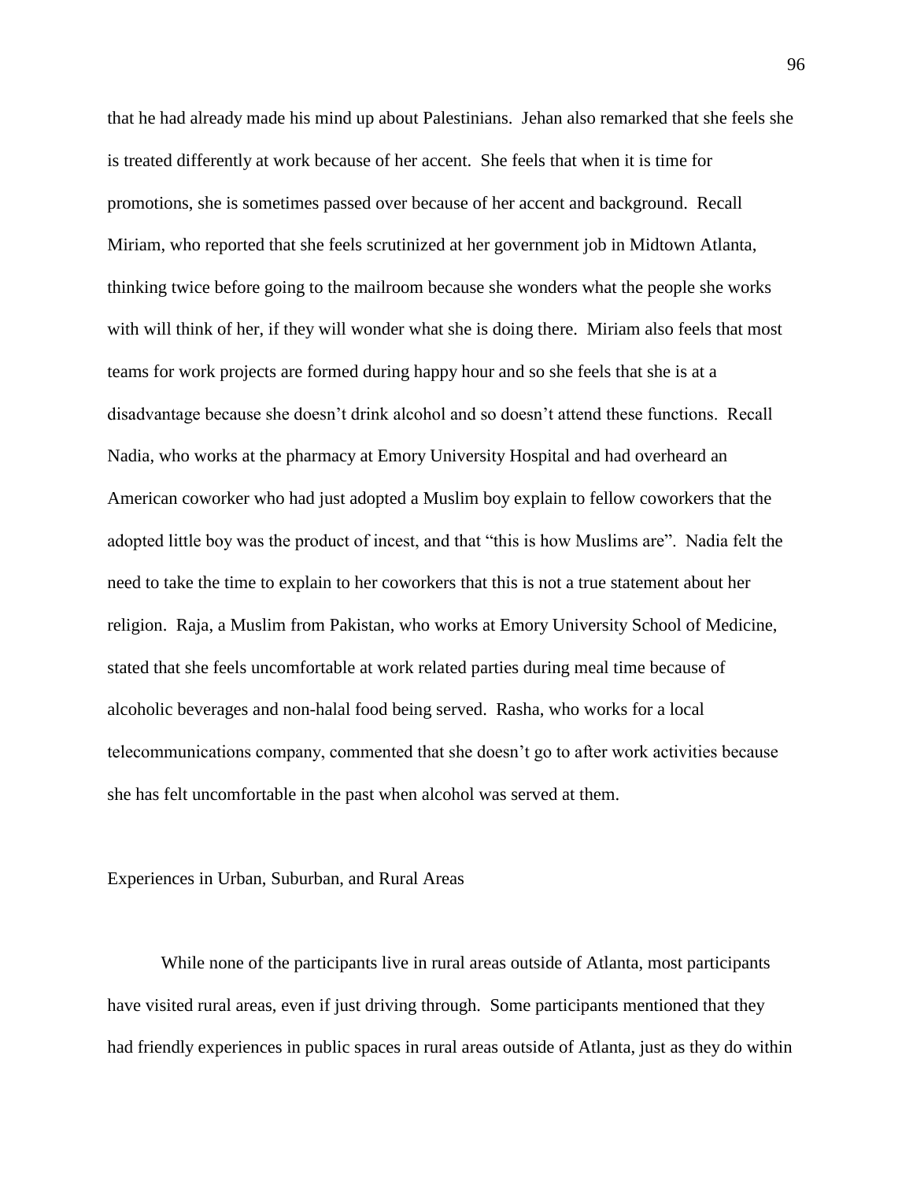that he had already made his mind up about Palestinians. Jehan also remarked that she feels she is treated differently at work because of her accent. She feels that when it is time for promotions, she is sometimes passed over because of her accent and background. Recall Miriam, who reported that she feels scrutinized at her government job in Midtown Atlanta, thinking twice before going to the mailroom because she wonders what the people she works with will think of her, if they will wonder what she is doing there. Miriam also feels that most teams for work projects are formed during happy hour and so she feels that she is at a disadvantage because she doesn't drink alcohol and so doesn't attend these functions. Recall Nadia, who works at the pharmacy at Emory University Hospital and had overheard an American coworker who had just adopted a Muslim boy explain to fellow coworkers that the adopted little boy was the product of incest, and that "this is how Muslims are". Nadia felt the need to take the time to explain to her coworkers that this is not a true statement about her religion. Raja, a Muslim from Pakistan, who works at Emory University School of Medicine, stated that she feels uncomfortable at work related parties during meal time because of alcoholic beverages and non-halal food being served. Rasha, who works for a local telecommunications company, commented that she doesn't go to after work activities because she has felt uncomfortable in the past when alcohol was served at them.

## Experiences in Urban, Suburban, and Rural Areas

While none of the participants live in rural areas outside of Atlanta, most participants have visited rural areas, even if just driving through. Some participants mentioned that they had friendly experiences in public spaces in rural areas outside of Atlanta, just as they do within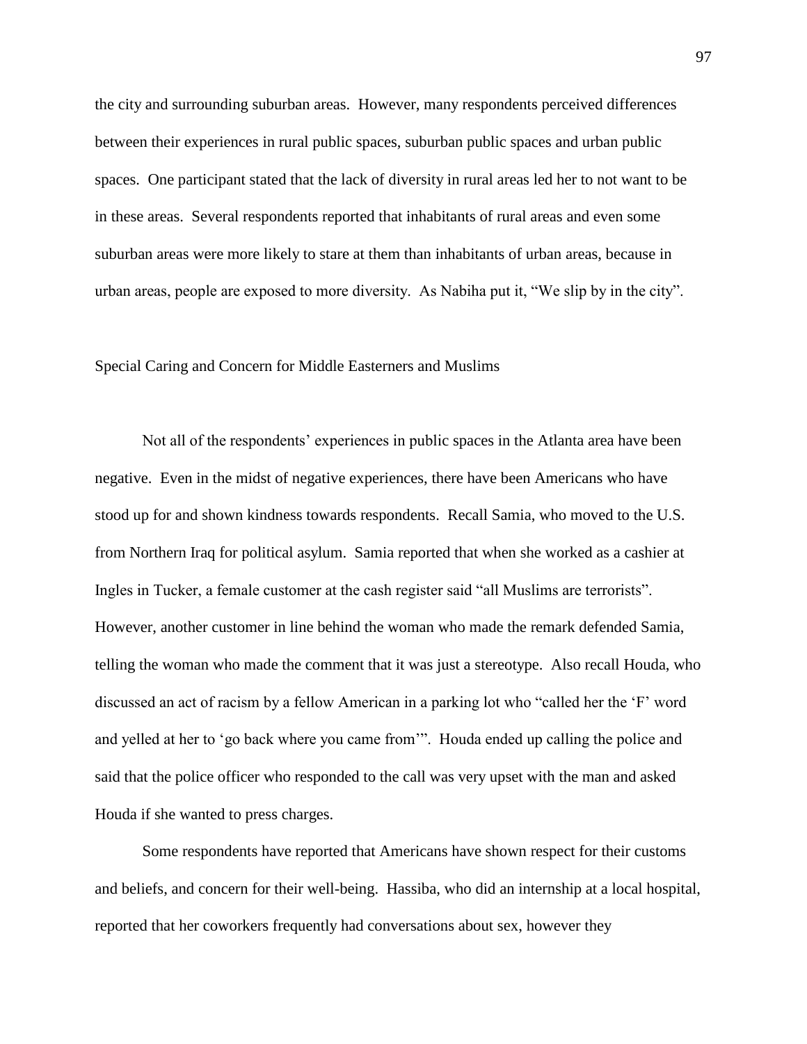the city and surrounding suburban areas.  However, many respondents perceived differences between their experiences in rural public spaces, suburban public spaces and urban public spaces.  One participant stated that the lack of diversity in rural areas led her to not want to be in these areas.  Several respondents reported that inhabitants of rural areas and even some suburban areas were more likely to stare at them than inhabitants of urban areas, because in urban areas, people are exposed to more diversity.  As Nabiha put it, "We slip by in the city".

## Special Caring and Concern for Middle Easterners and Muslims

Not all of the respondents' experiences in public spaces in the Atlanta area have been negative.  Even in the midst of negative experiences, there have been Americans who have stood up for and shown kindness towards respondents.  Recall Samia, who moved to the U.S. from Northern Iraq for political asylum.  Samia reported that when she worked as a cashier at Ingles in Tucker, a female customer at the cash register said "all Muslims are terrorists".  However, another customer in line behind the woman who made the remark defended Samia, telling the woman who made the comment that it was just a stereotype.  Also recall Houda, who discussed an act of racism by a fellow American in a parking lot who "called her the 'F' word and yelled at her to 'go back where you came from'".  Houda ended up calling the police and said that the police officer who responded to the call was very upset with the man and asked Houda if she wanted to press charges.

Some respondents have reported that Americans have shown respect for their customs and beliefs, and concern for their well-being.  Hassiba, who did an internship at a local hospital, reported that her coworkers frequently had conversations about sex, however they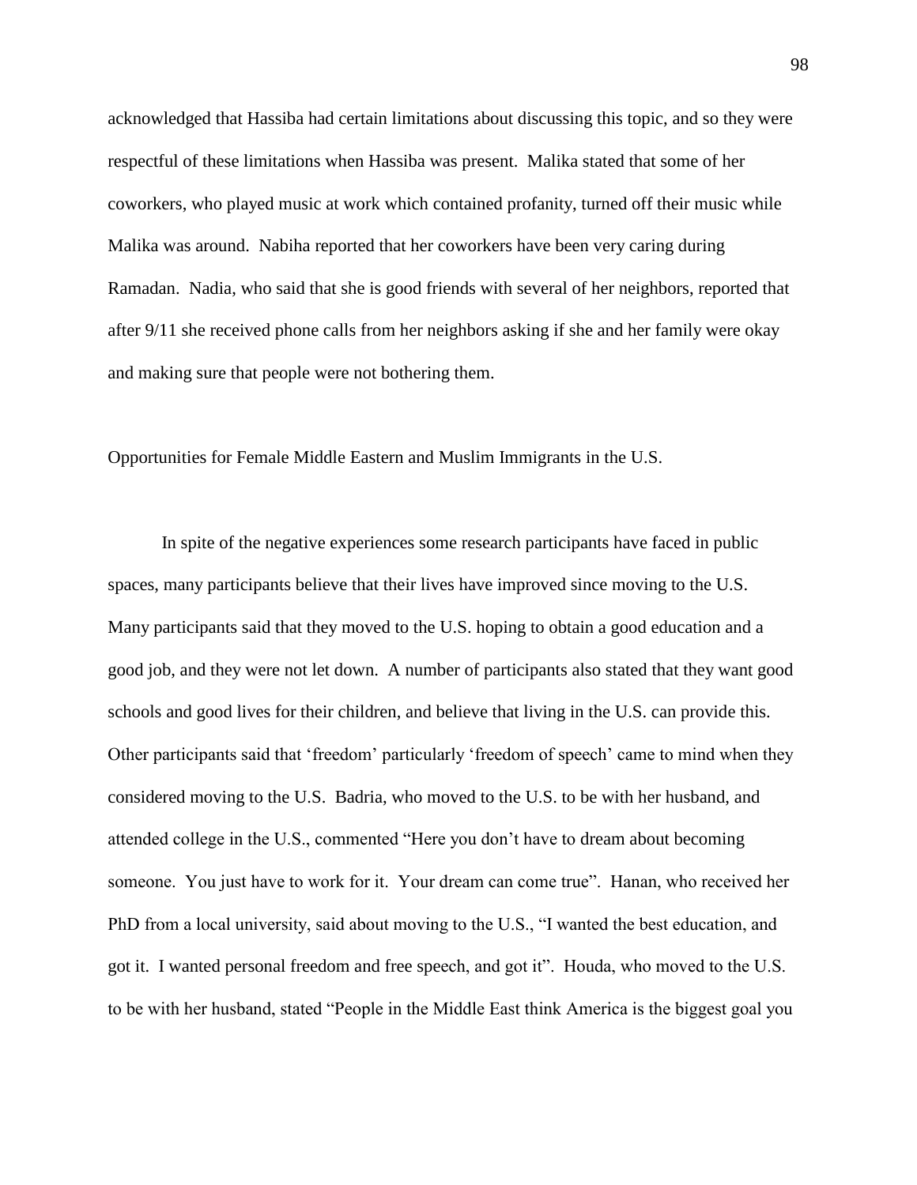acknowledged that Hassiba had certain limitations about discussing this topic, and so they were respectful of these limitations when Hassiba was present. Malika stated that some of her coworkers, who played music at work which contained profanity, turned off their music while Malika was around. Nabiha reported that her coworkers have been very caring during Ramadan. Nadia, who said that she is good friends with several of her neighbors, reported that after 9/11 she received phone calls from her neighbors asking if she and her family were okay and making sure that people were not bothering them.

## Opportunities for Female Middle Eastern and Muslim Immigrants in the U.S.

In spite of the negative experiences some research participants have faced in public spaces, many participants believe that their lives have improved since moving to the U.S. Many participants said that they moved to the U.S. hoping to obtain a good education and a good job, and they were not let down. A number of participants also stated that they want good schools and good lives for their children, and believe that living in the U.S. can provide this. Other participants said that 'freedom' particularly 'freedom of speech' came to mind when they considered moving to the U.S. Badria, who moved to the U.S. to be with her husband, and attended college in the U.S., commented "Here you don't have to dream about becoming someone. You just have to work for it. Your dream can come true". Hanan, who received her PhD from a local university, said about moving to the U.S., "I wanted the best education, and got it. I wanted personal freedom and free speech, and got it". Houda, who moved to the U.S. to be with her husband, stated "People in the Middle East think America is the biggest goal you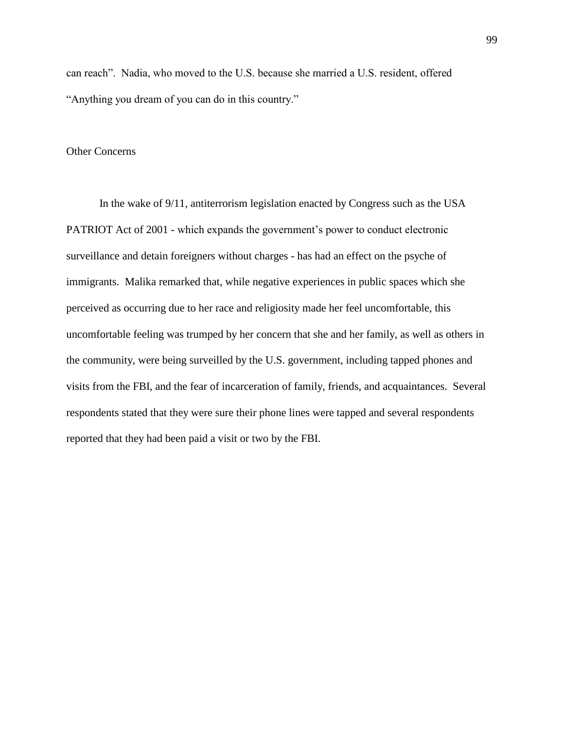can reach". Nadia, who moved to the U.S. because she married a U.S. resident, offered "Anything you dream of you can do in this country."

## Other Concerns

In the wake of 9/11, antiterrorism legislation enacted by Congress such as the USA PATRIOT Act of 2001 - which expands the government's power to conduct electronic surveillance and detain foreigners without charges - has had an effect on the psyche of immigrants. Malika remarked that, while negative experiences in public spaces which she perceived as occurring due to her race and religiosity made her feel uncomfortable, this uncomfortable feeling was trumped by her concern that she and her family, as well as others in the community, were being surveilled by the U.S. government, including tapped phones and visits from the FBI, and the fear of incarceration of family, friends, and acquaintances. Several respondents stated that they were sure their phone lines were tapped and several respondents reported that they had been paid a visit or two by the FBI.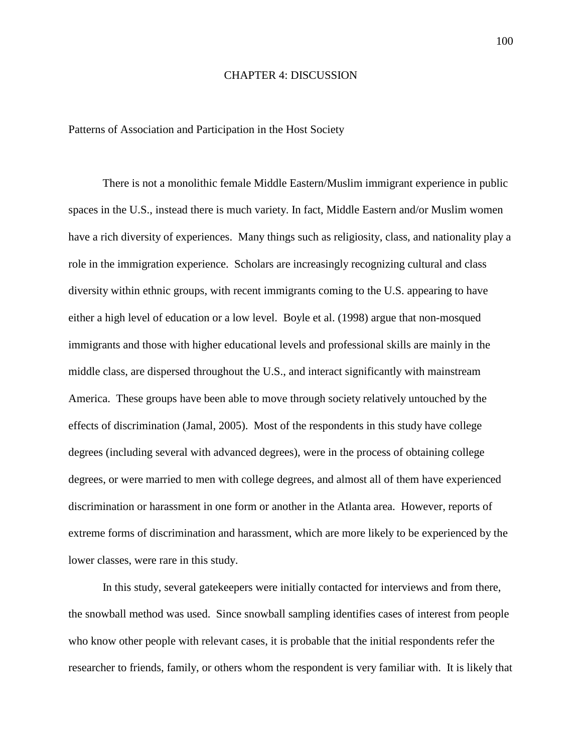# CHAPTER 4: DISCUSSION

## Patterns of Association and Participation in the Host Society

There is not a monolithic female Middle Eastern/Muslim immigrant experience in public spaces in the U.S., instead there is much variety. In fact, Middle Eastern and/or Muslim women have a rich diversity of experiences. Many things such as religiosity, class, and nationality play a role in the immigration experience. Scholars are increasingly recognizing cultural and class diversity within ethnic groups, with recent immigrants coming to the U.S. appearing to have either a high level of education or a low level. Boyle et al. (1998) argue that non-mosqued immigrants and those with higher educational levels and professional skills are mainly in the middle class, are dispersed throughout the U.S., and interact significantly with mainstream America. These groups have been able to move through society relatively untouched by the effects of discrimination (Jamal, 2005). Most of the respondents in this study have college degrees (including several with advanced degrees), were in the process of obtaining college degrees, or were married to men with college degrees, and almost all of them have experienced discrimination or harassment in one form or another in the Atlanta area. However, reports of extreme forms of discrimination and harassment, which are more likely to be experienced by the lower classes, were rare in this study.

In this study, several gatekeepers were initially contacted for interviews and from there, the snowball method was used. Since snowball sampling identifies cases of interest from people who know other people with relevant cases, it is probable that the initial respondents refer the researcher to friends, family, or others whom the respondent is very familiar with. It is likely that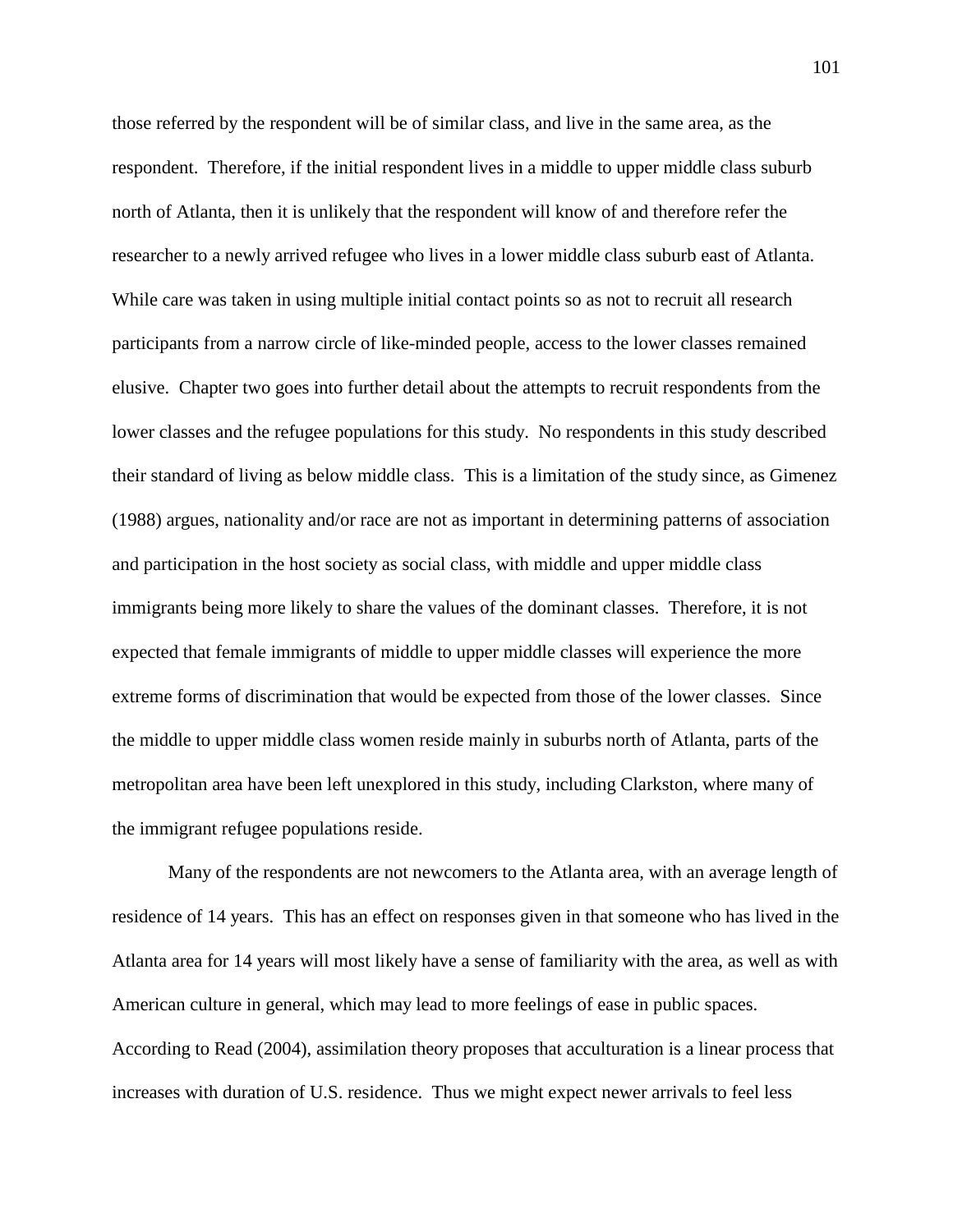those referred by the respondent will be of similar class, and live in the same area, as the respondent. Therefore, if the initial respondent lives in a middle to upper middle class suburb north of Atlanta, then it is unlikely that the respondent will know of and therefore refer the researcher to a newly arrived refugee who lives in a lower middle class suburb east of Atlanta. While care was taken in using multiple initial contact points so as not to recruit all research participants from a narrow circle of like-minded people, access to the lower classes remained elusive. Chapter two goes into further detail about the attempts to recruit respondents from the lower classes and the refugee populations for this study. No respondents in this study described their standard of living as below middle class. This is a limitation of the study since, as Gimenez (1988) argues, nationality and/or race are not as important in determining patterns of association and participation in the host society as social class, with middle and upper middle class immigrants being more likely to share the values of the dominant classes. Therefore, it is not expected that female immigrants of middle to upper middle classes will experience the more extreme forms of discrimination that would be expected from those of the lower classes. Since the middle to upper middle class women reside mainly in suburbs north of Atlanta, parts of the metropolitan area have been left unexplored in this study, including Clarkston, where many of the immigrant refugee populations reside.

Many of the respondents are not newcomers to the Atlanta area, with an average length of residence of 14 years. This has an effect on responses given in that someone who has lived in the Atlanta area for 14 years will most likely have a sense of familiarity with the area, as well as with American culture in general, which may lead to more feelings of ease in public spaces. According to Read (2004), assimilation theory proposes that acculturation is a linear process that increases with duration of U.S. residence. Thus we might expect newer arrivals to feel less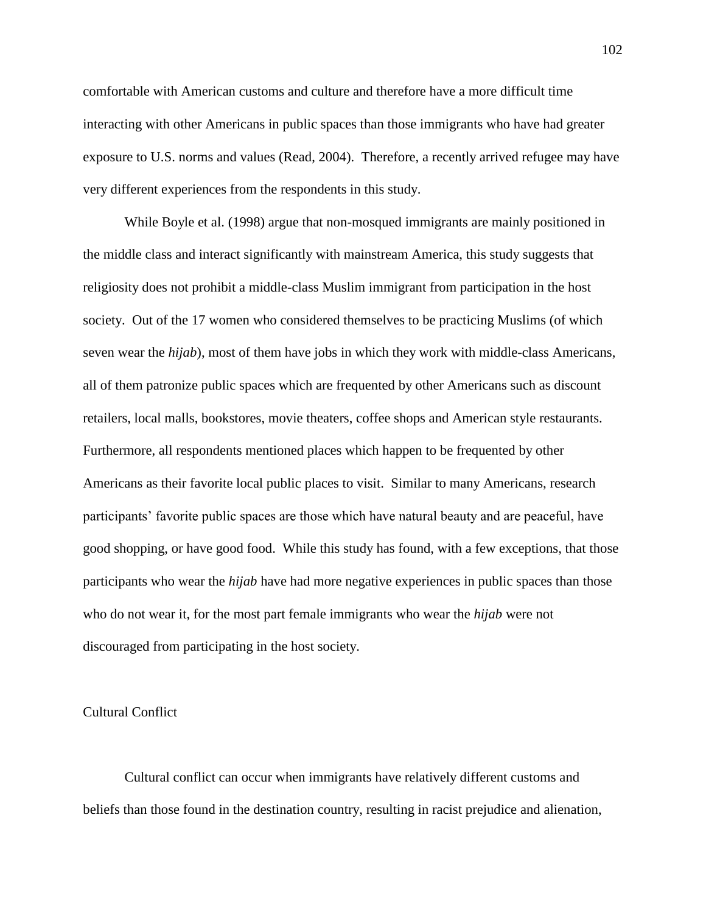comfortable with American customs and culture and therefore have a more difficult time interacting with other Americans in public spaces than those immigrants who have had greater exposure to U.S. norms and values (Read, 2004). Therefore, a recently arrived refugee may have very different experiences from the respondents in this study.

While Boyle et al. (1998) argue that non-mosqued immigrants are mainly positioned in the middle class and interact significantly with mainstream America, this study suggests that religiosity does not prohibit a middle-class Muslim immigrant from participation in the host society. Out of the 17 women who considered themselves to be practicing Muslims (of which seven wear the *hijab*), most of them have jobs in which they work with middle-class Americans, all of them patronize public spaces which are frequented by other Americans such as discount retailers, local malls, bookstores, movie theaters, coffee shops and American style restaurants. Furthermore, all respondents mentioned places which happen to be frequented by other Americans as their favorite local public places to visit. Similar to many Americans, research participants' favorite public spaces are those which have natural beauty and are peaceful, have good shopping, or have good food. While this study has found, with a few exceptions, that those participants who wear the *hijab* have had more negative experiences in public spaces than those who do not wear it, for the most part female immigrants who wear the *hijab* were not discouraged from participating in the host society.

## Cultural Conflict

Cultural conflict can occur when immigrants have relatively different customs and beliefs than those found in the destination country, resulting in racist prejudice and alienation,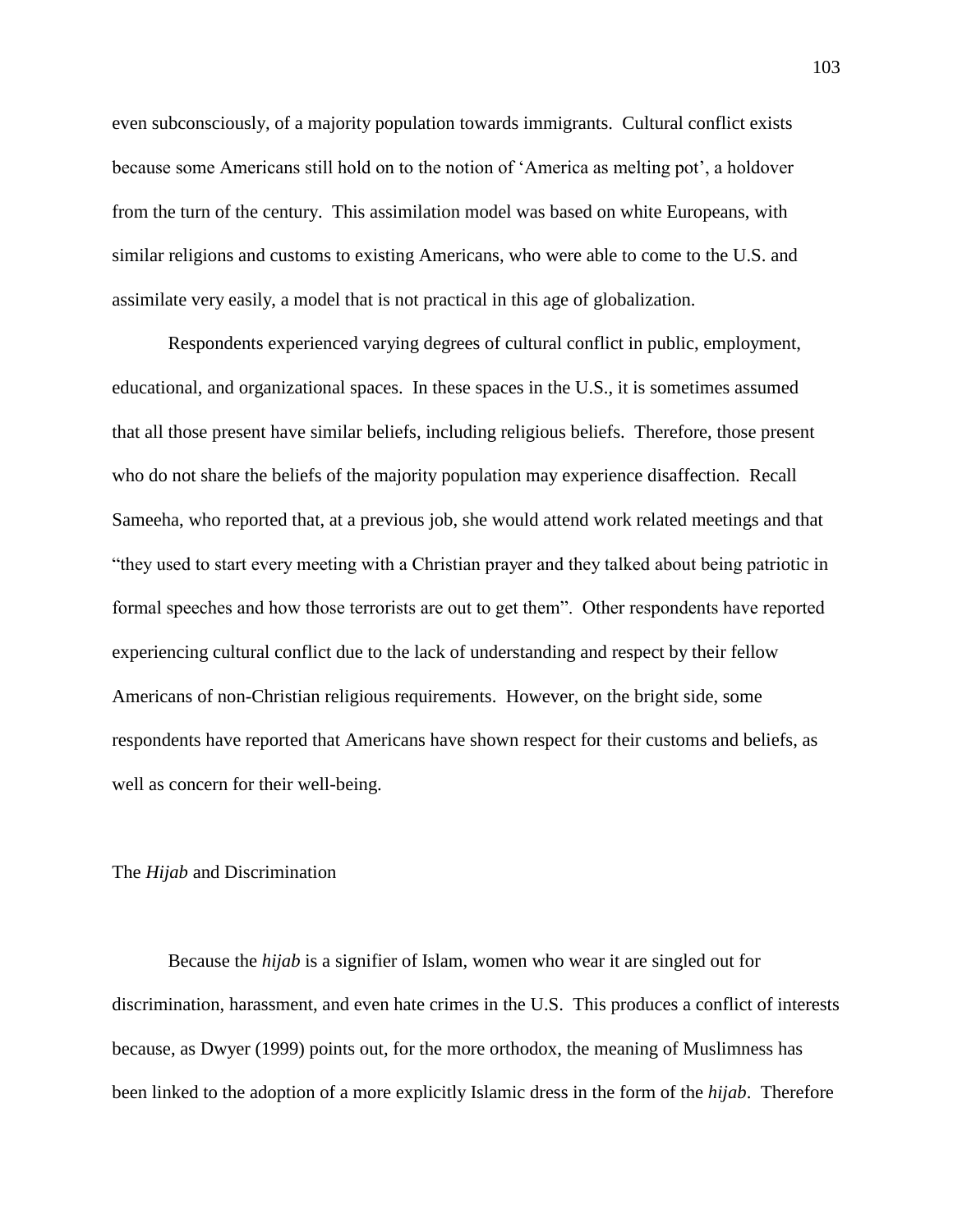even subconsciously, of a majority population towards immigrants. Cultural conflict exists because some Americans still hold on to the notion of 'America as melting pot', a holdover from the turn of the century. This assimilation model was based on white Europeans, with similar religions and customs to existing Americans, who were able to come to the U.S. and assimilate very easily, a model that is not practical in this age of globalization.

Respondents experienced varying degrees of cultural conflict in public, employment, educational, and organizational spaces. In these spaces in the U.S., it is sometimes assumed that all those present have similar beliefs, including religious beliefs. Therefore, those present who do not share the beliefs of the majority population may experience disaffection. Recall Sameeha, who reported that, at a previous job, she would attend work related meetings and that "they used to start every meeting with a Christian prayer and they talked about being patriotic in formal speeches and how those terrorists are out to get them". Other respondents have reported experiencing cultural conflict due to the lack of understanding and respect by their fellow Americans of non-Christian religious requirements. However, on the bright side, some respondents have reported that Americans have shown respect for their customs and beliefs, as well as concern for their well-being.

### The *Hijab* and Discrimination

Because the *hijab* is a signifier of Islam, women who wear it are singled out for discrimination, harassment, and even hate crimes in the U.S. This produces a conflict of interests because, as Dwyer (1999) points out, for the more orthodox, the meaning of Muslimness has been linked to the adoption of a more explicitly Islamic dress in the form of the *hijab*. Therefore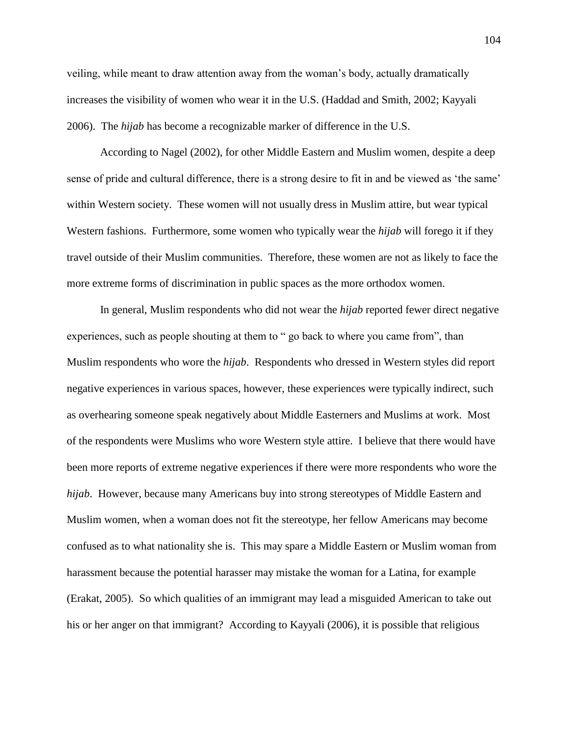veiling, while meant to draw attention away from the woman's body, actually dramatically increases the visibility of women who wear it in the U.S. (Haddad and Smith, 2002; Kayyali 2006). The *hijab* has become a recognizable marker of difference in the U.S.

According to Nagel (2002), for other Middle Eastern and Muslim women, despite a deep sense of pride and cultural difference, there is a strong desire to fit in and be viewed as 'the same' within Western society. These women will not usually dress in Muslim attire, but wear typical Western fashions. Furthermore, some women who typically wear the *hijab* will forego it if they travel outside of their Muslim communities. Therefore, these women are not as likely to face the more extreme forms of discrimination in public spaces as the more orthodox women.

In general, Muslim respondents who did not wear the *hijab* reported fewer direct negative experiences, such as people shouting at them to " go back to where you came from", than Muslim respondents who wore the *hijab*. Respondents who dressed in Western styles did report negative experiences in various spaces, however, these experiences were typically indirect, such as overhearing someone speak negatively about Middle Easterners and Muslims at work. Most of the respondents were Muslims who wore Western style attire. I believe that there would have been more reports of extreme negative experiences if there were more respondents who wore the *hijab*. However, because many Americans buy into strong stereotypes of Middle Eastern and Muslim women, when a woman does not fit the stereotype, her fellow Americans may become confused as to what nationality she is. This may spare a Middle Eastern or Muslim woman from harassment because the potential harasser may mistake the woman for a Latina, for example (Erakat, 2005). So which qualities of an immigrant may lead a misguided American to take out his or her anger on that immigrant? According to Kayyali (2006), it is possible that religious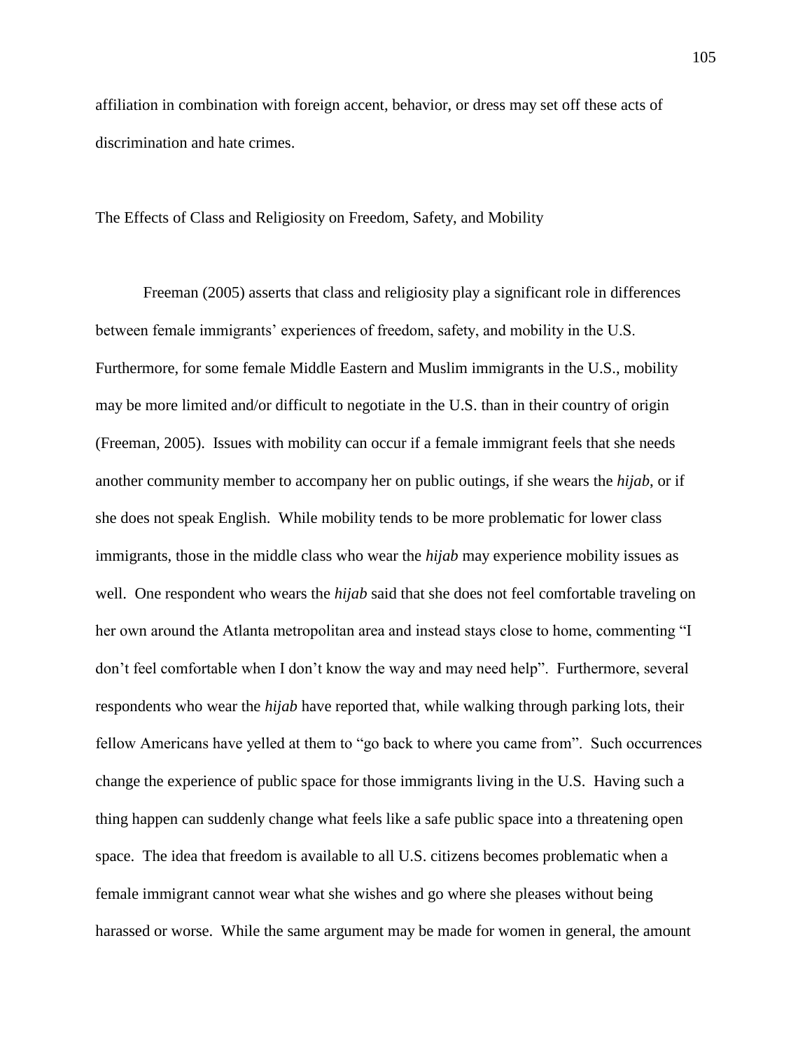affiliation in combination with foreign accent, behavior, or dress may set off these acts of discrimination and hate crimes.

## The Effects of Class and Religiosity on Freedom, Safety, and Mobility

Freeman (2005) asserts that class and religiosity play a significant role in differences between female immigrants' experiences of freedom, safety, and mobility in the U.S. Furthermore, for some female Middle Eastern and Muslim immigrants in the U.S., mobility may be more limited and/or difficult to negotiate in the U.S. than in their country of origin (Freeman, 2005). Issues with mobility can occur if a female immigrant feels that she needs another community member to accompany her on public outings, if she wears the *hijab*, or if she does not speak English. While mobility tends to be more problematic for lower class immigrants, those in the middle class who wear the *hijab* may experience mobility issues as well. One respondent who wears the *hijab* said that she does not feel comfortable traveling on her own around the Atlanta metropolitan area and instead stays close to home, commenting "I don't feel comfortable when I don't know the way and may need help". Furthermore, several respondents who wear the *hijab* have reported that, while walking through parking lots, their fellow Americans have yelled at them to "go back to where you came from". Such occurrences change the experience of public space for those immigrants living in the U.S. Having such a thing happen can suddenly change what feels like a safe public space into a threatening open space. The idea that freedom is available to all U.S. citizens becomes problematic when a female immigrant cannot wear what she wishes and go where she pleases without being harassed or worse. While the same argument may be made for women in general, the amount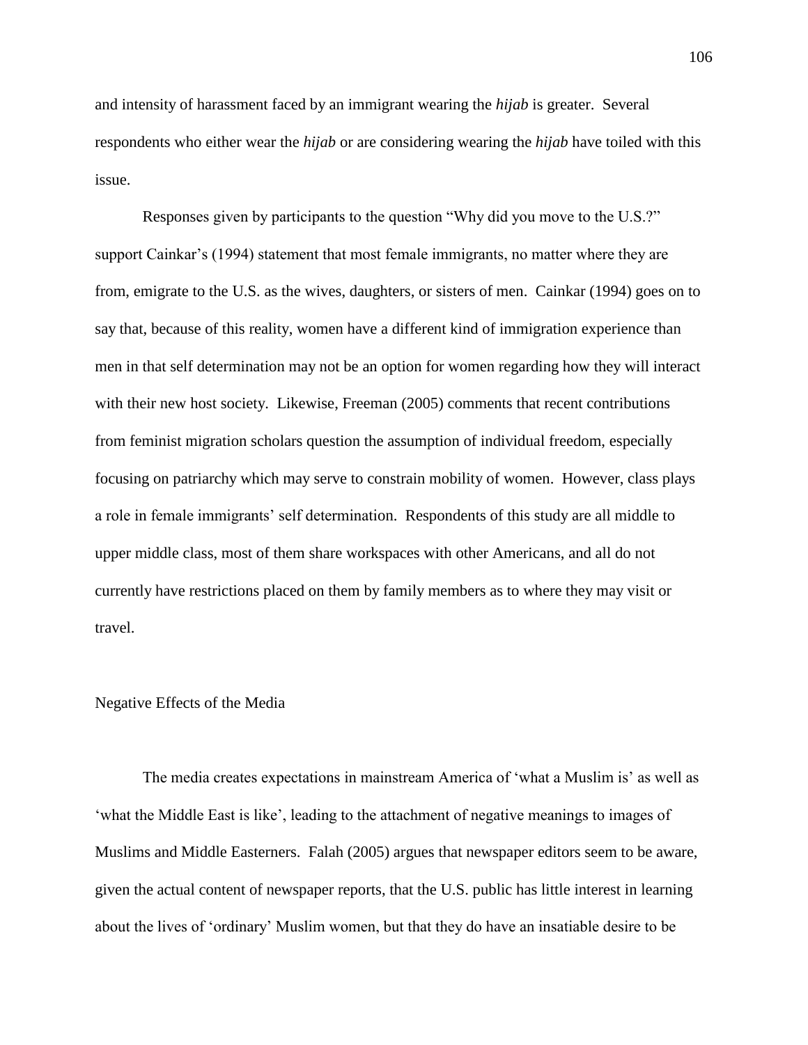and intensity of harassment faced by an immigrant wearing the *hijab* is greater. Several respondents who either wear the *hijab* or are considering wearing the *hijab* have toiled with this issue.

Responses given by participants to the question "Why did you move to the U.S.?" support Cainkar's (1994) statement that most female immigrants, no matter where they are from, emigrate to the U.S. as the wives, daughters, or sisters of men. Cainkar (1994) goes on to say that, because of this reality, women have a different kind of immigration experience than men in that self determination may not be an option for women regarding how they will interact with their new host society. Likewise, Freeman (2005) comments that recent contributions from feminist migration scholars question the assumption of individual freedom, especially focusing on patriarchy which may serve to constrain mobility of women. However, class plays a role in female immigrants' self determination. Respondents of this study are all middle to upper middle class, most of them share workspaces with other Americans, and all do not currently have restrictions placed on them by family members as to where they may visit or travel.

## Negative Effects of the Media

The media creates expectations in mainstream America of 'what a Muslim is' as well as 'what the Middle East is like', leading to the attachment of negative meanings to images of Muslims and Middle Easterners. Falah (2005) argues that newspaper editors seem to be aware, given the actual content of newspaper reports, that the U.S. public has little interest in learning about the lives of 'ordinary' Muslim women, but that they do have an insatiable desire to be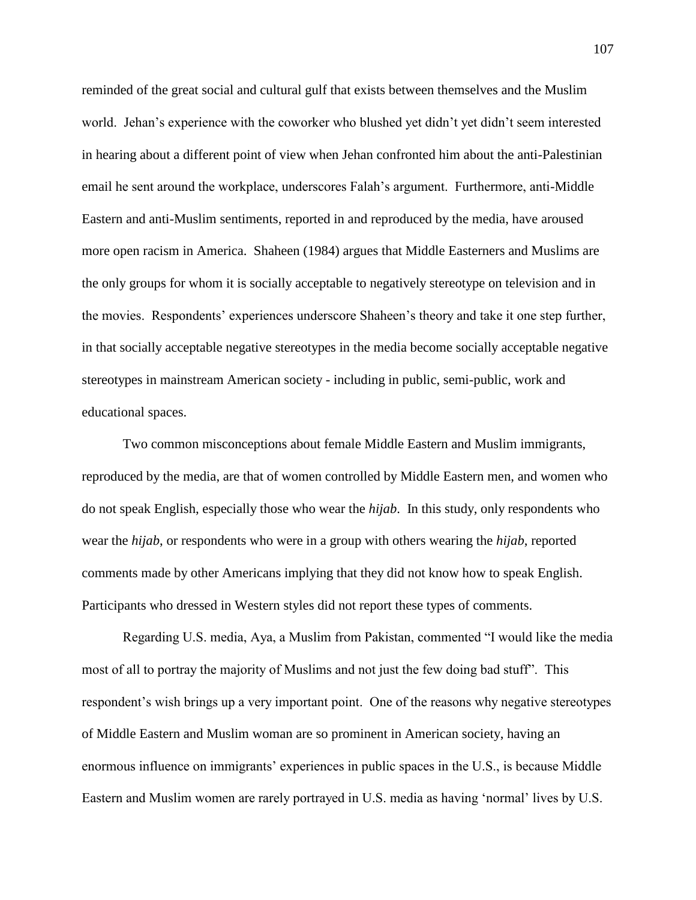reminded of the great social and cultural gulf that exists between themselves and the Muslim world. Jehan's experience with the coworker who blushed yet didn't yet didn't seem interested in hearing about a different point of view when Jehan confronted him about the anti-Palestinian email he sent around the workplace, underscores Falah's argument. Furthermore, anti-Middle Eastern and anti-Muslim sentiments, reported in and reproduced by the media, have aroused more open racism in America. Shaheen (1984) argues that Middle Easterners and Muslims are the only groups for whom it is socially acceptable to negatively stereotype on television and in the movies. Respondents' experiences underscore Shaheen's theory and take it one step further, in that socially acceptable negative stereotypes in the media become socially acceptable negative stereotypes in mainstream American society - including in public, semi-public, work and educational spaces.

Two common misconceptions about female Middle Eastern and Muslim immigrants, reproduced by the media, are that of women controlled by Middle Eastern men, and women who do not speak English, especially those who wear the *hijab*. In this study, only respondents who wear the *hijab*, or respondents who were in a group with others wearing the *hijab*, reported comments made by other Americans implying that they did not know how to speak English. Participants who dressed in Western styles did not report these types of comments.

Regarding U.S. media, Aya, a Muslim from Pakistan, commented "I would like the media most of all to portray the majority of Muslims and not just the few doing bad stuff". This respondent's wish brings up a very important point. One of the reasons why negative stereotypes of Middle Eastern and Muslim woman are so prominent in American society, having an enormous influence on immigrants' experiences in public spaces in the U.S., is because Middle Eastern and Muslim women are rarely portrayed in U.S. media as having 'normal' lives by U.S.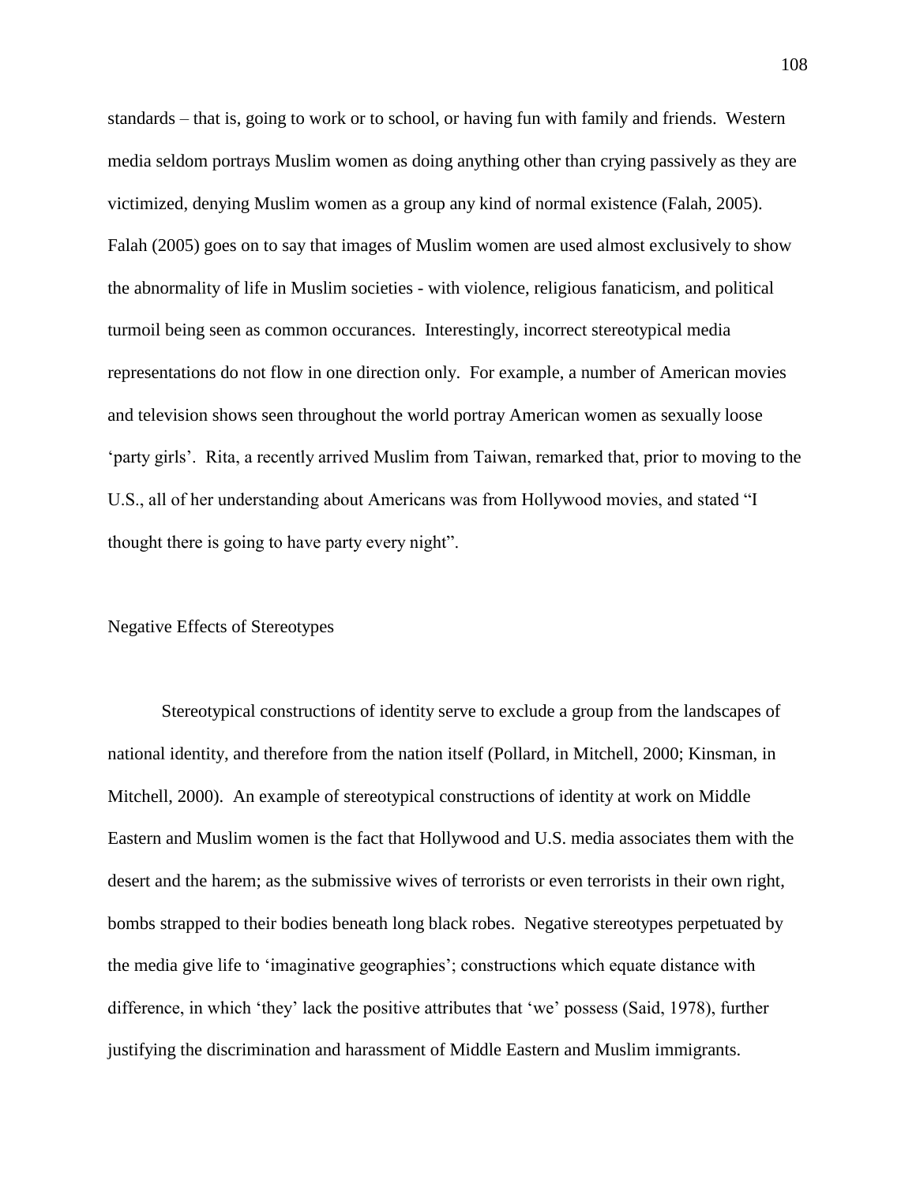standards – that is, going to work or to school, or having fun with family and friends. Western media seldom portrays Muslim women as doing anything other than crying passively as they are victimized, denying Muslim women as a group any kind of normal existence (Falah, 2005). Falah (2005) goes on to say that images of Muslim women are used almost exclusively to show the abnormality of life in Muslim societies - with violence, religious fanaticism, and political turmoil being seen as common occurances. Interestingly, incorrect stereotypical media representations do not flow in one direction only. For example, a number of American movies and television shows seen throughout the world portray American women as sexually loose 'party girls'. Rita, a recently arrived Muslim from Taiwan, remarked that, prior to moving to the U.S., all of her understanding about Americans was from Hollywood movies, and stated "I thought there is going to have party every night".

## Negative Effects of Stereotypes

Stereotypical constructions of identity serve to exclude a group from the landscapes of national identity, and therefore from the nation itself (Pollard, in Mitchell, 2000; Kinsman, in Mitchell, 2000). An example of stereotypical constructions of identity at work on Middle Eastern and Muslim women is the fact that Hollywood and U.S. media associates them with the desert and the harem; as the submissive wives of terrorists or even terrorists in their own right, bombs strapped to their bodies beneath long black robes. Negative stereotypes perpetuated by the media give life to 'imaginative geographies'; constructions which equate distance with difference, in which 'they' lack the positive attributes that 'we' possess (Said, 1978), further justifying the discrimination and harassment of Middle Eastern and Muslim immigrants.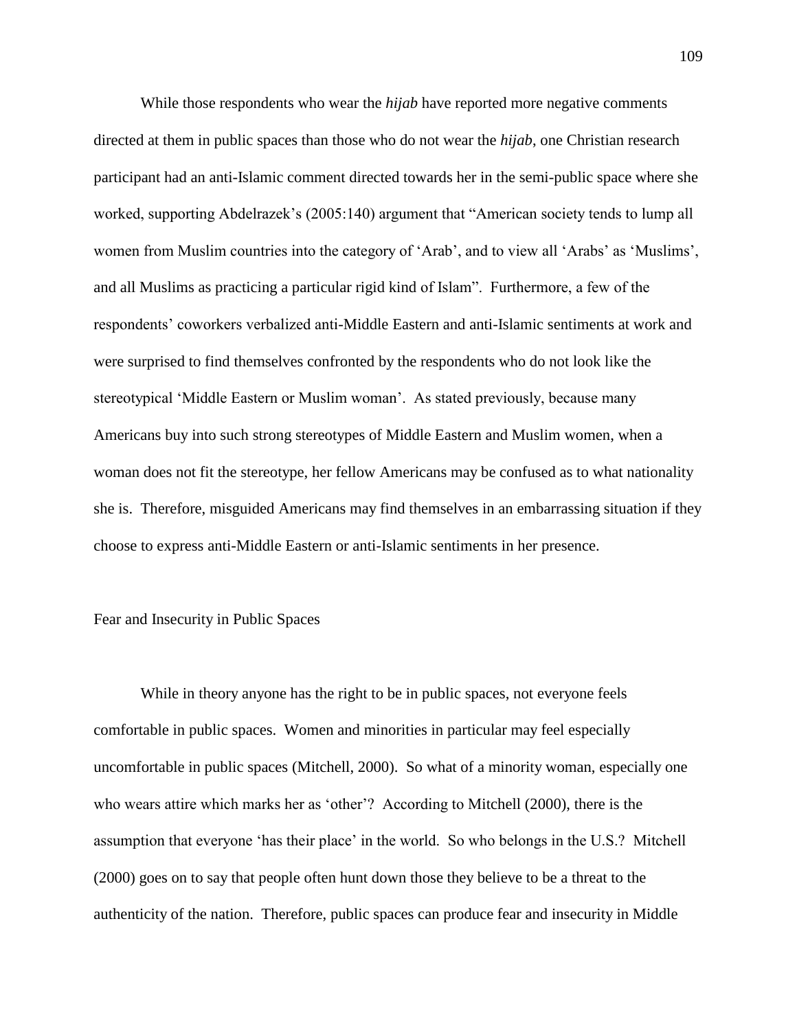While those respondents who wear the *hijab* have reported more negative comments directed at them in public spaces than those who do not wear the *hijab*, one Christian research participant had an anti-Islamic comment directed towards her in the semi-public space where she worked, supporting Abdelrazek's (2005:140) argument that "American society tends to lump all women from Muslim countries into the category of 'Arab', and to view all 'Arabs' as 'Muslims', and all Muslims as practicing a particular rigid kind of Islam". Furthermore, a few of the respondents' coworkers verbalized anti-Middle Eastern and anti-Islamic sentiments at work and were surprised to find themselves confronted by the respondents who do not look like the stereotypical 'Middle Eastern or Muslim woman'. As stated previously, because many Americans buy into such strong stereotypes of Middle Eastern and Muslim women, when a woman does not fit the stereotype, her fellow Americans may be confused as to what nationality she is. Therefore, misguided Americans may find themselves in an embarrassing situation if they choose to express anti-Middle Eastern or anti-Islamic sentiments in her presence.

## Fear and Insecurity in Public Spaces

While in theory anyone has the right to be in public spaces, not everyone feels comfortable in public spaces. Women and minorities in particular may feel especially uncomfortable in public spaces (Mitchell, 2000). So what of a minority woman, especially one who wears attire which marks her as 'other'? According to Mitchell (2000), there is the assumption that everyone 'has their place' in the world. So who belongs in the U.S.? Mitchell (2000) goes on to say that people often hunt down those they believe to be a threat to the authenticity of the nation. Therefore, public spaces can produce fear and insecurity in Middle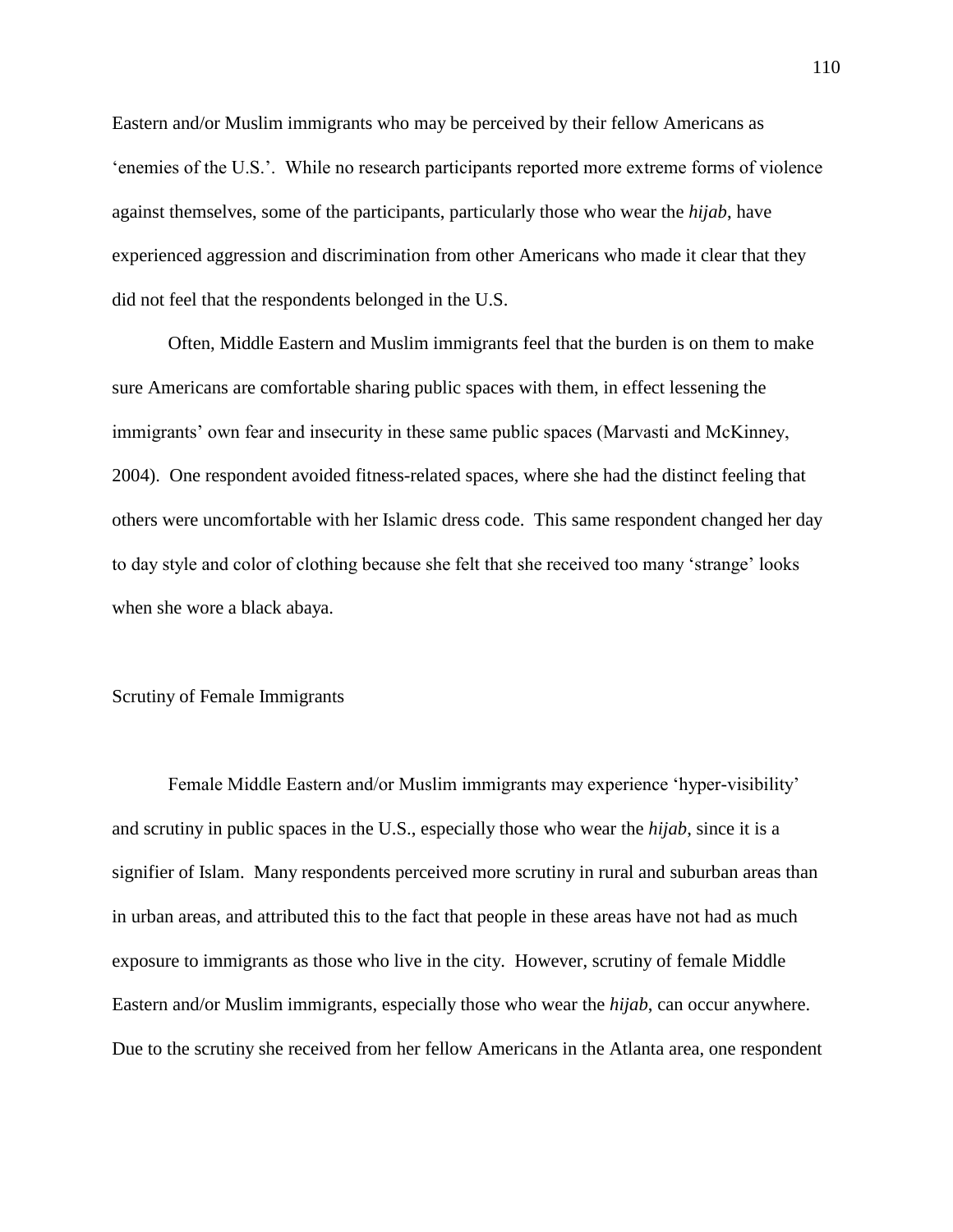Eastern and/or Muslim immigrants who may be perceived by their fellow Americans as 'enemies of the U.S.'. While no research participants reported more extreme forms of violence against themselves, some of the participants, particularly those who wear the *hijab*, have experienced aggression and discrimination from other Americans who made it clear that they did not feel that the respondents belonged in the U.S.

Often, Middle Eastern and Muslim immigrants feel that the burden is on them to make sure Americans are comfortable sharing public spaces with them, in effect lessening the immigrants' own fear and insecurity in these same public spaces (Marvasti and McKinney, 2004). One respondent avoided fitness-related spaces, where she had the distinct feeling that others were uncomfortable with her Islamic dress code. This same respondent changed her day to day style and color of clothing because she felt that she received too many 'strange' looks when she wore a black abaya.

## Scrutiny of Female Immigrants

Female Middle Eastern and/or Muslim immigrants may experience 'hyper-visibility' and scrutiny in public spaces in the U.S., especially those who wear the *hijab*, since it is a signifier of Islam. Many respondents perceived more scrutiny in rural and suburban areas than in urban areas, and attributed this to the fact that people in these areas have not had as much exposure to immigrants as those who live in the city. However, scrutiny of female Middle Eastern and/or Muslim immigrants, especially those who wear the *hijab*, can occur anywhere. Due to the scrutiny she received from her fellow Americans in the Atlanta area, one respondent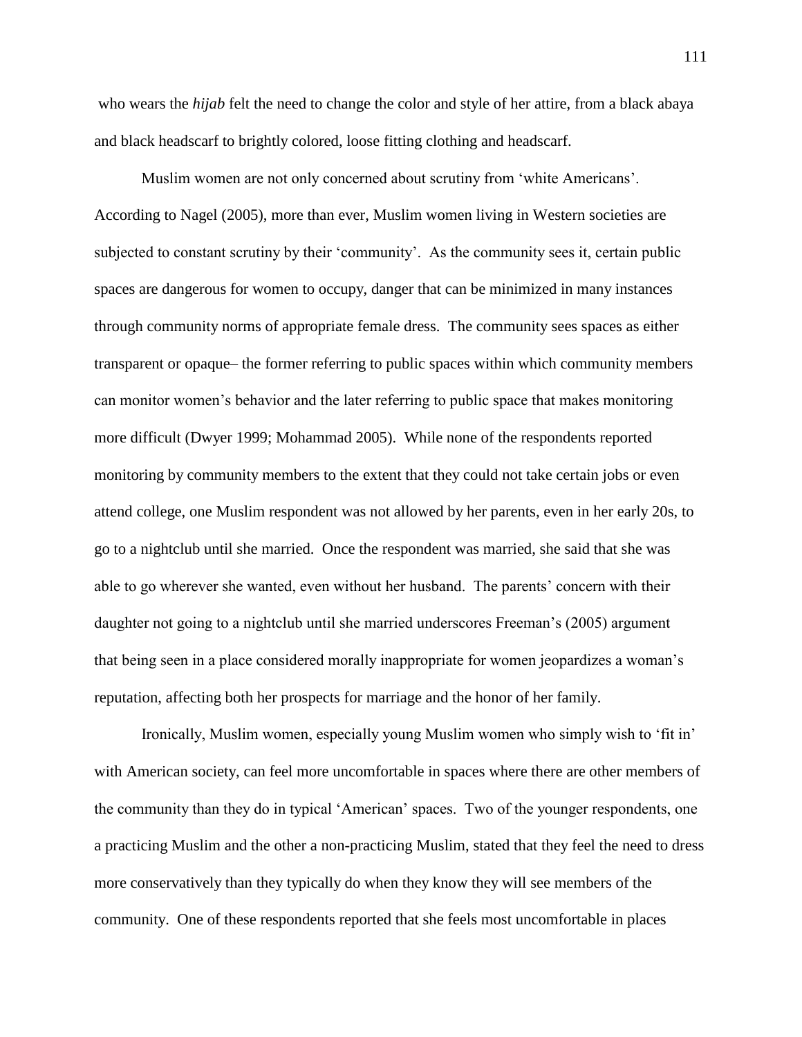who wears the *hijab* felt the need to change the color and style of her attire, from a black abaya and black headscarf to brightly colored, loose fitting clothing and headscarf.

Muslim women are not only concerned about scrutiny from 'white Americans'. According to Nagel (2005), more than ever, Muslim women living in Western societies are subjected to constant scrutiny by their 'community'. As the community sees it, certain public spaces are dangerous for women to occupy, danger that can be minimized in many instances through community norms of appropriate female dress. The community sees spaces as either transparent or opaque– the former referring to public spaces within which community members can monitor women's behavior and the later referring to public space that makes monitoring more difficult (Dwyer 1999; Mohammad 2005). While none of the respondents reported monitoring by community members to the extent that they could not take certain jobs or even attend college, one Muslim respondent was not allowed by her parents, even in her early 20s, to go to a nightclub until she married. Once the respondent was married, she said that she was able to go wherever she wanted, even without her husband. The parents' concern with their daughter not going to a nightclub until she married underscores Freeman's (2005) argument that being seen in a place considered morally inappropriate for women jeopardizes a woman's reputation, affecting both her prospects for marriage and the honor of her family.

Ironically, Muslim women, especially young Muslim women who simply wish to 'fit in' with American society, can feel more uncomfortable in spaces where there are other members of the community than they do in typical 'American' spaces. Two of the younger respondents, one a practicing Muslim and the other a non-practicing Muslim, stated that they feel the need to dress more conservatively than they typically do when they know they will see members of the community. One of these respondents reported that she feels most uncomfortable in places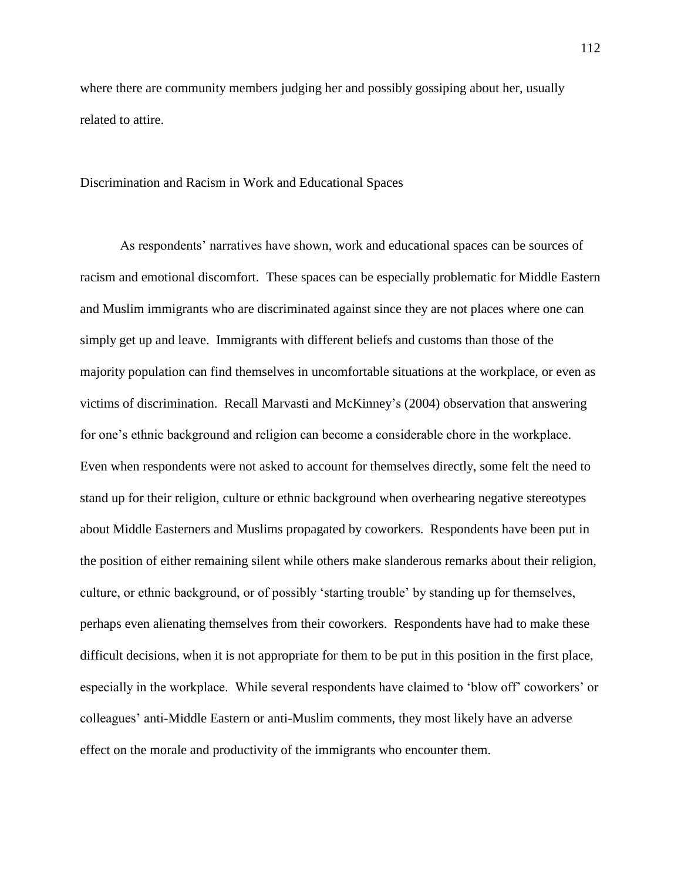where there are community members judging her and possibly gossiping about her, usually related to attire.

## Discrimination and Racism in Work and Educational Spaces

As respondents' narratives have shown, work and educational spaces can be sources of racism and emotional discomfort. These spaces can be especially problematic for Middle Eastern and Muslim immigrants who are discriminated against since they are not places where one can simply get up and leave. Immigrants with different beliefs and customs than those of the majority population can find themselves in uncomfortable situations at the workplace, or even as victims of discrimination. Recall Marvasti and McKinney's (2004) observation that answering for one's ethnic background and religion can become a considerable chore in the workplace. Even when respondents were not asked to account for themselves directly, some felt the need to stand up for their religion, culture or ethnic background when overhearing negative stereotypes about Middle Easterners and Muslims propagated by coworkers. Respondents have been put in the position of either remaining silent while others make slanderous remarks about their religion, culture, or ethnic background, or of possibly 'starting trouble' by standing up for themselves, perhaps even alienating themselves from their coworkers. Respondents have had to make these difficult decisions, when it is not appropriate for them to be put in this position in the first place, especially in the workplace. While several respondents have claimed to 'blow off' coworkers' or colleagues' anti-Middle Eastern or anti-Muslim comments, they most likely have an adverse effect on the morale and productivity of the immigrants who encounter them.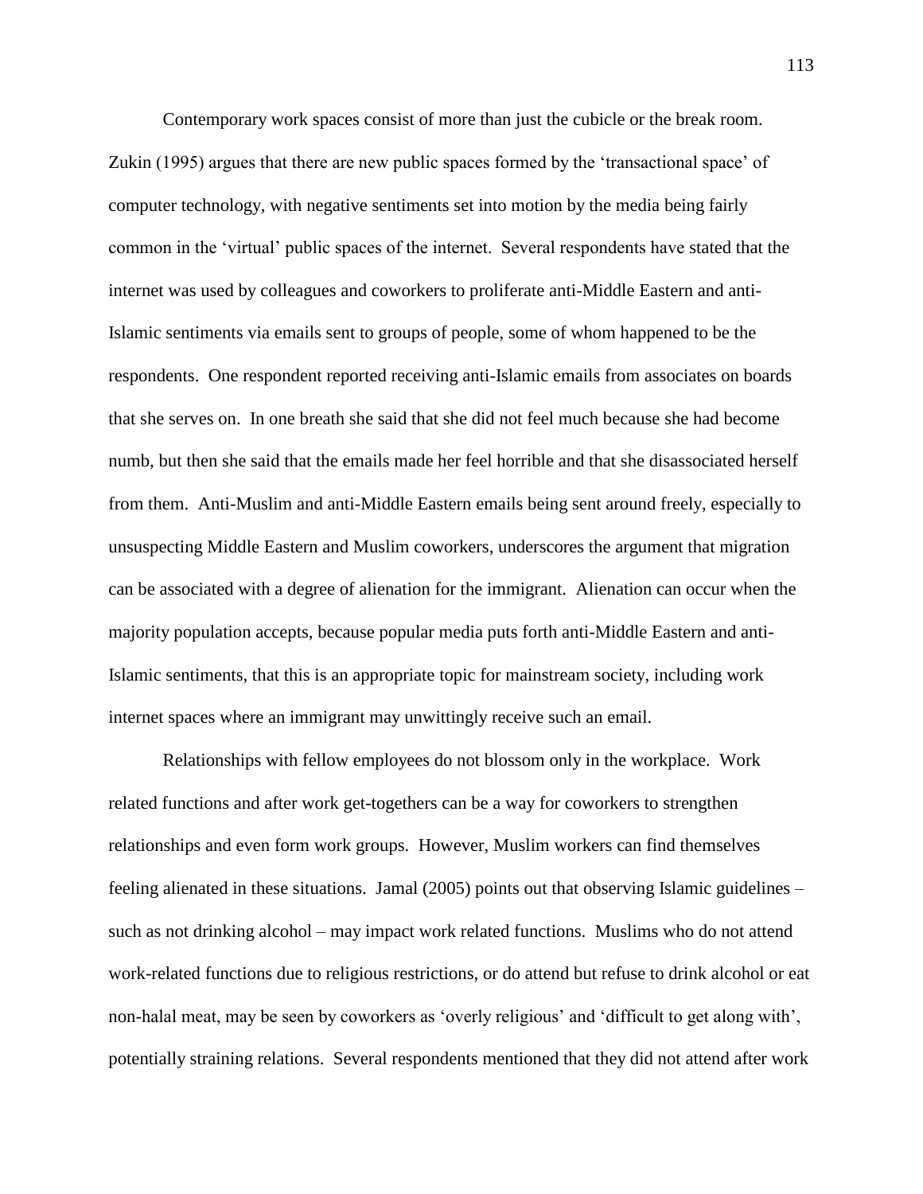Contemporary work spaces consist of more than just the cubicle or the break room. Zukin (1995) argues that there are new public spaces formed by the 'transactional space' of computer technology, with negative sentiments set into motion by the media being fairly common in the 'virtual' public spaces of the internet. Several respondents have stated that the internet was used by colleagues and coworkers to proliferate anti-Middle Eastern and anti-Islamic sentiments via emails sent to groups of people, some of whom happened to be the respondents. One respondent reported receiving anti-Islamic emails from associates on boards that she serves on. In one breath she said that she did not feel much because she had become numb, but then she said that the emails made her feel horrible and that she disassociated herself from them. Anti-Muslim and anti-Middle Eastern emails being sent around freely, especially to unsuspecting Middle Eastern and Muslim coworkers, underscores the argument that migration can be associated with a degree of alienation for the immigrant. Alienation can occur when the majority population accepts, because popular media puts forth anti-Middle Eastern and anti-Islamic sentiments, that this is an appropriate topic for mainstream society, including work internet spaces where an immigrant may unwittingly receive such an email.

Relationships with fellow employees do not blossom only in the workplace. Work related functions and after work get-togethers can be a way for coworkers to strengthen relationships and even form work groups. However, Muslim workers can find themselves feeling alienated in these situations. Jamal (2005) points out that observing Islamic guidelines – such as not drinking alcohol – may impact work related functions. Muslims who do not attend work-related functions due to religious restrictions, or do attend but refuse to drink alcohol or eat non-halal meat, may be seen by coworkers as 'overly religious' and 'difficult to get along with', potentially straining relations. Several respondents mentioned that they did not attend after work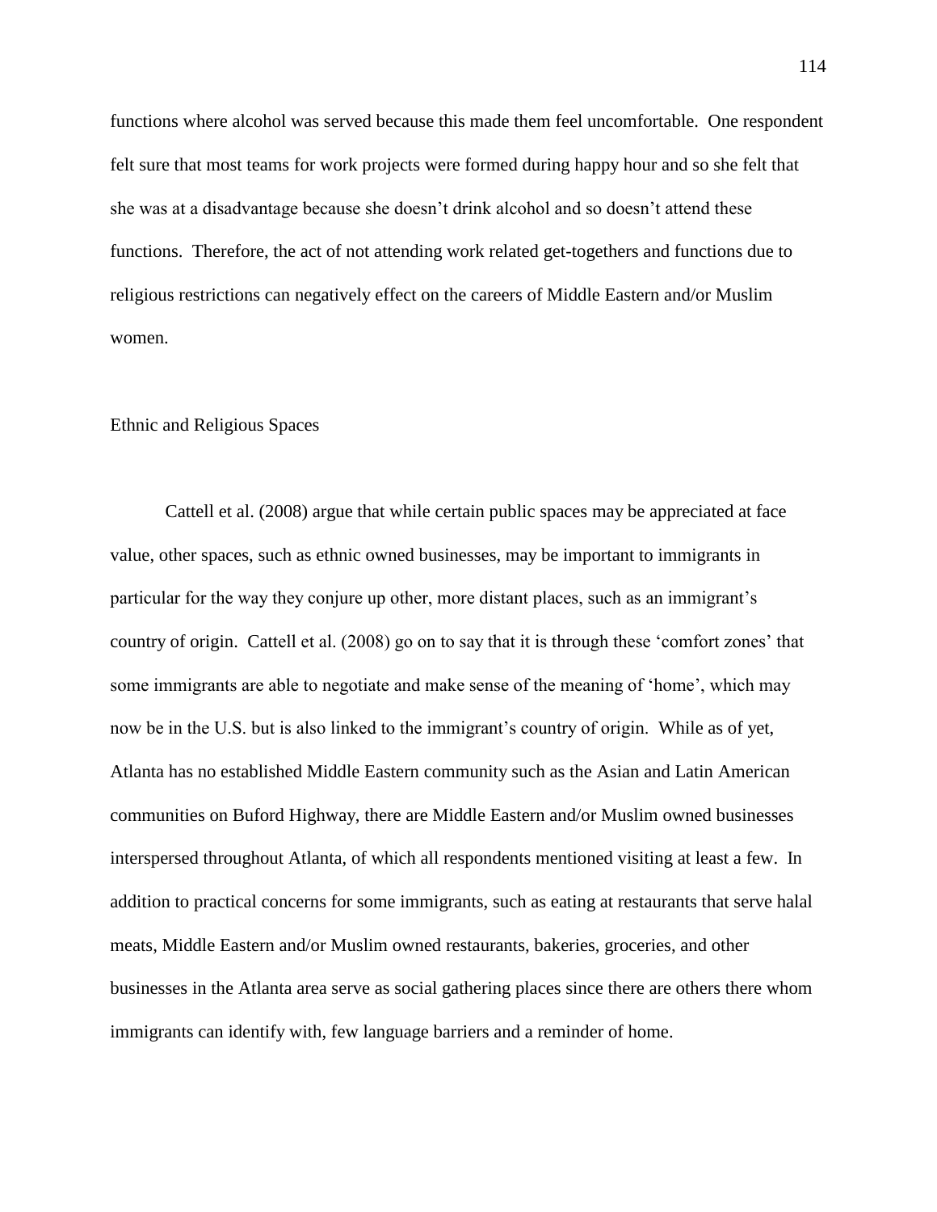functions where alcohol was served because this made them feel uncomfortable. One respondent felt sure that most teams for work projects were formed during happy hour and so she felt that she was at a disadvantage because she doesn't drink alcohol and so doesn't attend these functions. Therefore, the act of not attending work related get-togethers and functions due to religious restrictions can negatively effect on the careers of Middle Eastern and/or Muslim women.

### Ethnic and Religious Spaces

Cattell et al. (2008) argue that while certain public spaces may be appreciated at face value, other spaces, such as ethnic owned businesses, may be important to immigrants in particular for the way they conjure up other, more distant places, such as an immigrant's country of origin. Cattell et al. (2008) go on to say that it is through these 'comfort zones' that some immigrants are able to negotiate and make sense of the meaning of 'home', which may now be in the U.S. but is also linked to the immigrant's country of origin. While as of yet, Atlanta has no established Middle Eastern community such as the Asian and Latin American communities on Buford Highway, there are Middle Eastern and/or Muslim owned businesses interspersed throughout Atlanta, of which all respondents mentioned visiting at least a few. In addition to practical concerns for some immigrants, such as eating at restaurants that serve halal meats, Middle Eastern and/or Muslim owned restaurants, bakeries, groceries, and other businesses in the Atlanta area serve as social gathering places since there are others there whom immigrants can identify with, few language barriers and a reminder of home.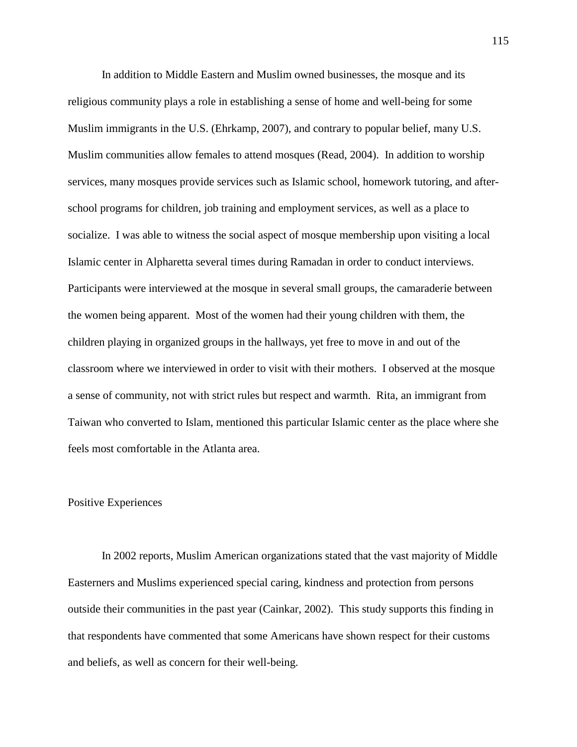In addition to Middle Eastern and Muslim owned businesses, the mosque and its religious community plays a role in establishing a sense of home and well-being for some Muslim immigrants in the U.S. (Ehrkamp, 2007), and contrary to popular belief, many U.S. Muslim communities allow females to attend mosques (Read, 2004). In addition to worship services, many mosques provide services such as Islamic school, homework tutoring, and after-school programs for children, job training and employment services, as well as a place to socialize. I was able to witness the social aspect of mosque membership upon visiting a local Islamic center in Alpharetta several times during Ramadan in order to conduct interviews. Participants were interviewed at the mosque in several small groups, the camaraderie between the women being apparent. Most of the women had their young children with them, the children playing in organized groups in the hallways, yet free to move in and out of the classroom where we interviewed in order to visit with their mothers. I observed at the mosque a sense of community, not with strict rules but respect and warmth. Rita, an immigrant from Taiwan who converted to Islam, mentioned this particular Islamic center as the place where she feels most comfortable in the Atlanta area.

## Positive Experiences

In 2002 reports, Muslim American organizations stated that the vast majority of Middle Easterners and Muslims experienced special caring, kindness and protection from persons outside their communities in the past year (Cainkar, 2002). This study supports this finding in that respondents have commented that some Americans have shown respect for their customs and beliefs, as well as concern for their well-being.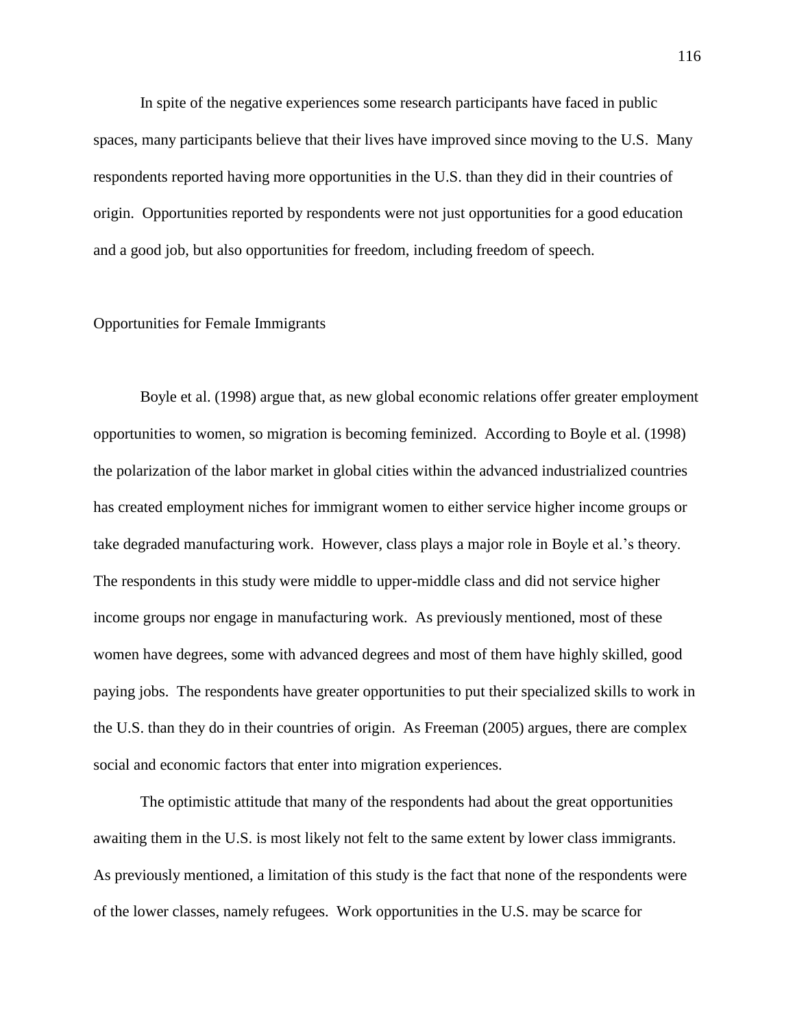In spite of the negative experiences some research participants have faced in public spaces, many participants believe that their lives have improved since moving to the U.S. Many respondents reported having more opportunities in the U.S. than they did in their countries of origin. Opportunities reported by respondents were not just opportunities for a good education and a good job, but also opportunities for freedom, including freedom of speech.

## Opportunities for Female Immigrants

Boyle et al. (1998) argue that, as new global economic relations offer greater employment opportunities to women, so migration is becoming feminized. According to Boyle et al. (1998) the polarization of the labor market in global cities within the advanced industrialized countries has created employment niches for immigrant women to either service higher income groups or take degraded manufacturing work. However, class plays a major role in Boyle et al.'s theory. The respondents in this study were middle to upper-middle class and did not service higher income groups nor engage in manufacturing work. As previously mentioned, most of these women have degrees, some with advanced degrees and most of them have highly skilled, good paying jobs. The respondents have greater opportunities to put their specialized skills to work in the U.S. than they do in their countries of origin. As Freeman (2005) argues, there are complex social and economic factors that enter into migration experiences.

The optimistic attitude that many of the respondents had about the great opportunities awaiting them in the U.S. is most likely not felt to the same extent by lower class immigrants. As previously mentioned, a limitation of this study is the fact that none of the respondents were of the lower classes, namely refugees. Work opportunities in the U.S. may be scarce for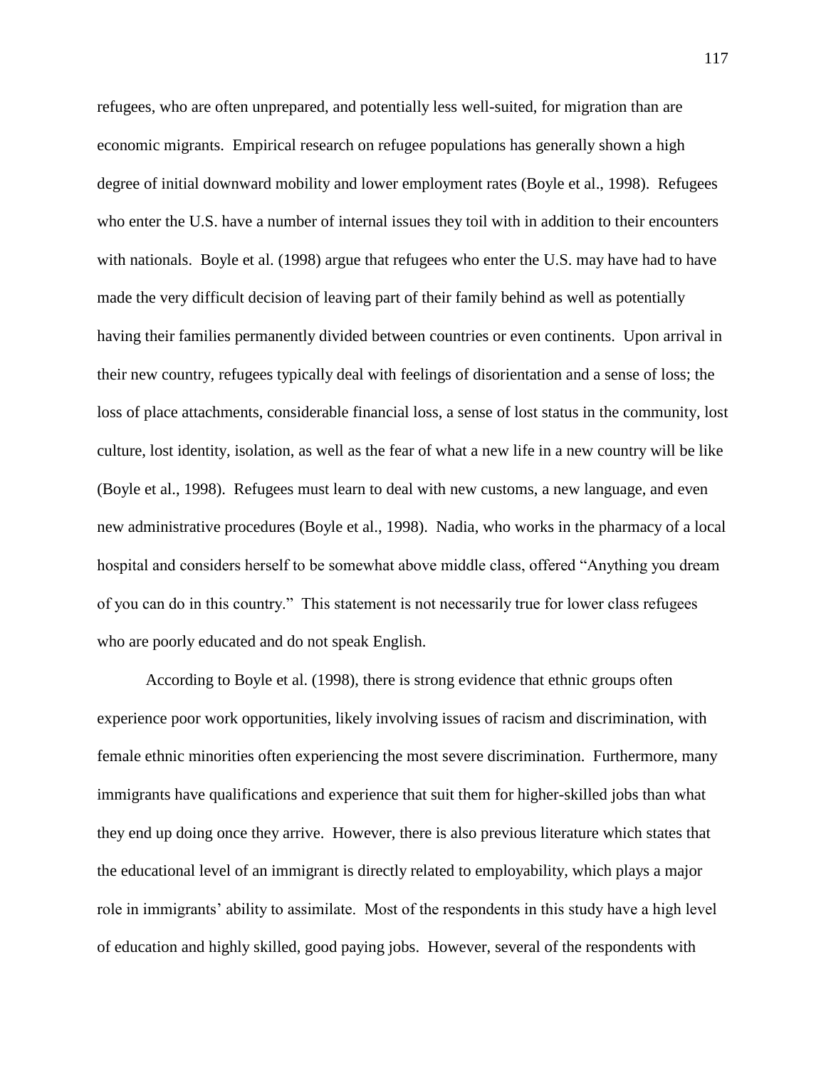refugees, who are often unprepared, and potentially less well-suited, for migration than are economic migrants. Empirical research on refugee populations has generally shown a high degree of initial downward mobility and lower employment rates (Boyle et al., 1998). Refugees who enter the U.S. have a number of internal issues they toil with in addition to their encounters with nationals. Boyle et al. (1998) argue that refugees who enter the U.S. may have had to have made the very difficult decision of leaving part of their family behind as well as potentially having their families permanently divided between countries or even continents. Upon arrival in their new country, refugees typically deal with feelings of disorientation and a sense of loss; the loss of place attachments, considerable financial loss, a sense of lost status in the community, lost culture, lost identity, isolation, as well as the fear of what a new life in a new country will be like (Boyle et al., 1998). Refugees must learn to deal with new customs, a new language, and even new administrative procedures (Boyle et al., 1998). Nadia, who works in the pharmacy of a local hospital and considers herself to be somewhat above middle class, offered "Anything you dream of you can do in this country." This statement is not necessarily true for lower class refugees who are poorly educated and do not speak English.

According to Boyle et al. (1998), there is strong evidence that ethnic groups often experience poor work opportunities, likely involving issues of racism and discrimination, with female ethnic minorities often experiencing the most severe discrimination. Furthermore, many immigrants have qualifications and experience that suit them for higher-skilled jobs than what they end up doing once they arrive. However, there is also previous literature which states that the educational level of an immigrant is directly related to employability, which plays a major role in immigrants' ability to assimilate. Most of the respondents in this study have a high level of education and highly skilled, good paying jobs. However, several of the respondents with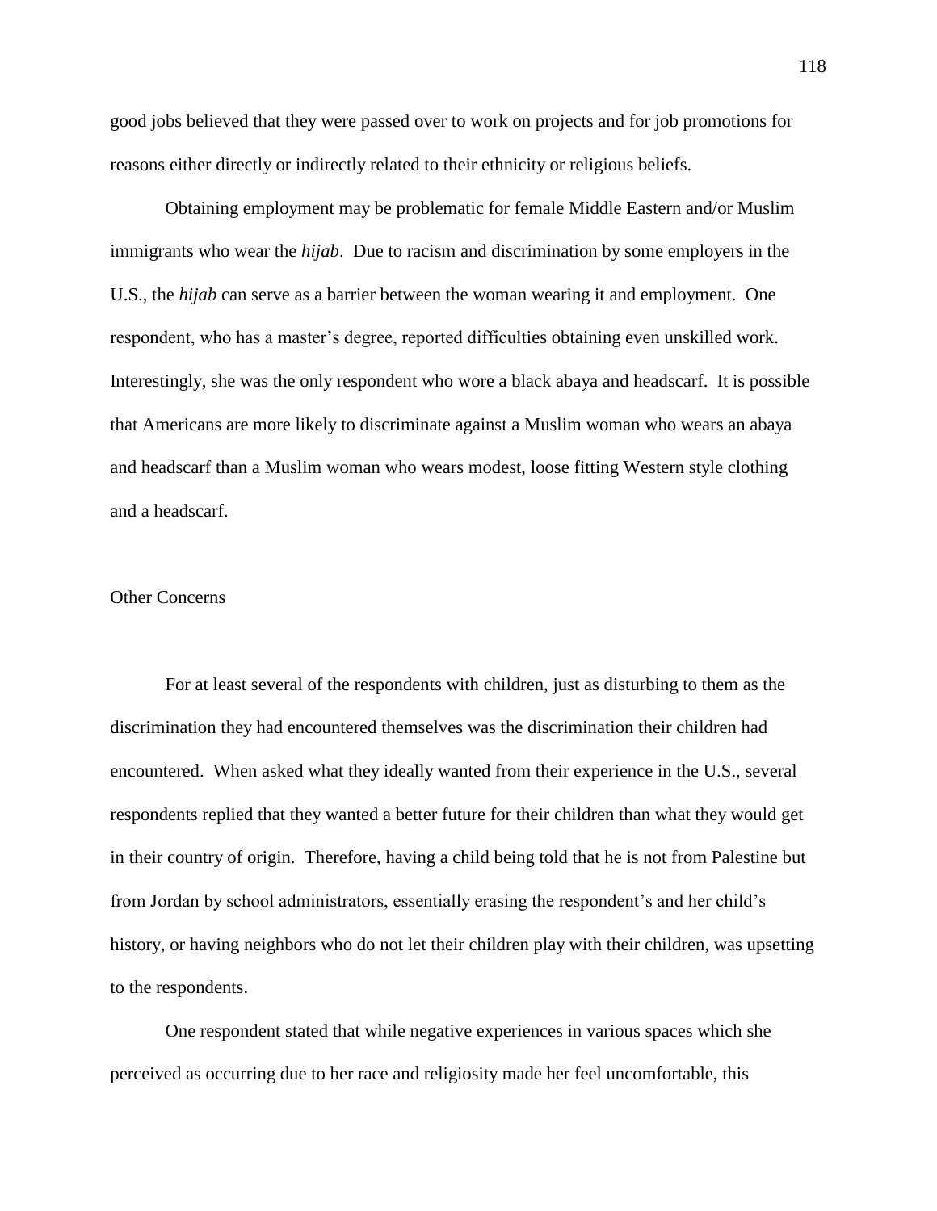good jobs believed that they were passed over to work on projects and for job promotions for reasons either directly or indirectly related to their ethnicity or religious beliefs.

Obtaining employment may be problematic for female Middle Eastern and/or Muslim immigrants who wear the *hijab*. Due to racism and discrimination by some employers in the U.S., the *hijab* can serve as a barrier between the woman wearing it and employment. One respondent, who has a master's degree, reported difficulties obtaining even unskilled work. Interestingly, she was the only respondent who wore a black abaya and headscarf. It is possible that Americans are more likely to discriminate against a Muslim woman who wears an abaya and headscarf than a Muslim woman who wears modest, loose fitting Western style clothing and a headscarf.

## Other Concerns

For at least several of the respondents with children, just as disturbing to them as the discrimination they had encountered themselves was the discrimination their children had encountered. When asked what they ideally wanted from their experience in the U.S., several respondents replied that they wanted a better future for their children than what they would get in their country of origin. Therefore, having a child being told that he is not from Palestine but from Jordan by school administrators, essentially erasing the respondent's and her child's history, or having neighbors who do not let their children play with their children, was upsetting to the respondents.

One respondent stated that while negative experiences in various spaces which she perceived as occurring due to her race and religiosity made her feel uncomfortable, this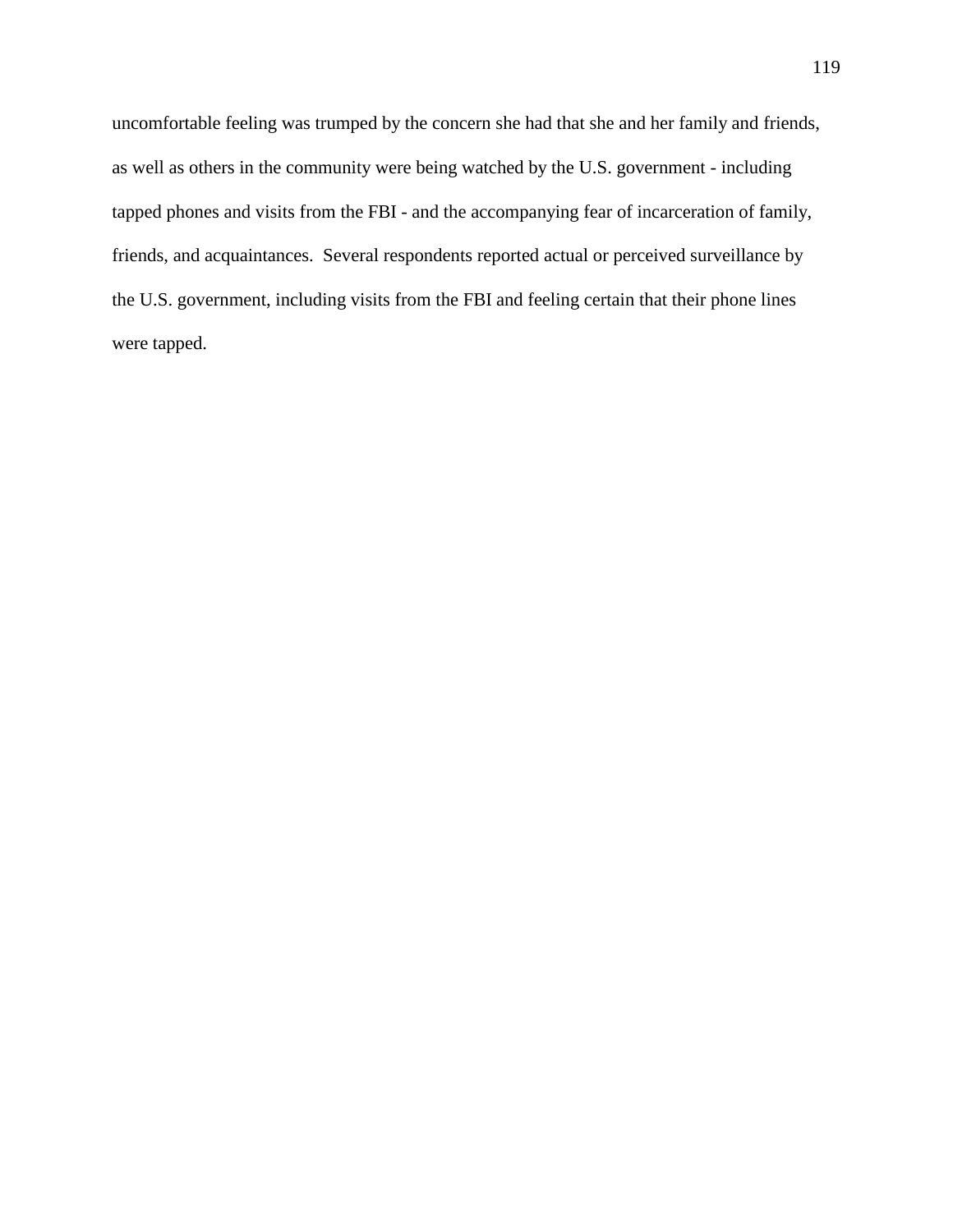uncomfortable feeling was trumped by the concern she had that she and her family and friends, as well as others in the community were being watched by the U.S. government - including tapped phones and visits from the FBI - and the accompanying fear of incarceration of family, friends, and acquaintances.  Several respondents reported actual or perceived surveillance by the U.S. government, including visits from the FBI and feeling certain that their phone lines were tapped.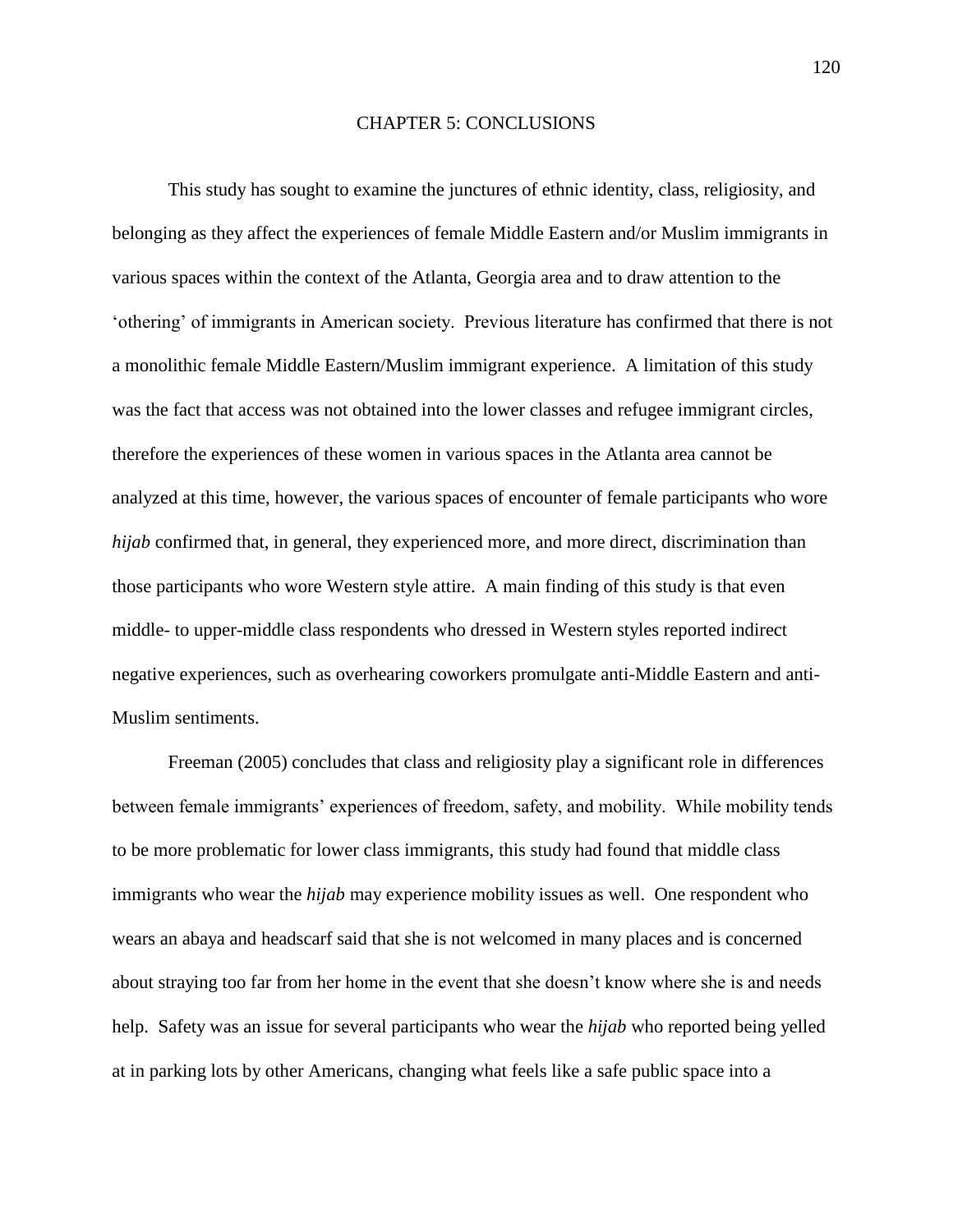# CHAPTER 5: CONCLUSIONS

This study has sought to examine the junctures of ethnic identity, class, religiosity, and belonging as they affect the experiences of female Middle Eastern and/or Muslim immigrants in various spaces within the context of the Atlanta, Georgia area and to draw attention to the 'othering' of immigrants in American society. Previous literature has confirmed that there is not a monolithic female Middle Eastern/Muslim immigrant experience. A limitation of this study was the fact that access was not obtained into the lower classes and refugee immigrant circles, therefore the experiences of these women in various spaces in the Atlanta area cannot be analyzed at this time, however, the various spaces of encounter of female participants who wore *hijab* confirmed that, in general, they experienced more, and more direct, discrimination than those participants who wore Western style attire. A main finding of this study is that even middle- to upper-middle class respondents who dressed in Western styles reported indirect negative experiences, such as overhearing coworkers promulgate anti-Middle Eastern and anti-Muslim sentiments.

Freeman (2005) concludes that class and religiosity play a significant role in differences between female immigrants' experiences of freedom, safety, and mobility. While mobility tends to be more problematic for lower class immigrants, this study had found that middle class immigrants who wear the *hijab* may experience mobility issues as well. One respondent who wears an abaya and headscarf said that she is not welcomed in many places and is concerned about straying too far from her home in the event that she doesn't know where she is and needs help. Safety was an issue for several participants who wear the *hijab* who reported being yelled at in parking lots by other Americans, changing what feels like a safe public space into a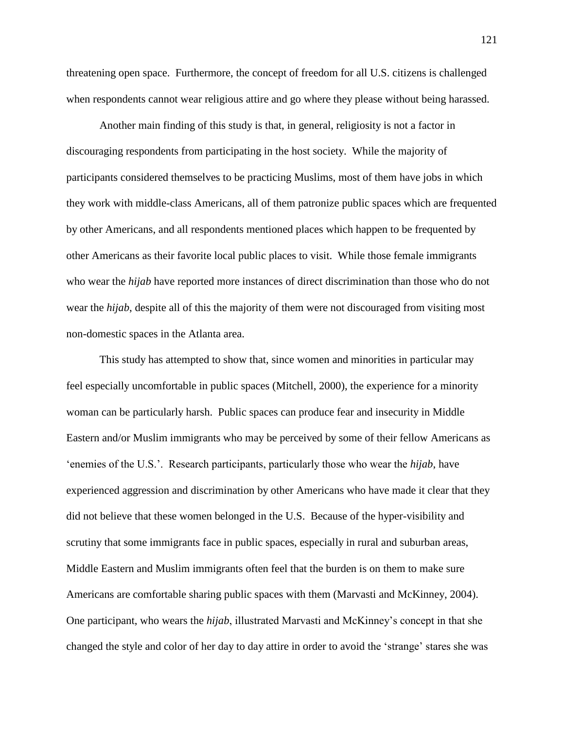threatening open space.  Furthermore, the concept of freedom for all U.S. citizens is challenged when respondents cannot wear religious attire and go where they please without being harassed.

Another main finding of this study is that, in general, religiosity is not a factor in discouraging respondents from participating in the host society.  While the majority of participants considered themselves to be practicing Muslims, most of them have jobs in which they work with middle-class Americans, all of them patronize public spaces which are frequented by other Americans, and all respondents mentioned places which happen to be frequented by other Americans as their favorite local public places to visit.  While those female immigrants who wear the *hijab* have reported more instances of direct discrimination than those who do not wear the *hijab*, despite all of this the majority of them were not discouraged from visiting most non-domestic spaces in the Atlanta area.

This study has attempted to show that, since women and minorities in particular may feel especially uncomfortable in public spaces (Mitchell, 2000), the experience for a minority woman can be particularly harsh.  Public spaces can produce fear and insecurity in Middle Eastern and/or Muslim immigrants who may be perceived by some of their fellow Americans as 'enemies of the U.S.'.  Research participants, particularly those who wear the *hijab*, have experienced aggression and discrimination by other Americans who have made it clear that they did not believe that these women belonged in the U.S.  Because of the hyper-visibility and scrutiny that some immigrants face in public spaces, especially in rural and suburban areas, Middle Eastern and Muslim immigrants often feel that the burden is on them to make sure Americans are comfortable sharing public spaces with them (Marvasti and McKinney, 2004).  One participant, who wears the *hijab*, illustrated Marvasti and McKinney's concept in that she changed the style and color of her day to day attire in order to avoid the 'strange' stares she was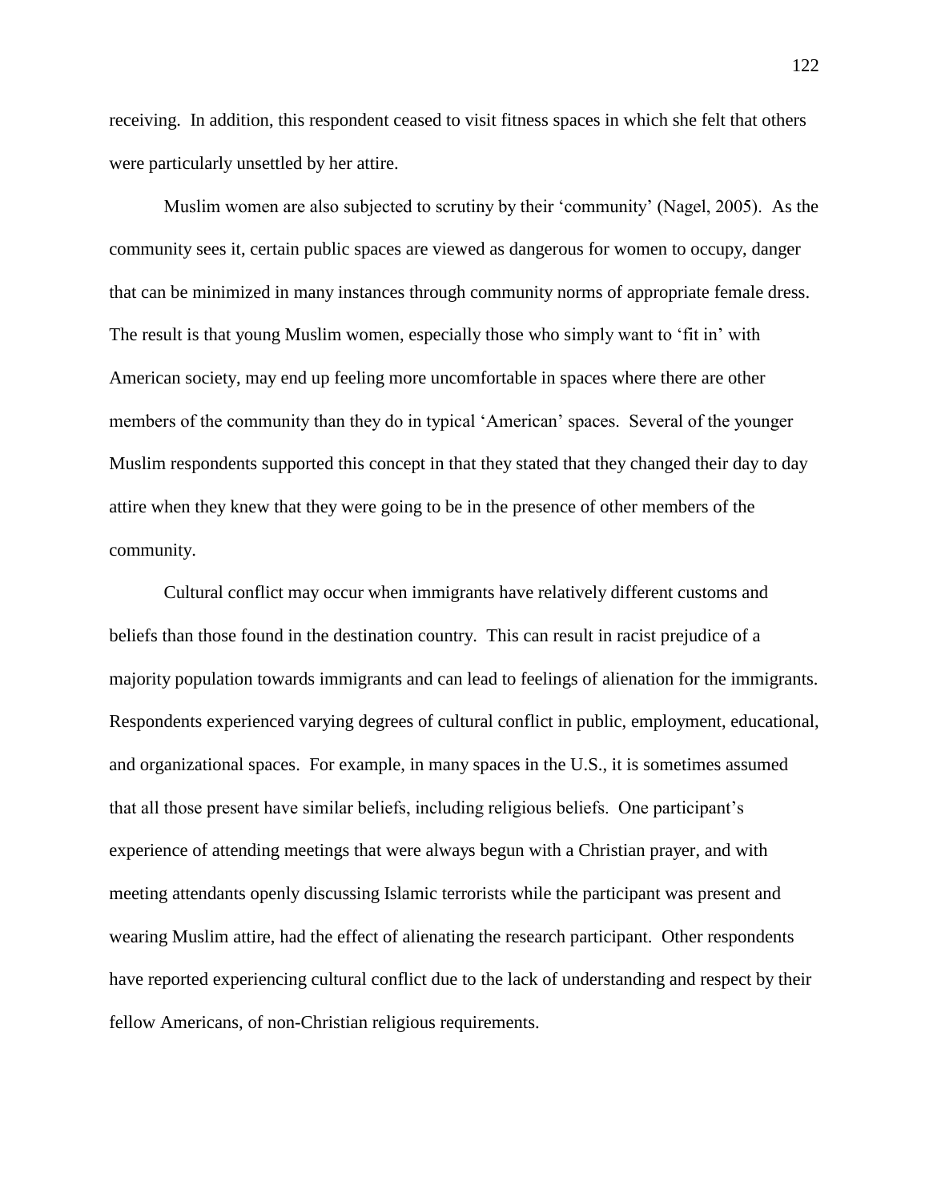receiving. In addition, this respondent ceased to visit fitness spaces in which she felt that others were particularly unsettled by her attire.

Muslim women are also subjected to scrutiny by their 'community' (Nagel, 2005). As the community sees it, certain public spaces are viewed as dangerous for women to occupy, danger that can be minimized in many instances through community norms of appropriate female dress. The result is that young Muslim women, especially those who simply want to 'fit in' with American society, may end up feeling more uncomfortable in spaces where there are other members of the community than they do in typical 'American' spaces. Several of the younger Muslim respondents supported this concept in that they stated that they changed their day to day attire when they knew that they were going to be in the presence of other members of the community.

Cultural conflict may occur when immigrants have relatively different customs and beliefs than those found in the destination country. This can result in racist prejudice of a majority population towards immigrants and can lead to feelings of alienation for the immigrants. Respondents experienced varying degrees of cultural conflict in public, employment, educational, and organizational spaces. For example, in many spaces in the U.S., it is sometimes assumed that all those present have similar beliefs, including religious beliefs. One participant's experience of attending meetings that were always begun with a Christian prayer, and with meeting attendants openly discussing Islamic terrorists while the participant was present and wearing Muslim attire, had the effect of alienating the research participant. Other respondents have reported experiencing cultural conflict due to the lack of understanding and respect by their fellow Americans, of non-Christian religious requirements.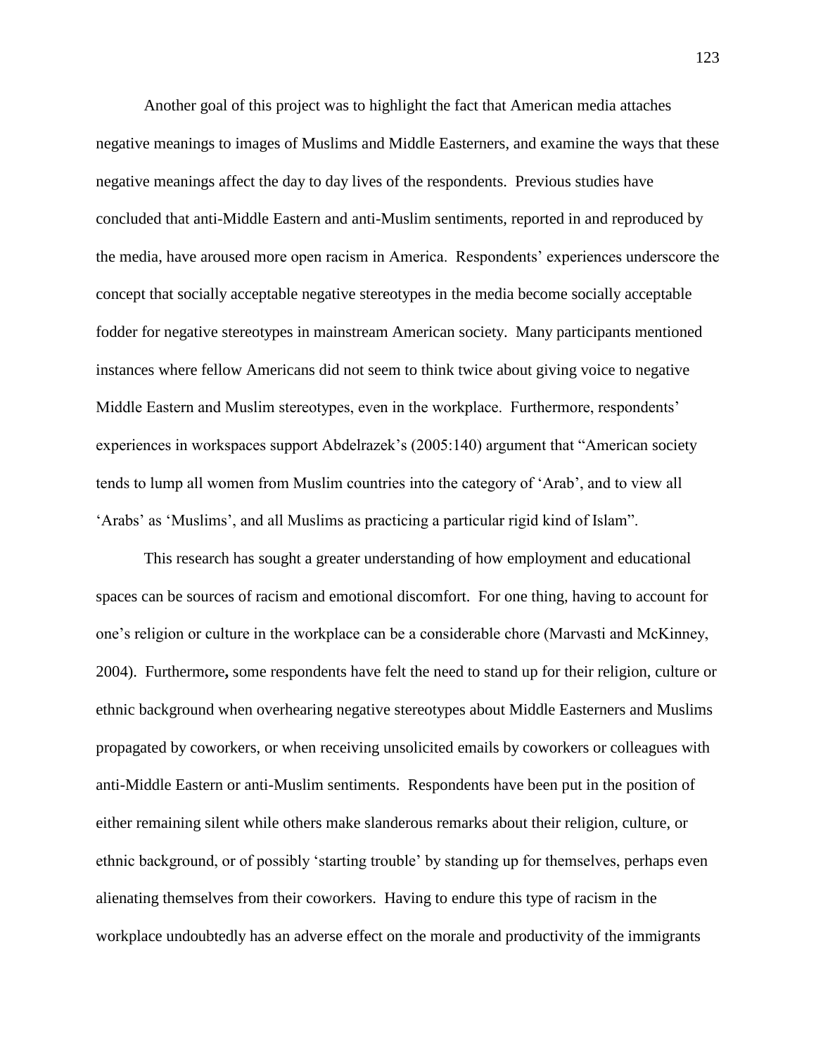Another goal of this project was to highlight the fact that American media attaches negative meanings to images of Muslims and Middle Easterners, and examine the ways that these negative meanings affect the day to day lives of the respondents. Previous studies have concluded that anti-Middle Eastern and anti-Muslim sentiments, reported in and reproduced by the media, have aroused more open racism in America. Respondents' experiences underscore the concept that socially acceptable negative stereotypes in the media become socially acceptable fodder for negative stereotypes in mainstream American society. Many participants mentioned instances where fellow Americans did not seem to think twice about giving voice to negative Middle Eastern and Muslim stereotypes, even in the workplace. Furthermore, respondents' experiences in workspaces support Abdelrazek's (2005:140) argument that "American society tends to lump all women from Muslim countries into the category of 'Arab', and to view all 'Arabs' as 'Muslims', and all Muslims as practicing a particular rigid kind of Islam".

This research has sought a greater understanding of how employment and educational spaces can be sources of racism and emotional discomfort. For one thing, having to account for one's religion or culture in the workplace can be a considerable chore (Marvasti and McKinney, 2004). Furthermore**,** some respondents have felt the need to stand up for their religion, culture or ethnic background when overhearing negative stereotypes about Middle Easterners and Muslims propagated by coworkers, or when receiving unsolicited emails by coworkers or colleagues with anti-Middle Eastern or anti-Muslim sentiments. Respondents have been put in the position of either remaining silent while others make slanderous remarks about their religion, culture, or ethnic background, or of possibly 'starting trouble' by standing up for themselves, perhaps even alienating themselves from their coworkers. Having to endure this type of racism in the workplace undoubtedly has an adverse effect on the morale and productivity of the immigrants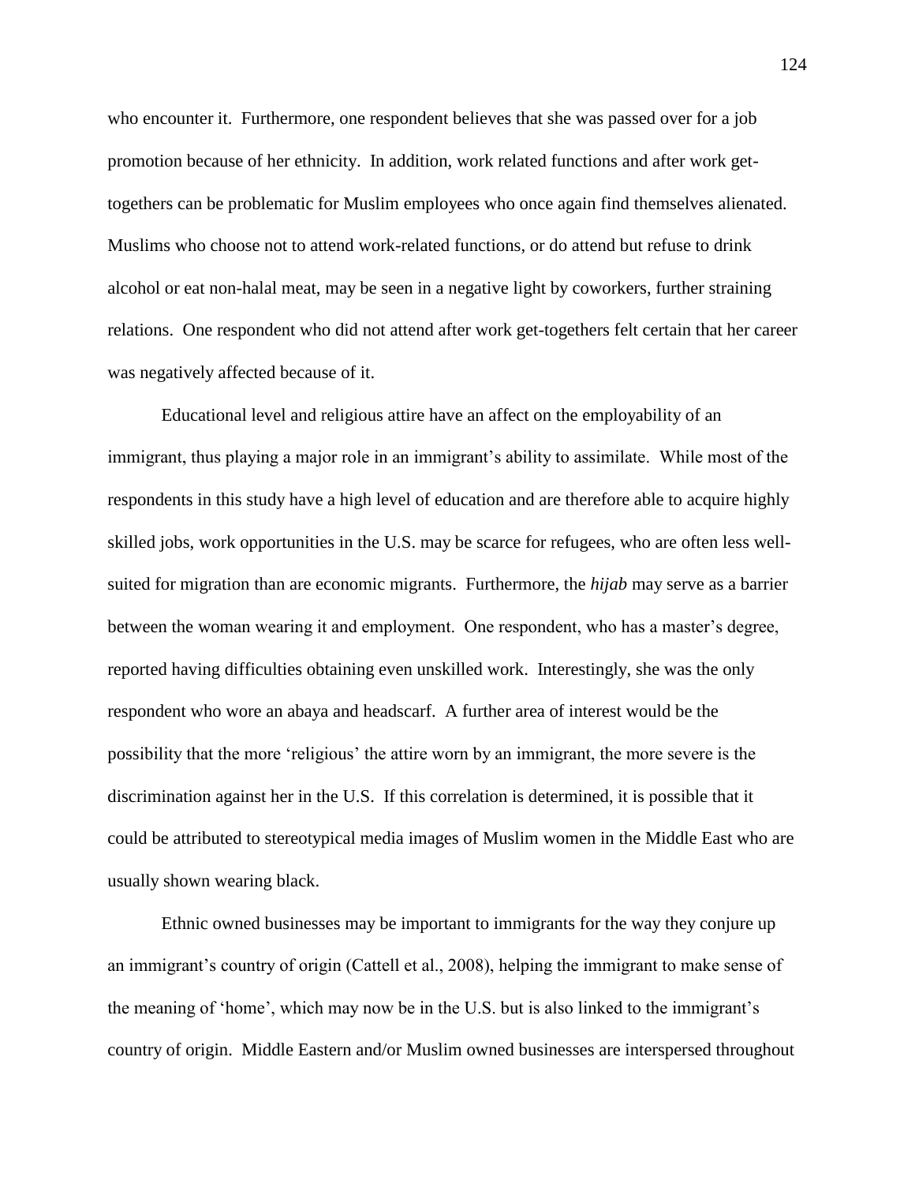who encounter it. Furthermore, one respondent believes that she was passed over for a job promotion because of her ethnicity. In addition, work related functions and after work get-togethers can be problematic for Muslim employees who once again find themselves alienated. Muslims who choose not to attend work-related functions, or do attend but refuse to drink alcohol or eat non-halal meat, may be seen in a negative light by coworkers, further straining relations. One respondent who did not attend after work get-togethers felt certain that her career was negatively affected because of it.

Educational level and religious attire have an affect on the employability of an immigrant, thus playing a major role in an immigrant's ability to assimilate. While most of the respondents in this study have a high level of education and are therefore able to acquire highly skilled jobs, work opportunities in the U.S. may be scarce for refugees, who are often less well-suited for migration than are economic migrants. Furthermore, the *hijab* may serve as a barrier between the woman wearing it and employment. One respondent, who has a master's degree, reported having difficulties obtaining even unskilled work. Interestingly, she was the only respondent who wore an abaya and headscarf. A further area of interest would be the possibility that the more 'religious' the attire worn by an immigrant, the more severe is the discrimination against her in the U.S. If this correlation is determined, it is possible that it could be attributed to stereotypical media images of Muslim women in the Middle East who are usually shown wearing black.

Ethnic owned businesses may be important to immigrants for the way they conjure up an immigrant's country of origin (Cattell et al., 2008), helping the immigrant to make sense of the meaning of 'home', which may now be in the U.S. but is also linked to the immigrant's country of origin. Middle Eastern and/or Muslim owned businesses are interspersed throughout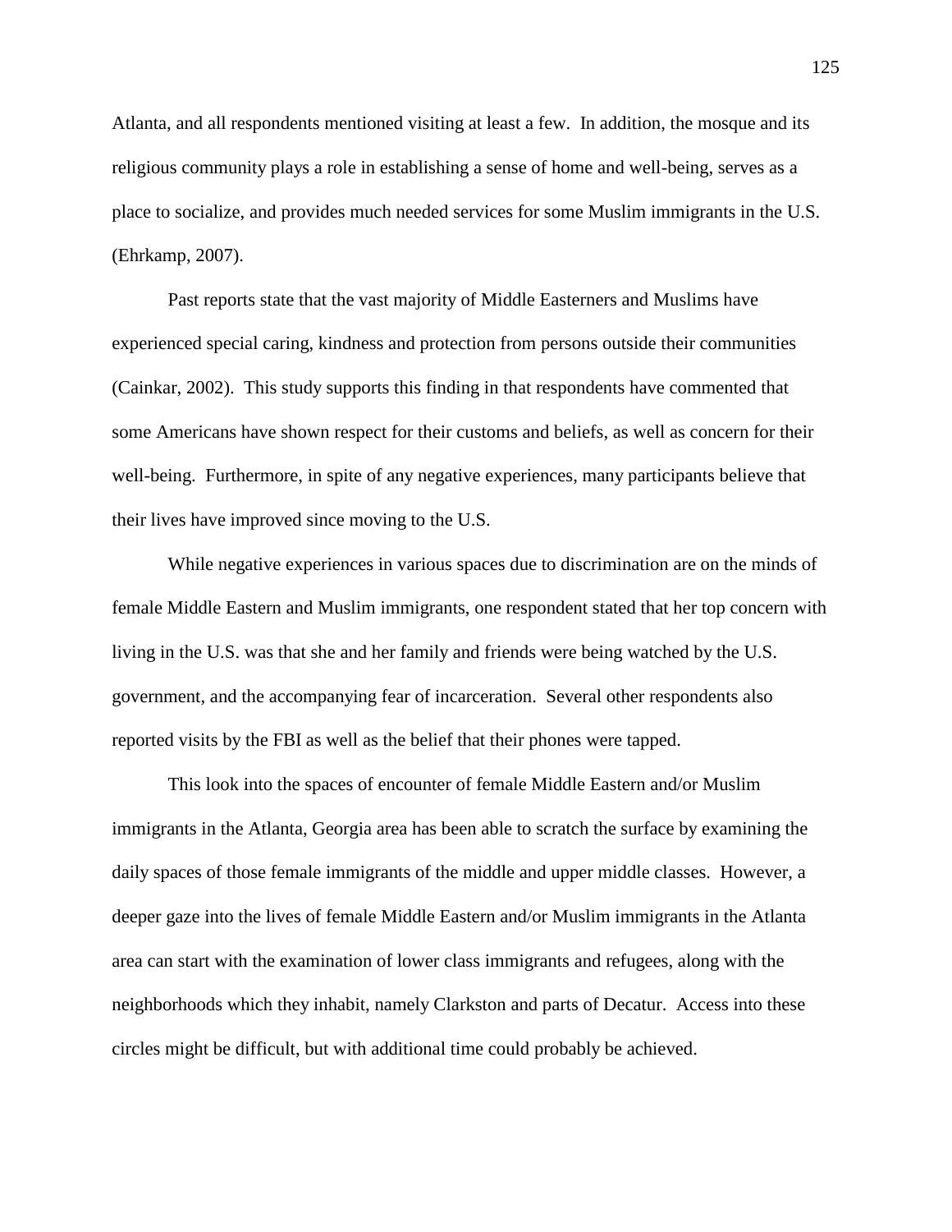Atlanta, and all respondents mentioned visiting at least a few. In addition, the mosque and its religious community plays a role in establishing a sense of home and well-being, serves as a place to socialize, and provides much needed services for some Muslim immigrants in the U.S. (Ehrkamp, 2007).

Past reports state that the vast majority of Middle Easterners and Muslims have experienced special caring, kindness and protection from persons outside their communities (Cainkar, 2002). This study supports this finding in that respondents have commented that some Americans have shown respect for their customs and beliefs, as well as concern for their well-being. Furthermore, in spite of any negative experiences, many participants believe that their lives have improved since moving to the U.S.

While negative experiences in various spaces due to discrimination are on the minds of female Middle Eastern and Muslim immigrants, one respondent stated that her top concern with living in the U.S. was that she and her family and friends were being watched by the U.S. government, and the accompanying fear of incarceration. Several other respondents also reported visits by the FBI as well as the belief that their phones were tapped.

This look into the spaces of encounter of female Middle Eastern and/or Muslim immigrants in the Atlanta, Georgia area has been able to scratch the surface by examining the daily spaces of those female immigrants of the middle and upper middle classes. However, a deeper gaze into the lives of female Middle Eastern and/or Muslim immigrants in the Atlanta area can start with the examination of lower class immigrants and refugees, along with the neighborhoods which they inhabit, namely Clarkston and parts of Decatur. Access into these circles might be difficult, but with additional time could probably be achieved.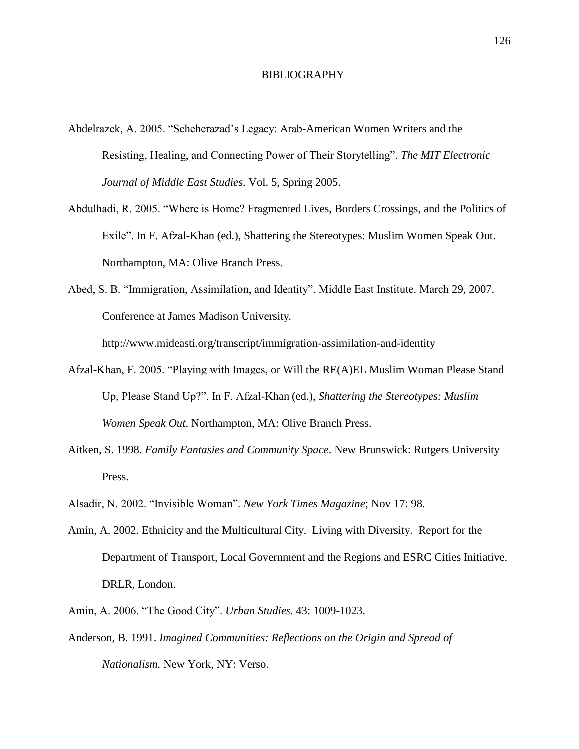# BIBLIOGRAPHY

Abdelrazek, A. 2005. "Scheherazad's Legacy: Arab-American Women Writers and the Resisting, Healing, and Connecting Power of Their Storytelling". *The MIT Electronic Journal of Middle East Studies*. Vol. 5, Spring 2005.

Abdulhadi, R. 2005. "Where is Home? Fragmented Lives, Borders Crossings, and the Politics of Exile". In F. Afzal-Khan (ed.), Shattering the Stereotypes: Muslim Women Speak Out. Northampton, MA: Olive Branch Press.

Abed, S. B. "Immigration, Assimilation, and Identity". Middle East Institute. March 29, 2007. Conference at James Madison University. http://www.mideasti.org/transcript/immigration-assimilation-and-identity

Afzal-Khan, F. 2005. "Playing with Images, or Will the RE(A)EL Muslim Woman Please Stand Up, Please Stand Up?". In F. Afzal-Khan (ed.), *Shattering the Stereotypes: Muslim Women Speak Out*. Northampton, MA: Olive Branch Press.

Aitken, S. 1998. *Family Fantasies and Community Space*. New Brunswick: Rutgers University Press.

Alsadir, N. 2002. "Invisible Woman". *New York Times Magazine*; Nov 17: 98.

Amin, A. 2002. Ethnicity and the Multicultural City. Living with Diversity. Report for the Department of Transport, Local Government and the Regions and ESRC Cities Initiative. DRLR, London.

Amin, A. 2006. "The Good City". *Urban Studies*. 43: 1009-1023.

Anderson, B. 1991. *Imagined Communities: Reflections on the Origin and Spread of Nationalism.* New York, NY: Verso.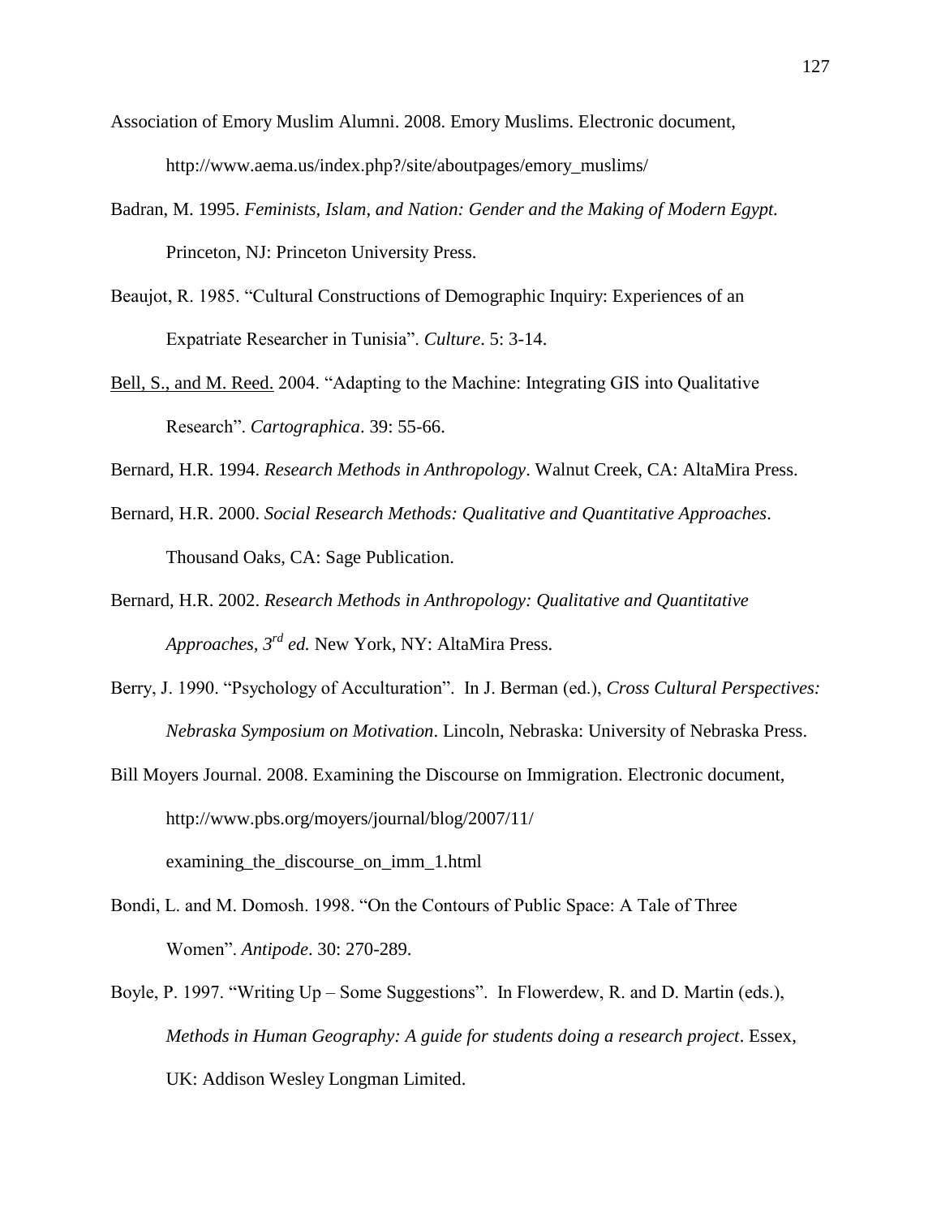Association of Emory Muslim Alumni. 2008. Emory Muslims. Electronic document, http://www.aema.us/index.php?/site/aboutpages/emory_muslims/

Badran, M. 1995. *Feminists, Islam, and Nation: Gender and the Making of Modern Egypt.* Princeton, NJ: Princeton University Press.

Beaujot, R. 1985. "Cultural Constructions of Demographic Inquiry: Experiences of an Expatriate Researcher in Tunisia". *Culture*. 5: 3-14.

Bell, S., and M. Reed. 2004. "Adapting to the Machine: Integrating GIS into Qualitative Research". *Cartographica*. 39: 55-66.

Bernard, H.R. 1994. *Research Methods in Anthropology*. Walnut Creek, CA: AltaMira Press.

Bernard, H.R. 2000. *Social Research Methods: Qualitative and Quantitative Approaches*. Thousand Oaks, CA: Sage Publication.

Bernard, H.R. 2002. *Research Methods in Anthropology: Qualitative and Quantitative Approaches, 3rd ed.* New York, NY: AltaMira Press.

Berry, J. 1990. "Psychology of Acculturation". In J. Berman (ed.), *Cross Cultural Perspectives: Nebraska Symposium on Motivation*. Lincoln, Nebraska: University of Nebraska Press.

Bill Moyers Journal. 2008. Examining the Discourse on Immigration. Electronic document, http://www.pbs.org/moyers/journal/blog/2007/11/examining_the_discourse_on_imm_1.html

Bondi, L. and M. Domosh. 1998. "On the Contours of Public Space: A Tale of Three Women". *Antipode*. 30: 270-289.

Boyle, P. 1997. "Writing Up – Some Suggestions". In Flowerdew, R. and D. Martin (eds.), *Methods in Human Geography: A guide for students doing a research project*. Essex, UK: Addison Wesley Longman Limited.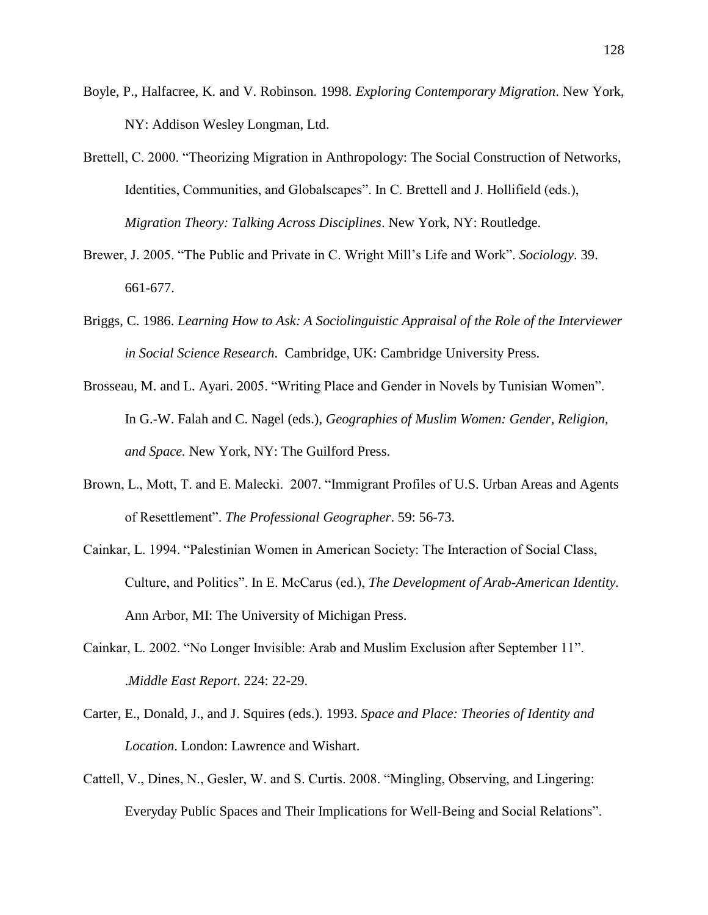Boyle, P., Halfacree, K. and V. Robinson. 1998. *Exploring Contemporary Migration*. New York, NY: Addison Wesley Longman, Ltd.

Brettell, C. 2000. "Theorizing Migration in Anthropology: The Social Construction of Networks, Identities, Communities, and Globalscapes". In C. Brettell and J. Hollifield (eds.), *Migration Theory: Talking Across Disciplines*. New York, NY: Routledge.

Brewer, J. 2005. "The Public and Private in C. Wright Mill's Life and Work". *Sociology*. 39. 661-677.

Briggs, C. 1986. *Learning How to Ask: A Sociolinguistic Appraisal of the Role of the Interviewer in Social Science Research*. Cambridge, UK: Cambridge University Press.

Brosseau, M. and L. Ayari. 2005. "Writing Place and Gender in Novels by Tunisian Women". In G.-W. Falah and C. Nagel (eds.), *Geographies of Muslim Women: Gender, Religion, and Space.* New York, NY: The Guilford Press.

Brown, L., Mott, T. and E. Malecki. 2007. "Immigrant Profiles of U.S. Urban Areas and Agents of Resettlement". *The Professional Geographer*. 59: 56-73.

Cainkar, L. 1994. "Palestinian Women in American Society: The Interaction of Social Class, Culture, and Politics". In E. McCarus (ed.), *The Development of Arab-American Identity.* Ann Arbor, MI: The University of Michigan Press.

Cainkar, L. 2002. "No Longer Invisible: Arab and Muslim Exclusion after September 11". .*Middle East Report*. 224: 22-29.

Carter, E., Donald, J., and J. Squires (eds.). 1993. *Space and Place: Theories of Identity and Location*. London: Lawrence and Wishart.

Cattell, V., Dines, N., Gesler, W. and S. Curtis. 2008. "Mingling, Observing, and Lingering: Everyday Public Spaces and Their Implications for Well-Being and Social Relations".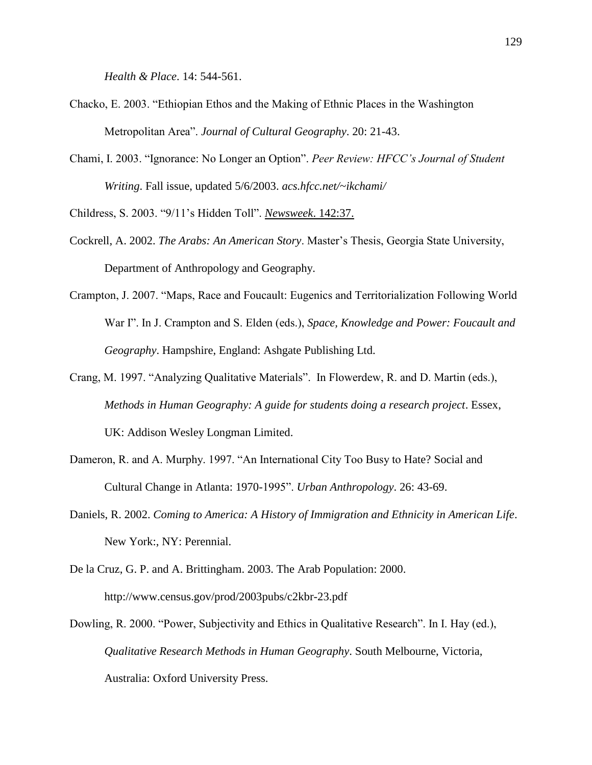*Health & Place*. 14: 544-561.

Chacko, E. 2003. "Ethiopian Ethos and the Making of Ethnic Places in the Washington Metropolitan Area". *Journal of Cultural Geography*. 20: 21-43.

Chami, I. 2003. "Ignorance: No Longer an Option". *Peer Review: HFCC's Journal of Student Writing*. Fall issue, updated 5/6/2003. *acs.hfcc.net/~ikchami/*

Childress, S. 2003. "9/11's Hidden Toll". *Newsweek*. 142:37.

Cockrell, A. 2002. *The Arabs: An American Story*. Master's Thesis, Georgia State University, Department of Anthropology and Geography.

Crampton, J. 2007. "Maps, Race and Foucault: Eugenics and Territorialization Following World War I". In J. Crampton and S. Elden (eds.), *Space, Knowledge and Power: Foucault and Geography*. Hampshire, England: Ashgate Publishing Ltd.

Crang, M. 1997. "Analyzing Qualitative Materials". In Flowerdew, R. and D. Martin (eds.), *Methods in Human Geography: A guide for students doing a research project*. Essex, UK: Addison Wesley Longman Limited.

Dameron, R. and A. Murphy. 1997. "An International City Too Busy to Hate? Social and Cultural Change in Atlanta: 1970-1995". *Urban Anthropology*. 26: 43-69.

Daniels, R. 2002. *Coming to America: A History of Immigration and Ethnicity in American Life*. New York:, NY: Perennial.

De la Cruz, G. P. and A. Brittingham. 2003. The Arab Population: 2000. http://www.census.gov/prod/2003pubs/c2kbr-23.pdf

Dowling, R. 2000. "Power, Subjectivity and Ethics in Qualitative Research". In I. Hay (ed.), *Qualitative Research Methods in Human Geography*. South Melbourne, Victoria, Australia: Oxford University Press.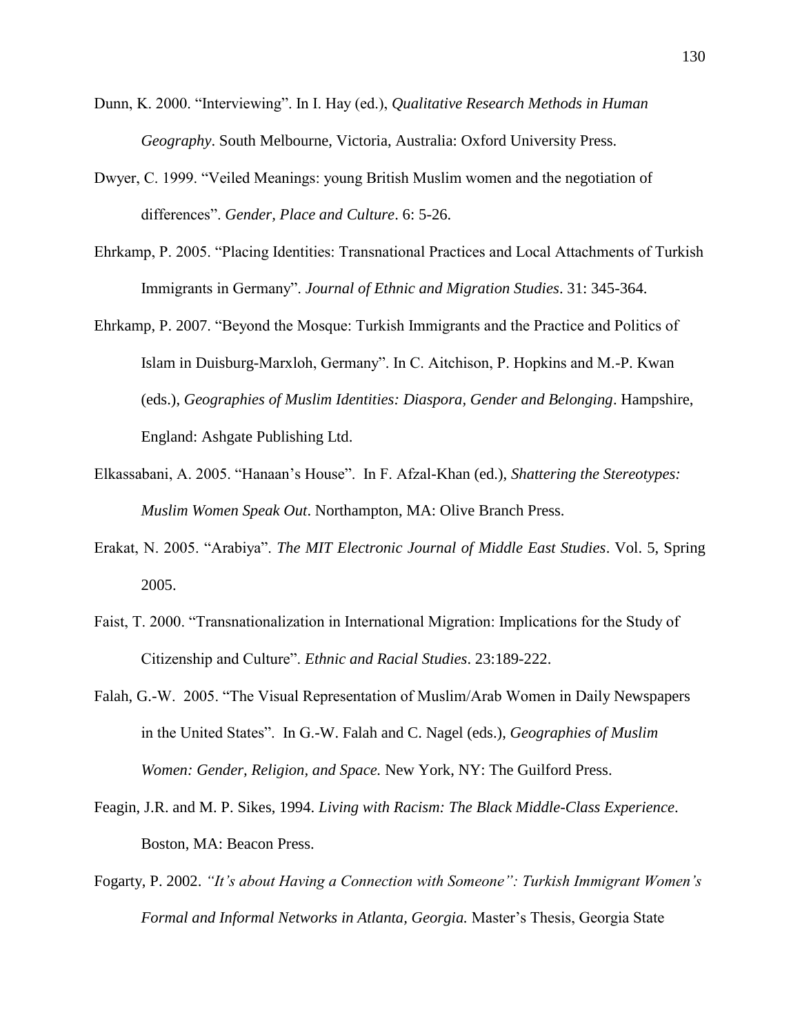Dunn, K. 2000. “Interviewing”. In I. Hay (ed.), *Qualitative Research Methods in Human Geography*. South Melbourne, Victoria, Australia: Oxford University Press.

Dwyer, C. 1999. “Veiled Meanings: young British Muslim women and the negotiation of differences”. *Gender, Place and Culture*. 6: 5-26.

Ehrkamp, P. 2005. “Placing Identities: Transnational Practices and Local Attachments of Turkish Immigrants in Germany”. *Journal of Ethnic and Migration Studies*. 31: 345-364.

Ehrkamp, P. 2007. “Beyond the Mosque: Turkish Immigrants and the Practice and Politics of Islam in Duisburg-Marxloh, Germany”. In C. Aitchison, P. Hopkins and M.-P. Kwan (eds.), *Geographies of Muslim Identities: Diaspora, Gender and Belonging*. Hampshire, England: Ashgate Publishing Ltd.

Elkassabani, A. 2005. “Hanaan’s House”. In F. Afzal-Khan (ed.), *Shattering the Stereotypes: Muslim Women Speak Out*. Northampton, MA: Olive Branch Press.

Erakat, N. 2005. “Arabiya”. *The MIT Electronic Journal of Middle East Studies*. Vol. 5, Spring 2005.

Faist, T. 2000. “Transnationalization in International Migration: Implications for the Study of Citizenship and Culture”. *Ethnic and Racial Studies*. 23:189-222.

Falah, G.-W. 2005. “The Visual Representation of Muslim/Arab Women in Daily Newspapers in the United States”. In G.-W. Falah and C. Nagel (eds.), *Geographies of Muslim Women: Gender, Religion, and Space.* New York, NY: The Guilford Press.

Feagin, J.R. and M. P. Sikes, 1994. *Living with Racism: The Black Middle-Class Experience*. Boston, MA: Beacon Press.

Fogarty, P. 2002. *“It’s about Having a Connection with Someone”: Turkish Immigrant Women’s Formal and Informal Networks in Atlanta, Georgia.* Master’s Thesis, Georgia State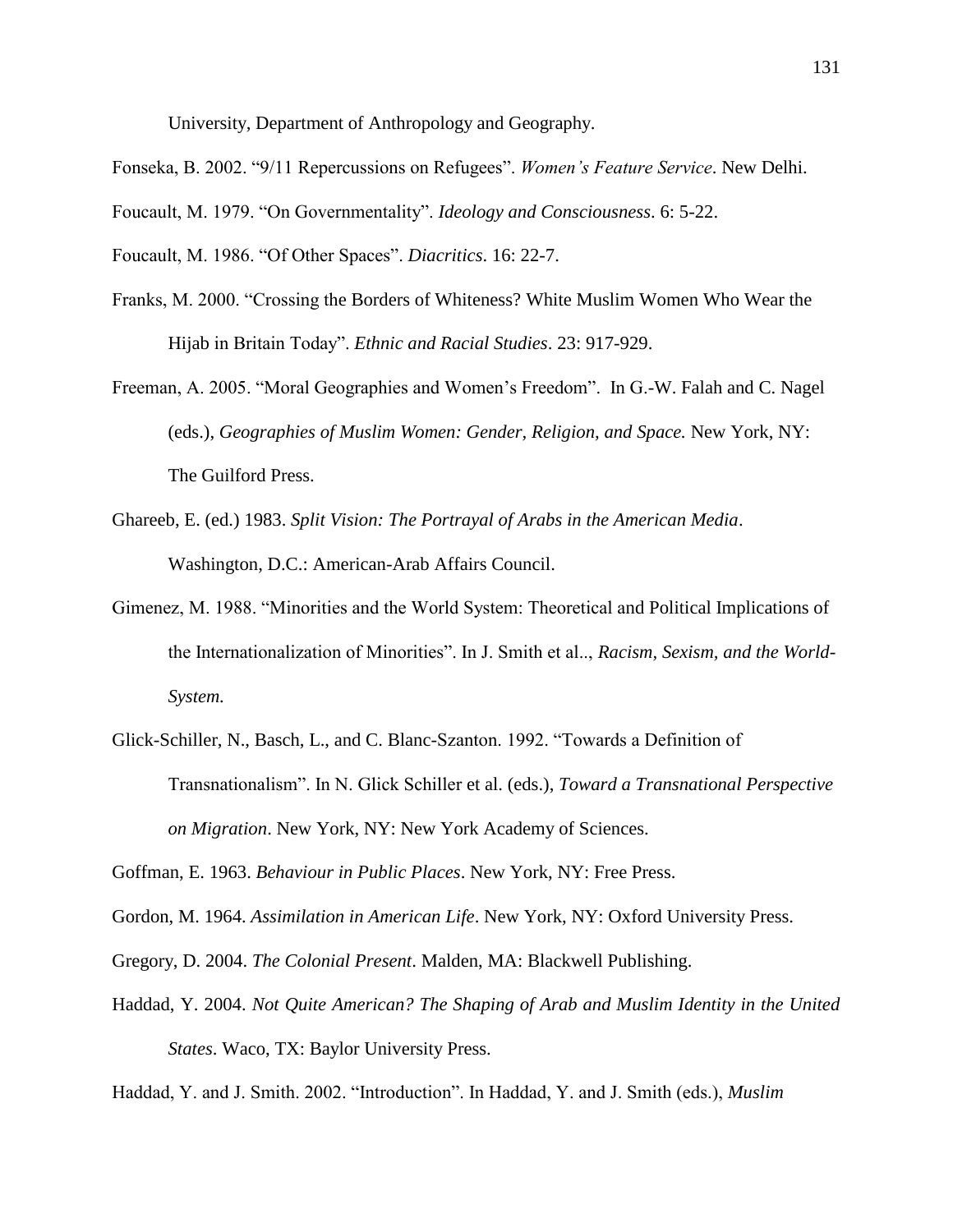University, Department of Anthropology and Geography.

Fonseka, B. 2002. "9/11 Repercussions on Refugees". *Women's Feature Service*. New Delhi.

Foucault, M. 1979. "On Governmentality". *Ideology and Consciousness*. 6: 5-22.

Foucault, M. 1986. "Of Other Spaces". *Diacritics*. 16: 22-7.

Franks, M. 2000. "Crossing the Borders of Whiteness? White Muslim Women Who Wear the Hijab in Britain Today". *Ethnic and Racial Studies*. 23: 917-929.

Freeman, A. 2005. "Moral Geographies and Women's Freedom". In G.-W. Falah and C. Nagel (eds.), *Geographies of Muslim Women: Gender, Religion, and Space.* New York, NY: The Guilford Press.

Ghareeb, E. (ed.) 1983. *Split Vision: The Portrayal of Arabs in the American Media*. Washington, D.C.: American-Arab Affairs Council.

Gimenez, M. 1988. "Minorities and the World System: Theoretical and Political Implications of the Internationalization of Minorities". In J. Smith et al.., *Racism, Sexism, and the World-System.*

Glick-Schiller, N., Basch, L., and C. Blanc-Szanton. 1992. "Towards a Definition of Transnationalism". In N. Glick Schiller et al. (eds.), *Toward a Transnational Perspective on Migration*. New York, NY: New York Academy of Sciences.

Goffman, E. 1963. *Behaviour in Public Places*. New York, NY: Free Press.

Gordon, M. 1964. *Assimilation in American Life*. New York, NY: Oxford University Press.

Gregory, D. 2004. *The Colonial Present*. Malden, MA: Blackwell Publishing.

Haddad, Y. 2004. *Not Quite American? The Shaping of Arab and Muslim Identity in the United States*. Waco, TX: Baylor University Press.

Haddad, Y. and J. Smith. 2002. "Introduction". In Haddad, Y. and J. Smith (eds.), *Muslim*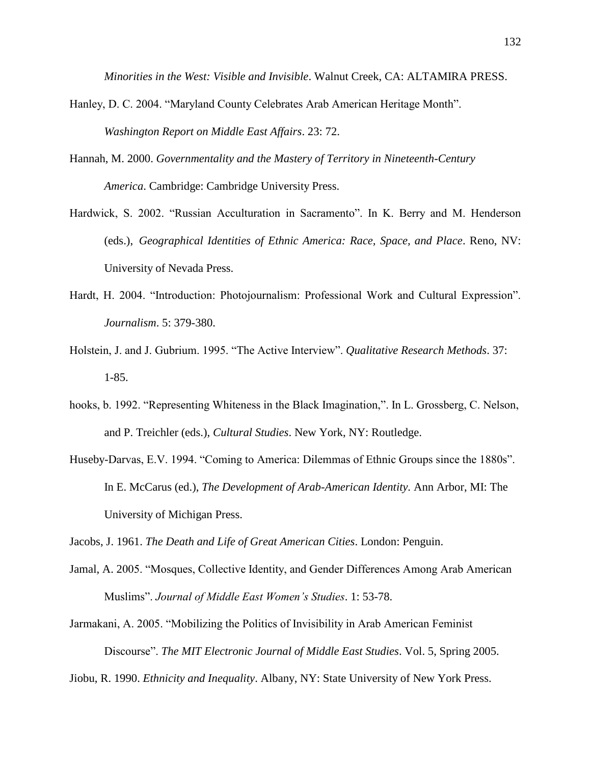*Minorities in the West: Visible and Invisible*. Walnut Creek, CA: ALTAMIRA PRESS.

Hanley, D. C. 2004. "Maryland County Celebrates Arab American Heritage Month". *Washington Report on Middle East Affairs*. 23: 72.

Hannah, M. 2000. *Governmentality and the Mastery of Territory in Nineteenth-Century America*. Cambridge: Cambridge University Press.

Hardwick, S. 2002. "Russian Acculturation in Sacramento". In K. Berry and M. Henderson (eds.), *Geographical Identities of Ethnic America: Race, Space, and Place*. Reno, NV: University of Nevada Press.

Hardt, H. 2004. "Introduction: Photojournalism: Professional Work and Cultural Expression". *Journalism*. 5: 379-380.

Holstein, J. and J. Gubrium. 1995. "The Active Interview". *Qualitative Research Methods*. 37: 1-85.

hooks, b. 1992. "Representing Whiteness in the Black Imagination,". In L. Grossberg, C. Nelson, and P. Treichler (eds.), *Cultural Studies*. New York, NY: Routledge.

Huseby-Darvas, E.V. 1994. "Coming to America: Dilemmas of Ethnic Groups since the 1880s". In E. McCarus (ed.), *The Development of Arab-American Identity.* Ann Arbor, MI: The University of Michigan Press.

Jacobs, J. 1961. *The Death and Life of Great American Cities*. London: Penguin.

Jamal, A. 2005. "Mosques, Collective Identity, and Gender Differences Among Arab American Muslims". *Journal of Middle East Women's Studies*. 1: 53-78.

Jarmakani, A. 2005. "Mobilizing the Politics of Invisibility in Arab American Feminist Discourse". *The MIT Electronic Journal of Middle East Studies*. Vol. 5, Spring 2005.

Jiobu, R. 1990. *Ethnicity and Inequality*. Albany, NY: State University of New York Press.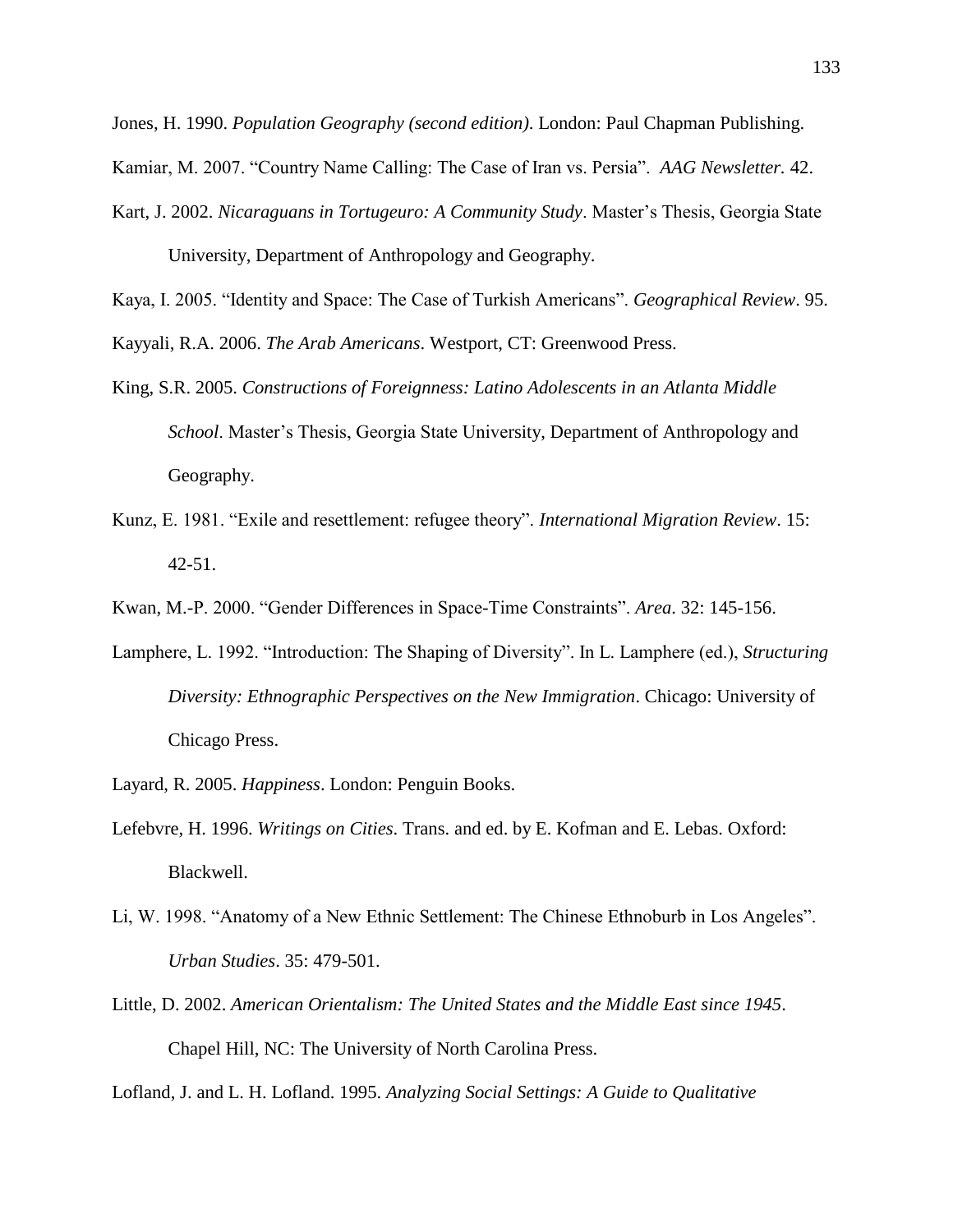Jones, H. 1990. *Population Geography (second edition)*. London: Paul Chapman Publishing.

Kamiar, M. 2007. "Country Name Calling: The Case of Iran vs. Persia". *AAG Newsletter.* 42.

Kart, J. 2002. *Nicaraguans in Tortugeuro: A Community Study*. Master's Thesis, Georgia State University, Department of Anthropology and Geography.

Kaya, I. 2005. "Identity and Space: The Case of Turkish Americans". *Geographical Review*. 95.

Kayyali, R.A. 2006. *The Arab Americans*. Westport, CT: Greenwood Press.

King, S.R. 2005. *Constructions of Foreignness: Latino Adolescents in an Atlanta Middle School*. Master's Thesis, Georgia State University, Department of Anthropology and Geography.

Kunz, E. 1981. "Exile and resettlement: refugee theory". *International Migration Review*. 15: 42-51.

Kwan, M.-P. 2000. "Gender Differences in Space-Time Constraints". *Area*. 32: 145-156.

Lamphere, L. 1992. "Introduction: The Shaping of Diversity". In L. Lamphere (ed.), *Structuring Diversity: Ethnographic Perspectives on the New Immigration*. Chicago: University of Chicago Press.

Layard, R. 2005. *Happiness*. London: Penguin Books.

Lefebvre, H. 1996. *Writings on Cities.* Trans. and ed. by E. Kofman and E. Lebas. Oxford: Blackwell.

Li, W. 1998. "Anatomy of a New Ethnic Settlement: The Chinese Ethnoburb in Los Angeles". *Urban Studies*. 35: 479-501.

Little, D. 2002. *American Orientalism: The United States and the Middle East since 1945*. Chapel Hill, NC: The University of North Carolina Press.

Lofland, J. and L. H. Lofland. 1995. *Analyzing Social Settings: A Guide to Qualitative*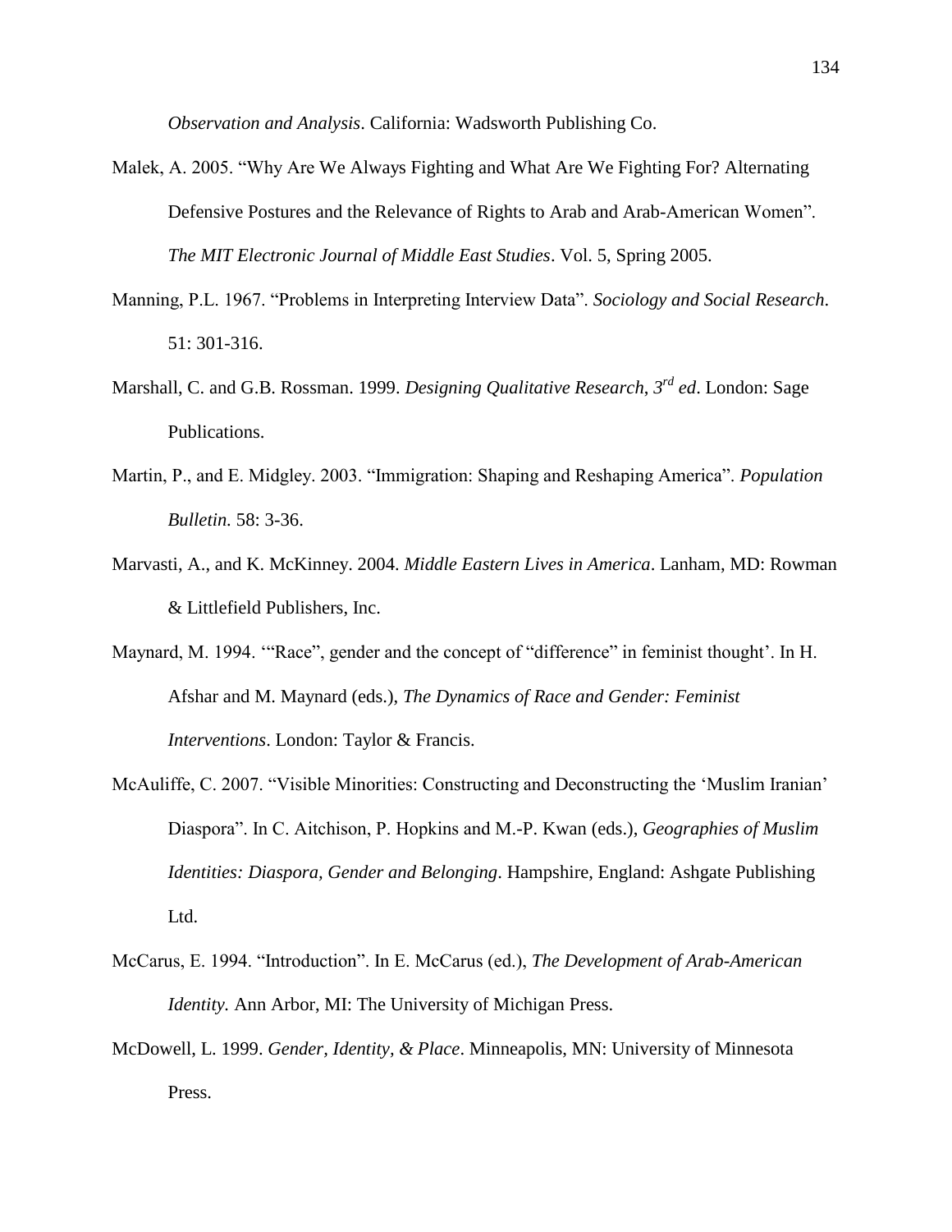*Observation and Analysis*. California: Wadsworth Publishing Co.

Malek, A. 2005. "Why Are We Always Fighting and What Are We Fighting For? Alternating Defensive Postures and the Relevance of Rights to Arab and Arab-American Women". *The MIT Electronic Journal of Middle East Studies*. Vol. 5, Spring 2005.

Manning, P.L. 1967. "Problems in Interpreting Interview Data". *Sociology and Social Research*. 51: 301-316.

Marshall, C. and G.B. Rossman. 1999. *Designing Qualitative Research*, *3rd ed*. London: Sage Publications.

Martin, P., and E. Midgley. 2003. "Immigration: Shaping and Reshaping America". *Population Bulletin.* 58: 3-36.

Marvasti, A., and K. McKinney. 2004. *Middle Eastern Lives in America*. Lanham, MD: Rowman & Littlefield Publishers, Inc.

Maynard, M. 1994. '"Race", gender and the concept of "difference" in feminist thought'. In H. Afshar and M. Maynard (eds.), *The Dynamics of Race and Gender: Feminist Interventions*. London: Taylor & Francis.

McAuliffe, C. 2007. "Visible Minorities: Constructing and Deconstructing the 'Muslim Iranian' Diaspora". In C. Aitchison, P. Hopkins and M.-P. Kwan (eds.), *Geographies of Muslim Identities: Diaspora, Gender and Belonging*. Hampshire, England: Ashgate Publishing Ltd.

McCarus, E. 1994. "Introduction". In E. McCarus (ed.), *The Development of Arab-American Identity.* Ann Arbor, MI: The University of Michigan Press.

McDowell, L. 1999. *Gender, Identity, & Place*. Minneapolis, MN: University of Minnesota Press.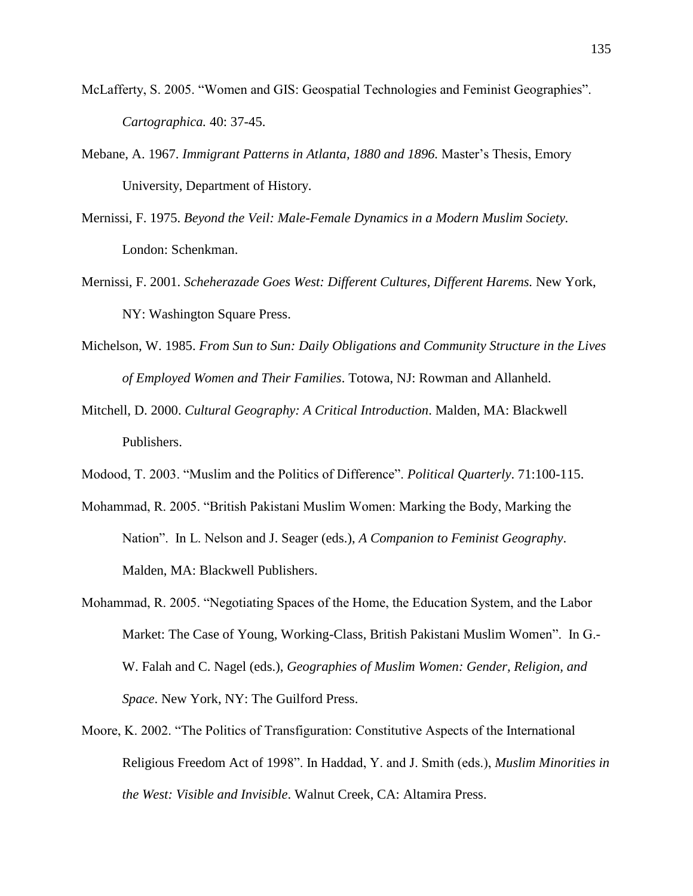McLafferty, S. 2005. “Women and GIS: Geospatial Technologies and Feminist Geographies”. *Cartographica.* 40: 37-45.

Mebane, A. 1967. *Immigrant Patterns in Atlanta, 1880 and 1896.* Master’s Thesis, Emory University, Department of History.

Mernissi, F. 1975. *Beyond the Veil: Male-Female Dynamics in a Modern Muslim Society.* London: Schenkman.

Mernissi, F. 2001. *Scheherazade Goes West: Different Cultures, Different Harems.* New York, NY: Washington Square Press.

Michelson, W. 1985. *From Sun to Sun: Daily Obligations and Community Structure in the Lives of Employed Women and Their Families*. Totowa, NJ: Rowman and Allanheld.

Mitchell, D. 2000. *Cultural Geography: A Critical Introduction*. Malden, MA: Blackwell Publishers.

Modood, T. 2003. “Muslim and the Politics of Difference”. *Political Quarterly*. 71:100-115.

Mohammad, R. 2005. “British Pakistani Muslim Women: Marking the Body, Marking the Nation”. In L. Nelson and J. Seager (eds.), *A Companion to Feminist Geography*. Malden, MA: Blackwell Publishers.

Mohammad, R. 2005. “Negotiating Spaces of the Home, the Education System, and the Labor Market: The Case of Young, Working-Class, British Pakistani Muslim Women”. In G.-W. Falah and C. Nagel (eds.), *Geographies of Muslim Women: Gender, Religion, and Space*. New York, NY: The Guilford Press.

Moore, K. 2002. “The Politics of Transfiguration: Constitutive Aspects of the International Religious Freedom Act of 1998”. In Haddad, Y. and J. Smith (eds.), *Muslim Minorities in the West: Visible and Invisible*. Walnut Creek, CA: Altamira Press.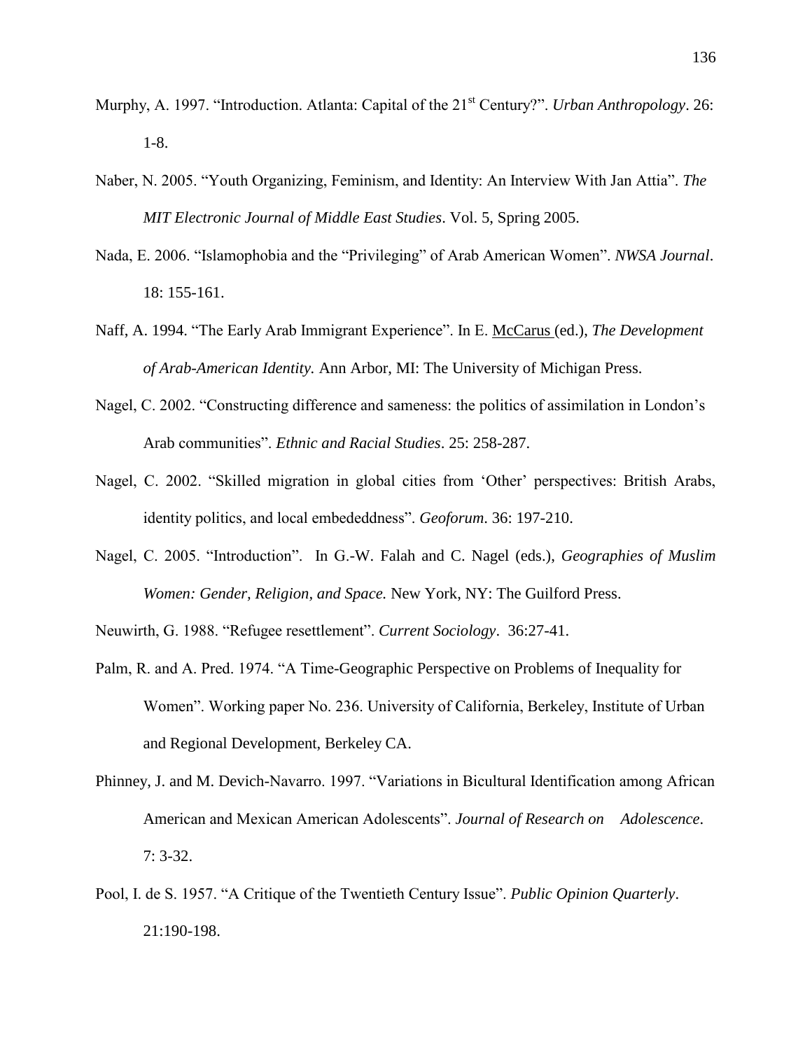Murphy, A. 1997. "Introduction. Atlanta: Capital of the 21st Century?". *Urban Anthropology*. 26: 1-8.

Naber, N. 2005. "Youth Organizing, Feminism, and Identity: An Interview With Jan Attia". *The MIT Electronic Journal of Middle East Studies*. Vol. 5, Spring 2005.

Nada, E. 2006. "Islamophobia and the "Privileging" of Arab American Women". *NWSA Journal*. 18: 155-161.

Naff, A. 1994. "The Early Arab Immigrant Experience". In E. McCarus (ed.), *The Development of Arab-American Identity.* Ann Arbor, MI: The University of Michigan Press.

Nagel, C. 2002. "Constructing difference and sameness: the politics of assimilation in London's Arab communities". *Ethnic and Racial Studies*. 25: 258-287.

Nagel, C. 2002. "Skilled migration in global cities from 'Other' perspectives: British Arabs, identity politics, and local embededdness". *Geoforum*. 36: 197-210.

Nagel, C. 2005. "Introduction". In G.-W. Falah and C. Nagel (eds.), *Geographies of Muslim Women: Gender, Religion, and Space.* New York, NY: The Guilford Press.

Neuwirth, G. 1988. "Refugee resettlement". *Current Sociology*. 36:27-41.

Palm, R. and A. Pred. 1974. "A Time-Geographic Perspective on Problems of Inequality for Women". Working paper No. 236. University of California, Berkeley, Institute of Urban and Regional Development, Berkeley CA.

Phinney, J. and M. Devich-Navarro. 1997. "Variations in Bicultural Identification among African American and Mexican American Adolescents". *Journal of Research on Adolescence*. 7: 3-32.

Pool, I. de S. 1957. "A Critique of the Twentieth Century Issue". *Public Opinion Quarterly*. 21:190-198.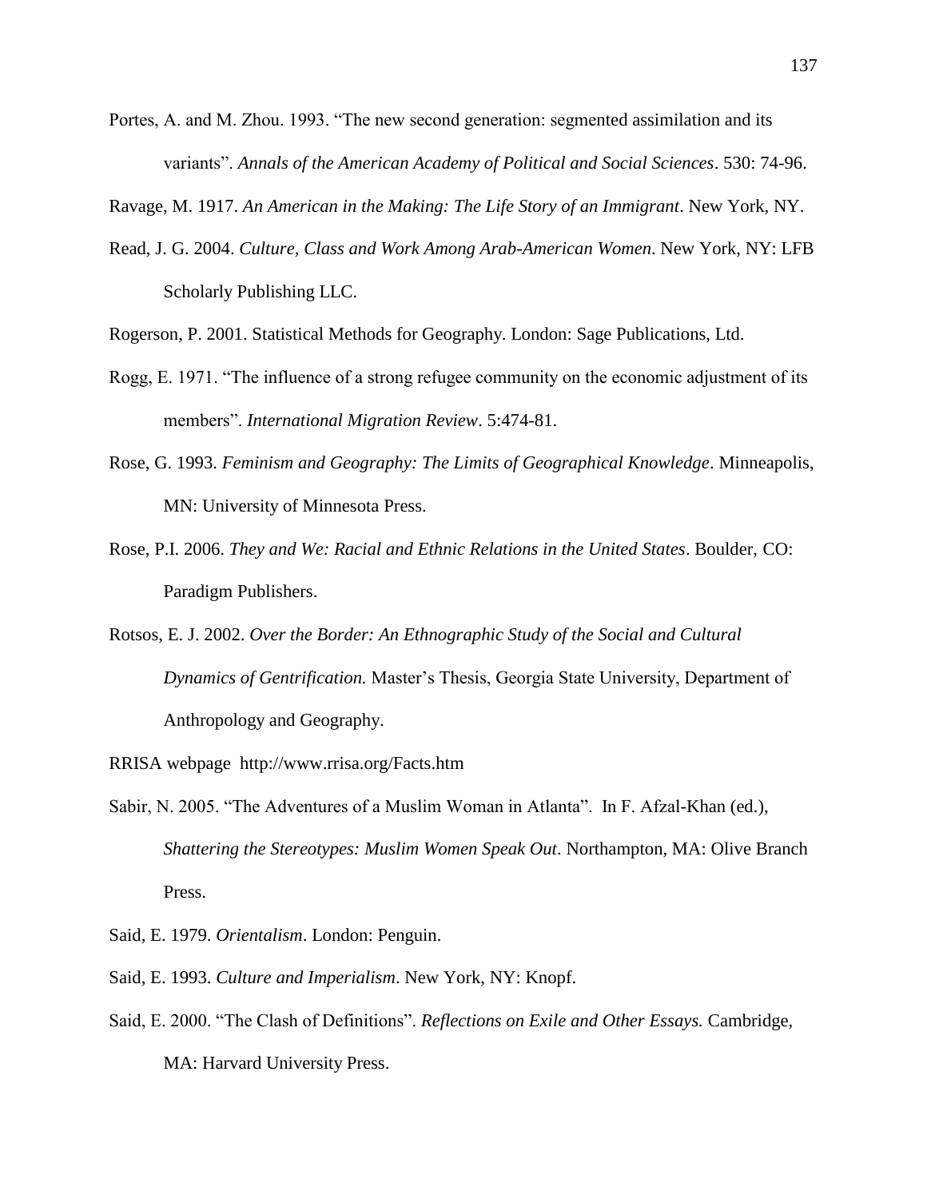Portes, A. and M. Zhou. 1993. “The new second generation: segmented assimilation and its variants”. *Annals of the American Academy of Political and Social Sciences*. 530: 74-96.

Ravage, M. 1917. *An American in the Making: The Life Story of an Immigrant*. New York, NY.

Read, J. G. 2004. *Culture, Class and Work Among Arab-American Women*. New York, NY: LFB Scholarly Publishing LLC.

Rogerson, P. 2001. Statistical Methods for Geography. London: Sage Publications, Ltd.

Rogg, E. 1971. “The influence of a strong refugee community on the economic adjustment of its members”. *International Migration Review*. 5:474-81.

Rose, G. 1993. *Feminism and Geography: The Limits of Geographical Knowledge*. Minneapolis, MN: University of Minnesota Press.

Rose, P.I. 2006. *They and We: Racial and Ethnic Relations in the United States*. Boulder, CO: Paradigm Publishers.

Rotsos, E. J. 2002. *Over the Border: An Ethnographic Study of the Social and Cultural Dynamics of Gentrification.* Master’s Thesis, Georgia State University, Department of Anthropology and Geography.

RRISA webpage http://www.rrisa.org/Facts.htm

Sabir, N. 2005. “The Adventures of a Muslim Woman in Atlanta”. In F. Afzal-Khan (ed.), *Shattering the Stereotypes: Muslim Women Speak Out*. Northampton, MA: Olive Branch Press.

Said, E. 1979. *Orientalism*. London: Penguin.

Said, E. 1993. *Culture and Imperialism*. New York, NY: Knopf.

Said, E. 2000. “The Clash of Definitions”. *Reflections on Exile and Other Essays.* Cambridge, MA: Harvard University Press.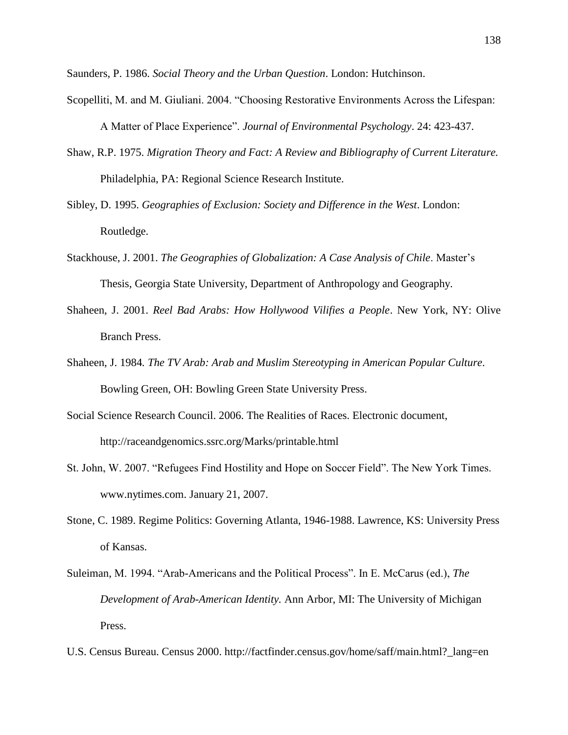Saunders, P. 1986. *Social Theory and the Urban Question*. London: Hutchinson.

Scopelliti, M. and M. Giuliani. 2004. "Choosing Restorative Environments Across the Lifespan: A Matter of Place Experience". *Journal of Environmental Psychology*. 24: 423-437.

Shaw, R.P. 1975. *Migration Theory and Fact: A Review and Bibliography of Current Literature.* Philadelphia, PA: Regional Science Research Institute.

Sibley, D. 1995. *Geographies of Exclusion: Society and Difference in the West*. London: Routledge.

Stackhouse, J. 2001. *The Geographies of Globalization: A Case Analysis of Chile*. Master's Thesis, Georgia State University, Department of Anthropology and Geography.

Shaheen, J. 2001. *Reel Bad Arabs: How Hollywood Vilifies a People*. New York, NY: Olive Branch Press.

Shaheen, J. 1984. *The TV Arab: Arab and Muslim Stereotyping in American Popular Culture*. Bowling Green, OH: Bowling Green State University Press.

Social Science Research Council. 2006. The Realities of Races. Electronic document, http://raceandgenomics.ssrc.org/Marks/printable.html

St. John, W. 2007. "Refugees Find Hostility and Hope on Soccer Field". The New York Times. www.nytimes.com. January 21, 2007.

Stone, C. 1989. Regime Politics: Governing Atlanta, 1946-1988. Lawrence, KS: University Press of Kansas.

Suleiman, M. 1994. "Arab-Americans and the Political Process". In E. McCarus (ed.), *The Development of Arab-American Identity.* Ann Arbor, MI: The University of Michigan Press.

U.S. Census Bureau. Census 2000. http://factfinder.census.gov/home/saff/main.html?_lang=en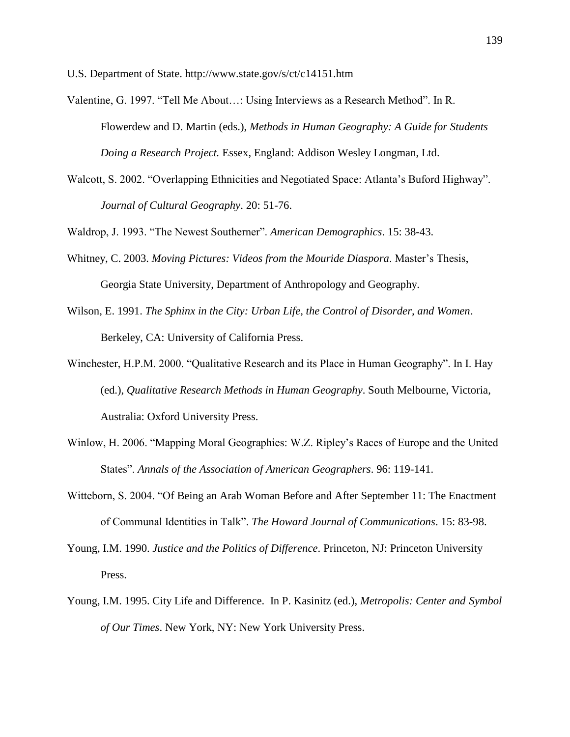U.S. Department of State. http://www.state.gov/s/ct/c14151.htm

Valentine, G. 1997. "Tell Me About…: Using Interviews as a Research Method". In R. Flowerdew and D. Martin (eds.), *Methods in Human Geography: A Guide for Students Doing a Research Project.* Essex, England: Addison Wesley Longman, Ltd.

Walcott, S. 2002. "Overlapping Ethnicities and Negotiated Space: Atlanta's Buford Highway". *Journal of Cultural Geography*. 20: 51-76.

Waldrop, J. 1993. "The Newest Southerner". *American Demographics*. 15: 38-43.

Whitney, C. 2003. *Moving Pictures: Videos from the Mouride Diaspora*. Master's Thesis, Georgia State University, Department of Anthropology and Geography.

Wilson, E. 1991. *The Sphinx in the City: Urban Life, the Control of Disorder, and Women*. Berkeley, CA: University of California Press.

Winchester, H.P.M. 2000. "Qualitative Research and its Place in Human Geography". In I. Hay (ed.), *Qualitative Research Methods in Human Geography*. South Melbourne, Victoria, Australia: Oxford University Press.

Winlow, H. 2006. "Mapping Moral Geographies: W.Z. Ripley's Races of Europe and the United States". *Annals of the Association of American Geographers*. 96: 119-141.

Witteborn, S. 2004. "Of Being an Arab Woman Before and After September 11: The Enactment of Communal Identities in Talk". *The Howard Journal of Communications*. 15: 83-98.

Young, I.M. 1990. *Justice and the Politics of Difference*. Princeton, NJ: Princeton University Press.

Young, I.M. 1995. City Life and Difference. In P. Kasinitz (ed.), *Metropolis: Center and Symbol of Our Times*. New York, NY: New York University Press.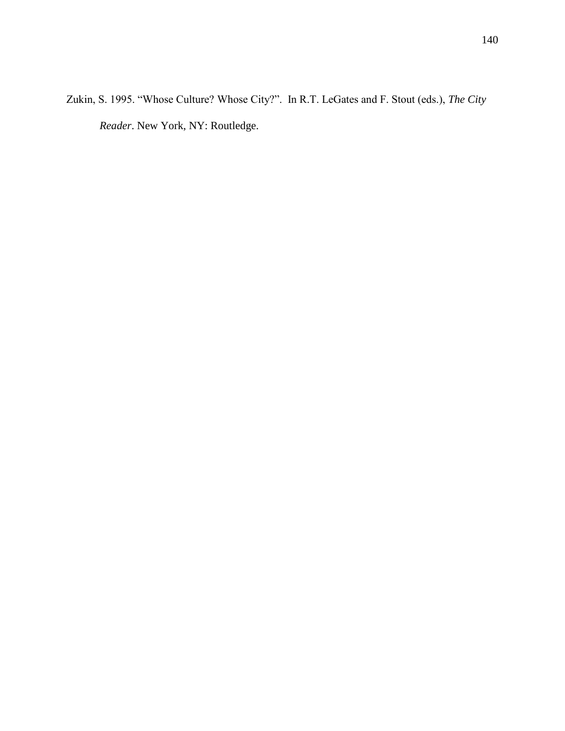Zukin, S. 1995. “Whose Culture? Whose City?”. In R.T. LeGates and F. Stout (eds.), *The City Reader*. New York, NY: Routledge.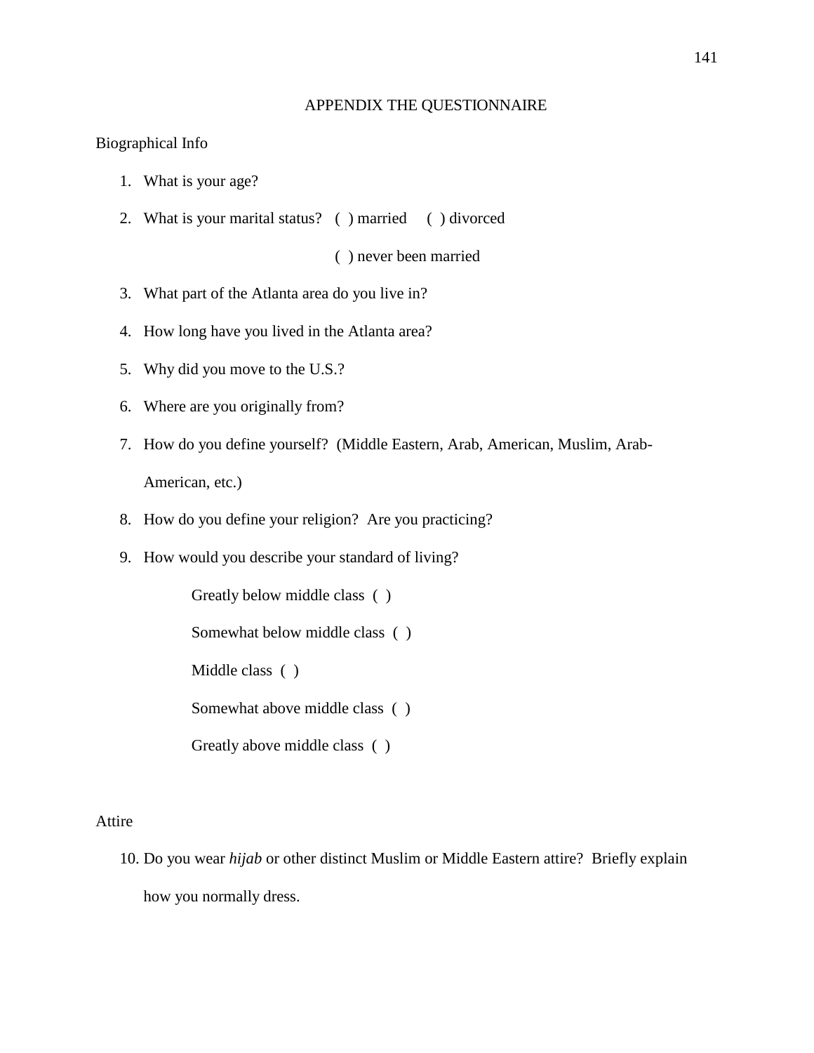# APPENDIX THE QUESTIONNAIRE

Biographical Info

1. What is your age?
2. What is your marital status? ( ) married ( ) divorced

   ( ) never been married
3. What part of the Atlanta area do you live in?
4. How long have you lived in the Atlanta area?
5. Why did you move to the U.S.?
6. Where are you originally from?
7. How do you define yourself? (Middle Eastern, Arab, American, Muslim, Arab-American, etc.)
8. How do you define your religion? Are you practicing?
9. How would you describe your standard of living?

   Greatly below middle class ( )

   Somewhat below middle class ( )

   Middle class ( )

   Somewhat above middle class ( )

   Greatly above middle class ( )

Attire

10. Do you wear *hijab* or other distinct Muslim or Middle Eastern attire? Briefly explain how you normally dress.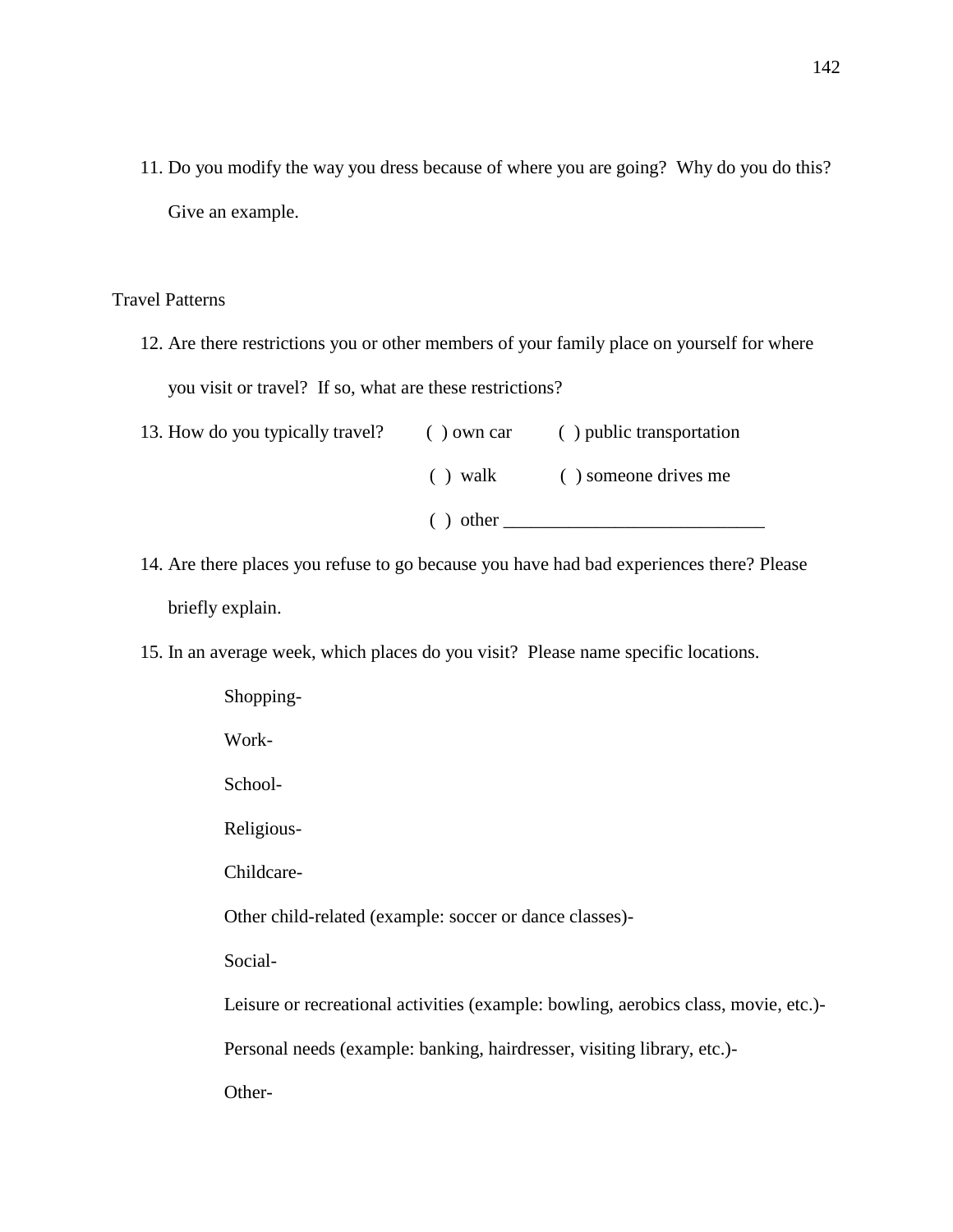11. Do you modify the way you dress because of where you are going? Why do you do this? Give an example.

Travel Patterns

12. Are there restrictions you or other members of your family place on yourself for where you visit or travel? If so, what are these restrictions?

13. How do you typically travel? ( ) own car ( ) public transportation

    ( ) walk ( ) someone drives me

    ( ) other ____________________________

14. Are there places you refuse to go because you have had bad experiences there? Please briefly explain.

15. In an average week, which places do you visit? Please name specific locations.

    Shopping-

    Work-

    School-

    Religious-

    Childcare-

    Other child-related (example: soccer or dance classes)-

    Social-

    Leisure or recreational activities (example: bowling, aerobics class, movie, etc.)-

    Personal needs (example: banking, hairdresser, visiting library, etc.)-

    Other-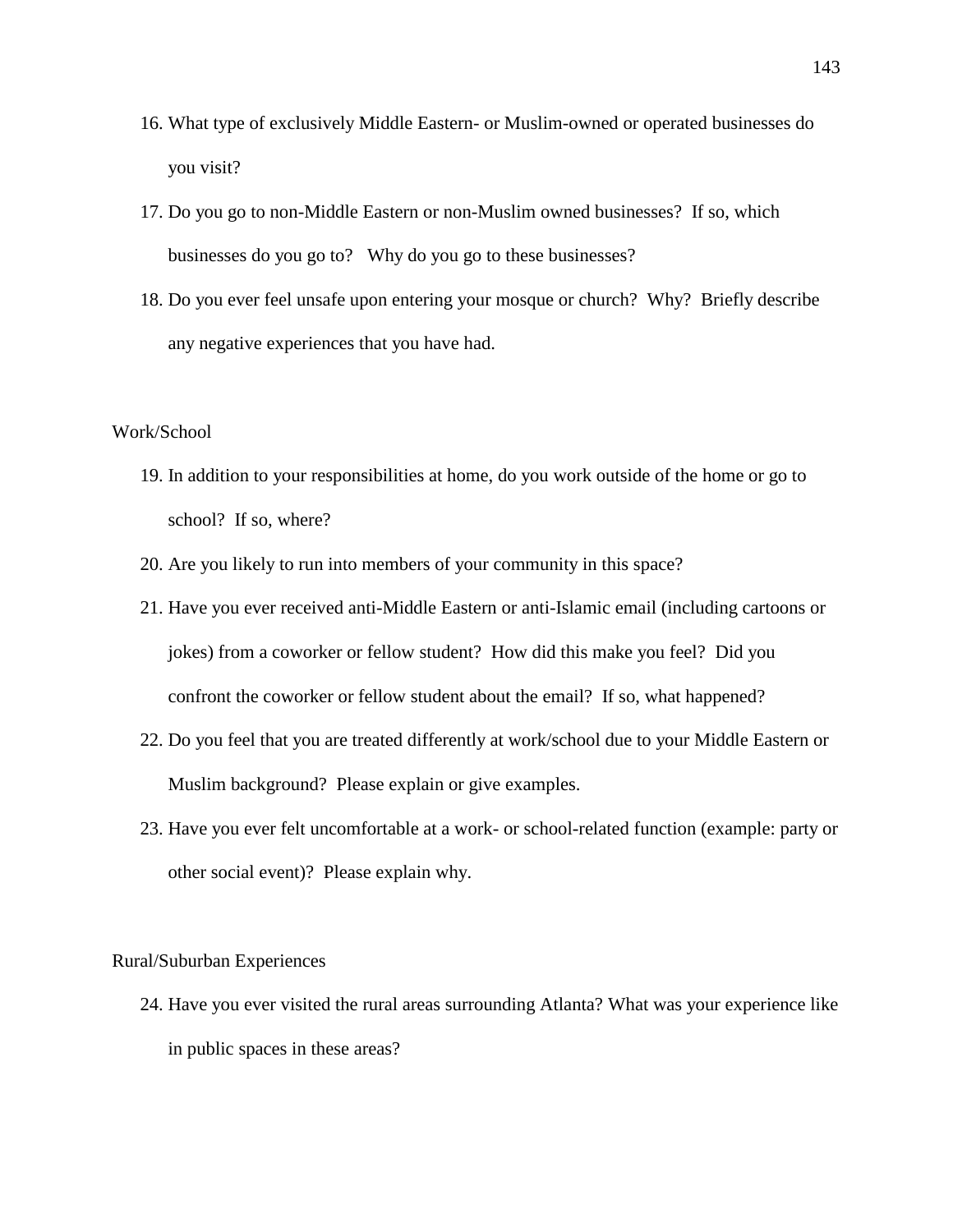16. What type of exclusively Middle Eastern- or Muslim-owned or operated businesses do you visit?
17. Do you go to non-Middle Eastern or non-Muslim owned businesses? If so, which businesses do you go to? Why do you go to these businesses?
18. Do you ever feel unsafe upon entering your mosque or church? Why? Briefly describe any negative experiences that you have had.

Work/School

19. In addition to your responsibilities at home, do you work outside of the home or go to school? If so, where?
20. Are you likely to run into members of your community in this space?
21. Have you ever received anti-Middle Eastern or anti-Islamic email (including cartoons or jokes) from a coworker or fellow student? How did this make you feel? Did you confront the coworker or fellow student about the email? If so, what happened?
22. Do you feel that you are treated differently at work/school due to your Middle Eastern or Muslim background? Please explain or give examples.
23. Have you ever felt uncomfortable at a work- or school-related function (example: party or other social event)? Please explain why.

Rural/Suburban Experiences

24. Have you ever visited the rural areas surrounding Atlanta? What was your experience like in public spaces in these areas?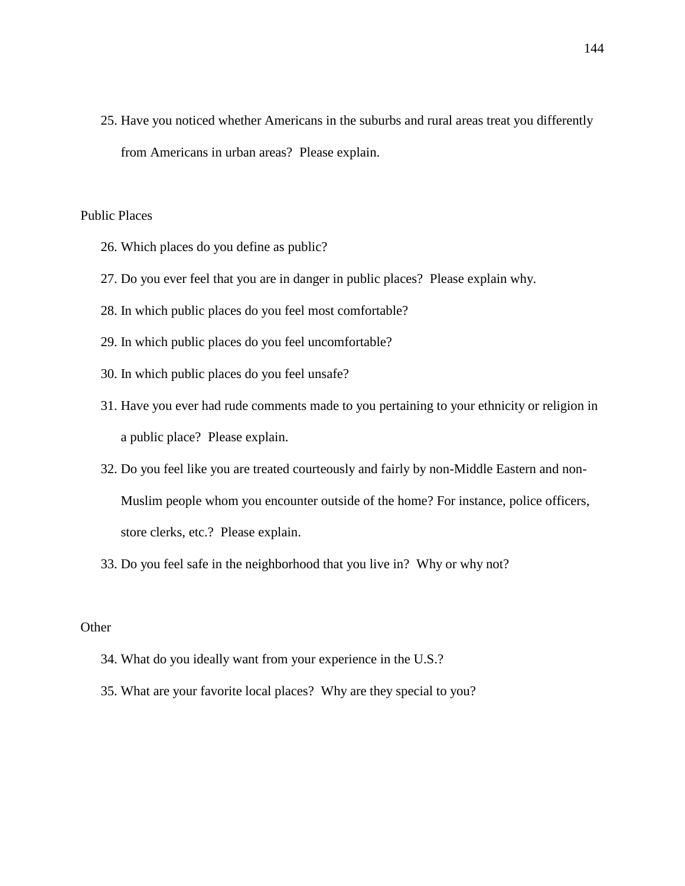25. Have you noticed whether Americans in the suburbs and rural areas treat you differently from Americans in urban areas? Please explain.

Public Places

26. Which places do you define as public?
27. Do you ever feel that you are in danger in public places? Please explain why.
28. In which public places do you feel most comfortable?
29. In which public places do you feel uncomfortable?
30. In which public places do you feel unsafe?
31. Have you ever had rude comments made to you pertaining to your ethnicity or religion in a public place? Please explain.
32. Do you feel like you are treated courteously and fairly by non-Middle Eastern and non-Muslim people whom you encounter outside of the home? For instance, police officers, store clerks, etc.? Please explain.
33. Do you feel safe in the neighborhood that you live in? Why or why not?

Other

34. What do you ideally want from your experience in the U.S.?
35. What are your favorite local places? Why are they special to you?